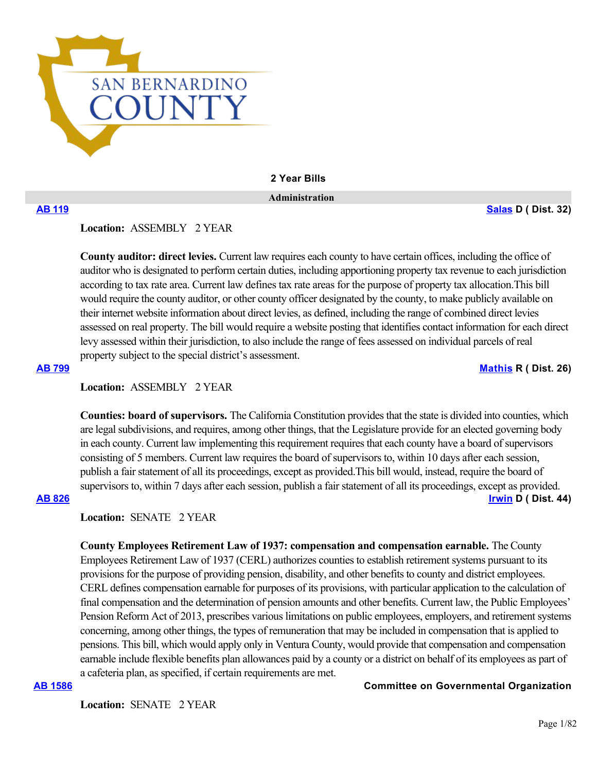SAN BERNARDINO COUNTY

## 2 Year Bills

### Administration

**AB 119** — **Salas D ( Dist. 32)**

**Location:** ASSEMBLY 2 YEAR

**County auditor: direct levies.** Current law requires each county to have certain offices, including the office of auditor who is designated to perform certain duties, including apportioning property tax revenue to each jurisdiction according to tax rate area. Current law defines tax rate areas for the purpose of property tax allocation.This bill would require the county auditor, or other county officer designated by the county, to make publicly available on their internet website information about direct levies, as defined, including the range of combined direct levies assessed on real property. The bill would require a website posting that identifies contact information for each direct levy assessed within their jurisdiction, to also include the range of fees assessed on individual parcels of real property subject to the special district's assessment.

**AB 799** — **Mathis R ( Dist. 26)**

**Location:** ASSEMBLY 2 YEAR

**Counties: board of supervisors.** The California Constitution provides that the state is divided into counties, which are legal subdivisions, and requires, among other things, that the Legislature provide for an elected governing body in each county. Current law implementing this requirement requires that each county have a board of supervisors consisting of 5 members. Current law requires the board of supervisors to, within 10 days after each session, publish a fair statement of all its proceedings, except as provided.This bill would, instead, require the board of supervisors to, within 7 days after each session, publish a fair statement of all its proceedings, except as provided.

**AB 826** — **Irwin D ( Dist. 44)**

**Location:** SENATE 2 YEAR

**County Employees Retirement Law of 1937: compensation and compensation earnable.** The County Employees Retirement Law of 1937 (CERL) authorizes counties to establish retirement systems pursuant to its provisions for the purpose of providing pension, disability, and other benefits to county and district employees. CERL defines compensation earnable for purposes of its provisions, with particular application to the calculation of final compensation and the determination of pension amounts and other benefits. Current law, the Public Employees' Pension Reform Act of 2013, prescribes various limitations on public employees, employers, and retirement systems concerning, among other things, the types of remuneration that may be included in compensation that is applied to pensions. This bill, which would apply only in Ventura County, would provide that compensation and compensation earnable include flexible benefits plan allowances paid by a county or a district on behalf of its employees as part of a cafeteria plan, as specified, if certain requirements are met.

**AB 1586** — **Committee on Governmental Organization**

**Location:** SENATE 2 YEAR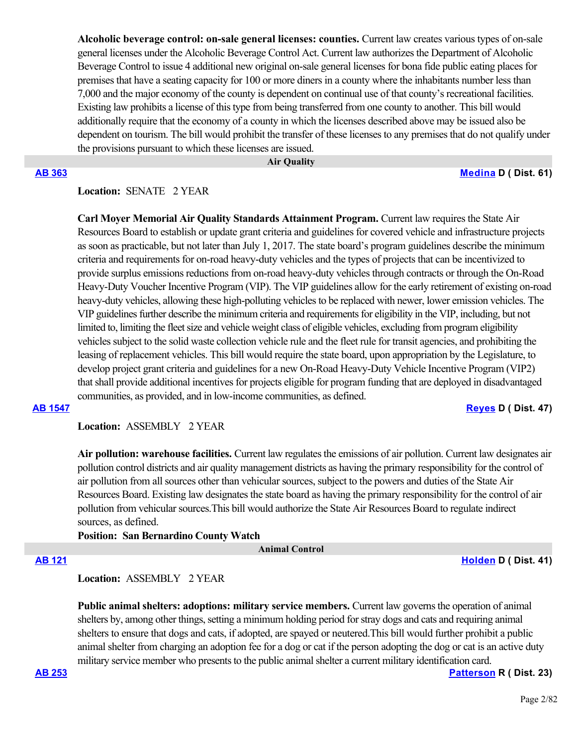**Alcoholic beverage control: on-sale general licenses: counties.** Current law creates various types of on-sale general licenses under the Alcoholic Beverage Control Act. Current law authorizes the Department of Alcoholic Beverage Control to issue 4 additional new original on-sale general licenses for bona fide public eating places for premises that have a seating capacity for 100 or more diners in a county where the inhabitants number less than 7,000 and the major economy of the county is dependent on continual use of that county's recreational facilities. Existing law prohibits a license of this type from being transferred from one county to another. This bill would additionally require that the economy of a county in which the licenses described above may be issued also be dependent on tourism. The bill would prohibit the transfer of these licenses to any premises that do not qualify under the provisions pursuant to which these licenses are issued.

## Air Quality

**AB 363** — **Medina D ( Dist. 61)**

**Location:** SENATE 2 YEAR

**Carl Moyer Memorial Air Quality Standards Attainment Program.** Current law requires the State Air Resources Board to establish or update grant criteria and guidelines for covered vehicle and infrastructure projects as soon as practicable, but not later than July 1, 2017. The state board's program guidelines describe the minimum criteria and requirements for on-road heavy-duty vehicles and the types of projects that can be incentivized to provide surplus emissions reductions from on-road heavy-duty vehicles through contracts or through the On-Road Heavy-Duty Voucher Incentive Program (VIP). The VIP guidelines allow for the early retirement of existing on-road heavy-duty vehicles, allowing these high-polluting vehicles to be replaced with newer, lower emission vehicles. The VIP guidelines further describe the minimum criteria and requirements for eligibility in the VIP, including, but not limited to, limiting the fleet size and vehicle weight class of eligible vehicles, excluding from program eligibility vehicles subject to the solid waste collection vehicle rule and the fleet rule for transit agencies, and prohibiting the leasing of replacement vehicles. This bill would require the state board, upon appropriation by the Legislature, to develop project grant criteria and guidelines for a new On-Road Heavy-Duty Vehicle Incentive Program (VIP2) that shall provide additional incentives for projects eligible for program funding that are deployed in disadvantaged communities, as provided, and in low-income communities, as defined.

**AB 1547** — **Reyes D ( Dist. 47)**

**Location:** ASSEMBLY 2 YEAR

**Air pollution: warehouse facilities.** Current law regulates the emissions of air pollution. Current law designates air pollution control districts and air quality management districts as having the primary responsibility for the control of air pollution from all sources other than vehicular sources, subject to the powers and duties of the State Air Resources Board. Existing law designates the state board as having the primary responsibility for the control of air pollution from vehicular sources.This bill would authorize the State Air Resources Board to regulate indirect sources, as defined.

**Position: San Bernardino County Watch**

## Animal Control

**AB 121** — **Holden D ( Dist. 41)**

**Location:** ASSEMBLY 2 YEAR

**Public animal shelters: adoptions: military service members.** Current law governs the operation of animal shelters by, among other things, setting a minimum holding period for stray dogs and cats and requiring animal shelters to ensure that dogs and cats, if adopted, are spayed or neutered.This bill would further prohibit a public animal shelter from charging an adoption fee for a dog or cat if the person adopting the dog or cat is an active duty military service member who presents to the public animal shelter a current military identification card.

**AB 253** — **Patterson R ( Dist. 23)**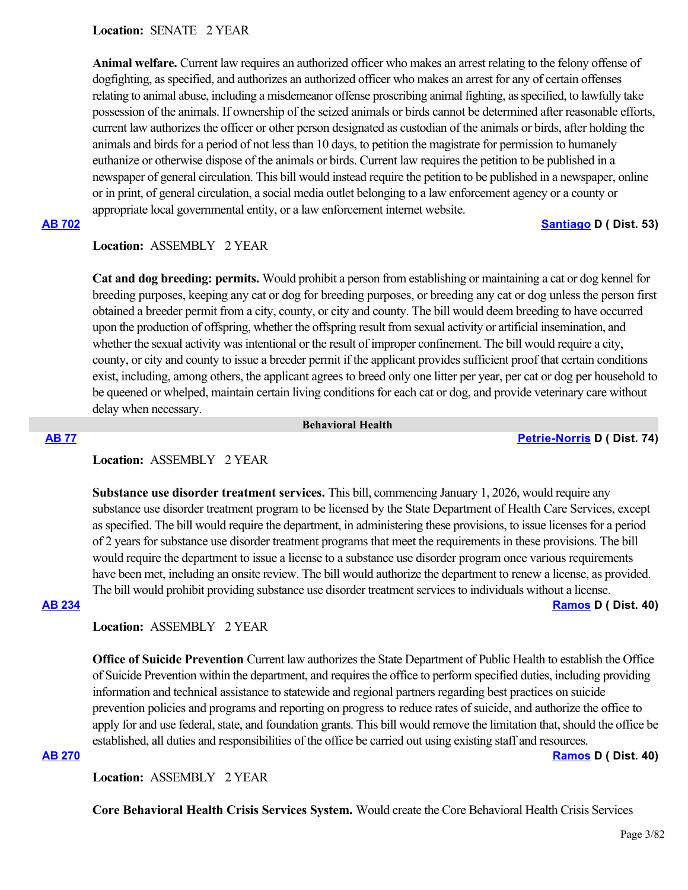**Location:** SENATE 2 YEAR

**Animal welfare.** Current law requires an authorized officer who makes an arrest relating to the felony offense of dogfighting, as specified, and authorizes an authorized officer who makes an arrest for any of certain offenses relating to animal abuse, including a misdemeanor offense proscribing animal fighting, as specified, to lawfully take possession of the animals. If ownership of the seized animals or birds cannot be determined after reasonable efforts, current law authorizes the officer or other person designated as custodian of the animals or birds, after holding the animals and birds for a period of not less than 10 days, to petition the magistrate for permission to humanely euthanize or otherwise dispose of the animals or birds. Current law requires the petition to be published in a newspaper of general circulation. This bill would instead require the petition to be published in a newspaper, online or in print, of general circulation, a social media outlet belonging to a law enforcement agency or a county or appropriate local governmental entity, or a law enforcement internet website.

**AB 702** — **Santiago D ( Dist. 53)**

**Location:** ASSEMBLY 2 YEAR

**Cat and dog breeding: permits.** Would prohibit a person from establishing or maintaining a cat or dog kennel for breeding purposes, keeping any cat or dog for breeding purposes, or breeding any cat or dog unless the person first obtained a breeder permit from a city, county, or city and county. The bill would deem breeding to have occurred upon the production of offspring, whether the offspring result from sexual activity or artificial insemination, and whether the sexual activity was intentional or the result of improper confinement. The bill would require a city, county, or city and county to issue a breeder permit if the applicant provides sufficient proof that certain conditions exist, including, among others, the applicant agrees to breed only one litter per year, per cat or dog per household to be queened or whelped, maintain certain living conditions for each cat or dog, and provide veterinary care without delay when necessary.

## Behavioral Health

**AB 77** — **Petrie-Norris D ( Dist. 74)**

**Location:** ASSEMBLY 2 YEAR

**Substance use disorder treatment services.** This bill, commencing January 1, 2026, would require any substance use disorder treatment program to be licensed by the State Department of Health Care Services, except as specified. The bill would require the department, in administering these provisions, to issue licenses for a period of 2 years for substance use disorder treatment programs that meet the requirements in these provisions. The bill would require the department to issue a license to a substance use disorder program once various requirements have been met, including an onsite review. The bill would authorize the department to renew a license, as provided. The bill would prohibit providing substance use disorder treatment services to individuals without a license.

**AB 234** — **Ramos D ( Dist. 40)**

**Location:** ASSEMBLY 2 YEAR

**Office of Suicide Prevention** Current law authorizes the State Department of Public Health to establish the Office of Suicide Prevention within the department, and requires the office to perform specified duties, including providing information and technical assistance to statewide and regional partners regarding best practices on suicide prevention policies and programs and reporting on progress to reduce rates of suicide, and authorize the office to apply for and use federal, state, and foundation grants. This bill would remove the limitation that, should the office be established, all duties and responsibilities of the office be carried out using existing staff and resources.

**AB 270** — **Ramos D ( Dist. 40)**

**Location:** ASSEMBLY 2 YEAR

**Core Behavioral Health Crisis Services System.** Would create the Core Behavioral Health Crisis Services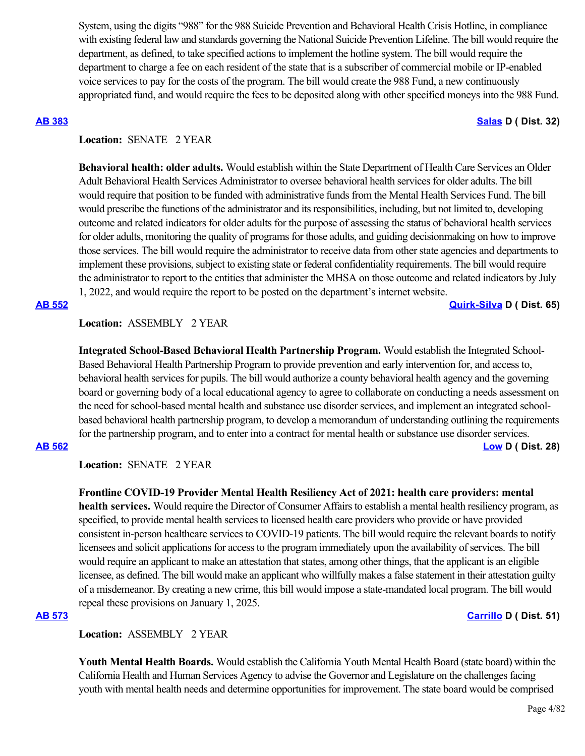System, using the digits "988" for the 988 Suicide Prevention and Behavioral Health Crisis Hotline, in compliance with existing federal law and standards governing the National Suicide Prevention Lifeline. The bill would require the department, as defined, to take specified actions to implement the hotline system. The bill would require the department to charge a fee on each resident of the state that is a subscriber of commercial mobile or IP-enabled voice services to pay for the costs of the program. The bill would create the 988 Fund, a new continuously appropriated fund, and would require the fees to be deposited along with other specified moneys into the 988 Fund.

**AB 383** **Salas D ( Dist. 32)**

**Location:** SENATE 2 YEAR

**Behavioral health: older adults.** Would establish within the State Department of Health Care Services an Older Adult Behavioral Health Services Administrator to oversee behavioral health services for older adults. The bill would require that position to be funded with administrative funds from the Mental Health Services Fund. The bill would prescribe the functions of the administrator and its responsibilities, including, but not limited to, developing outcome and related indicators for older adults for the purpose of assessing the status of behavioral health services for older adults, monitoring the quality of programs for those adults, and guiding decisionmaking on how to improve those services. The bill would require the administrator to receive data from other state agencies and departments to implement these provisions, subject to existing state or federal confidentiality requirements. The bill would require the administrator to report to the entities that administer the MHSA on those outcome and related indicators by July 1, 2022, and would require the report to be posted on the department's internet website.

**AB 552** **Quirk-Silva D ( Dist. 65)**

**Location:** ASSEMBLY 2 YEAR

**Integrated School-Based Behavioral Health Partnership Program.** Would establish the Integrated School-Based Behavioral Health Partnership Program to provide prevention and early intervention for, and access to, behavioral health services for pupils. The bill would authorize a county behavioral health agency and the governing board or governing body of a local educational agency to agree to collaborate on conducting a needs assessment on the need for school-based mental health and substance use disorder services, and implement an integrated school-based behavioral health partnership program, to develop a memorandum of understanding outlining the requirements for the partnership program, and to enter into a contract for mental health or substance use disorder services.

**AB 562** **Low D ( Dist. 28)**

**Location:** SENATE 2 YEAR

**Frontline COVID-19 Provider Mental Health Resiliency Act of 2021: health care providers: mental health services.** Would require the Director of Consumer Affairs to establish a mental health resiliency program, as specified, to provide mental health services to licensed health care providers who provide or have provided consistent in-person healthcare services to COVID-19 patients. The bill would require the relevant boards to notify licensees and solicit applications for access to the program immediately upon the availability of services. The bill would require an applicant to make an attestation that states, among other things, that the applicant is an eligible licensee, as defined. The bill would make an applicant who willfully makes a false statement in their attestation guilty of a misdemeanor. By creating a new crime, this bill would impose a state-mandated local program. The bill would repeal these provisions on January 1, 2025.

**AB 573** **Carrillo D ( Dist. 51)**

**Location:** ASSEMBLY 2 YEAR

**Youth Mental Health Boards.** Would establish the California Youth Mental Health Board (state board) within the California Health and Human Services Agency to advise the Governor and Legislature on the challenges facing youth with mental health needs and determine opportunities for improvement. The state board would be comprised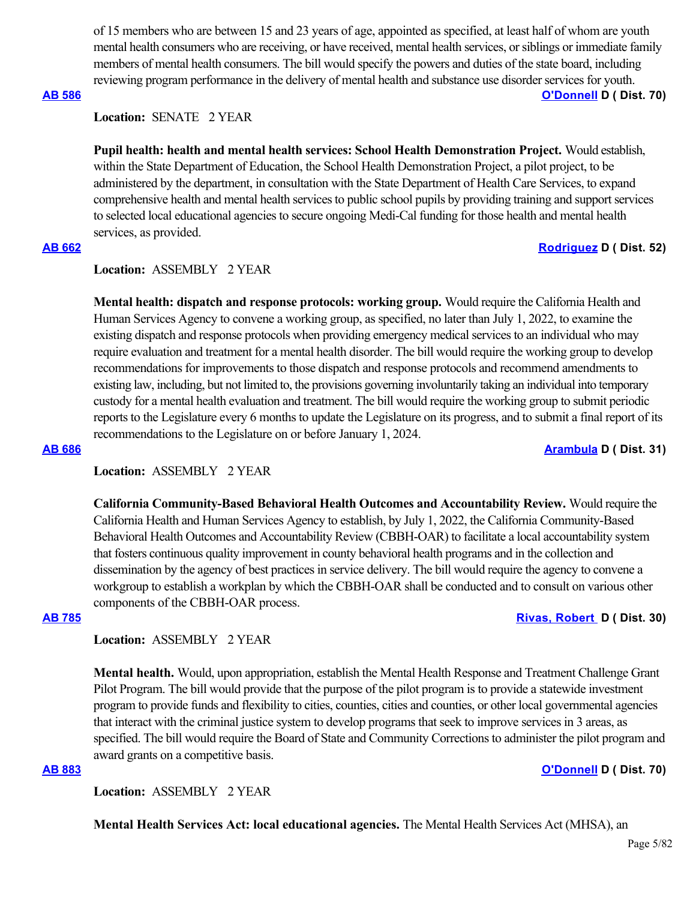of 15 members who are between 15 and 23 years of age, appointed as specified, at least half of whom are youth mental health consumers who are receiving, or have received, mental health services, or siblings or immediate family members of mental health consumers. The bill would specify the powers and duties of the state board, including reviewing program performance in the delivery of mental health and substance use disorder services for youth.

**AB 586** **O'Donnell D ( Dist. 70)**

**Location:** SENATE 2 YEAR

**Pupil health: health and mental health services: School Health Demonstration Project.** Would establish, within the State Department of Education, the School Health Demonstration Project, a pilot project, to be administered by the department, in consultation with the State Department of Health Care Services, to expand comprehensive health and mental health services to public school pupils by providing training and support services to selected local educational agencies to secure ongoing Medi-Cal funding for those health and mental health services, as provided.

**AB 662** **Rodriguez D ( Dist. 52)**

**Location:** ASSEMBLY 2 YEAR

**Mental health: dispatch and response protocols: working group.** Would require the California Health and Human Services Agency to convene a working group, as specified, no later than July 1, 2022, to examine the existing dispatch and response protocols when providing emergency medical services to an individual who may require evaluation and treatment for a mental health disorder. The bill would require the working group to develop recommendations for improvements to those dispatch and response protocols and recommend amendments to existing law, including, but not limited to, the provisions governing involuntarily taking an individual into temporary custody for a mental health evaluation and treatment. The bill would require the working group to submit periodic reports to the Legislature every 6 months to update the Legislature on its progress, and to submit a final report of its recommendations to the Legislature on or before January 1, 2024.

**AB 686** **Arambula D ( Dist. 31)**

**Location:** ASSEMBLY 2 YEAR

**California Community-Based Behavioral Health Outcomes and Accountability Review.** Would require the California Health and Human Services Agency to establish, by July 1, 2022, the California Community-Based Behavioral Health Outcomes and Accountability Review (CBBH-OAR) to facilitate a local accountability system that fosters continuous quality improvement in county behavioral health programs and in the collection and dissemination by the agency of best practices in service delivery. The bill would require the agency to convene a workgroup to establish a workplan by which the CBBH-OAR shall be conducted and to consult on various other components of the CBBH-OAR process.

**AB 785** **Rivas, Robert D ( Dist. 30)**

**Location:** ASSEMBLY 2 YEAR

**Mental health.** Would, upon appropriation, establish the Mental Health Response and Treatment Challenge Grant Pilot Program. The bill would provide that the purpose of the pilot program is to provide a statewide investment program to provide funds and flexibility to cities, counties, cities and counties, or other local governmental agencies that interact with the criminal justice system to develop programs that seek to improve services in 3 areas, as specified. The bill would require the Board of State and Community Corrections to administer the pilot program and award grants on a competitive basis.

**AB 883** **O'Donnell D ( Dist. 70)**

**Location:** ASSEMBLY 2 YEAR

**Mental Health Services Act: local educational agencies.** The Mental Health Services Act (MHSA), an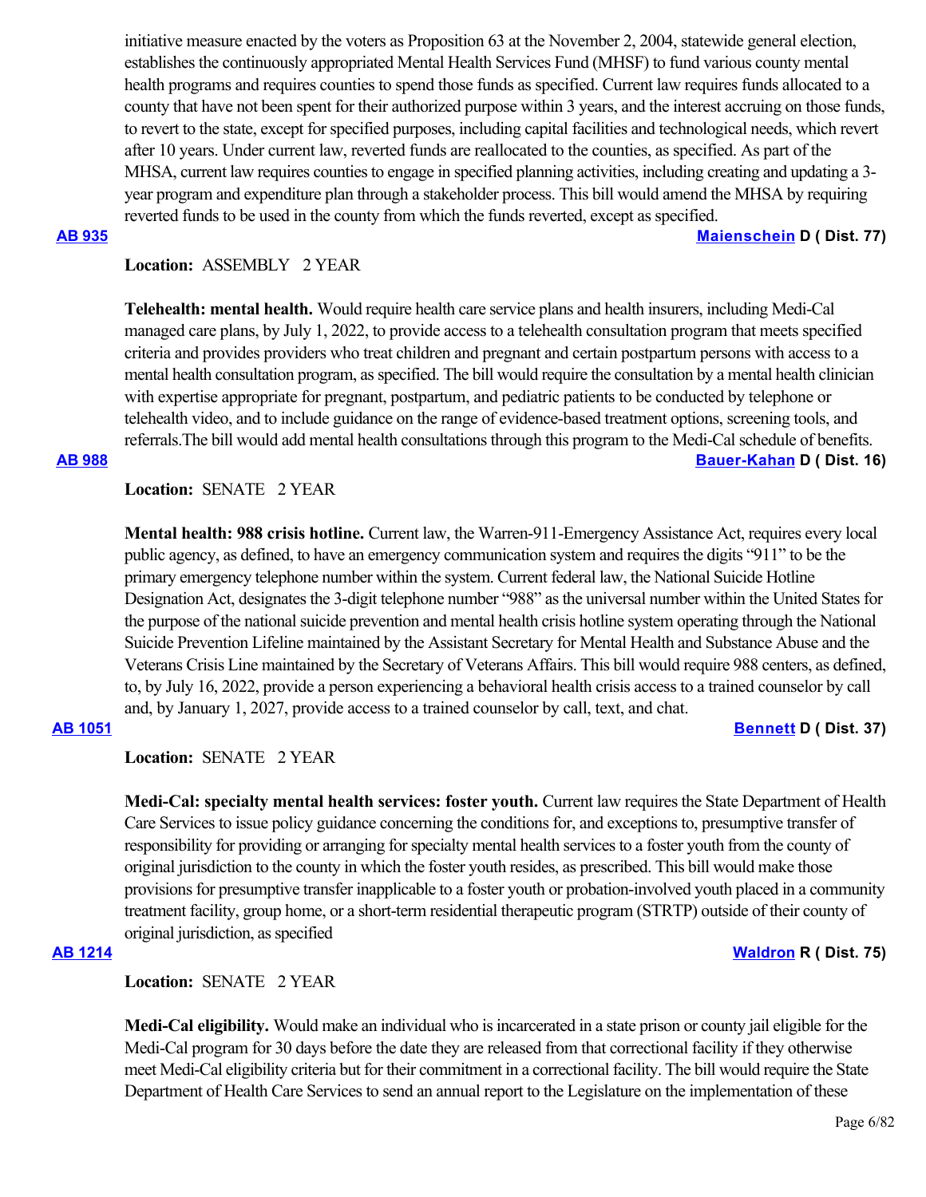initiative measure enacted by the voters as Proposition 63 at the November 2, 2004, statewide general election, establishes the continuously appropriated Mental Health Services Fund (MHSF) to fund various county mental health programs and requires counties to spend those funds as specified. Current law requires funds allocated to a county that have not been spent for their authorized purpose within 3 years, and the interest accruing on those funds, to revert to the state, except for specified purposes, including capital facilities and technological needs, which revert after 10 years. Under current law, reverted funds are reallocated to the counties, as specified. As part of the MHSA, current law requires counties to engage in specified planning activities, including creating and updating a 3-year program and expenditure plan through a stakeholder process. This bill would amend the MHSA by requiring reverted funds to be used in the county from which the funds reverted, except as specified.

**AB 935** **Maienschein D ( Dist. 77)**

**Location:** ASSEMBLY 2 YEAR

**Telehealth: mental health.** Would require health care service plans and health insurers, including Medi-Cal managed care plans, by July 1, 2022, to provide access to a telehealth consultation program that meets specified criteria and provides providers who treat children and pregnant and certain postpartum persons with access to a mental health consultation program, as specified. The bill would require the consultation by a mental health clinician with expertise appropriate for pregnant, postpartum, and pediatric patients to be conducted by telephone or telehealth video, and to include guidance on the range of evidence-based treatment options, screening tools, and referrals.The bill would add mental health consultations through this program to the Medi-Cal schedule of benefits.

**AB 988** **Bauer-Kahan D ( Dist. 16)**

**Location:** SENATE 2 YEAR

**Mental health: 988 crisis hotline.** Current law, the Warren-911-Emergency Assistance Act, requires every local public agency, as defined, to have an emergency communication system and requires the digits "911" to be the primary emergency telephone number within the system. Current federal law, the National Suicide Hotline Designation Act, designates the 3-digit telephone number "988" as the universal number within the United States for the purpose of the national suicide prevention and mental health crisis hotline system operating through the National Suicide Prevention Lifeline maintained by the Assistant Secretary for Mental Health and Substance Abuse and the Veterans Crisis Line maintained by the Secretary of Veterans Affairs. This bill would require 988 centers, as defined, to, by July 16, 2022, provide a person experiencing a behavioral health crisis access to a trained counselor by call and, by January 1, 2027, provide access to a trained counselor by call, text, and chat.

**AB 1051** **Bennett D ( Dist. 37)**

**Location:** SENATE 2 YEAR

**Medi-Cal: specialty mental health services: foster youth.** Current law requires the State Department of Health Care Services to issue policy guidance concerning the conditions for, and exceptions to, presumptive transfer of responsibility for providing or arranging for specialty mental health services to a foster youth from the county of original jurisdiction to the county in which the foster youth resides, as prescribed. This bill would make those provisions for presumptive transfer inapplicable to a foster youth or probation-involved youth placed in a community treatment facility, group home, or a short-term residential therapeutic program (STRTP) outside of their county of original jurisdiction, as specified

**AB 1214** **Waldron R ( Dist. 75)**

**Location:** SENATE 2 YEAR

**Medi-Cal eligibility.** Would make an individual who is incarcerated in a state prison or county jail eligible for the Medi-Cal program for 30 days before the date they are released from that correctional facility if they otherwise meet Medi-Cal eligibility criteria but for their commitment in a correctional facility. The bill would require the State Department of Health Care Services to send an annual report to the Legislature on the implementation of these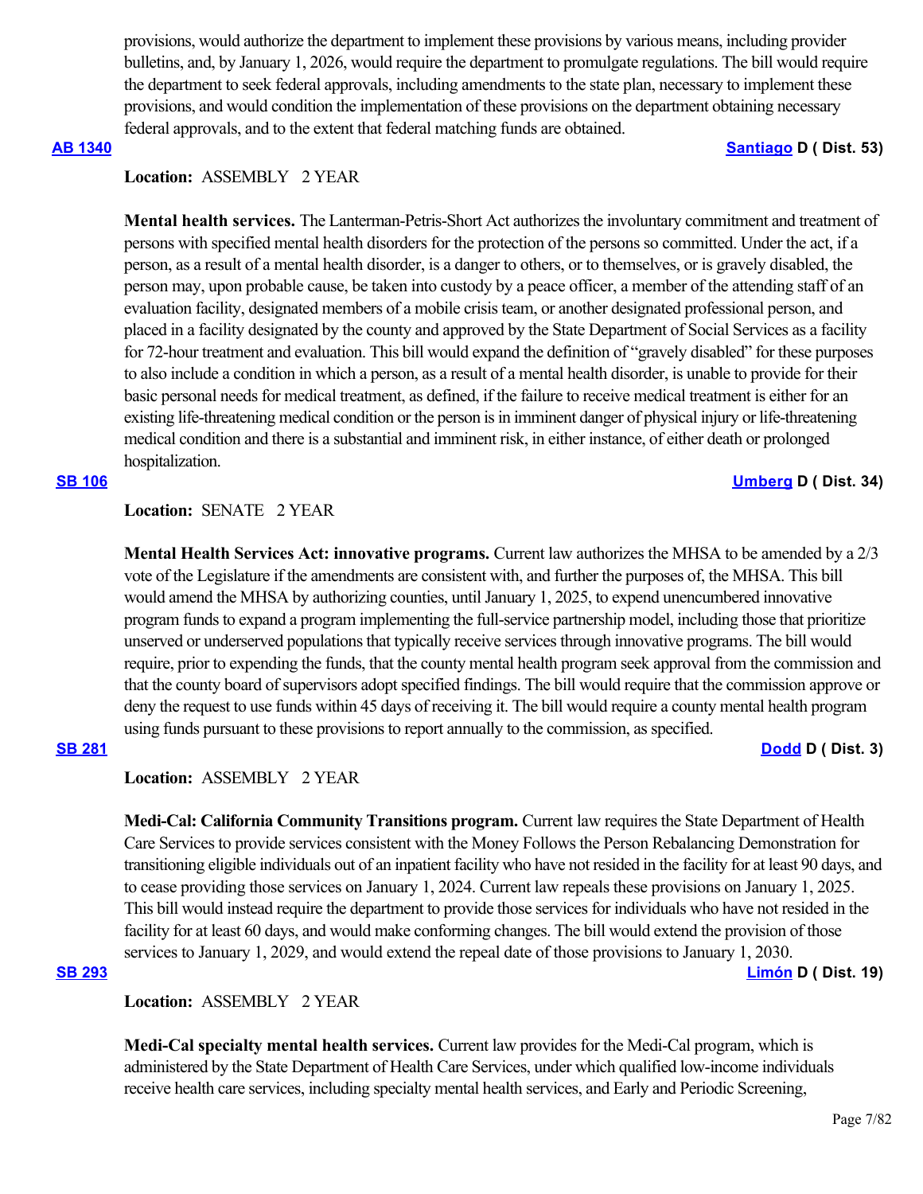provisions, would authorize the department to implement these provisions by various means, including provider bulletins, and, by January 1, 2026, would require the department to promulgate regulations. The bill would require the department to seek federal approvals, including amendments to the state plan, necessary to implement these provisions, and would condition the implementation of these provisions on the department obtaining necessary federal approvals, and to the extent that federal matching funds are obtained.

**AB 1340** **Santiago D ( Dist. 53)**

**Location:** ASSEMBLY 2 YEAR

**Mental health services.** The Lanterman-Petris-Short Act authorizes the involuntary commitment and treatment of persons with specified mental health disorders for the protection of the persons so committed. Under the act, if a person, as a result of a mental health disorder, is a danger to others, or to themselves, or is gravely disabled, the person may, upon probable cause, be taken into custody by a peace officer, a member of the attending staff of an evaluation facility, designated members of a mobile crisis team, or another designated professional person, and placed in a facility designated by the county and approved by the State Department of Social Services as a facility for 72-hour treatment and evaluation. This bill would expand the definition of "gravely disabled" for these purposes to also include a condition in which a person, as a result of a mental health disorder, is unable to provide for their basic personal needs for medical treatment, as defined, if the failure to receive medical treatment is either for an existing life-threatening medical condition or the person is in imminent danger of physical injury or life-threatening medical condition and there is a substantial and imminent risk, in either instance, of either death or prolonged hospitalization.

**SB 106** **Umberg D ( Dist. 34)**

**Location:** SENATE 2 YEAR

**Mental Health Services Act: innovative programs.** Current law authorizes the MHSA to be amended by a 2/3 vote of the Legislature if the amendments are consistent with, and further the purposes of, the MHSA. This bill would amend the MHSA by authorizing counties, until January 1, 2025, to expend unencumbered innovative program funds to expand a program implementing the full-service partnership model, including those that prioritize unserved or underserved populations that typically receive services through innovative programs. The bill would require, prior to expending the funds, that the county mental health program seek approval from the commission and that the county board of supervisors adopt specified findings. The bill would require that the commission approve or deny the request to use funds within 45 days of receiving it. The bill would require a county mental health program using funds pursuant to these provisions to report annually to the commission, as specified.

**SB 281** **Dodd D ( Dist. 3)**

**Location:** ASSEMBLY 2 YEAR

**Medi-Cal: California Community Transitions program.** Current law requires the State Department of Health Care Services to provide services consistent with the Money Follows the Person Rebalancing Demonstration for transitioning eligible individuals out of an inpatient facility who have not resided in the facility for at least 90 days, and to cease providing those services on January 1, 2024. Current law repeals these provisions on January 1, 2025. This bill would instead require the department to provide those services for individuals who have not resided in the facility for at least 60 days, and would make conforming changes. The bill would extend the provision of those services to January 1, 2029, and would extend the repeal date of those provisions to January 1, 2030.

**SB 293** **Limón D ( Dist. 19)**

**Location:** ASSEMBLY 2 YEAR

**Medi-Cal specialty mental health services.** Current law provides for the Medi-Cal program, which is administered by the State Department of Health Care Services, under which qualified low-income individuals receive health care services, including specialty mental health services, and Early and Periodic Screening,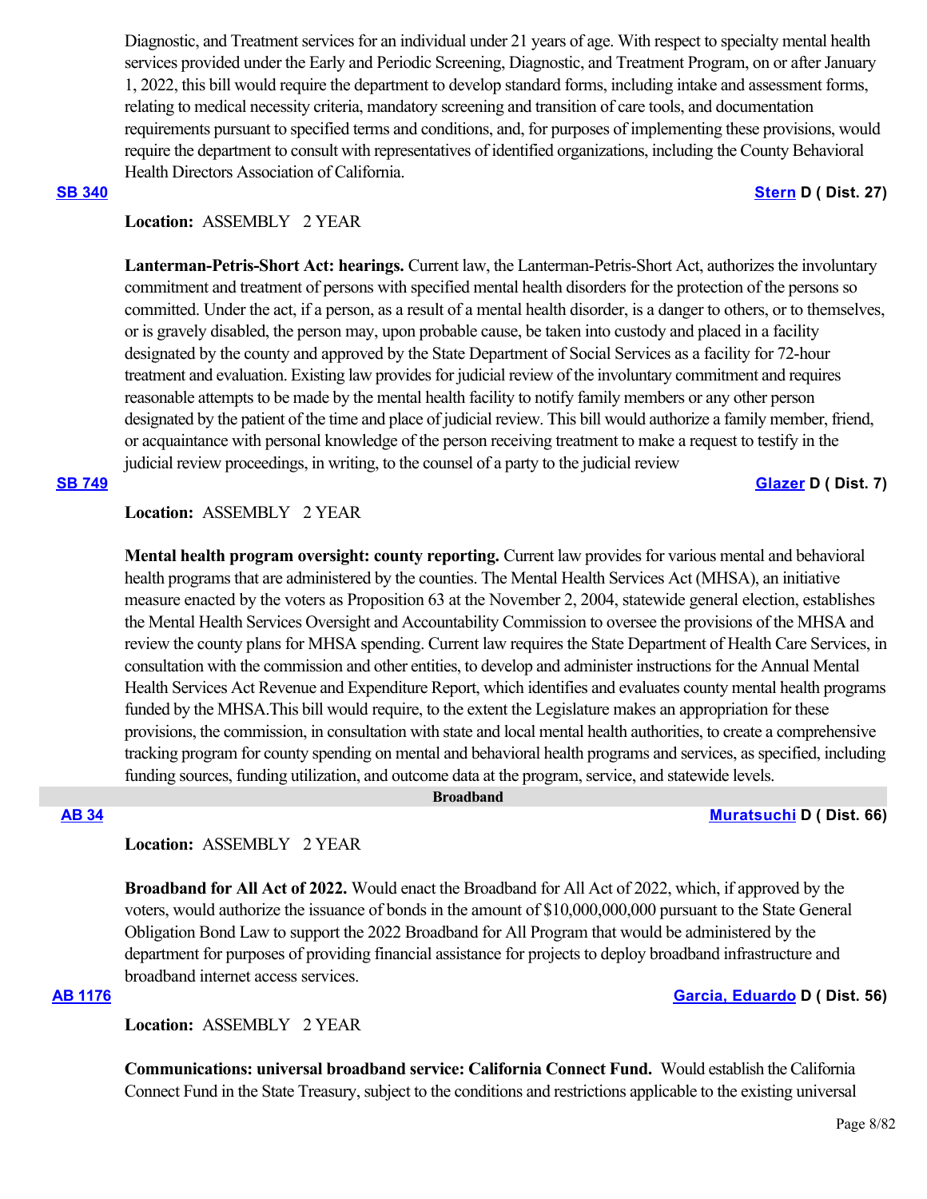Diagnostic, and Treatment services for an individual under 21 years of age. With respect to specialty mental health services provided under the Early and Periodic Screening, Diagnostic, and Treatment Program, on or after January 1, 2022, this bill would require the department to develop standard forms, including intake and assessment forms, relating to medical necessity criteria, mandatory screening and transition of care tools, and documentation requirements pursuant to specified terms and conditions, and, for purposes of implementing these provisions, would require the department to consult with representatives of identified organizations, including the County Behavioral Health Directors Association of California.

**SB 340** — **Stern D ( Dist. 27)**

**Location:** ASSEMBLY 2 YEAR

**Lanterman-Petris-Short Act: hearings.** Current law, the Lanterman-Petris-Short Act, authorizes the involuntary commitment and treatment of persons with specified mental health disorders for the protection of the persons so committed. Under the act, if a person, as a result of a mental health disorder, is a danger to others, or to themselves, or is gravely disabled, the person may, upon probable cause, be taken into custody and placed in a facility designated by the county and approved by the State Department of Social Services as a facility for 72-hour treatment and evaluation. Existing law provides for judicial review of the involuntary commitment and requires reasonable attempts to be made by the mental health facility to notify family members or any other person designated by the patient of the time and place of judicial review. This bill would authorize a family member, friend, or acquaintance with personal knowledge of the person receiving treatment to make a request to testify in the judicial review proceedings, in writing, to the counsel of a party to the judicial review

**SB 749** — **Glazer D ( Dist. 7)**

**Location:** ASSEMBLY 2 YEAR

**Mental health program oversight: county reporting.** Current law provides for various mental and behavioral health programs that are administered by the counties. The Mental Health Services Act (MHSA), an initiative measure enacted by the voters as Proposition 63 at the November 2, 2004, statewide general election, establishes the Mental Health Services Oversight and Accountability Commission to oversee the provisions of the MHSA and review the county plans for MHSA spending. Current law requires the State Department of Health Care Services, in consultation with the commission and other entities, to develop and administer instructions for the Annual Mental Health Services Act Revenue and Expenditure Report, which identifies and evaluates county mental health programs funded by the MHSA.This bill would require, to the extent the Legislature makes an appropriation for these provisions, the commission, in consultation with state and local mental health authorities, to create a comprehensive tracking program for county spending on mental and behavioral health programs and services, as specified, including funding sources, funding utilization, and outcome data at the program, service, and statewide levels.

## Broadband

**AB 34** — **Muratsuchi D ( Dist. 66)**

**Location:** ASSEMBLY 2 YEAR

**Broadband for All Act of 2022.** Would enact the Broadband for All Act of 2022, which, if approved by the voters, would authorize the issuance of bonds in the amount of $10,000,000,000 pursuant to the State General Obligation Bond Law to support the 2022 Broadband for All Program that would be administered by the department for purposes of providing financial assistance for projects to deploy broadband infrastructure and broadband internet access services.

**AB 1176** — **Garcia, Eduardo D ( Dist. 56)**

**Location:** ASSEMBLY 2 YEAR

**Communications: universal broadband service: California Connect Fund.** Would establish the California Connect Fund in the State Treasury, subject to the conditions and restrictions applicable to the existing universal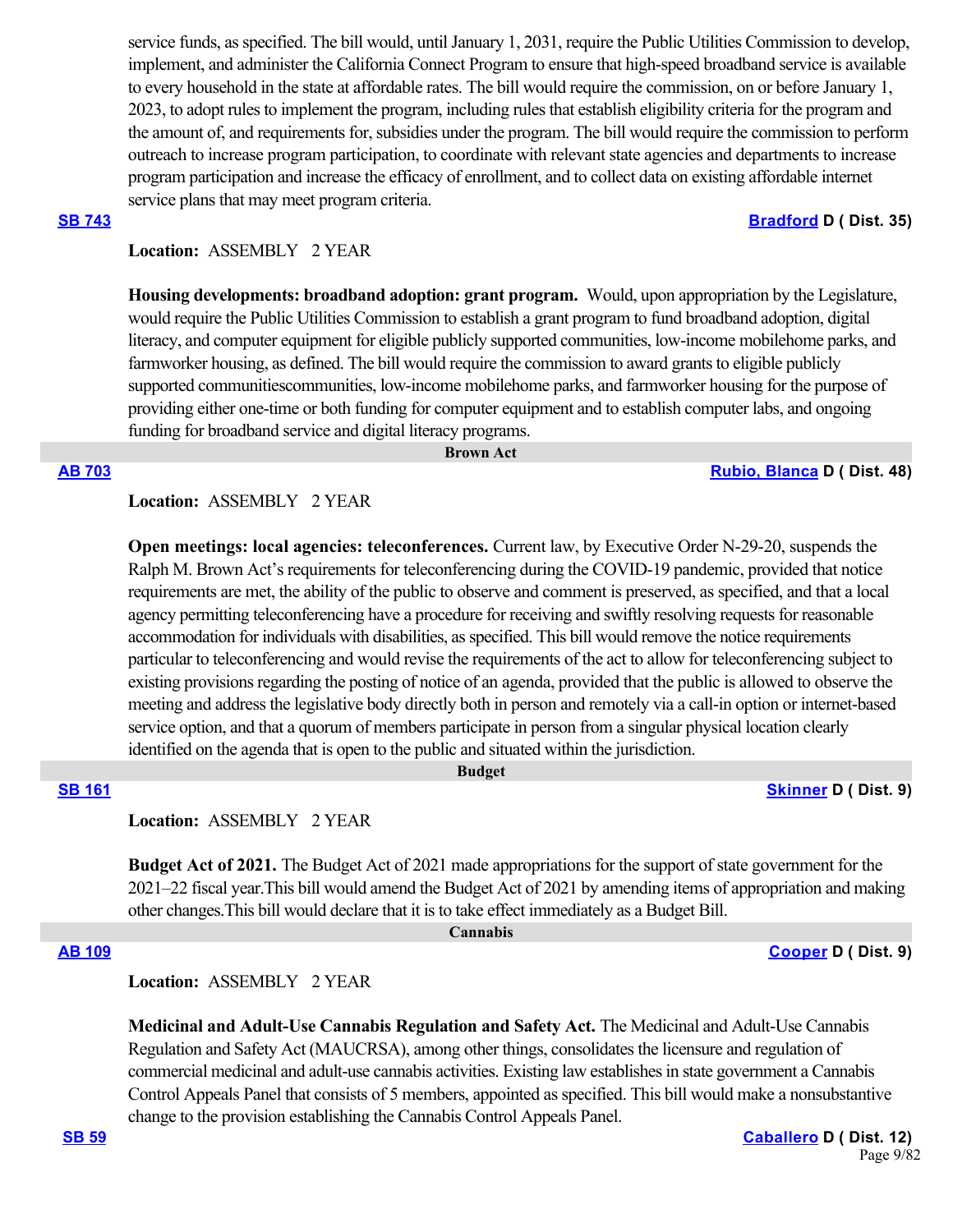service funds, as specified. The bill would, until January 1, 2031, require the Public Utilities Commission to develop, implement, and administer the California Connect Program to ensure that high-speed broadband service is available to every household in the state at affordable rates. The bill would require the commission, on or before January 1, 2023, to adopt rules to implement the program, including rules that establish eligibility criteria for the program and the amount of, and requirements for, subsidies under the program. The bill would require the commission to perform outreach to increase program participation, to coordinate with relevant state agencies and departments to increase program participation and increase the efficacy of enrollment, and to collect data on existing affordable internet service plans that may meet program criteria.

**SB 743** **Bradford D ( Dist. 35)**

**Location:** ASSEMBLY 2 YEAR

**Housing developments: broadband adoption: grant program.** Would, upon appropriation by the Legislature, would require the Public Utilities Commission to establish a grant program to fund broadband adoption, digital literacy, and computer equipment for eligible publicly supported communities, low-income mobilehome parks, and farmworker housing, as defined. The bill would require the commission to award grants to eligible publicly supported communitiescommunities, low-income mobilehome parks, and farmworker housing for the purpose of providing either one-time or both funding for computer equipment and to establish computer labs, and ongoing funding for broadband service and digital literacy programs.

### Brown Act

**AB 703** **Rubio, Blanca D ( Dist. 48)**

**Location:** ASSEMBLY 2 YEAR

**Open meetings: local agencies: teleconferences.** Current law, by Executive Order N-29-20, suspends the Ralph M. Brown Act's requirements for teleconferencing during the COVID-19 pandemic, provided that notice requirements are met, the ability of the public to observe and comment is preserved, as specified, and that a local agency permitting teleconferencing have a procedure for receiving and swiftly resolving requests for reasonable accommodation for individuals with disabilities, as specified. This bill would remove the notice requirements particular to teleconferencing and would revise the requirements of the act to allow for teleconferencing subject to existing provisions regarding the posting of notice of an agenda, provided that the public is allowed to observe the meeting and address the legislative body directly both in person and remotely via a call-in option or internet-based service option, and that a quorum of members participate in person from a singular physical location clearly identified on the agenda that is open to the public and situated within the jurisdiction.

### Budget

**SB 161** **Skinner D ( Dist. 9)**

**Location:** ASSEMBLY 2 YEAR

**Budget Act of 2021.** The Budget Act of 2021 made appropriations for the support of state government for the 2021–22 fiscal year.This bill would amend the Budget Act of 2021 by amending items of appropriation and making other changes.This bill would declare that it is to take effect immediately as a Budget Bill.

### Cannabis

**AB 109** **Cooper D ( Dist. 9)**

**Location:** ASSEMBLY 2 YEAR

**Medicinal and Adult-Use Cannabis Regulation and Safety Act.** The Medicinal and Adult-Use Cannabis Regulation and Safety Act (MAUCRSA), among other things, consolidates the licensure and regulation of commercial medicinal and adult-use cannabis activities. Existing law establishes in state government a Cannabis Control Appeals Panel that consists of 5 members, appointed as specified. This bill would make a nonsubstantive change to the provision establishing the Cannabis Control Appeals Panel.

**SB 59** **Caballero D ( Dist. 12)**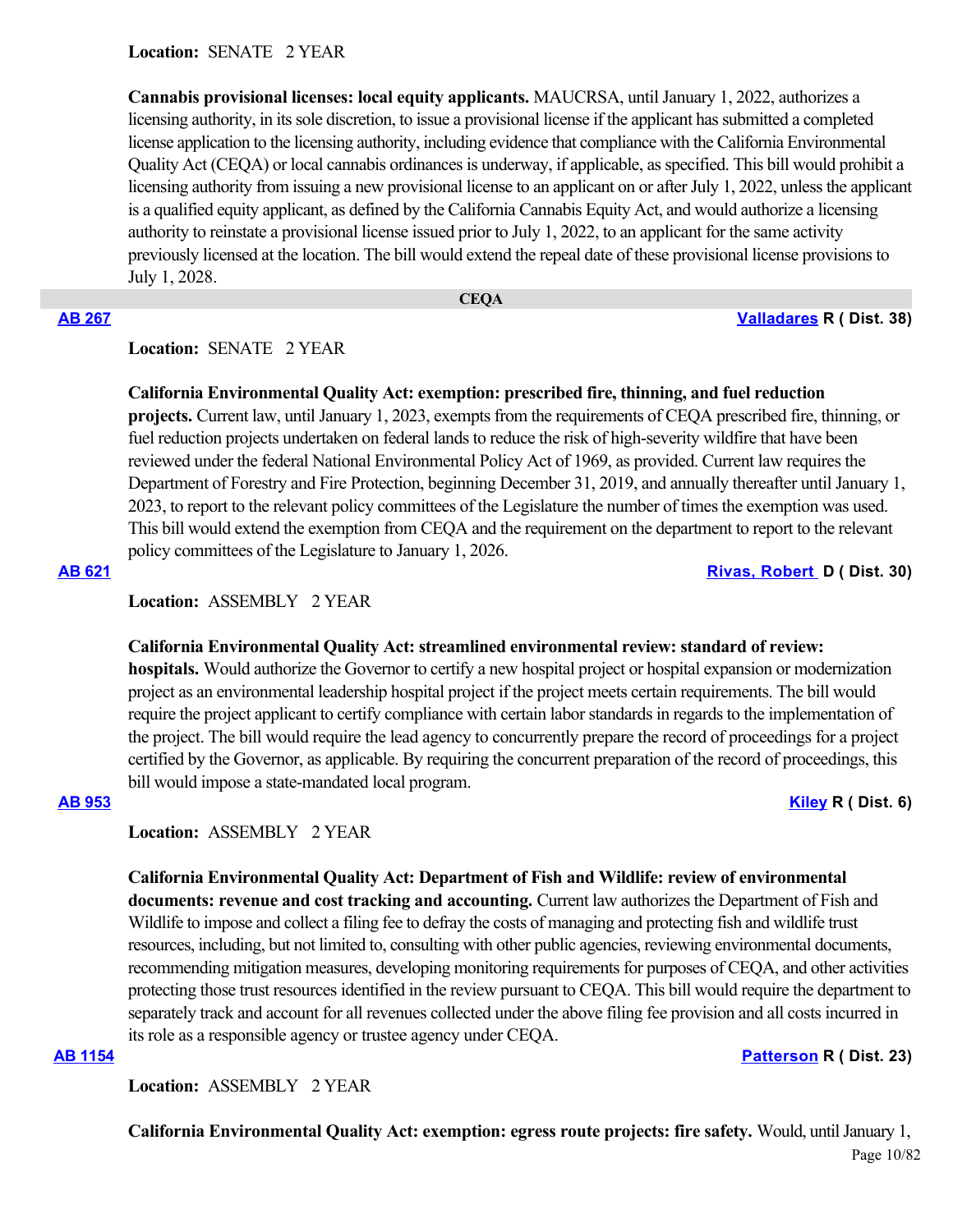**Location:** SENATE 2 YEAR

**Cannabis provisional licenses: local equity applicants.** MAUCRSA, until January 1, 2022, authorizes a licensing authority, in its sole discretion, to issue a provisional license if the applicant has submitted a completed license application to the licensing authority, including evidence that compliance with the California Environmental Quality Act (CEQA) or local cannabis ordinances is underway, if applicable, as specified. This bill would prohibit a licensing authority from issuing a new provisional license to an applicant on or after July 1, 2022, unless the applicant is a qualified equity applicant, as defined by the California Cannabis Equity Act, and would authorize a licensing authority to reinstate a provisional license issued prior to July 1, 2022, to an applicant for the same activity previously licensed at the location. The bill would extend the repeal date of these provisional license provisions to July 1, 2028.

## CEQA

**AB 267** — **Valladares R ( Dist. 38)**

**Location:** SENATE 2 YEAR

**California Environmental Quality Act: exemption: prescribed fire, thinning, and fuel reduction projects.** Current law, until January 1, 2023, exempts from the requirements of CEQA prescribed fire, thinning, or fuel reduction projects undertaken on federal lands to reduce the risk of high-severity wildfire that have been reviewed under the federal National Environmental Policy Act of 1969, as provided. Current law requires the Department of Forestry and Fire Protection, beginning December 31, 2019, and annually thereafter until January 1, 2023, to report to the relevant policy committees of the Legislature the number of times the exemption was used. This bill would extend the exemption from CEQA and the requirement on the department to report to the relevant policy committees of the Legislature to January 1, 2026.

**AB 621** — **Rivas, Robert D ( Dist. 30)**

**Location:** ASSEMBLY 2 YEAR

**California Environmental Quality Act: streamlined environmental review: standard of review: hospitals.** Would authorize the Governor to certify a new hospital project or hospital expansion or modernization project as an environmental leadership hospital project if the project meets certain requirements. The bill would require the project applicant to certify compliance with certain labor standards in regards to the implementation of the project. The bill would require the lead agency to concurrently prepare the record of proceedings for a project certified by the Governor, as applicable. By requiring the concurrent preparation of the record of proceedings, this bill would impose a state-mandated local program.

**AB 953** — **Kiley R ( Dist. 6)**

**Location:** ASSEMBLY 2 YEAR

**California Environmental Quality Act: Department of Fish and Wildlife: review of environmental documents: revenue and cost tracking and accounting.** Current law authorizes the Department of Fish and Wildlife to impose and collect a filing fee to defray the costs of managing and protecting fish and wildlife trust resources, including, but not limited to, consulting with other public agencies, reviewing environmental documents, recommending mitigation measures, developing monitoring requirements for purposes of CEQA, and other activities protecting those trust resources identified in the review pursuant to CEQA. This bill would require the department to separately track and account for all revenues collected under the above filing fee provision and all costs incurred in its role as a responsible agency or trustee agency under CEQA.

**AB 1154** — **Patterson R ( Dist. 23)**

**Location:** ASSEMBLY 2 YEAR

**California Environmental Quality Act: exemption: egress route projects: fire safety.** Would, until January 1,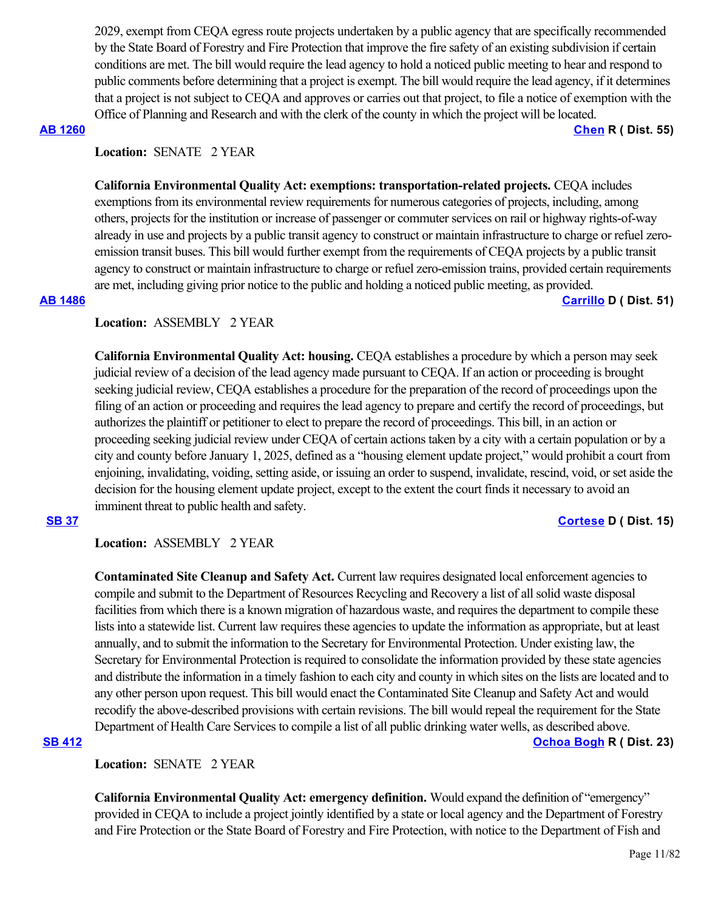2029, exempt from CEQA egress route projects undertaken by a public agency that are specifically recommended by the State Board of Forestry and Fire Protection that improve the fire safety of an existing subdivision if certain conditions are met. The bill would require the lead agency to hold a noticed public meeting to hear and respond to public comments before determining that a project is exempt. The bill would require the lead agency, if it determines that a project is not subject to CEQA and approves or carries out that project, to file a notice of exemption with the Office of Planning and Research and with the clerk of the county in which the project will be located.

**AB 1260** **Chen R ( Dist. 55)**

**Location:** SENATE 2 YEAR

**California Environmental Quality Act: exemptions: transportation-related projects.** CEQA includes exemptions from its environmental review requirements for numerous categories of projects, including, among others, projects for the institution or increase of passenger or commuter services on rail or highway rights-of-way already in use and projects by a public transit agency to construct or maintain infrastructure to charge or refuel zero-emission transit buses. This bill would further exempt from the requirements of CEQA projects by a public transit agency to construct or maintain infrastructure to charge or refuel zero-emission trains, provided certain requirements are met, including giving prior notice to the public and holding a noticed public meeting, as provided.

**AB 1486** **Carrillo D ( Dist. 51)**

**Location:** ASSEMBLY 2 YEAR

**California Environmental Quality Act: housing.** CEQA establishes a procedure by which a person may seek judicial review of a decision of the lead agency made pursuant to CEQA. If an action or proceeding is brought seeking judicial review, CEQA establishes a procedure for the preparation of the record of proceedings upon the filing of an action or proceeding and requires the lead agency to prepare and certify the record of proceedings, but authorizes the plaintiff or petitioner to elect to prepare the record of proceedings. This bill, in an action or proceeding seeking judicial review under CEQA of certain actions taken by a city with a certain population or by a city and county before January 1, 2025, defined as a "housing element update project," would prohibit a court from enjoining, invalidating, voiding, setting aside, or issuing an order to suspend, invalidate, rescind, void, or set aside the decision for the housing element update project, except to the extent the court finds it necessary to avoid an imminent threat to public health and safety.

**SB 37** **Cortese D ( Dist. 15)**

**Location:** ASSEMBLY 2 YEAR

**Contaminated Site Cleanup and Safety Act.** Current law requires designated local enforcement agencies to compile and submit to the Department of Resources Recycling and Recovery a list of all solid waste disposal facilities from which there is a known migration of hazardous waste, and requires the department to compile these lists into a statewide list. Current law requires these agencies to update the information as appropriate, but at least annually, and to submit the information to the Secretary for Environmental Protection. Under existing law, the Secretary for Environmental Protection is required to consolidate the information provided by these state agencies and distribute the information in a timely fashion to each city and county in which sites on the lists are located and to any other person upon request. This bill would enact the Contaminated Site Cleanup and Safety Act and would recodify the above-described provisions with certain revisions. The bill would repeal the requirement for the State Department of Health Care Services to compile a list of all public drinking water wells, as described above.

**SB 412** **Ochoa Bogh R ( Dist. 23)**

**Location:** SENATE 2 YEAR

**California Environmental Quality Act: emergency definition.** Would expand the definition of "emergency" provided in CEQA to include a project jointly identified by a state or local agency and the Department of Forestry and Fire Protection or the State Board of Forestry and Fire Protection, with notice to the Department of Fish and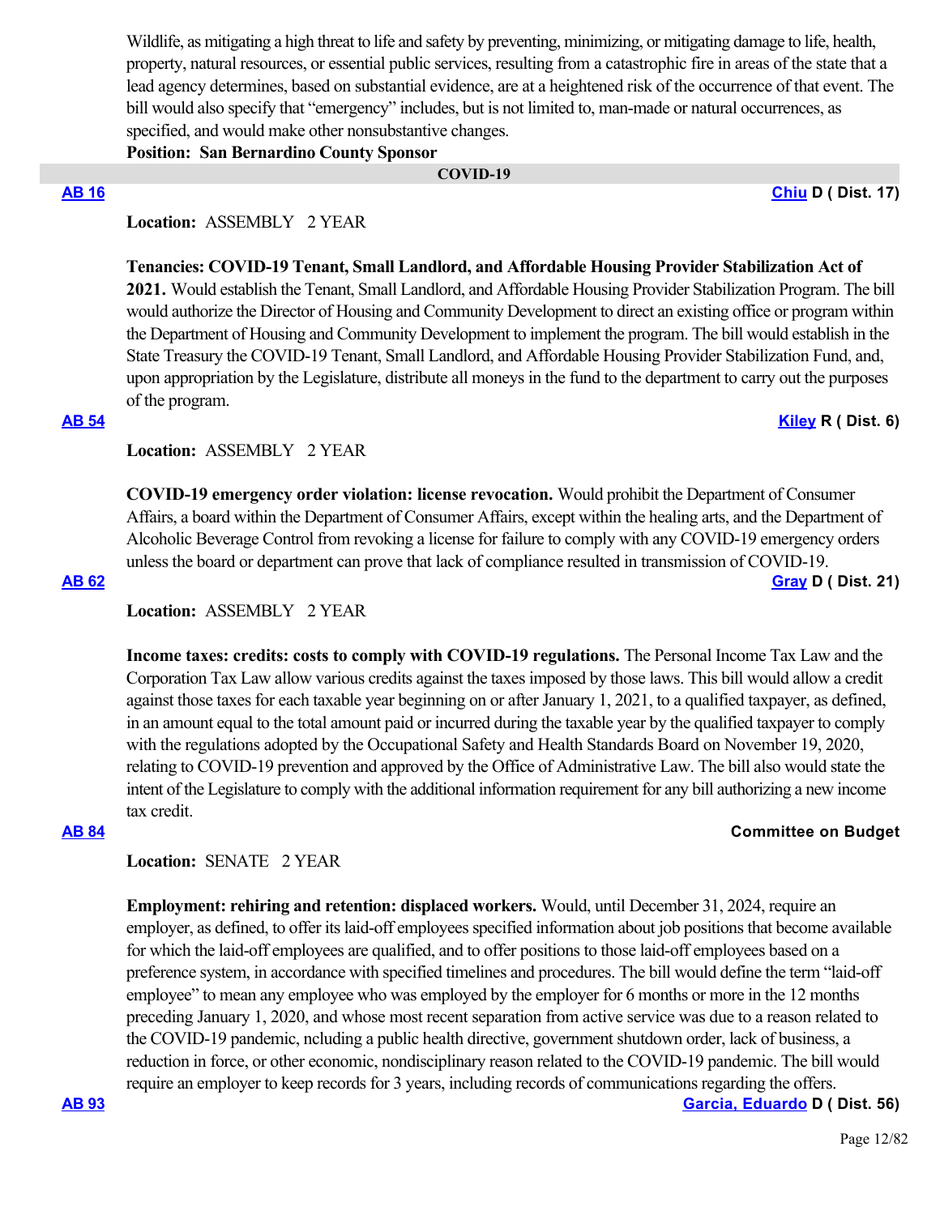Wildlife, as mitigating a high threat to life and safety by preventing, minimizing, or mitigating damage to life, health, property, natural resources, or essential public services, resulting from a catastrophic fire in areas of the state that a lead agency determines, based on substantial evidence, are at a heightened risk of the occurrence of that event. The bill would also specify that "emergency" includes, but is not limited to, man-made or natural occurrences, as specified, and would make other nonsubstantive changes.

**Position: San Bernardino County Sponsor**

## COVID-19

**AB 16** — **Chiu D ( Dist. 17)**

**Location:** ASSEMBLY 2 YEAR

**Tenancies: COVID-19 Tenant, Small Landlord, and Affordable Housing Provider Stabilization Act of 2021.** Would establish the Tenant, Small Landlord, and Affordable Housing Provider Stabilization Program. The bill would authorize the Director of Housing and Community Development to direct an existing office or program within the Department of Housing and Community Development to implement the program. The bill would establish in the State Treasury the COVID-19 Tenant, Small Landlord, and Affordable Housing Provider Stabilization Fund, and, upon appropriation by the Legislature, distribute all moneys in the fund to the department to carry out the purposes of the program.

**AB 54** — **Kiley R ( Dist. 6)**

**Location:** ASSEMBLY 2 YEAR

**COVID-19 emergency order violation: license revocation.** Would prohibit the Department of Consumer Affairs, a board within the Department of Consumer Affairs, except within the healing arts, and the Department of Alcoholic Beverage Control from revoking a license for failure to comply with any COVID-19 emergency orders unless the board or department can prove that lack of compliance resulted in transmission of COVID-19.

**AB 62** — **Gray D ( Dist. 21)**

**Location:** ASSEMBLY 2 YEAR

**Income taxes: credits: costs to comply with COVID-19 regulations.** The Personal Income Tax Law and the Corporation Tax Law allow various credits against the taxes imposed by those laws. This bill would allow a credit against those taxes for each taxable year beginning on or after January 1, 2021, to a qualified taxpayer, as defined, in an amount equal to the total amount paid or incurred during the taxable year by the qualified taxpayer to comply with the regulations adopted by the Occupational Safety and Health Standards Board on November 19, 2020, relating to COVID-19 prevention and approved by the Office of Administrative Law. The bill also would state the intent of the Legislature to comply with the additional information requirement for any bill authorizing a new income tax credit.

**AB 84** — **Committee on Budget**

**Location:** SENATE 2 YEAR

**Employment: rehiring and retention: displaced workers.** Would, until December 31, 2024, require an employer, as defined, to offer its laid-off employees specified information about job positions that become available for which the laid-off employees are qualified, and to offer positions to those laid-off employees based on a preference system, in accordance with specified timelines and procedures. The bill would define the term "laid-off employee" to mean any employee who was employed by the employer for 6 months or more in the 12 months preceding January 1, 2020, and whose most recent separation from active service was due to a reason related to the COVID-19 pandemic, ncluding a public health directive, government shutdown order, lack of business, a reduction in force, or other economic, nondisciplinary reason related to the COVID-19 pandemic. The bill would require an employer to keep records for 3 years, including records of communications regarding the offers.

**AB 93** — **Garcia, Eduardo D ( Dist. 56)**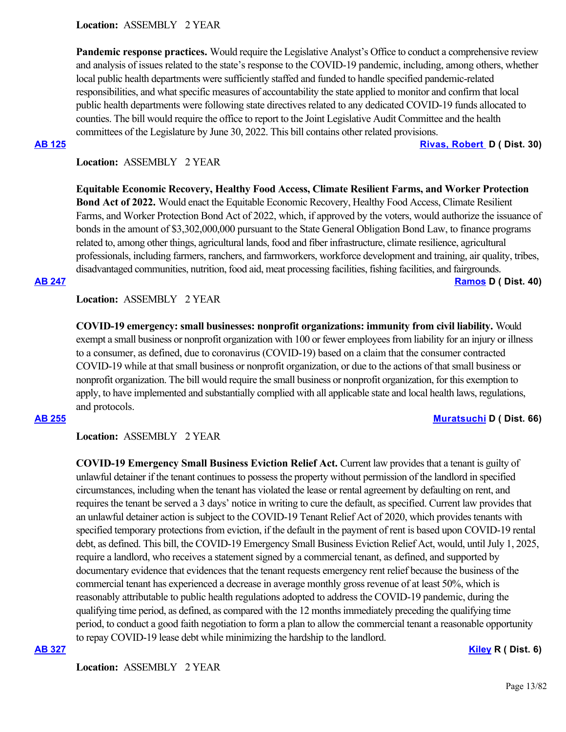**Location:** ASSEMBLY 2 YEAR

**Pandemic response practices.** Would require the Legislative Analyst's Office to conduct a comprehensive review and analysis of issues related to the state's response to the COVID-19 pandemic, including, among others, whether local public health departments were sufficiently staffed and funded to handle specified pandemic-related responsibilities, and what specific measures of accountability the state applied to monitor and confirm that local public health departments were following state directives related to any dedicated COVID-19 funds allocated to counties. The bill would require the office to report to the Joint Legislative Audit Committee and the health committees of the Legislature by June 30, 2022. This bill contains other related provisions.

**AB 125** — **Rivas, Robert D ( Dist. 30)**

**Location:** ASSEMBLY 2 YEAR

**Equitable Economic Recovery, Healthy Food Access, Climate Resilient Farms, and Worker Protection Bond Act of 2022.** Would enact the Equitable Economic Recovery, Healthy Food Access, Climate Resilient Farms, and Worker Protection Bond Act of 2022, which, if approved by the voters, would authorize the issuance of bonds in the amount of $3,302,000,000 pursuant to the State General Obligation Bond Law, to finance programs related to, among other things, agricultural lands, food and fiber infrastructure, climate resilience, agricultural professionals, including farmers, ranchers, and farmworkers, workforce development and training, air quality, tribes, disadvantaged communities, nutrition, food aid, meat processing facilities, fishing facilities, and fairgrounds.

**AB 247** — **Ramos D ( Dist. 40)**

**Location:** ASSEMBLY 2 YEAR

**COVID-19 emergency: small businesses: nonprofit organizations: immunity from civil liability.** Would exempt a small business or nonprofit organization with 100 or fewer employees from liability for an injury or illness to a consumer, as defined, due to coronavirus (COVID-19) based on a claim that the consumer contracted COVID-19 while at that small business or nonprofit organization, or due to the actions of that small business or nonprofit organization. The bill would require the small business or nonprofit organization, for this exemption to apply, to have implemented and substantially complied with all applicable state and local health laws, regulations, and protocols.

**AB 255** — **Muratsuchi D ( Dist. 66)**

**Location:** ASSEMBLY 2 YEAR

**COVID-19 Emergency Small Business Eviction Relief Act.** Current law provides that a tenant is guilty of unlawful detainer if the tenant continues to possess the property without permission of the landlord in specified circumstances, including when the tenant has violated the lease or rental agreement by defaulting on rent, and requires the tenant be served a 3 days' notice in writing to cure the default, as specified. Current law provides that an unlawful detainer action is subject to the COVID-19 Tenant Relief Act of 2020, which provides tenants with specified temporary protections from eviction, if the default in the payment of rent is based upon COVID-19 rental debt, as defined. This bill, the COVID-19 Emergency Small Business Eviction Relief Act, would, until July 1, 2025, require a landlord, who receives a statement signed by a commercial tenant, as defined, and supported by documentary evidence that evidences that the tenant requests emergency rent relief because the business of the commercial tenant has experienced a decrease in average monthly gross revenue of at least 50%, which is reasonably attributable to public health regulations adopted to address the COVID-19 pandemic, during the qualifying time period, as defined, as compared with the 12 months immediately preceding the qualifying time period, to conduct a good faith negotiation to form a plan to allow the commercial tenant a reasonable opportunity to repay COVID-19 lease debt while minimizing the hardship to the landlord.

**AB 327** — **Kiley R ( Dist. 6)**

**Location:** ASSEMBLY 2 YEAR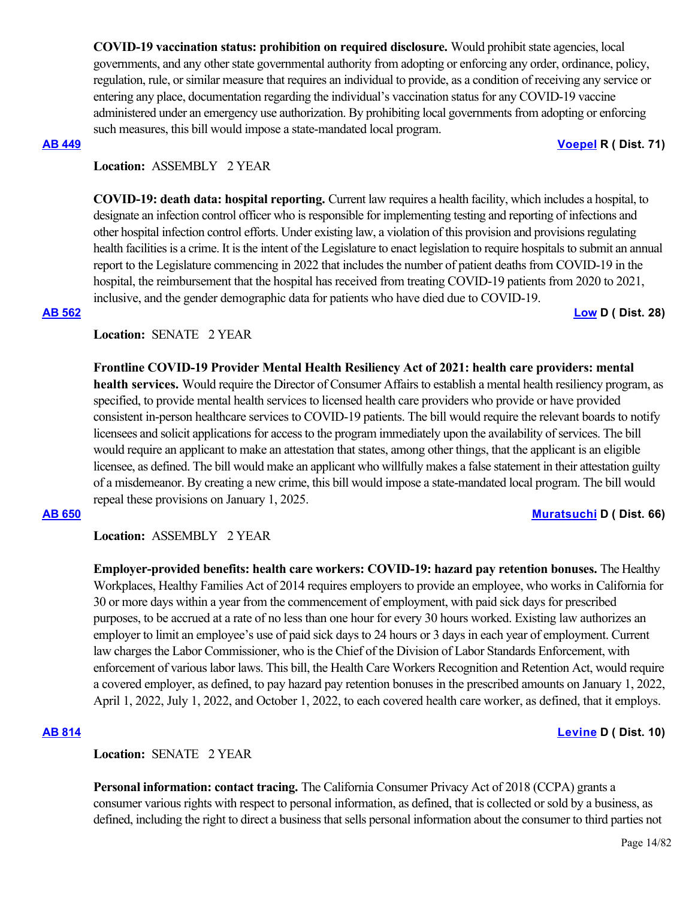**COVID-19 vaccination status: prohibition on required disclosure.** Would prohibit state agencies, local governments, and any other state governmental authority from adopting or enforcing any order, ordinance, policy, regulation, rule, or similar measure that requires an individual to provide, as a condition of receiving any service or entering any place, documentation regarding the individual's vaccination status for any COVID-19 vaccine administered under an emergency use authorization. By prohibiting local governments from adopting or enforcing such measures, this bill would impose a state-mandated local program.

**AB 449** **Voepel R ( Dist. 71)**

**Location:** ASSEMBLY 2 YEAR

**COVID-19: death data: hospital reporting.** Current law requires a health facility, which includes a hospital, to designate an infection control officer who is responsible for implementing testing and reporting of infections and other hospital infection control efforts. Under existing law, a violation of this provision and provisions regulating health facilities is a crime. It is the intent of the Legislature to enact legislation to require hospitals to submit an annual report to the Legislature commencing in 2022 that includes the number of patient deaths from COVID-19 in the hospital, the reimbursement that the hospital has received from treating COVID-19 patients from 2020 to 2021, inclusive, and the gender demographic data for patients who have died due to COVID-19.

**AB 562** **Low D ( Dist. 28)**

**Location:** SENATE 2 YEAR

**Frontline COVID-19 Provider Mental Health Resiliency Act of 2021: health care providers: mental health services.** Would require the Director of Consumer Affairs to establish a mental health resiliency program, as specified, to provide mental health services to licensed health care providers who provide or have provided consistent in-person healthcare services to COVID-19 patients. The bill would require the relevant boards to notify licensees and solicit applications for access to the program immediately upon the availability of services. The bill would require an applicant to make an attestation that states, among other things, that the applicant is an eligible licensee, as defined. The bill would make an applicant who willfully makes a false statement in their attestation guilty of a misdemeanor. By creating a new crime, this bill would impose a state-mandated local program. The bill would repeal these provisions on January 1, 2025.

**AB 650** **Muratsuchi D ( Dist. 66)**

**Location:** ASSEMBLY 2 YEAR

**Employer-provided benefits: health care workers: COVID-19: hazard pay retention bonuses.** The Healthy Workplaces, Healthy Families Act of 2014 requires employers to provide an employee, who works in California for 30 or more days within a year from the commencement of employment, with paid sick days for prescribed purposes, to be accrued at a rate of no less than one hour for every 30 hours worked. Existing law authorizes an employer to limit an employee's use of paid sick days to 24 hours or 3 days in each year of employment. Current law charges the Labor Commissioner, who is the Chief of the Division of Labor Standards Enforcement, with enforcement of various labor laws. This bill, the Health Care Workers Recognition and Retention Act, would require a covered employer, as defined, to pay hazard pay retention bonuses in the prescribed amounts on January 1, 2022, April 1, 2022, July 1, 2022, and October 1, 2022, to each covered health care worker, as defined, that it employs.

**AB 814** **Levine D ( Dist. 10)**

**Location:** SENATE 2 YEAR

**Personal information: contact tracing.** The California Consumer Privacy Act of 2018 (CCPA) grants a consumer various rights with respect to personal information, as defined, that is collected or sold by a business, as defined, including the right to direct a business that sells personal information about the consumer to third parties not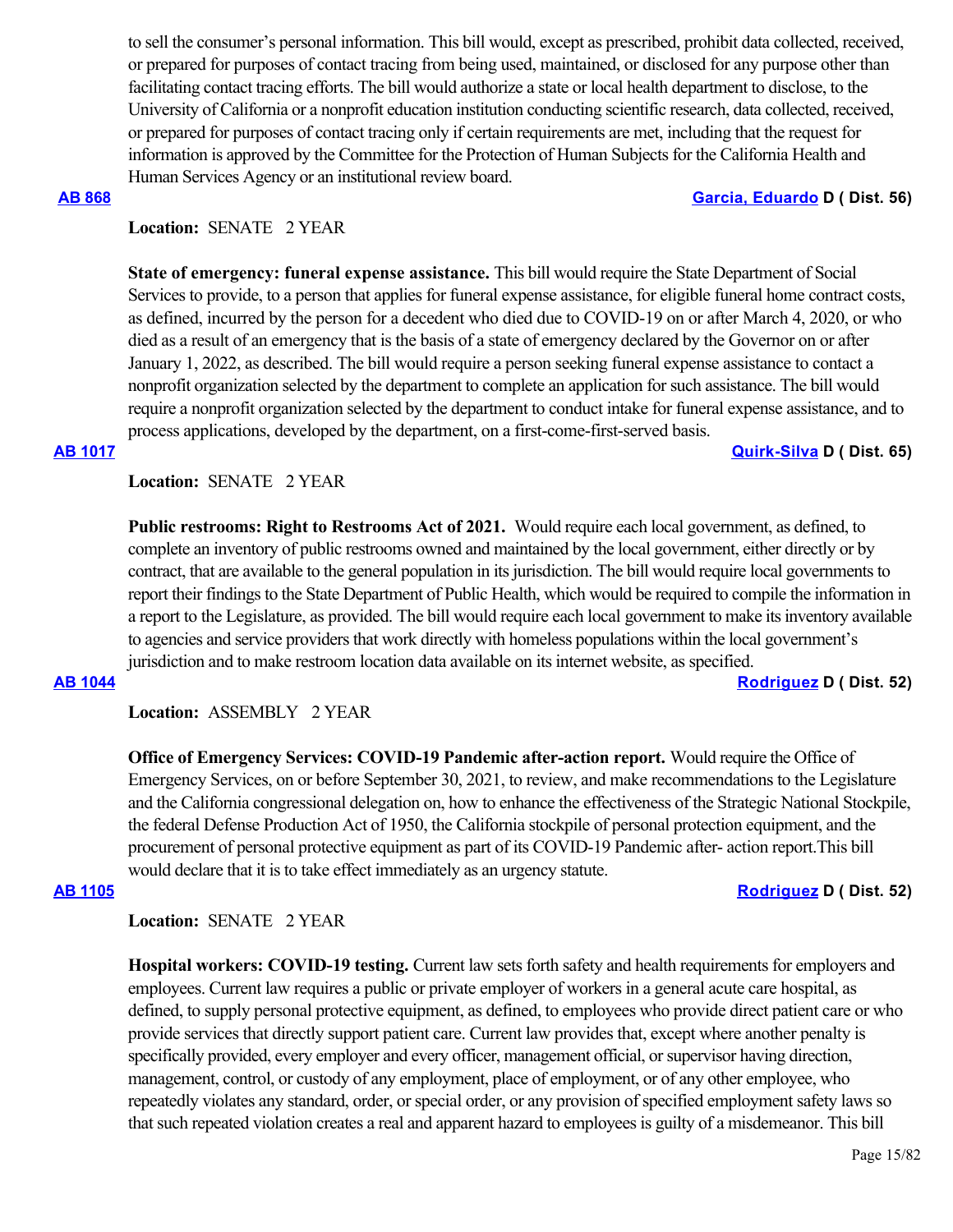to sell the consumer's personal information. This bill would, except as prescribed, prohibit data collected, received, or prepared for purposes of contact tracing from being used, maintained, or disclosed for any purpose other than facilitating contact tracing efforts. The bill would authorize a state or local health department to disclose, to the University of California or a nonprofit education institution conducting scientific research, data collected, received, or prepared for purposes of contact tracing only if certain requirements are met, including that the request for information is approved by the Committee for the Protection of Human Subjects for the California Health and Human Services Agency or an institutional review board.

**AB 868** **Garcia, Eduardo D ( Dist. 56)**

**Location:** SENATE 2 YEAR

**State of emergency: funeral expense assistance.** This bill would require the State Department of Social Services to provide, to a person that applies for funeral expense assistance, for eligible funeral home contract costs, as defined, incurred by the person for a decedent who died due to COVID-19 on or after March 4, 2020, or who died as a result of an emergency that is the basis of a state of emergency declared by the Governor on or after January 1, 2022, as described. The bill would require a person seeking funeral expense assistance to contact a nonprofit organization selected by the department to complete an application for such assistance. The bill would require a nonprofit organization selected by the department to conduct intake for funeral expense assistance, and to process applications, developed by the department, on a first-come-first-served basis.

**AB 1017** **Quirk-Silva D ( Dist. 65)**

**Location:** SENATE 2 YEAR

**Public restrooms: Right to Restrooms Act of 2021.** Would require each local government, as defined, to complete an inventory of public restrooms owned and maintained by the local government, either directly or by contract, that are available to the general population in its jurisdiction. The bill would require local governments to report their findings to the State Department of Public Health, which would be required to compile the information in a report to the Legislature, as provided. The bill would require each local government to make its inventory available to agencies and service providers that work directly with homeless populations within the local government's jurisdiction and to make restroom location data available on its internet website, as specified.

**AB 1044** **Rodriguez D ( Dist. 52)**

**Location:** ASSEMBLY 2 YEAR

**Office of Emergency Services: COVID-19 Pandemic after-action report.** Would require the Office of Emergency Services, on or before September 30, 2021, to review, and make recommendations to the Legislature and the California congressional delegation on, how to enhance the effectiveness of the Strategic National Stockpile, the federal Defense Production Act of 1950, the California stockpile of personal protection equipment, and the procurement of personal protective equipment as part of its COVID-19 Pandemic after- action report.This bill would declare that it is to take effect immediately as an urgency statute.

**AB 1105** **Rodriguez D ( Dist. 52)**

**Location:** SENATE 2 YEAR

**Hospital workers: COVID-19 testing.** Current law sets forth safety and health requirements for employers and employees. Current law requires a public or private employer of workers in a general acute care hospital, as defined, to supply personal protective equipment, as defined, to employees who provide direct patient care or who provide services that directly support patient care. Current law provides that, except where another penalty is specifically provided, every employer and every officer, management official, or supervisor having direction, management, control, or custody of any employment, place of employment, or of any other employee, who repeatedly violates any standard, order, or special order, or any provision of specified employment safety laws so that such repeated violation creates a real and apparent hazard to employees is guilty of a misdemeanor. This bill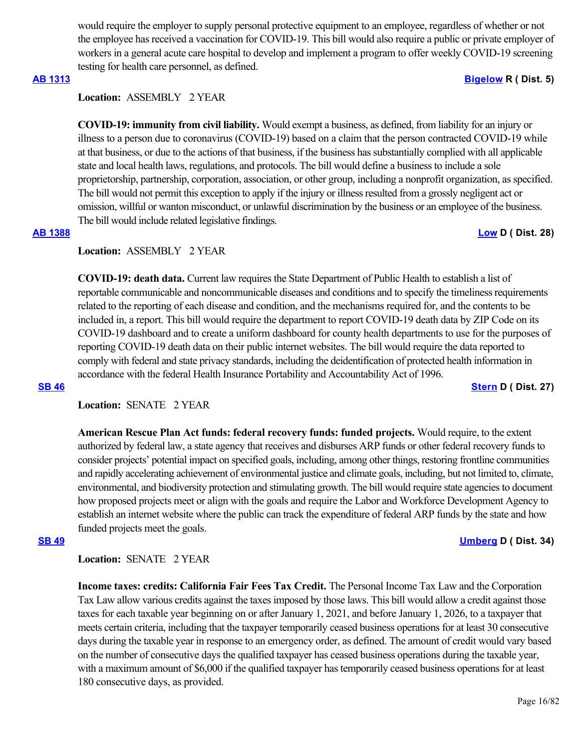would require the employer to supply personal protective equipment to an employee, regardless of whether or not the employee has received a vaccination for COVID-19. This bill would also require a public or private employer of workers in a general acute care hospital to develop and implement a program to offer weekly COVID-19 screening testing for health care personnel, as defined.

**AB 1313** **Bigelow R ( Dist. 5)**

**Location:** ASSEMBLY 2 YEAR

**COVID-19: immunity from civil liability.** Would exempt a business, as defined, from liability for an injury or illness to a person due to coronavirus (COVID-19) based on a claim that the person contracted COVID-19 while at that business, or due to the actions of that business, if the business has substantially complied with all applicable state and local health laws, regulations, and protocols. The bill would define a business to include a sole proprietorship, partnership, corporation, association, or other group, including a nonprofit organization, as specified. The bill would not permit this exception to apply if the injury or illness resulted from a grossly negligent act or omission, willful or wanton misconduct, or unlawful discrimination by the business or an employee of the business. The bill would include related legislative findings.

**AB 1388** **Low D ( Dist. 28)**

**Location:** ASSEMBLY 2 YEAR

**COVID-19: death data.** Current law requires the State Department of Public Health to establish a list of reportable communicable and noncommunicable diseases and conditions and to specify the timeliness requirements related to the reporting of each disease and condition, and the mechanisms required for, and the contents to be included in, a report. This bill would require the department to report COVID-19 death data by ZIP Code on its COVID-19 dashboard and to create a uniform dashboard for county health departments to use for the purposes of reporting COVID-19 death data on their public internet websites. The bill would require the data reported to comply with federal and state privacy standards, including the deidentification of protected health information in accordance with the federal Health Insurance Portability and Accountability Act of 1996.

**SB 46** **Stern D ( Dist. 27)**

**Location:** SENATE 2 YEAR

**American Rescue Plan Act funds: federal recovery funds: funded projects.** Would require, to the extent authorized by federal law, a state agency that receives and disburses ARP funds or other federal recovery funds to consider projects' potential impact on specified goals, including, among other things, restoring frontline communities and rapidly accelerating achievement of environmental justice and climate goals, including, but not limited to, climate, environmental, and biodiversity protection and stimulating growth. The bill would require state agencies to document how proposed projects meet or align with the goals and require the Labor and Workforce Development Agency to establish an internet website where the public can track the expenditure of federal ARP funds by the state and how funded projects meet the goals.

**SB 49** **Umberg D ( Dist. 34)**

**Location:** SENATE 2 YEAR

**Income taxes: credits: California Fair Fees Tax Credit.** The Personal Income Tax Law and the Corporation Tax Law allow various credits against the taxes imposed by those laws. This bill would allow a credit against those taxes for each taxable year beginning on or after January 1, 2021, and before January 1, 2026, to a taxpayer that meets certain criteria, including that the taxpayer temporarily ceased business operations for at least 30 consecutive days during the taxable year in response to an emergency order, as defined. The amount of credit would vary based on the number of consecutive days the qualified taxpayer has ceased business operations during the taxable year, with a maximum amount of $6,000 if the qualified taxpayer has temporarily ceased business operations for at least 180 consecutive days, as provided.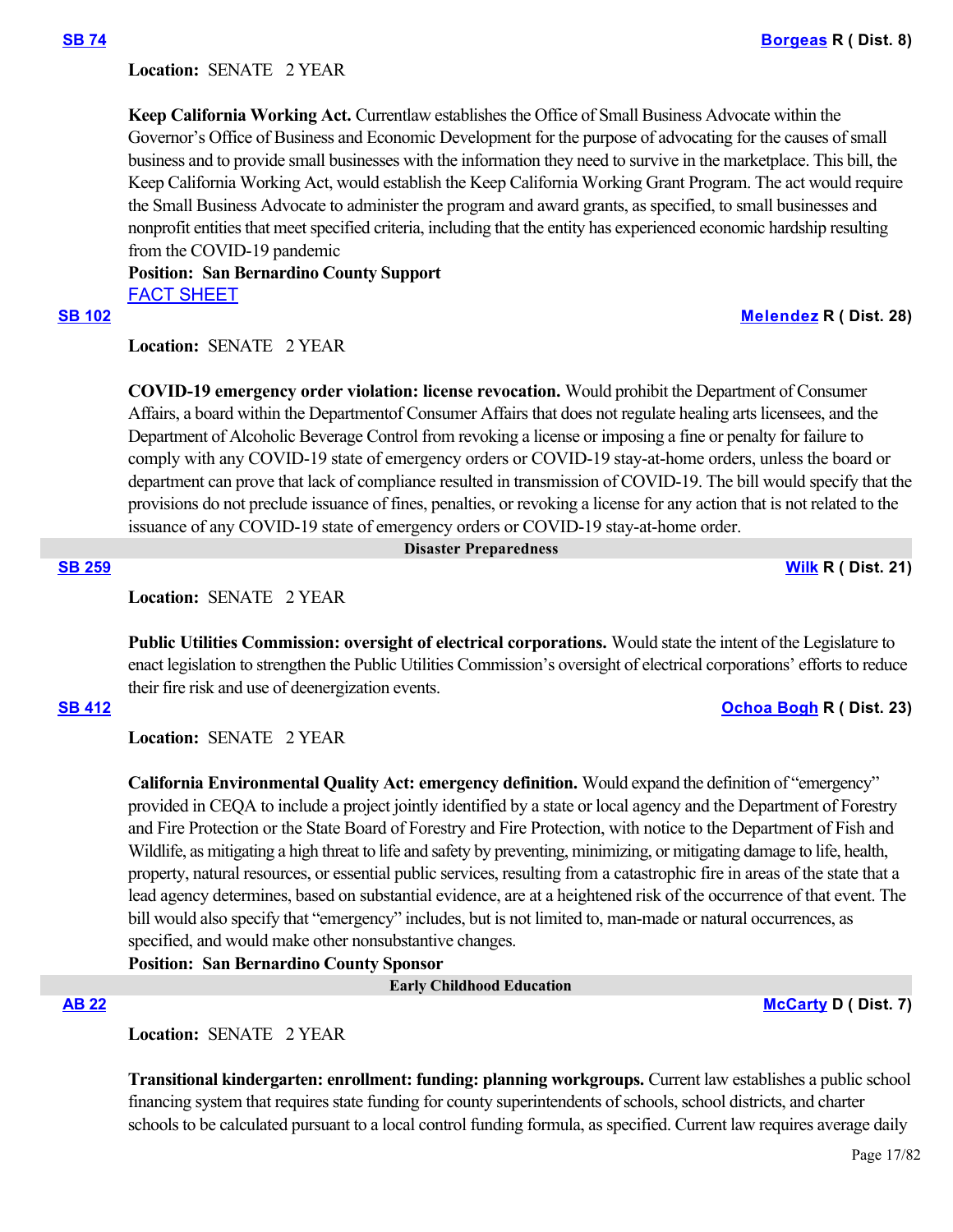**[SB 74](#)** **[Borgeas](#) R ( Dist. 8)**

**Location:** SENATE 2 YEAR

**Keep California Working Act.** Currentlaw establishes the Office of Small Business Advocate within the Governor's Office of Business and Economic Development for the purpose of advocating for the causes of small business and to provide small businesses with the information they need to survive in the marketplace. This bill, the Keep California Working Act, would establish the Keep California Working Grant Program. The act would require the Small Business Advocate to administer the program and award grants, as specified, to small businesses and nonprofit entities that meet specified criteria, including that the entity has experienced economic hardship resulting from the COVID-19 pandemic

**Position: San Bernardino County Support**

[FACT SHEET](#)

**[SB 102](#)** **[Melendez](#) R ( Dist. 28)**

**Location:** SENATE 2 YEAR

**COVID-19 emergency order violation: license revocation.** Would prohibit the Department of Consumer Affairs, a board within the Departmentof Consumer Affairs that does not regulate healing arts licensees, and the Department of Alcoholic Beverage Control from revoking a license or imposing a fine or penalty for failure to comply with any COVID-19 state of emergency orders or COVID-19 stay-at-home orders, unless the board or department can prove that lack of compliance resulted in transmission of COVID-19. The bill would specify that the provisions do not preclude issuance of fines, penalties, or revoking a license for any action that is not related to the issuance of any COVID-19 state of emergency orders or COVID-19 stay-at-home order.

## Disaster Preparedness

**[SB 259](#)** **[Wilk](#) R ( Dist. 21)**

**Location:** SENATE 2 YEAR

**Public Utilities Commission: oversight of electrical corporations.** Would state the intent of the Legislature to enact legislation to strengthen the Public Utilities Commission's oversight of electrical corporations' efforts to reduce their fire risk and use of deenergization events.

**[SB 412](#)** **[Ochoa Bogh](#) R ( Dist. 23)**

**Location:** SENATE 2 YEAR

**California Environmental Quality Act: emergency definition.** Would expand the definition of "emergency" provided in CEQA to include a project jointly identified by a state or local agency and the Department of Forestry and Fire Protection or the State Board of Forestry and Fire Protection, with notice to the Department of Fish and Wildlife, as mitigating a high threat to life and safety by preventing, minimizing, or mitigating damage to life, health, property, natural resources, or essential public services, resulting from a catastrophic fire in areas of the state that a lead agency determines, based on substantial evidence, are at a heightened risk of the occurrence of that event. The bill would also specify that "emergency" includes, but is not limited to, man-made or natural occurrences, as specified, and would make other nonsubstantive changes.

**Position: San Bernardino County Sponsor**

## Early Childhood Education

**[AB 22](#)** **[McCarty](#) D ( Dist. 7)**

**Location:** SENATE 2 YEAR

**Transitional kindergarten: enrollment: funding: planning workgroups.** Current law establishes a public school financing system that requires state funding for county superintendents of schools, school districts, and charter schools to be calculated pursuant to a local control funding formula, as specified. Current law requires average daily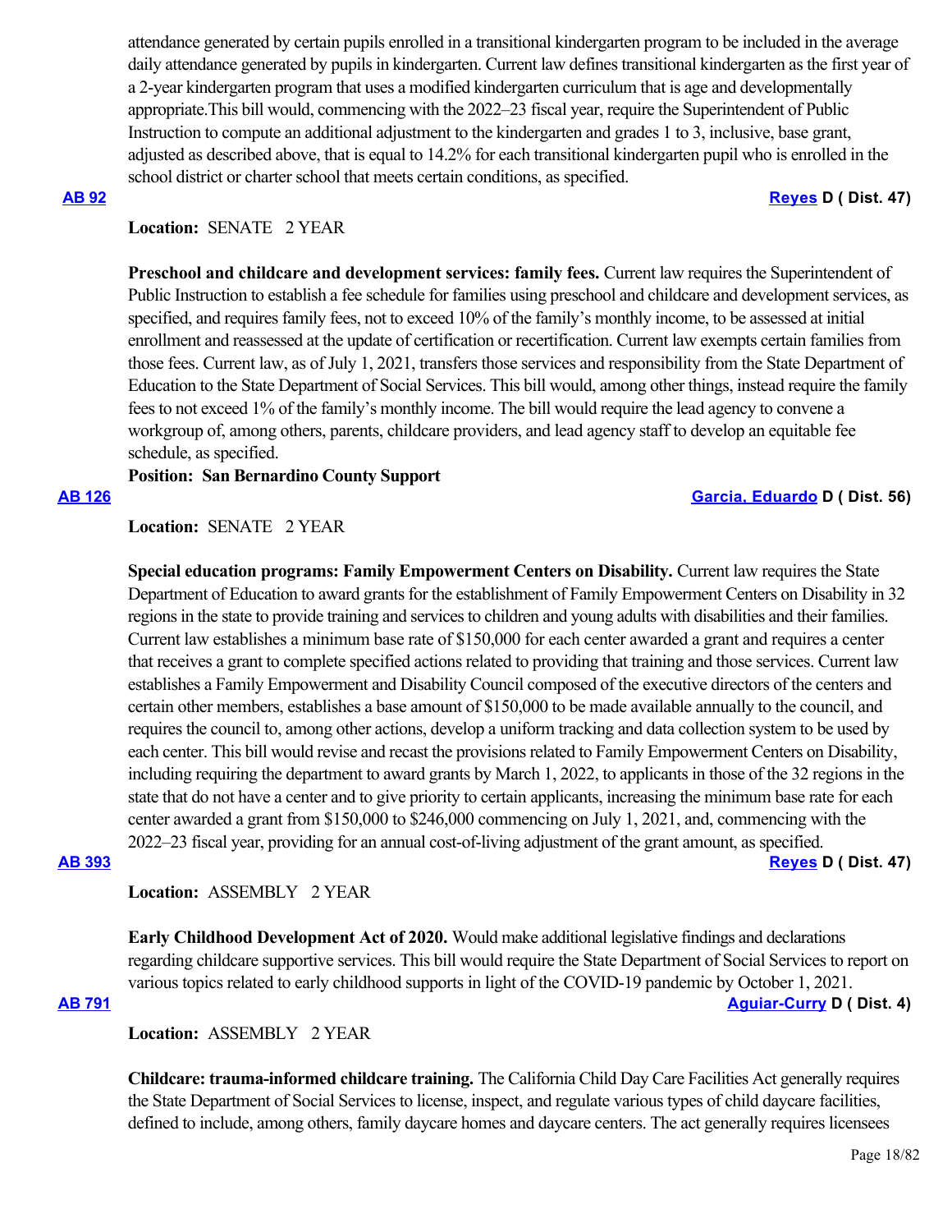attendance generated by certain pupils enrolled in a transitional kindergarten program to be included in the average daily attendance generated by pupils in kindergarten. Current law defines transitional kindergarten as the first year of a 2-year kindergarten program that uses a modified kindergarten curriculum that is age and developmentally appropriate.This bill would, commencing with the 2022–23 fiscal year, require the Superintendent of Public Instruction to compute an additional adjustment to the kindergarten and grades 1 to 3, inclusive, base grant, adjusted as described above, that is equal to 14.2% for each transitional kindergarten pupil who is enrolled in the school district or charter school that meets certain conditions, as specified.

**AB 92** **Reyes D ( Dist. 47)**

**Location:** SENATE 2 YEAR

**Preschool and childcare and development services: family fees.** Current law requires the Superintendent of Public Instruction to establish a fee schedule for families using preschool and childcare and development services, as specified, and requires family fees, not to exceed 10% of the family's monthly income, to be assessed at initial enrollment and reassessed at the update of certification or recertification. Current law exempts certain families from those fees. Current law, as of July 1, 2021, transfers those services and responsibility from the State Department of Education to the State Department of Social Services. This bill would, among other things, instead require the family fees to not exceed 1% of the family's monthly income. The bill would require the lead agency to convene a workgroup of, among others, parents, childcare providers, and lead agency staff to develop an equitable fee schedule, as specified.

**Position: San Bernardino County Support**

**AB 126** **Garcia, Eduardo D ( Dist. 56)**

**Location:** SENATE 2 YEAR

**Special education programs: Family Empowerment Centers on Disability.** Current law requires the State Department of Education to award grants for the establishment of Family Empowerment Centers on Disability in 32 regions in the state to provide training and services to children and young adults with disabilities and their families. Current law establishes a minimum base rate of $150,000 for each center awarded a grant and requires a center that receives a grant to complete specified actions related to providing that training and those services. Current law establishes a Family Empowerment and Disability Council composed of the executive directors of the centers and certain other members, establishes a base amount of $150,000 to be made available annually to the council, and requires the council to, among other actions, develop a uniform tracking and data collection system to be used by each center. This bill would revise and recast the provisions related to Family Empowerment Centers on Disability, including requiring the department to award grants by March 1, 2022, to applicants in those of the 32 regions in the state that do not have a center and to give priority to certain applicants, increasing the minimum base rate for each center awarded a grant from $150,000 to $246,000 commencing on July 1, 2021, and, commencing with the 2022–23 fiscal year, providing for an annual cost-of-living adjustment of the grant amount, as specified.

**AB 393** **Reyes D ( Dist. 47)**

**Location:** ASSEMBLY 2 YEAR

**Early Childhood Development Act of 2020.** Would make additional legislative findings and declarations regarding childcare supportive services. This bill would require the State Department of Social Services to report on various topics related to early childhood supports in light of the COVID-19 pandemic by October 1, 2021.

**AB 791** **Aguiar-Curry D ( Dist. 4)**

**Location:** ASSEMBLY 2 YEAR

**Childcare: trauma-informed childcare training.** The California Child Day Care Facilities Act generally requires the State Department of Social Services to license, inspect, and regulate various types of child daycare facilities, defined to include, among others, family daycare homes and daycare centers. The act generally requires licensees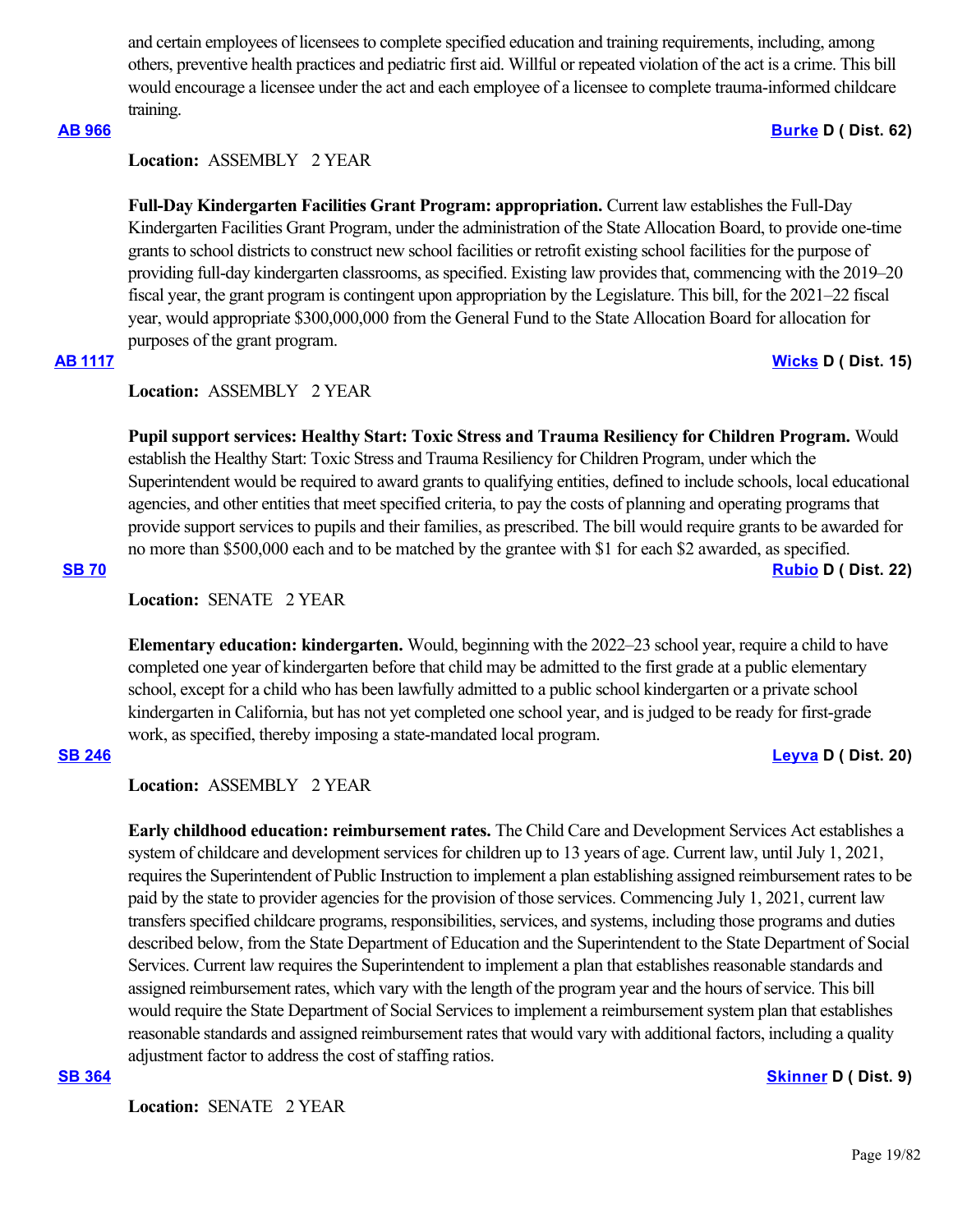and certain employees of licensees to complete specified education and training requirements, including, among others, preventive health practices and pediatric first aid. Willful or repeated violation of the act is a crime. This bill would encourage a licensee under the act and each employee of a licensee to complete trauma-informed childcare training.

**AB 966** **Burke D ( Dist. 62)**

**Location:** ASSEMBLY 2 YEAR

**Full-Day Kindergarten Facilities Grant Program: appropriation.** Current law establishes the Full-Day Kindergarten Facilities Grant Program, under the administration of the State Allocation Board, to provide one-time grants to school districts to construct new school facilities or retrofit existing school facilities for the purpose of providing full-day kindergarten classrooms, as specified. Existing law provides that, commencing with the 2019–20 fiscal year, the grant program is contingent upon appropriation by the Legislature. This bill, for the 2021–22 fiscal year, would appropriate $300,000,000 from the General Fund to the State Allocation Board for allocation for purposes of the grant program.

**AB 1117** **Wicks D ( Dist. 15)**

**Location:** ASSEMBLY 2 YEAR

**Pupil support services: Healthy Start: Toxic Stress and Trauma Resiliency for Children Program.** Would establish the Healthy Start: Toxic Stress and Trauma Resiliency for Children Program, under which the Superintendent would be required to award grants to qualifying entities, defined to include schools, local educational agencies, and other entities that meet specified criteria, to pay the costs of planning and operating programs that provide support services to pupils and their families, as prescribed. The bill would require grants to be awarded for no more than $500,000 each and to be matched by the grantee with $1 for each $2 awarded, as specified.

**SB 70** **Rubio D ( Dist. 22)**

**Location:** SENATE 2 YEAR

**Elementary education: kindergarten.** Would, beginning with the 2022–23 school year, require a child to have completed one year of kindergarten before that child may be admitted to the first grade at a public elementary school, except for a child who has been lawfully admitted to a public school kindergarten or a private school kindergarten in California, but has not yet completed one school year, and is judged to be ready for first-grade work, as specified, thereby imposing a state-mandated local program.

**SB 246** **Leyva D ( Dist. 20)**

**Location:** ASSEMBLY 2 YEAR

**Early childhood education: reimbursement rates.** The Child Care and Development Services Act establishes a system of childcare and development services for children up to 13 years of age. Current law, until July 1, 2021, requires the Superintendent of Public Instruction to implement a plan establishing assigned reimbursement rates to be paid by the state to provider agencies for the provision of those services. Commencing July 1, 2021, current law transfers specified childcare programs, responsibilities, services, and systems, including those programs and duties described below, from the State Department of Education and the Superintendent to the State Department of Social Services. Current law requires the Superintendent to implement a plan that establishes reasonable standards and assigned reimbursement rates, which vary with the length of the program year and the hours of service. This bill would require the State Department of Social Services to implement a reimbursement system plan that establishes reasonable standards and assigned reimbursement rates that would vary with additional factors, including a quality adjustment factor to address the cost of staffing ratios.

**SB 364** **Skinner D ( Dist. 9)**

**Location:** SENATE 2 YEAR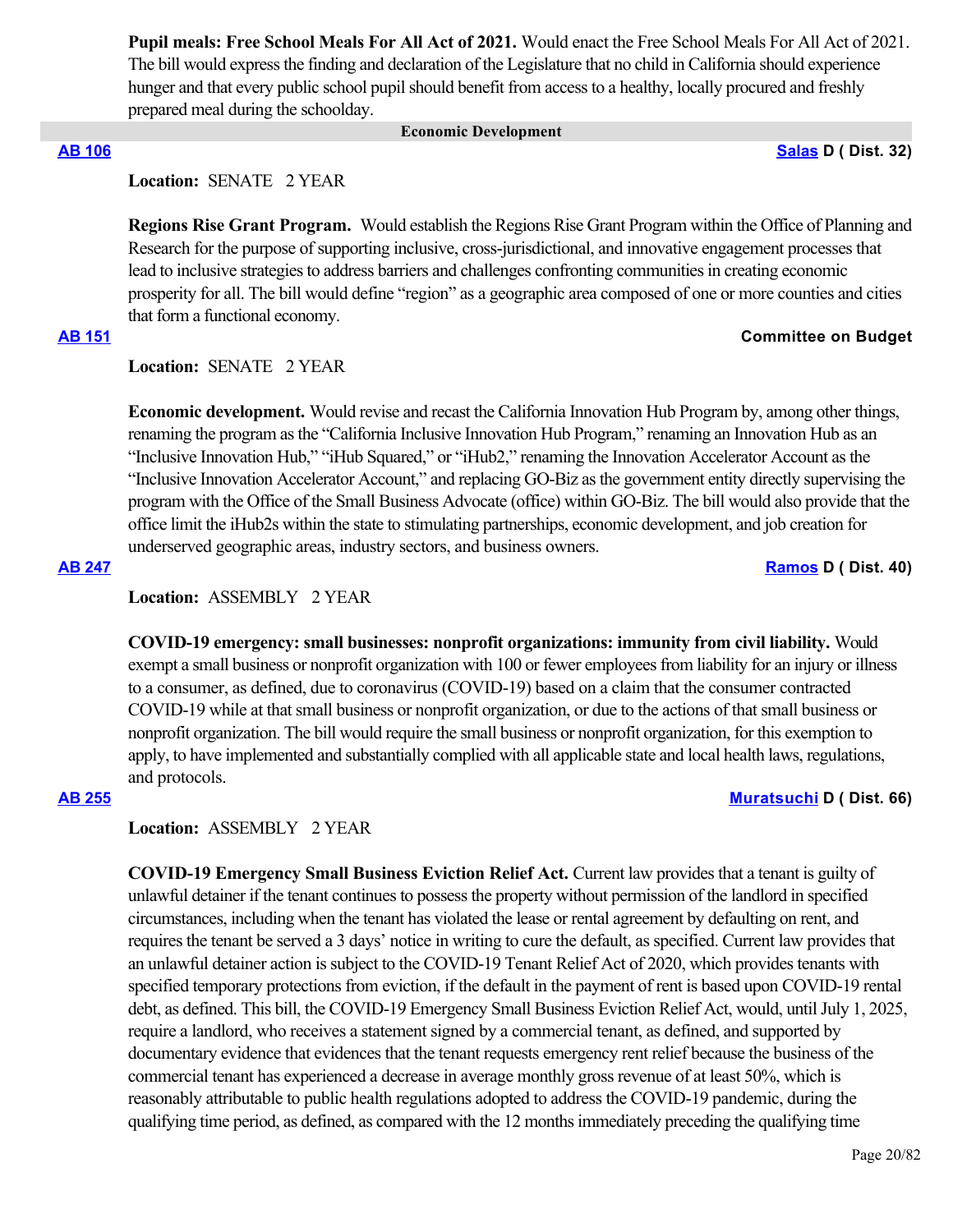**Pupil meals: Free School Meals For All Act of 2021.** Would enact the Free School Meals For All Act of 2021. The bill would express the finding and declaration of the Legislature that no child in California should experience hunger and that every public school pupil should benefit from access to a healthy, locally procured and freshly prepared meal during the schoolday.

## Economic Development

**AB 106** — **Salas D ( Dist. 32)**

**Location:** SENATE 2 YEAR

**Regions Rise Grant Program.** Would establish the Regions Rise Grant Program within the Office of Planning and Research for the purpose of supporting inclusive, cross-jurisdictional, and innovative engagement processes that lead to inclusive strategies to address barriers and challenges confronting communities in creating economic prosperity for all. The bill would define "region" as a geographic area composed of one or more counties and cities that form a functional economy.

**AB 151** — **Committee on Budget**

**Location:** SENATE 2 YEAR

**Economic development.** Would revise and recast the California Innovation Hub Program by, among other things, renaming the program as the "California Inclusive Innovation Hub Program," renaming an Innovation Hub as an "Inclusive Innovation Hub," "iHub Squared," or "iHub2," renaming the Innovation Accelerator Account as the "Inclusive Innovation Accelerator Account," and replacing GO-Biz as the government entity directly supervising the program with the Office of the Small Business Advocate (office) within GO-Biz. The bill would also provide that the office limit the iHub2s within the state to stimulating partnerships, economic development, and job creation for underserved geographic areas, industry sectors, and business owners.

**AB 247** — **Ramos D ( Dist. 40)**

**Location:** ASSEMBLY 2 YEAR

**COVID-19 emergency: small businesses: nonprofit organizations: immunity from civil liability.** Would exempt a small business or nonprofit organization with 100 or fewer employees from liability for an injury or illness to a consumer, as defined, due to coronavirus (COVID-19) based on a claim that the consumer contracted COVID-19 while at that small business or nonprofit organization, or due to the actions of that small business or nonprofit organization. The bill would require the small business or nonprofit organization, for this exemption to apply, to have implemented and substantially complied with all applicable state and local health laws, regulations, and protocols.

**AB 255** — **Muratsuchi D ( Dist. 66)**

**Location:** ASSEMBLY 2 YEAR

**COVID-19 Emergency Small Business Eviction Relief Act.** Current law provides that a tenant is guilty of unlawful detainer if the tenant continues to possess the property without permission of the landlord in specified circumstances, including when the tenant has violated the lease or rental agreement by defaulting on rent, and requires the tenant be served a 3 days' notice in writing to cure the default, as specified. Current law provides that an unlawful detainer action is subject to the COVID-19 Tenant Relief Act of 2020, which provides tenants with specified temporary protections from eviction, if the default in the payment of rent is based upon COVID-19 rental debt, as defined. This bill, the COVID-19 Emergency Small Business Eviction Relief Act, would, until July 1, 2025, require a landlord, who receives a statement signed by a commercial tenant, as defined, and supported by documentary evidence that evidences that the tenant requests emergency rent relief because the business of the commercial tenant has experienced a decrease in average monthly gross revenue of at least 50%, which is reasonably attributable to public health regulations adopted to address the COVID-19 pandemic, during the qualifying time period, as defined, as compared with the 12 months immediately preceding the qualifying time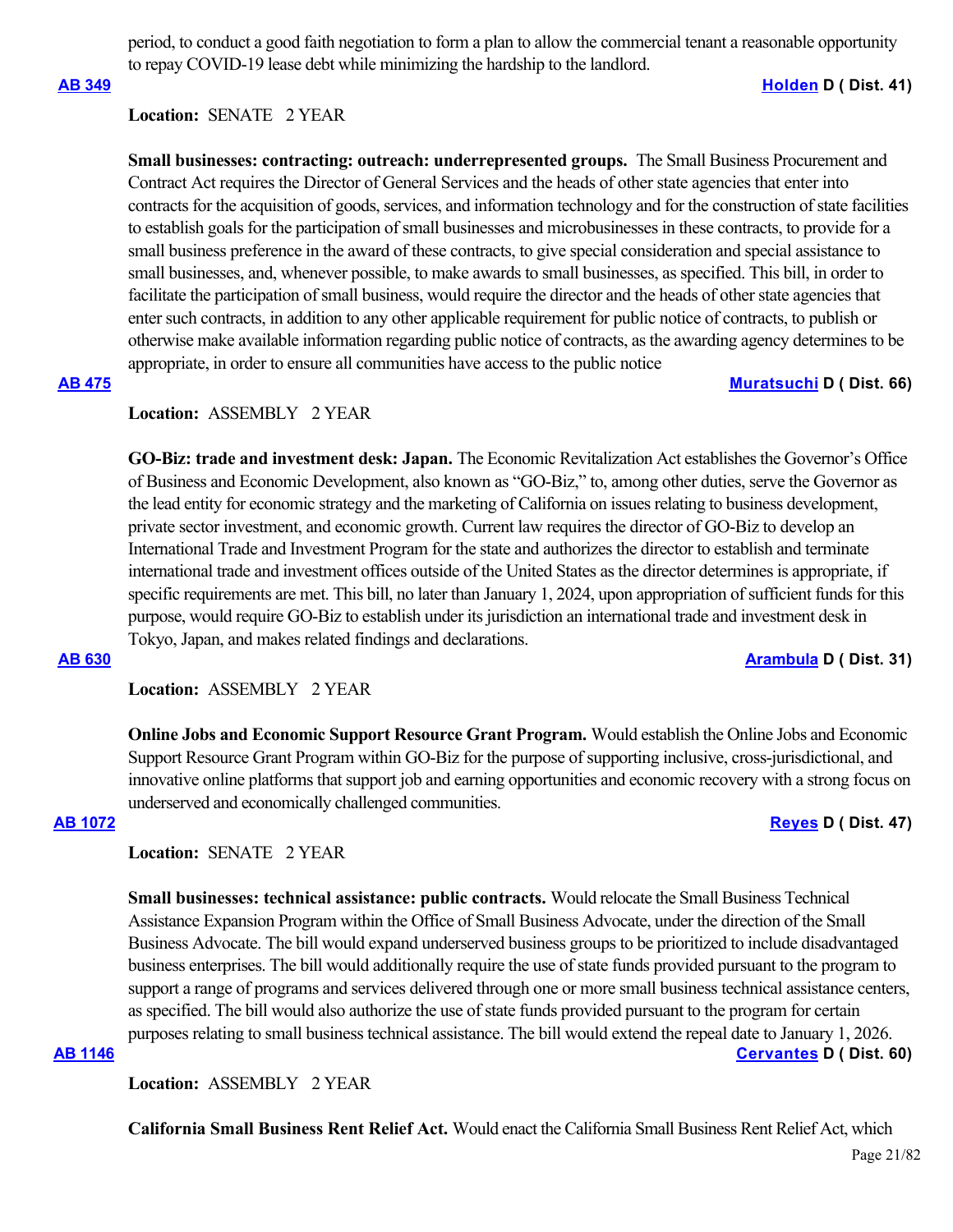period, to conduct a good faith negotiation to form a plan to allow the commercial tenant a reasonable opportunity to repay COVID-19 lease debt while minimizing the hardship to the landlord.

**AB 349** **Holden D ( Dist. 41)**

**Location:** SENATE 2 YEAR

**Small businesses: contracting: outreach: underrepresented groups.** The Small Business Procurement and Contract Act requires the Director of General Services and the heads of other state agencies that enter into contracts for the acquisition of goods, services, and information technology and for the construction of state facilities to establish goals for the participation of small businesses and microbusinesses in these contracts, to provide for a small business preference in the award of these contracts, to give special consideration and special assistance to small businesses, and, whenever possible, to make awards to small businesses, as specified. This bill, in order to facilitate the participation of small business, would require the director and the heads of other state agencies that enter such contracts, in addition to any other applicable requirement for public notice of contracts, to publish or otherwise make available information regarding public notice of contracts, as the awarding agency determines to be appropriate, in order to ensure all communities have access to the public notice

**AB 475** **Muratsuchi D ( Dist. 66)**

**Location:** ASSEMBLY 2 YEAR

**GO-Biz: trade and investment desk: Japan.** The Economic Revitalization Act establishes the Governor's Office of Business and Economic Development, also known as "GO-Biz," to, among other duties, serve the Governor as the lead entity for economic strategy and the marketing of California on issues relating to business development, private sector investment, and economic growth. Current law requires the director of GO-Biz to develop an International Trade and Investment Program for the state and authorizes the director to establish and terminate international trade and investment offices outside of the United States as the director determines is appropriate, if specific requirements are met. This bill, no later than January 1, 2024, upon appropriation of sufficient funds for this purpose, would require GO-Biz to establish under its jurisdiction an international trade and investment desk in Tokyo, Japan, and makes related findings and declarations.

**AB 630** **Arambula D ( Dist. 31)**

**Location:** ASSEMBLY 2 YEAR

**Online Jobs and Economic Support Resource Grant Program.** Would establish the Online Jobs and Economic Support Resource Grant Program within GO-Biz for the purpose of supporting inclusive, cross-jurisdictional, and innovative online platforms that support job and earning opportunities and economic recovery with a strong focus on underserved and economically challenged communities.

**AB 1072** **Reyes D ( Dist. 47)**

**Location:** SENATE 2 YEAR

**Small businesses: technical assistance: public contracts.** Would relocate the Small Business Technical Assistance Expansion Program within the Office of Small Business Advocate, under the direction of the Small Business Advocate. The bill would expand underserved business groups to be prioritized to include disadvantaged business enterprises. The bill would additionally require the use of state funds provided pursuant to the program to support a range of programs and services delivered through one or more small business technical assistance centers, as specified. The bill would also authorize the use of state funds provided pursuant to the program for certain purposes relating to small business technical assistance. The bill would extend the repeal date to January 1, 2026.

**AB 1146** **Cervantes D ( Dist. 60)**

**Location:** ASSEMBLY 2 YEAR

**California Small Business Rent Relief Act.** Would enact the California Small Business Rent Relief Act, which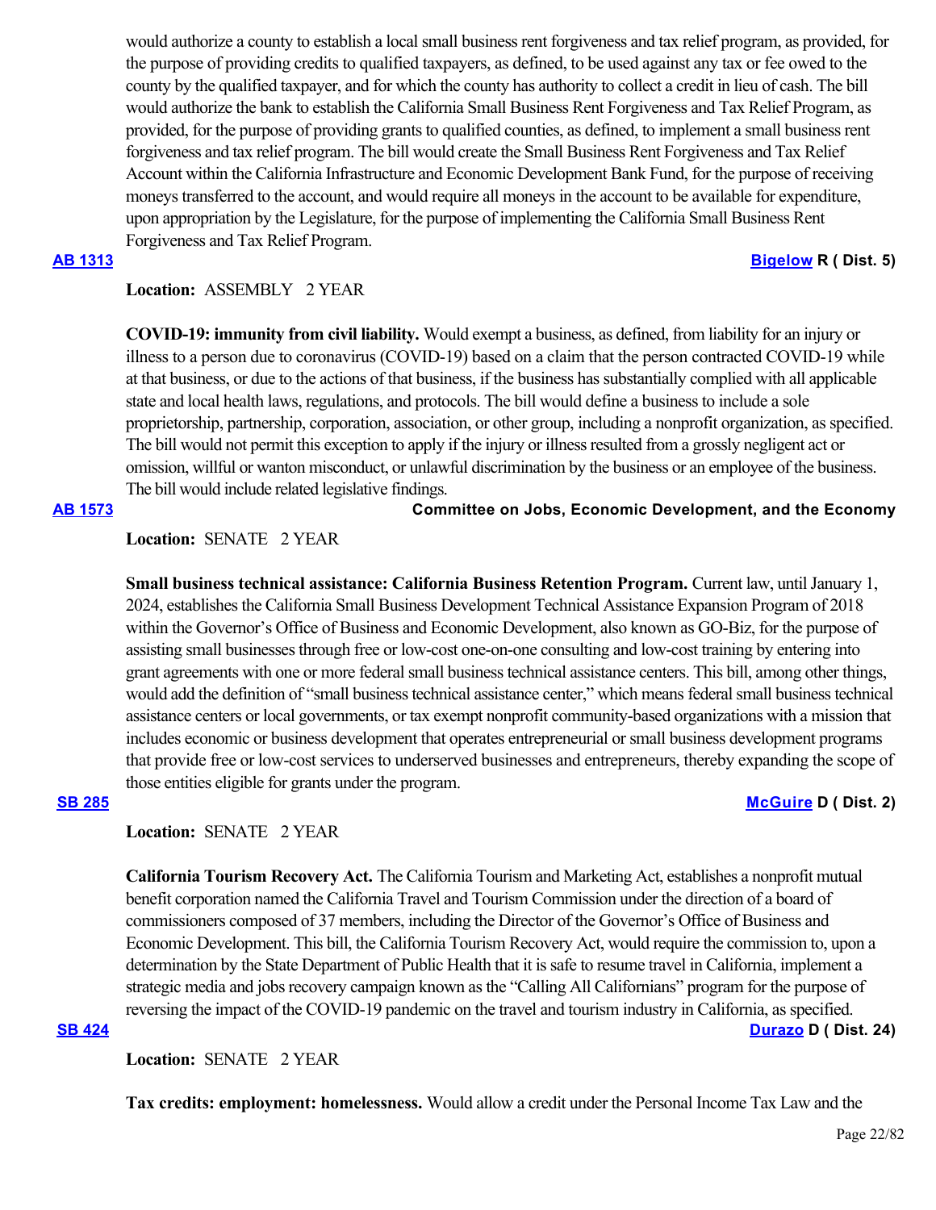would authorize a county to establish a local small business rent forgiveness and tax relief program, as provided, for the purpose of providing credits to qualified taxpayers, as defined, to be used against any tax or fee owed to the county by the qualified taxpayer, and for which the county has authority to collect a credit in lieu of cash. The bill would authorize the bank to establish the California Small Business Rent Forgiveness and Tax Relief Program, as provided, for the purpose of providing grants to qualified counties, as defined, to implement a small business rent forgiveness and tax relief program. The bill would create the Small Business Rent Forgiveness and Tax Relief Account within the California Infrastructure and Economic Development Bank Fund, for the purpose of receiving moneys transferred to the account, and would require all moneys in the account to be available for expenditure, upon appropriation by the Legislature, for the purpose of implementing the California Small Business Rent Forgiveness and Tax Relief Program.

**AB 1313** **Bigelow R ( Dist. 5)**

**Location:** ASSEMBLY 2 YEAR

**COVID-19: immunity from civil liability.** Would exempt a business, as defined, from liability for an injury or illness to a person due to coronavirus (COVID-19) based on a claim that the person contracted COVID-19 while at that business, or due to the actions of that business, if the business has substantially complied with all applicable state and local health laws, regulations, and protocols. The bill would define a business to include a sole proprietorship, partnership, corporation, association, or other group, including a nonprofit organization, as specified. The bill would not permit this exception to apply if the injury or illness resulted from a grossly negligent act or omission, willful or wanton misconduct, or unlawful discrimination by the business or an employee of the business. The bill would include related legislative findings.

**AB 1573** **Committee on Jobs, Economic Development, and the Economy**

**Location:** SENATE 2 YEAR

**Small business technical assistance: California Business Retention Program.** Current law, until January 1, 2024, establishes the California Small Business Development Technical Assistance Expansion Program of 2018 within the Governor's Office of Business and Economic Development, also known as GO-Biz, for the purpose of assisting small businesses through free or low-cost one-on-one consulting and low-cost training by entering into grant agreements with one or more federal small business technical assistance centers. This bill, among other things, would add the definition of "small business technical assistance center," which means federal small business technical assistance centers or local governments, or tax exempt nonprofit community-based organizations with a mission that includes economic or business development that operates entrepreneurial or small business development programs that provide free or low-cost services to underserved businesses and entrepreneurs, thereby expanding the scope of those entities eligible for grants under the program.

**SB 285** **McGuire D ( Dist. 2)**

**Location:** SENATE 2 YEAR

**California Tourism Recovery Act.** The California Tourism and Marketing Act, establishes a nonprofit mutual benefit corporation named the California Travel and Tourism Commission under the direction of a board of commissioners composed of 37 members, including the Director of the Governor's Office of Business and Economic Development. This bill, the California Tourism Recovery Act, would require the commission to, upon a determination by the State Department of Public Health that it is safe to resume travel in California, implement a strategic media and jobs recovery campaign known as the "Calling All Californians" program for the purpose of reversing the impact of the COVID-19 pandemic on the travel and tourism industry in California, as specified.

**SB 424** **Durazo D ( Dist. 24)**

**Location:** SENATE 2 YEAR

**Tax credits: employment: homelessness.** Would allow a credit under the Personal Income Tax Law and the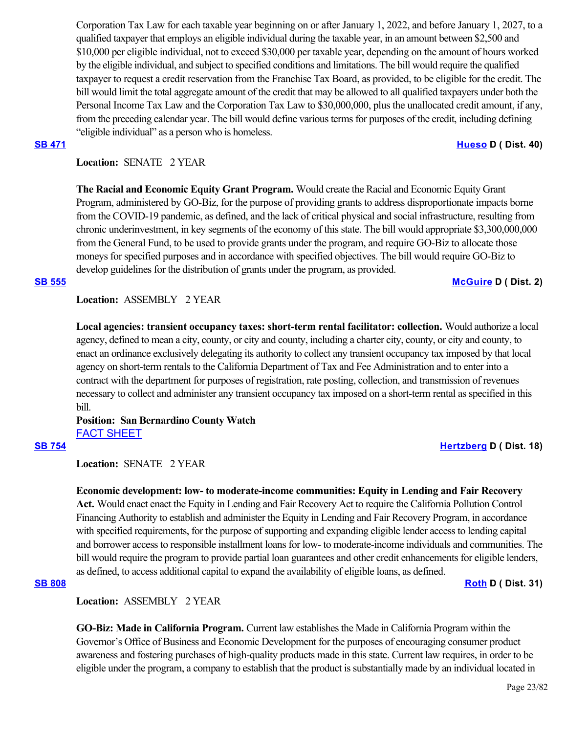Corporation Tax Law for each taxable year beginning on or after January 1, 2022, and before January 1, 2027, to a qualified taxpayer that employs an eligible individual during the taxable year, in an amount between $2,500 and $10,000 per eligible individual, not to exceed $30,000 per taxable year, depending on the amount of hours worked by the eligible individual, and subject to specified conditions and limitations. The bill would require the qualified taxpayer to request a credit reservation from the Franchise Tax Board, as provided, to be eligible for the credit. The bill would limit the total aggregate amount of the credit that may be allowed to all qualified taxpayers under both the Personal Income Tax Law and the Corporation Tax Law to $30,000,000, plus the unallocated credit amount, if any, from the preceding calendar year. The bill would define various terms for purposes of the credit, including defining "eligible individual" as a person who is homeless.

**SB 471** **Hueso D ( Dist. 40)**

**Location:** SENATE 2 YEAR

**The Racial and Economic Equity Grant Program.** Would create the Racial and Economic Equity Grant Program, administered by GO-Biz, for the purpose of providing grants to address disproportionate impacts borne from the COVID-19 pandemic, as defined, and the lack of critical physical and social infrastructure, resulting from chronic underinvestment, in key segments of the economy of this state. The bill would appropriate $3,300,000,000 from the General Fund, to be used to provide grants under the program, and require GO-Biz to allocate those moneys for specified purposes and in accordance with specified objectives. The bill would require GO-Biz to develop guidelines for the distribution of grants under the program, as provided.

**SB 555** **McGuire D ( Dist. 2)**

**Location:** ASSEMBLY 2 YEAR

**Local agencies: transient occupancy taxes: short-term rental facilitator: collection.** Would authorize a local agency, defined to mean a city, county, or city and county, including a charter city, county, or city and county, to enact an ordinance exclusively delegating its authority to collect any transient occupancy tax imposed by that local agency on short-term rentals to the California Department of Tax and Fee Administration and to enter into a contract with the department for purposes of registration, rate posting, collection, and transmission of revenues necessary to collect and administer any transient occupancy tax imposed on a short-term rental as specified in this bill.

**Position: San Bernardino County Watch**
FACT SHEET

**SB 754** **Hertzberg D ( Dist. 18)**

**Location:** SENATE 2 YEAR

**Economic development: low- to moderate-income communities: Equity in Lending and Fair Recovery Act.** Would enact enact the Equity in Lending and Fair Recovery Act to require the California Pollution Control Financing Authority to establish and administer the Equity in Lending and Fair Recovery Program, in accordance with specified requirements, for the purpose of supporting and expanding eligible lender access to lending capital and borrower access to responsible installment loans for low- to moderate-income individuals and communities. The bill would require the program to provide partial loan guarantees and other credit enhancements for eligible lenders, as defined, to access additional capital to expand the availability of eligible loans, as defined.

**SB 808** **Roth D ( Dist. 31)**

**Location:** ASSEMBLY 2 YEAR

**GO-Biz: Made in California Program.** Current law establishes the Made in California Program within the Governor's Office of Business and Economic Development for the purposes of encouraging consumer product awareness and fostering purchases of high-quality products made in this state. Current law requires, in order to be eligible under the program, a company to establish that the product is substantially made by an individual located in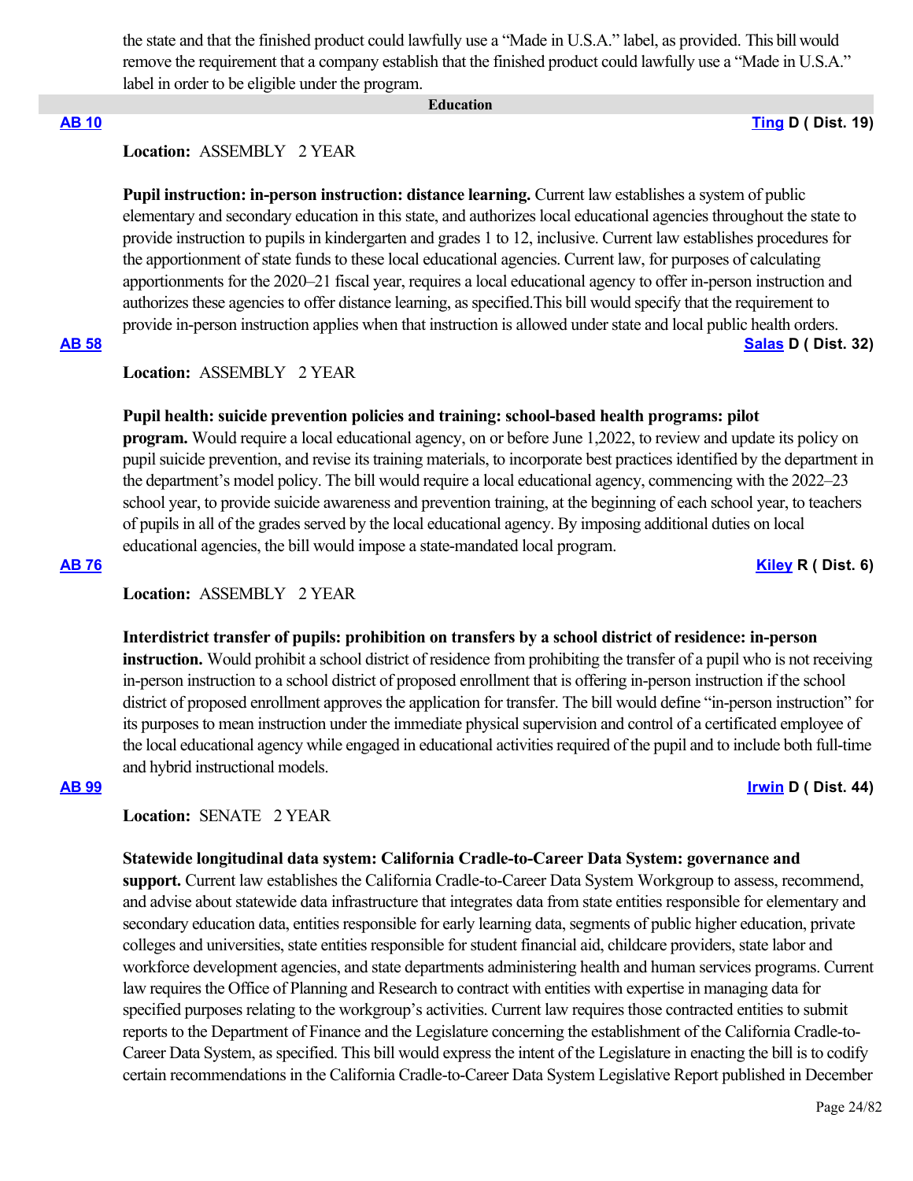the state and that the finished product could lawfully use a "Made in U.S.A." label, as provided. This bill would remove the requirement that a company establish that the finished product could lawfully use a "Made in U.S.A." label in order to be eligible under the program.

## Education

**AB 10** **Ting D ( Dist. 19)**

**Location:** ASSEMBLY 2 YEAR

**Pupil instruction: in-person instruction: distance learning.** Current law establishes a system of public elementary and secondary education in this state, and authorizes local educational agencies throughout the state to provide instruction to pupils in kindergarten and grades 1 to 12, inclusive. Current law establishes procedures for the apportionment of state funds to these local educational agencies. Current law, for purposes of calculating apportionments for the 2020–21 fiscal year, requires a local educational agency to offer in-person instruction and authorizes these agencies to offer distance learning, as specified.This bill would specify that the requirement to provide in-person instruction applies when that instruction is allowed under state and local public health orders.

**AB 58** **Salas D ( Dist. 32)**

**Location:** ASSEMBLY 2 YEAR

**Pupil health: suicide prevention policies and training: school-based health programs: pilot program.** Would require a local educational agency, on or before June 1,2022, to review and update its policy on pupil suicide prevention, and revise its training materials, to incorporate best practices identified by the department in the department's model policy. The bill would require a local educational agency, commencing with the 2022–23 school year, to provide suicide awareness and prevention training, at the beginning of each school year, to teachers of pupils in all of the grades served by the local educational agency. By imposing additional duties on local educational agencies, the bill would impose a state-mandated local program.

**AB 76** **Kiley R ( Dist. 6)**

**Location:** ASSEMBLY 2 YEAR

**Interdistrict transfer of pupils: prohibition on transfers by a school district of residence: in-person instruction.** Would prohibit a school district of residence from prohibiting the transfer of a pupil who is not receiving in-person instruction to a school district of proposed enrollment that is offering in-person instruction if the school district of proposed enrollment approves the application for transfer. The bill would define "in-person instruction" for its purposes to mean instruction under the immediate physical supervision and control of a certificated employee of the local educational agency while engaged in educational activities required of the pupil and to include both full-time and hybrid instructional models.

**AB 99** **Irwin D ( Dist. 44)**

**Location:** SENATE 2 YEAR

**Statewide longitudinal data system: California Cradle-to-Career Data System: governance and support.** Current law establishes the California Cradle-to-Career Data System Workgroup to assess, recommend, and advise about statewide data infrastructure that integrates data from state entities responsible for elementary and secondary education data, entities responsible for early learning data, segments of public higher education, private colleges and universities, state entities responsible for student financial aid, childcare providers, state labor and workforce development agencies, and state departments administering health and human services programs. Current law requires the Office of Planning and Research to contract with entities with expertise in managing data for specified purposes relating to the workgroup's activities. Current law requires those contracted entities to submit reports to the Department of Finance and the Legislature concerning the establishment of the California Cradle-to-Career Data System, as specified. This bill would express the intent of the Legislature in enacting the bill is to codify certain recommendations in the California Cradle-to-Career Data System Legislative Report published in December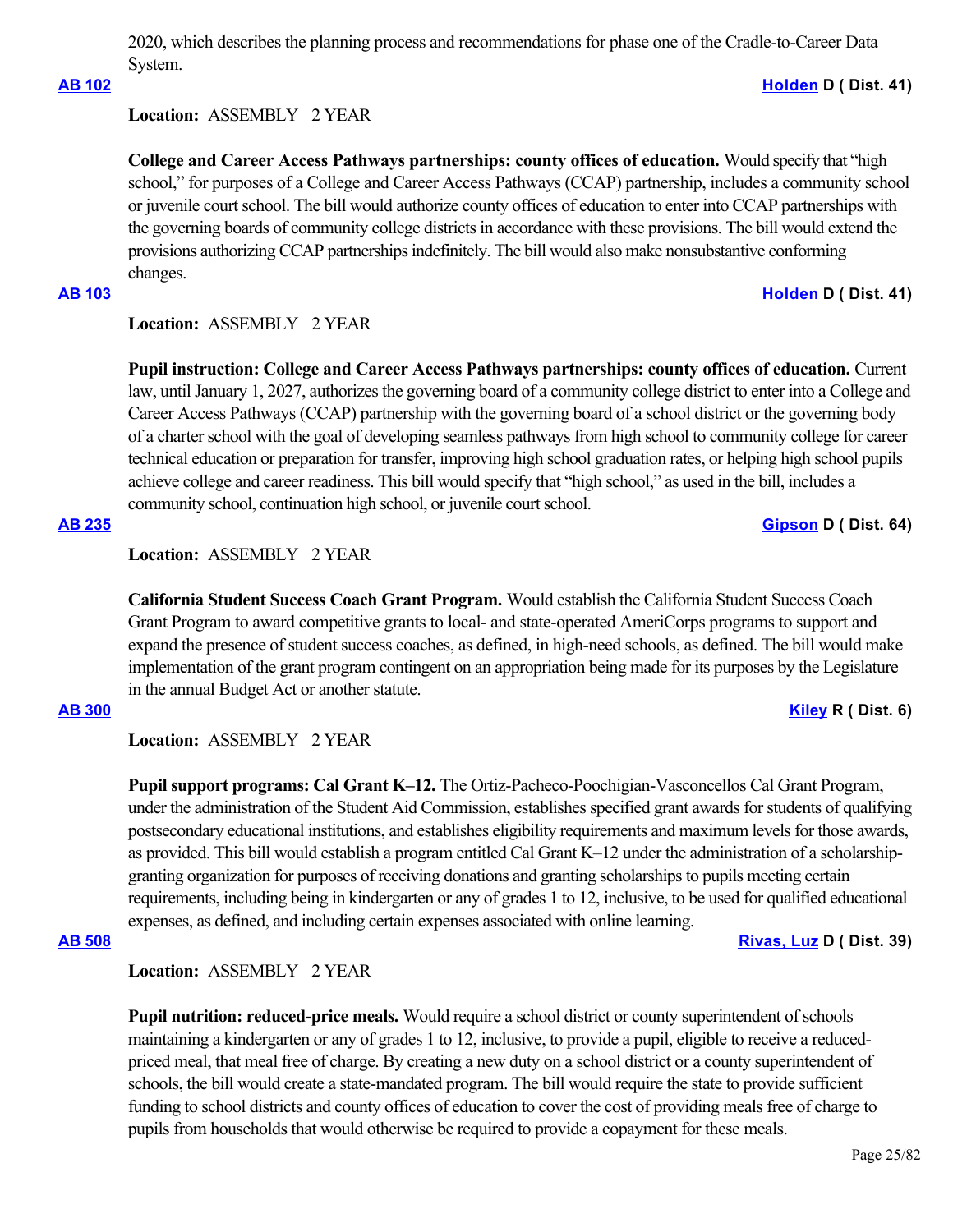2020, which describes the planning process and recommendations for phase one of the Cradle-to-Career Data System.

**AB 102** **Holden D ( Dist. 41)**

**Location:** ASSEMBLY 2 YEAR

**College and Career Access Pathways partnerships: county offices of education.** Would specify that "high school," for purposes of a College and Career Access Pathways (CCAP) partnership, includes a community school or juvenile court school. The bill would authorize county offices of education to enter into CCAP partnerships with the governing boards of community college districts in accordance with these provisions. The bill would extend the provisions authorizing CCAP partnerships indefinitely. The bill would also make nonsubstantive conforming changes.

**AB 103** **Holden D ( Dist. 41)**

**Location:** ASSEMBLY 2 YEAR

**Pupil instruction: College and Career Access Pathways partnerships: county offices of education.** Current law, until January 1, 2027, authorizes the governing board of a community college district to enter into a College and Career Access Pathways (CCAP) partnership with the governing board of a school district or the governing body of a charter school with the goal of developing seamless pathways from high school to community college for career technical education or preparation for transfer, improving high school graduation rates, or helping high school pupils achieve college and career readiness. This bill would specify that "high school," as used in the bill, includes a community school, continuation high school, or juvenile court school.

**AB 235** **Gipson D ( Dist. 64)**

**Location:** ASSEMBLY 2 YEAR

**California Student Success Coach Grant Program.** Would establish the California Student Success Coach Grant Program to award competitive grants to local- and state-operated AmeriCorps programs to support and expand the presence of student success coaches, as defined, in high-need schools, as defined. The bill would make implementation of the grant program contingent on an appropriation being made for its purposes by the Legislature in the annual Budget Act or another statute.

**AB 300** **Kiley R ( Dist. 6)**

**Location:** ASSEMBLY 2 YEAR

**Pupil support programs: Cal Grant K–12.** The Ortiz-Pacheco-Poochigian-Vasconcellos Cal Grant Program, under the administration of the Student Aid Commission, establishes specified grant awards for students of qualifying postsecondary educational institutions, and establishes eligibility requirements and maximum levels for those awards, as provided. This bill would establish a program entitled Cal Grant K–12 under the administration of a scholarship-granting organization for purposes of receiving donations and granting scholarships to pupils meeting certain requirements, including being in kindergarten or any of grades 1 to 12, inclusive, to be used for qualified educational expenses, as defined, and including certain expenses associated with online learning.

**AB 508** **Rivas, Luz D ( Dist. 39)**

**Location:** ASSEMBLY 2 YEAR

**Pupil nutrition: reduced-price meals.** Would require a school district or county superintendent of schools maintaining a kindergarten or any of grades 1 to 12, inclusive, to provide a pupil, eligible to receive a reduced-priced meal, that meal free of charge. By creating a new duty on a school district or a county superintendent of schools, the bill would create a state-mandated program. The bill would require the state to provide sufficient funding to school districts and county offices of education to cover the cost of providing meals free of charge to pupils from households that would otherwise be required to provide a copayment for these meals.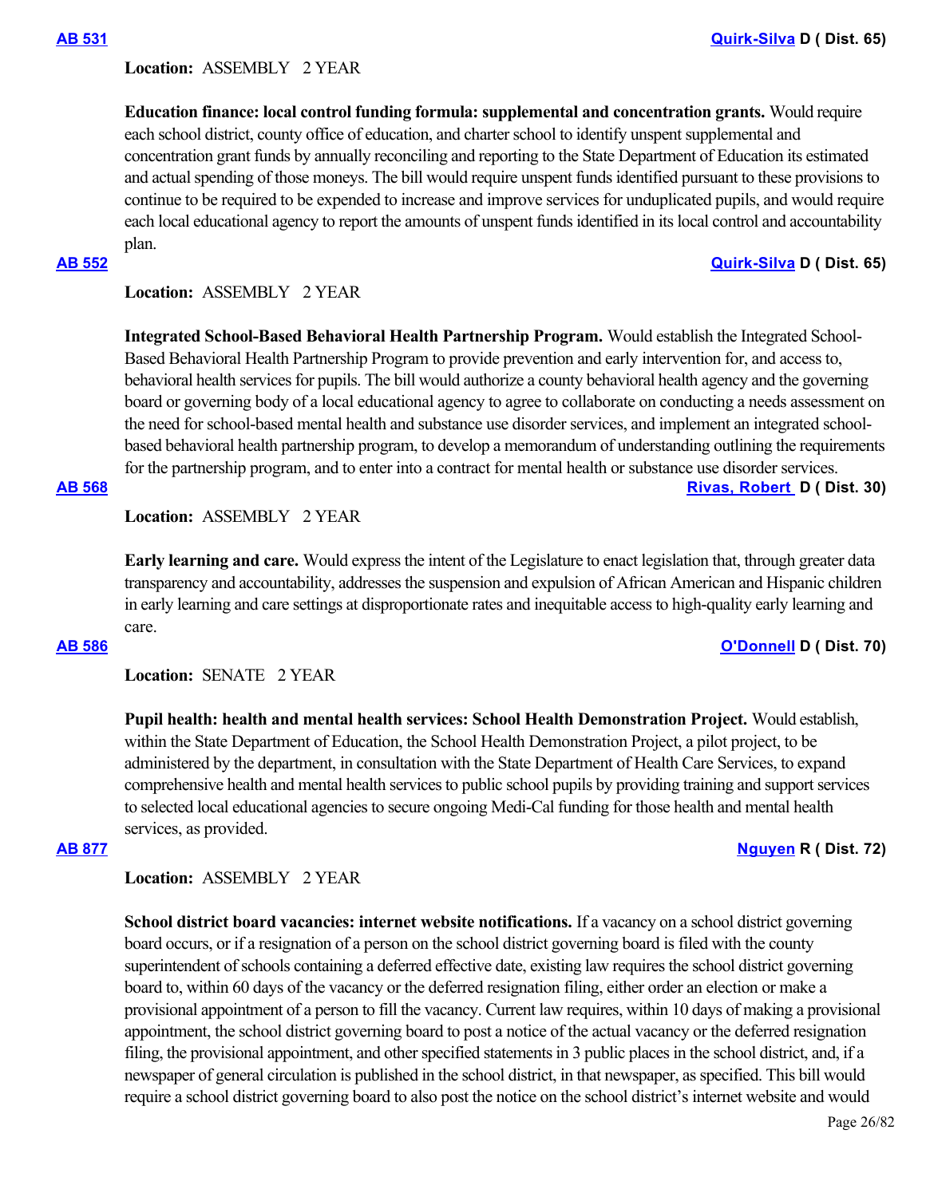**AB 531** **Quirk-Silva D ( Dist. 65)**

**Location:** ASSEMBLY 2 YEAR

**Education finance: local control funding formula: supplemental and concentration grants.** Would require each school district, county office of education, and charter school to identify unspent supplemental and concentration grant funds by annually reconciling and reporting to the State Department of Education its estimated and actual spending of those moneys. The bill would require unspent funds identified pursuant to these provisions to continue to be required to be expended to increase and improve services for unduplicated pupils, and would require each local educational agency to report the amounts of unspent funds identified in its local control and accountability plan.

**AB 552** **Quirk-Silva D ( Dist. 65)**

**Location:** ASSEMBLY 2 YEAR

**Integrated School-Based Behavioral Health Partnership Program.** Would establish the Integrated School-Based Behavioral Health Partnership Program to provide prevention and early intervention for, and access to, behavioral health services for pupils. The bill would authorize a county behavioral health agency and the governing board or governing body of a local educational agency to agree to collaborate on conducting a needs assessment on the need for school-based mental health and substance use disorder services, and implement an integrated school-based behavioral health partnership program, to develop a memorandum of understanding outlining the requirements for the partnership program, and to enter into a contract for mental health or substance use disorder services.

**AB 568** **Rivas, Robert D ( Dist. 30)**

**Location:** ASSEMBLY 2 YEAR

**Early learning and care.** Would express the intent of the Legislature to enact legislation that, through greater data transparency and accountability, addresses the suspension and expulsion of African American and Hispanic children in early learning and care settings at disproportionate rates and inequitable access to high-quality early learning and care.

**AB 586** **O'Donnell D ( Dist. 70)**

**Location:** SENATE 2 YEAR

**Pupil health: health and mental health services: School Health Demonstration Project.** Would establish, within the State Department of Education, the School Health Demonstration Project, a pilot project, to be administered by the department, in consultation with the State Department of Health Care Services, to expand comprehensive health and mental health services to public school pupils by providing training and support services to selected local educational agencies to secure ongoing Medi-Cal funding for those health and mental health services, as provided.

**AB 877** **Nguyen R ( Dist. 72)**

**Location:** ASSEMBLY 2 YEAR

**School district board vacancies: internet website notifications.** If a vacancy on a school district governing board occurs, or if a resignation of a person on the school district governing board is filed with the county superintendent of schools containing a deferred effective date, existing law requires the school district governing board to, within 60 days of the vacancy or the deferred resignation filing, either order an election or make a provisional appointment of a person to fill the vacancy. Current law requires, within 10 days of making a provisional appointment, the school district governing board to post a notice of the actual vacancy or the deferred resignation filing, the provisional appointment, and other specified statements in 3 public places in the school district, and, if a newspaper of general circulation is published in the school district, in that newspaper, as specified. This bill would require a school district governing board to also post the notice on the school district's internet website and would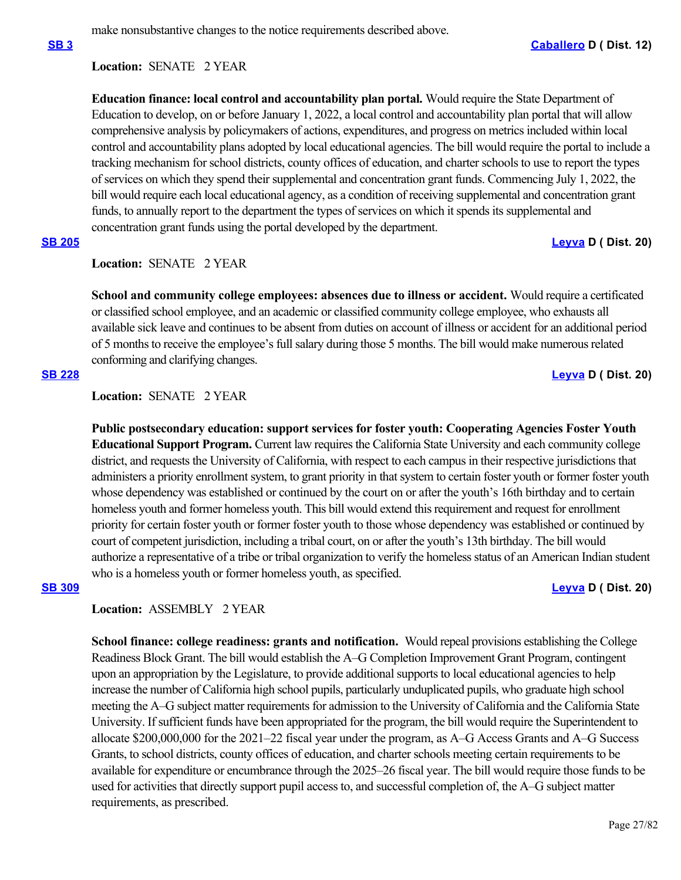make nonsubstantive changes to the notice requirements described above.

**[SB 3](#)** **[Caballero](#) D ( Dist. 12)**

**Location:** SENATE 2 YEAR

**Education finance: local control and accountability plan portal.** Would require the State Department of Education to develop, on or before January 1, 2022, a local control and accountability plan portal that will allow comprehensive analysis by policymakers of actions, expenditures, and progress on metrics included within local control and accountability plans adopted by local educational agencies. The bill would require the portal to include a tracking mechanism for school districts, county offices of education, and charter schools to use to report the types of services on which they spend their supplemental and concentration grant funds. Commencing July 1, 2022, the bill would require each local educational agency, as a condition of receiving supplemental and concentration grant funds, to annually report to the department the types of services on which it spends its supplemental and concentration grant funds using the portal developed by the department.

**[SB 205](#)** **[Leyva](#) D ( Dist. 20)**

**Location:** SENATE 2 YEAR

**School and community college employees: absences due to illness or accident.** Would require a certificated or classified school employee, and an academic or classified community college employee, who exhausts all available sick leave and continues to be absent from duties on account of illness or accident for an additional period of 5 months to receive the employee's full salary during those 5 months. The bill would make numerous related conforming and clarifying changes.

**[SB 228](#)** **[Leyva](#) D ( Dist. 20)**

**Location:** SENATE 2 YEAR

**Public postsecondary education: support services for foster youth: Cooperating Agencies Foster Youth Educational Support Program.** Current law requires the California State University and each community college district, and requests the University of California, with respect to each campus in their respective jurisdictions that administers a priority enrollment system, to grant priority in that system to certain foster youth or former foster youth whose dependency was established or continued by the court on or after the youth's 16th birthday and to certain homeless youth and former homeless youth. This bill would extend this requirement and request for enrollment priority for certain foster youth or former foster youth to those whose dependency was established or continued by court of competent jurisdiction, including a tribal court, on or after the youth's 13th birthday. The bill would authorize a representative of a tribe or tribal organization to verify the homeless status of an American Indian student who is a homeless youth or former homeless youth, as specified.

**[SB 309](#)** **[Leyva](#) D ( Dist. 20)**

**Location:** ASSEMBLY 2 YEAR

**School finance: college readiness: grants and notification.** Would repeal provisions establishing the College Readiness Block Grant. The bill would establish the A–G Completion Improvement Grant Program, contingent upon an appropriation by the Legislature, to provide additional supports to local educational agencies to help increase the number of California high school pupils, particularly unduplicated pupils, who graduate high school meeting the A–G subject matter requirements for admission to the University of California and the California State University. If sufficient funds have been appropriated for the program, the bill would require the Superintendent to allocate $200,000,000 for the 2021–22 fiscal year under the program, as A–G Access Grants and A–G Success Grants, to school districts, county offices of education, and charter schools meeting certain requirements to be available for expenditure or encumbrance through the 2025–26 fiscal year. The bill would require those funds to be used for activities that directly support pupil access to, and successful completion of, the A–G subject matter requirements, as prescribed.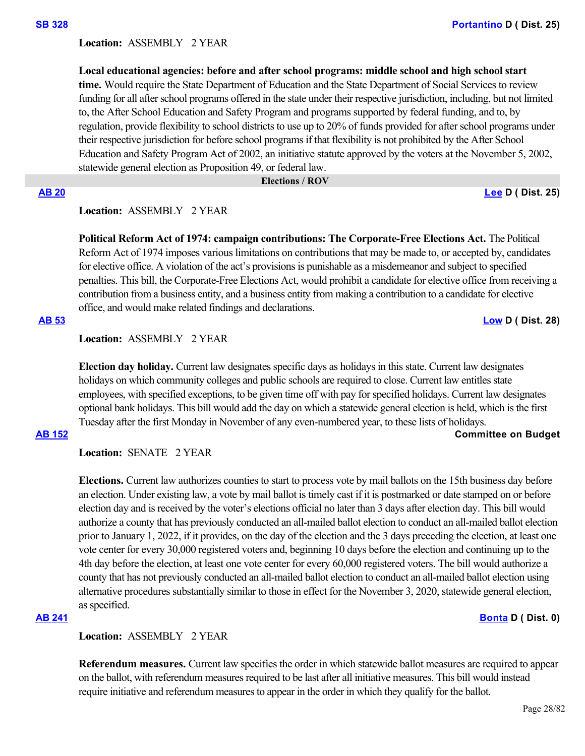**[SB 328](#)** **[Portantino](#) D ( Dist. 25)**

**Location:** ASSEMBLY 2 YEAR

**Local educational agencies: before and after school programs: middle school and high school start time.** Would require the State Department of Education and the State Department of Social Services to review funding for all after school programs offered in the state under their respective jurisdiction, including, but not limited to, the After School Education and Safety Program and programs supported by federal funding, and to, by regulation, provide flexibility to school districts to use up to 20% of funds provided for after school programs under their respective jurisdiction for before school programs if that flexibility is not prohibited by the After School Education and Safety Program Act of 2002, an initiative statute approved by the voters at the November 5, 2002, statewide general election as Proposition 49, or federal law.

## Elections / ROV

**[AB 20](#)** **[Lee](#) D ( Dist. 25)**

**Location:** ASSEMBLY 2 YEAR

**Political Reform Act of 1974: campaign contributions: The Corporate-Free Elections Act.** The Political Reform Act of 1974 imposes various limitations on contributions that may be made to, or accepted by, candidates for elective office. A violation of the act's provisions is punishable as a misdemeanor and subject to specified penalties. This bill, the Corporate-Free Elections Act, would prohibit a candidate for elective office from receiving a contribution from a business entity, and a business entity from making a contribution to a candidate for elective office, and would make related findings and declarations.

**[AB 53](#)** **[Low](#) D ( Dist. 28)**

**Location:** ASSEMBLY 2 YEAR

**Election day holiday.** Current law designates specific days as holidays in this state. Current law designates holidays on which community colleges and public schools are required to close. Current law entitles state employees, with specified exceptions, to be given time off with pay for specified holidays. Current law designates optional bank holidays. This bill would add the day on which a statewide general election is held, which is the first Tuesday after the first Monday in November of any even-numbered year, to these lists of holidays.

**[AB 152](#)** **Committee on Budget**

**Location:** SENATE 2 YEAR

**Elections.** Current law authorizes counties to start to process vote by mail ballots on the 15th business day before an election. Under existing law, a vote by mail ballot is timely cast if it is postmarked or date stamped on or before election day and is received by the voter's elections official no later than 3 days after election day. This bill would authorize a county that has previously conducted an all-mailed ballot election to conduct an all-mailed ballot election prior to January 1, 2022, if it provides, on the day of the election and the 3 days preceding the election, at least one vote center for every 30,000 registered voters and, beginning 10 days before the election and continuing up to the 4th day before the election, at least one vote center for every 60,000 registered voters. The bill would authorize a county that has not previously conducted an all-mailed ballot election to conduct an all-mailed ballot election using alternative procedures substantially similar to those in effect for the November 3, 2020, statewide general election, as specified.

**[AB 241](#)** **[Bonta](#) D ( Dist. 0)**

**Location:** ASSEMBLY 2 YEAR

**Referendum measures.** Current law specifies the order in which statewide ballot measures are required to appear on the ballot, with referendum measures required to be last after all initiative measures. This bill would instead require initiative and referendum measures to appear in the order in which they qualify for the ballot.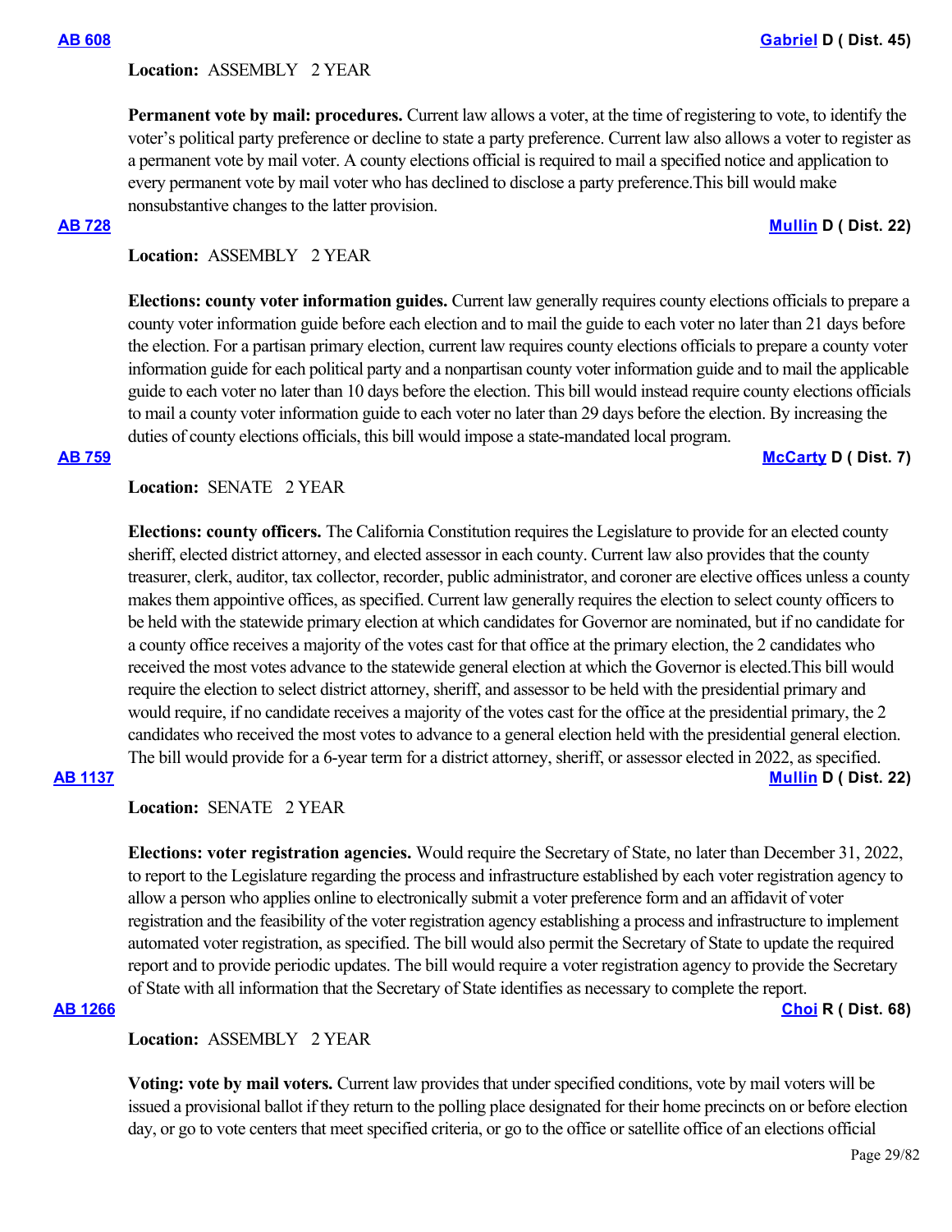**AB 608** **Gabriel D ( Dist. 45)**

**Location:** ASSEMBLY 2 YEAR

**Permanent vote by mail: procedures.** Current law allows a voter, at the time of registering to vote, to identify the voter's political party preference or decline to state a party preference. Current law also allows a voter to register as a permanent vote by mail voter. A county elections official is required to mail a specified notice and application to every permanent vote by mail voter who has declined to disclose a party preference.This bill would make nonsubstantive changes to the latter provision.

**AB 728** **Mullin D ( Dist. 22)**

**Location:** ASSEMBLY 2 YEAR

**Elections: county voter information guides.** Current law generally requires county elections officials to prepare a county voter information guide before each election and to mail the guide to each voter no later than 21 days before the election. For a partisan primary election, current law requires county elections officials to prepare a county voter information guide for each political party and a nonpartisan county voter information guide and to mail the applicable guide to each voter no later than 10 days before the election. This bill would instead require county elections officials to mail a county voter information guide to each voter no later than 29 days before the election. By increasing the duties of county elections officials, this bill would impose a state-mandated local program.

**AB 759** **McCarty D ( Dist. 7)**

**Location:** SENATE 2 YEAR

**Elections: county officers.** The California Constitution requires the Legislature to provide for an elected county sheriff, elected district attorney, and elected assessor in each county. Current law also provides that the county treasurer, clerk, auditor, tax collector, recorder, public administrator, and coroner are elective offices unless a county makes them appointive offices, as specified. Current law generally requires the election to select county officers to be held with the statewide primary election at which candidates for Governor are nominated, but if no candidate for a county office receives a majority of the votes cast for that office at the primary election, the 2 candidates who received the most votes advance to the statewide general election at which the Governor is elected.This bill would require the election to select district attorney, sheriff, and assessor to be held with the presidential primary and would require, if no candidate receives a majority of the votes cast for the office at the presidential primary, the 2 candidates who received the most votes to advance to a general election held with the presidential general election. The bill would provide for a 6-year term for a district attorney, sheriff, or assessor elected in 2022, as specified.

**AB 1137** **Mullin D ( Dist. 22)**

**Location:** SENATE 2 YEAR

**Elections: voter registration agencies.** Would require the Secretary of State, no later than December 31, 2022, to report to the Legislature regarding the process and infrastructure established by each voter registration agency to allow a person who applies online to electronically submit a voter preference form and an affidavit of voter registration and the feasibility of the voter registration agency establishing a process and infrastructure to implement automated voter registration, as specified. The bill would also permit the Secretary of State to update the required report and to provide periodic updates. The bill would require a voter registration agency to provide the Secretary of State with all information that the Secretary of State identifies as necessary to complete the report.

**AB 1266** **Choi R ( Dist. 68)**

**Location:** ASSEMBLY 2 YEAR

**Voting: vote by mail voters.** Current law provides that under specified conditions, vote by mail voters will be issued a provisional ballot if they return to the polling place designated for their home precincts on or before election day, or go to vote centers that meet specified criteria, or go to the office or satellite office of an elections official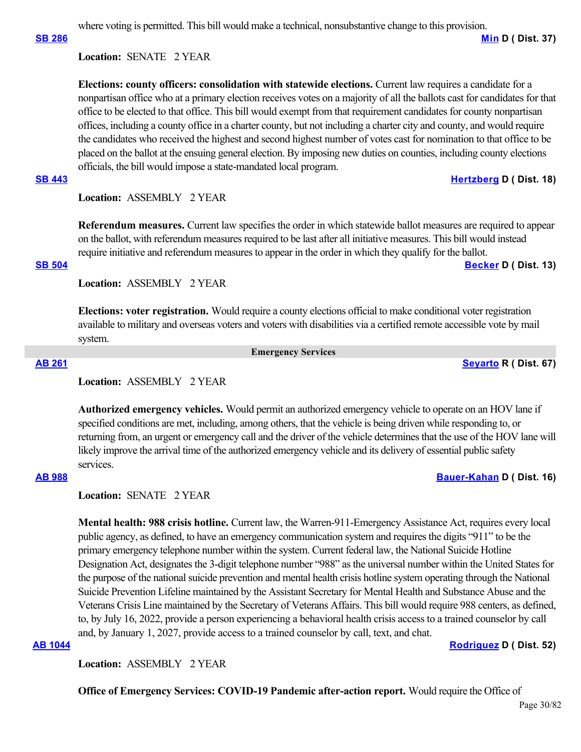where voting is permitted. This bill would make a technical, nonsubstantive change to this provision.

**SB 286** **Min D ( Dist. 37)**

**Location:** SENATE 2 YEAR

**Elections: county officers: consolidation with statewide elections.** Current law requires a candidate for a nonpartisan office who at a primary election receives votes on a majority of all the ballots cast for candidates for that office to be elected to that office. This bill would exempt from that requirement candidates for county nonpartisan offices, including a county office in a charter county, but not including a charter city and county, and would require the candidates who received the highest and second highest number of votes cast for nomination to that office to be placed on the ballot at the ensuing general election. By imposing new duties on counties, including county elections officials, the bill would impose a state-mandated local program.

**SB 443** **Hertzberg D ( Dist. 18)**

**Location:** ASSEMBLY 2 YEAR

**Referendum measures.** Current law specifies the order in which statewide ballot measures are required to appear on the ballot, with referendum measures required to be last after all initiative measures. This bill would instead require initiative and referendum measures to appear in the order in which they qualify for the ballot.

**SB 504** **Becker D ( Dist. 13)**

**Location:** ASSEMBLY 2 YEAR

**Elections: voter registration.** Would require a county elections official to make conditional voter registration available to military and overseas voters and voters with disabilities via a certified remote accessible vote by mail system.

## Emergency Services

**AB 261** **Seyarto R ( Dist. 67)**

**Location:** ASSEMBLY 2 YEAR

**Authorized emergency vehicles.** Would permit an authorized emergency vehicle to operate on an HOV lane if specified conditions are met, including, among others, that the vehicle is being driven while responding to, or returning from, an urgent or emergency call and the driver of the vehicle determines that the use of the HOV lane will likely improve the arrival time of the authorized emergency vehicle and its delivery of essential public safety services.

**AB 988** **Bauer-Kahan D ( Dist. 16)**

**Location:** SENATE 2 YEAR

**Mental health: 988 crisis hotline.** Current law, the Warren-911-Emergency Assistance Act, requires every local public agency, as defined, to have an emergency communication system and requires the digits "911" to be the primary emergency telephone number within the system. Current federal law, the National Suicide Hotline Designation Act, designates the 3-digit telephone number "988" as the universal number within the United States for the purpose of the national suicide prevention and mental health crisis hotline system operating through the National Suicide Prevention Lifeline maintained by the Assistant Secretary for Mental Health and Substance Abuse and the Veterans Crisis Line maintained by the Secretary of Veterans Affairs. This bill would require 988 centers, as defined, to, by July 16, 2022, provide a person experiencing a behavioral health crisis access to a trained counselor by call and, by January 1, 2027, provide access to a trained counselor by call, text, and chat.

**AB 1044** **Rodriguez D ( Dist. 52)**

**Location:** ASSEMBLY 2 YEAR

**Office of Emergency Services: COVID-19 Pandemic after-action report.** Would require the Office of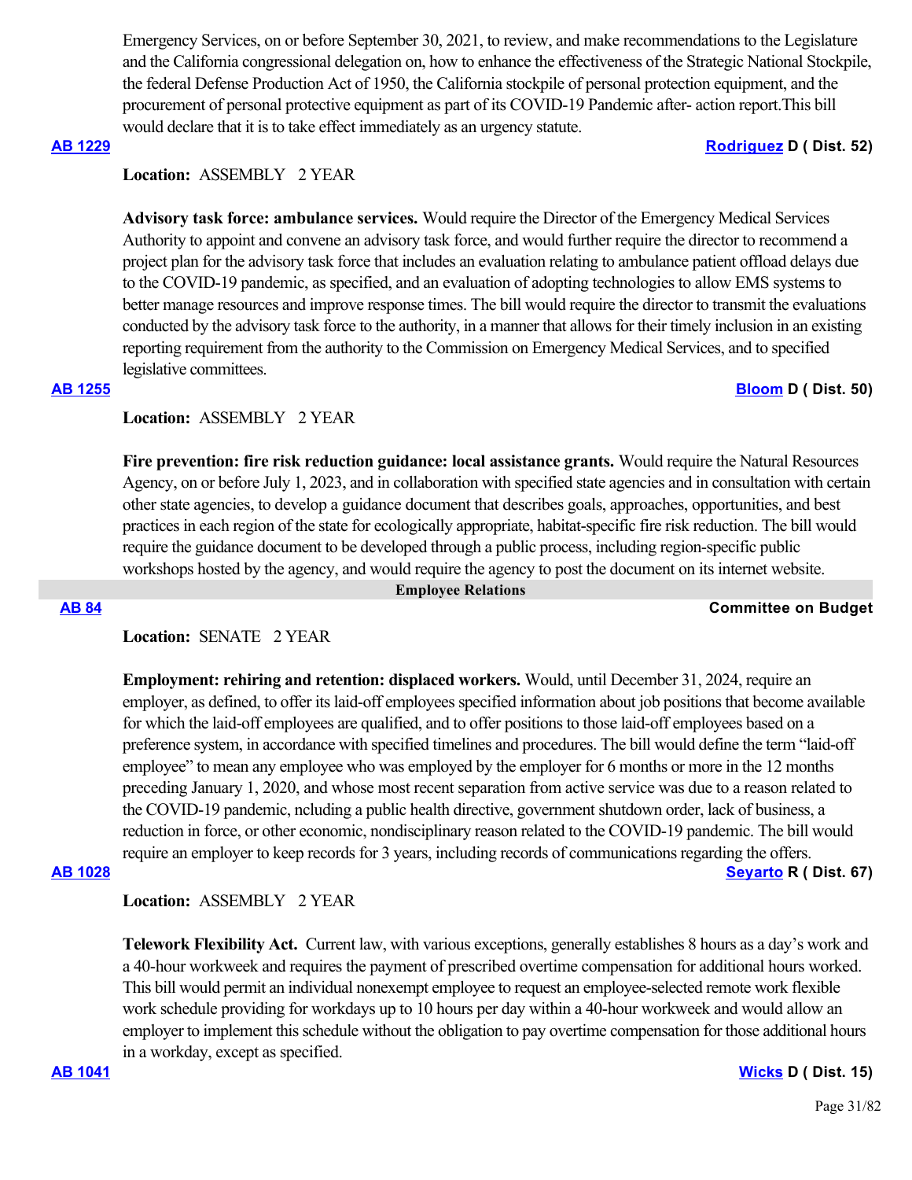Emergency Services, on or before September 30, 2021, to review, and make recommendations to the Legislature and the California congressional delegation on, how to enhance the effectiveness of the Strategic National Stockpile, the federal Defense Production Act of 1950, the California stockpile of personal protection equipment, and the procurement of personal protective equipment as part of its COVID-19 Pandemic after- action report.This bill would declare that it is to take effect immediately as an urgency statute.

**AB 1229** **Rodriguez D ( Dist. 52)**

**Location:** ASSEMBLY 2 YEAR

**Advisory task force: ambulance services.** Would require the Director of the Emergency Medical Services Authority to appoint and convene an advisory task force, and would further require the director to recommend a project plan for the advisory task force that includes an evaluation relating to ambulance patient offload delays due to the COVID-19 pandemic, as specified, and an evaluation of adopting technologies to allow EMS systems to better manage resources and improve response times. The bill would require the director to transmit the evaluations conducted by the advisory task force to the authority, in a manner that allows for their timely inclusion in an existing reporting requirement from the authority to the Commission on Emergency Medical Services, and to specified legislative committees.

**AB 1255** **Bloom D ( Dist. 50)**

**Location:** ASSEMBLY 2 YEAR

**Fire prevention: fire risk reduction guidance: local assistance grants.** Would require the Natural Resources Agency, on or before July 1, 2023, and in collaboration with specified state agencies and in consultation with certain other state agencies, to develop a guidance document that describes goals, approaches, opportunities, and best practices in each region of the state for ecologically appropriate, habitat-specific fire risk reduction. The bill would require the guidance document to be developed through a public process, including region-specific public workshops hosted by the agency, and would require the agency to post the document on its internet website.

## Employee Relations

**AB 84** **Committee on Budget**

**Location:** SENATE 2 YEAR

**Employment: rehiring and retention: displaced workers.** Would, until December 31, 2024, require an employer, as defined, to offer its laid-off employees specified information about job positions that become available for which the laid-off employees are qualified, and to offer positions to those laid-off employees based on a preference system, in accordance with specified timelines and procedures. The bill would define the term “laid-off employee” to mean any employee who was employed by the employer for 6 months or more in the 12 months preceding January 1, 2020, and whose most recent separation from active service was due to a reason related to the COVID-19 pandemic, ncluding a public health directive, government shutdown order, lack of business, a reduction in force, or other economic, nondisciplinary reason related to the COVID-19 pandemic. The bill would require an employer to keep records for 3 years, including records of communications regarding the offers.

**AB 1028** **Seyarto R ( Dist. 67)**

**Location:** ASSEMBLY 2 YEAR

**Telework Flexibility Act.** Current law, with various exceptions, generally establishes 8 hours as a day’s work and a 40-hour workweek and requires the payment of prescribed overtime compensation for additional hours worked. This bill would permit an individual nonexempt employee to request an employee-selected remote work flexible work schedule providing for workdays up to 10 hours per day within a 40-hour workweek and would allow an employer to implement this schedule without the obligation to pay overtime compensation for those additional hours in a workday, except as specified.

**AB 1041** **Wicks D ( Dist. 15)**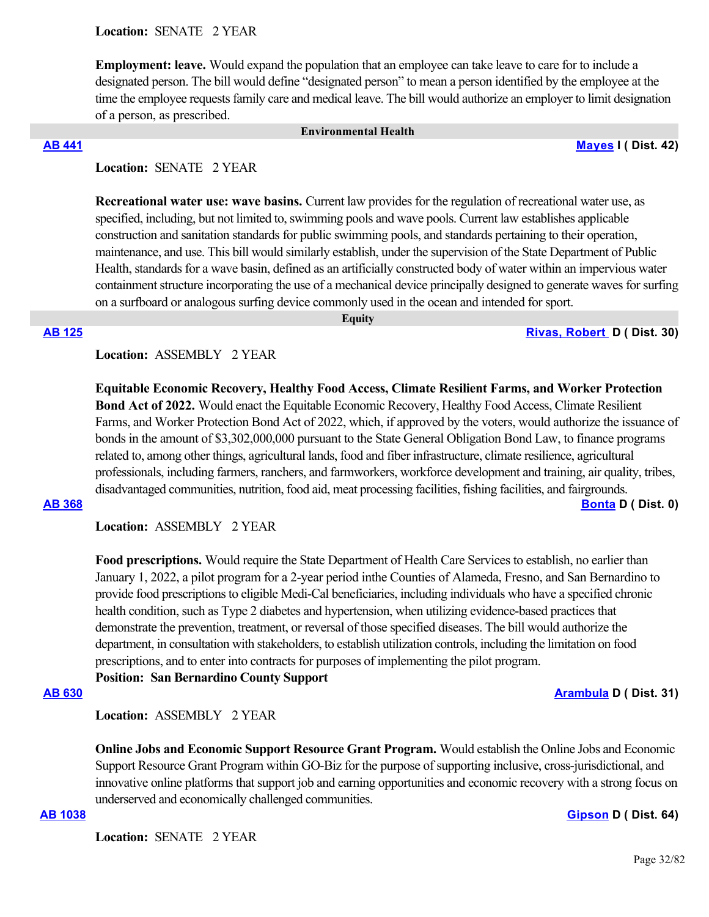**Location:** SENATE 2 YEAR

**Employment: leave.** Would expand the population that an employee can take leave to care for to include a designated person. The bill would define “designated person” to mean a person identified by the employee at the time the employee requests family care and medical leave. The bill would authorize an employer to limit designation of a person, as prescribed.

## Environmental Health

**[AB 441](#)** — **[Mayes](#) I ( Dist. 42)**

**Location:** SENATE 2 YEAR

**Recreational water use: wave basins.** Current law provides for the regulation of recreational water use, as specified, including, but not limited to, swimming pools and wave pools. Current law establishes applicable construction and sanitation standards for public swimming pools, and standards pertaining to their operation, maintenance, and use. This bill would similarly establish, under the supervision of the State Department of Public Health, standards for a wave basin, defined as an artificially constructed body of water within an impervious water containment structure incorporating the use of a mechanical device principally designed to generate waves for surfing on a surfboard or analogous surfing device commonly used in the ocean and intended for sport.

## Equity

**[AB 125](#)** — **[Rivas, Robert](#) D ( Dist. 30)**

**Location:** ASSEMBLY 2 YEAR

**Equitable Economic Recovery, Healthy Food Access, Climate Resilient Farms, and Worker Protection Bond Act of 2022.** Would enact the Equitable Economic Recovery, Healthy Food Access, Climate Resilient Farms, and Worker Protection Bond Act of 2022, which, if approved by the voters, would authorize the issuance of bonds in the amount of $3,302,000,000 pursuant to the State General Obligation Bond Law, to finance programs related to, among other things, agricultural lands, food and fiber infrastructure, climate resilience, agricultural professionals, including farmers, ranchers, and farmworkers, workforce development and training, air quality, tribes, disadvantaged communities, nutrition, food aid, meat processing facilities, fishing facilities, and fairgrounds.

**[AB 368](#)** — **[Bonta](#) D ( Dist. 0)**

**Location:** ASSEMBLY 2 YEAR

**Food prescriptions.** Would require the State Department of Health Care Services to establish, no earlier than January 1, 2022, a pilot program for a 2-year period inthe Counties of Alameda, Fresno, and San Bernardino to provide food prescriptions to eligible Medi-Cal beneficiaries, including individuals who have a specified chronic health condition, such as Type 2 diabetes and hypertension, when utilizing evidence-based practices that demonstrate the prevention, treatment, or reversal of those specified diseases. The bill would authorize the department, in consultation with stakeholders, to establish utilization controls, including the limitation on food prescriptions, and to enter into contracts for purposes of implementing the pilot program.

**Position: San Bernardino County Support**

**[AB 630](#)** — **[Arambula](#) D ( Dist. 31)**

**Location:** ASSEMBLY 2 YEAR

**Online Jobs and Economic Support Resource Grant Program.** Would establish the Online Jobs and Economic Support Resource Grant Program within GO-Biz for the purpose of supporting inclusive, cross-jurisdictional, and innovative online platforms that support job and earning opportunities and economic recovery with a strong focus on underserved and economically challenged communities.

**[AB 1038](#)** — **[Gipson](#) D ( Dist. 64)**

**Location:** SENATE 2 YEAR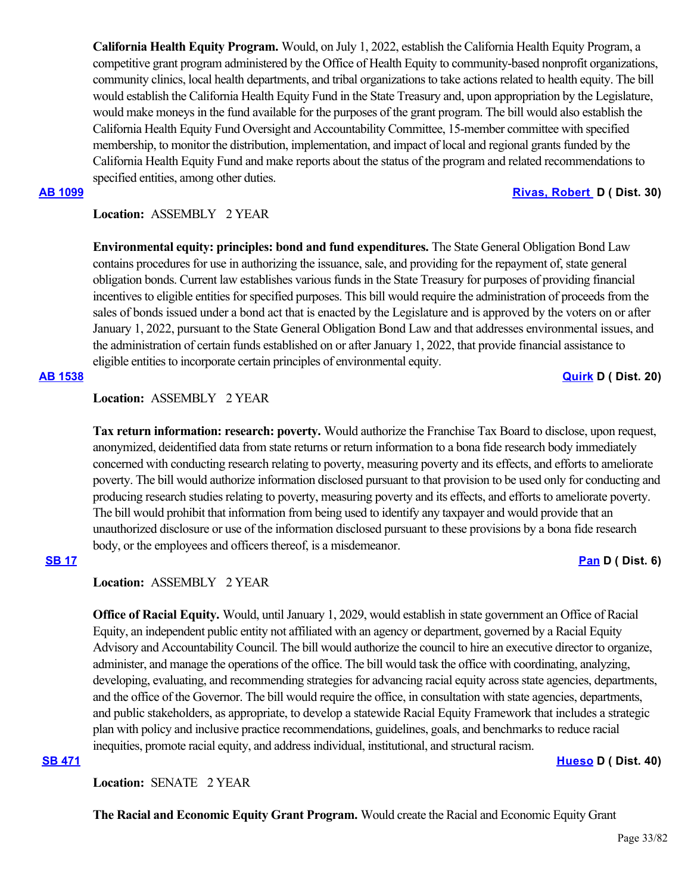**California Health Equity Program.** Would, on July 1, 2022, establish the California Health Equity Program, a competitive grant program administered by the Office of Health Equity to community-based nonprofit organizations, community clinics, local health departments, and tribal organizations to take actions related to health equity. The bill would establish the California Health Equity Fund in the State Treasury and, upon appropriation by the Legislature, would make moneys in the fund available for the purposes of the grant program. The bill would also establish the California Health Equity Fund Oversight and Accountability Committee, 15-member committee with specified membership, to monitor the distribution, implementation, and impact of local and regional grants funded by the California Health Equity Fund and make reports about the status of the program and related recommendations to specified entities, among other duties.

**AB 1099** **Rivas, Robert D ( Dist. 30)**

**Location:** ASSEMBLY 2 YEAR

**Environmental equity: principles: bond and fund expenditures.** The State General Obligation Bond Law contains procedures for use in authorizing the issuance, sale, and providing for the repayment of, state general obligation bonds. Current law establishes various funds in the State Treasury for purposes of providing financial incentives to eligible entities for specified purposes. This bill would require the administration of proceeds from the sales of bonds issued under a bond act that is enacted by the Legislature and is approved by the voters on or after January 1, 2022, pursuant to the State General Obligation Bond Law and that addresses environmental issues, and the administration of certain funds established on or after January 1, 2022, that provide financial assistance to eligible entities to incorporate certain principles of environmental equity.

**AB 1538** **Quirk D ( Dist. 20)**

**Location:** ASSEMBLY 2 YEAR

**Tax return information: research: poverty.** Would authorize the Franchise Tax Board to disclose, upon request, anonymized, deidentified data from state returns or return information to a bona fide research body immediately concerned with conducting research relating to poverty, measuring poverty and its effects, and efforts to ameliorate poverty. The bill would authorize information disclosed pursuant to that provision to be used only for conducting and producing research studies relating to poverty, measuring poverty and its effects, and efforts to ameliorate poverty. The bill would prohibit that information from being used to identify any taxpayer and would provide that an unauthorized disclosure or use of the information disclosed pursuant to these provisions by a bona fide research body, or the employees and officers thereof, is a misdemeanor.

**SB 17** **Pan D ( Dist. 6)**

**Location:** ASSEMBLY 2 YEAR

**Office of Racial Equity.** Would, until January 1, 2029, would establish in state government an Office of Racial Equity, an independent public entity not affiliated with an agency or department, governed by a Racial Equity Advisory and Accountability Council. The bill would authorize the council to hire an executive director to organize, administer, and manage the operations of the office. The bill would task the office with coordinating, analyzing, developing, evaluating, and recommending strategies for advancing racial equity across state agencies, departments, and the office of the Governor. The bill would require the office, in consultation with state agencies, departments, and public stakeholders, as appropriate, to develop a statewide Racial Equity Framework that includes a strategic plan with policy and inclusive practice recommendations, guidelines, goals, and benchmarks to reduce racial inequities, promote racial equity, and address individual, institutional, and structural racism.

**SB 471** **Hueso D ( Dist. 40)**

**Location:** SENATE 2 YEAR

**The Racial and Economic Equity Grant Program.** Would create the Racial and Economic Equity Grant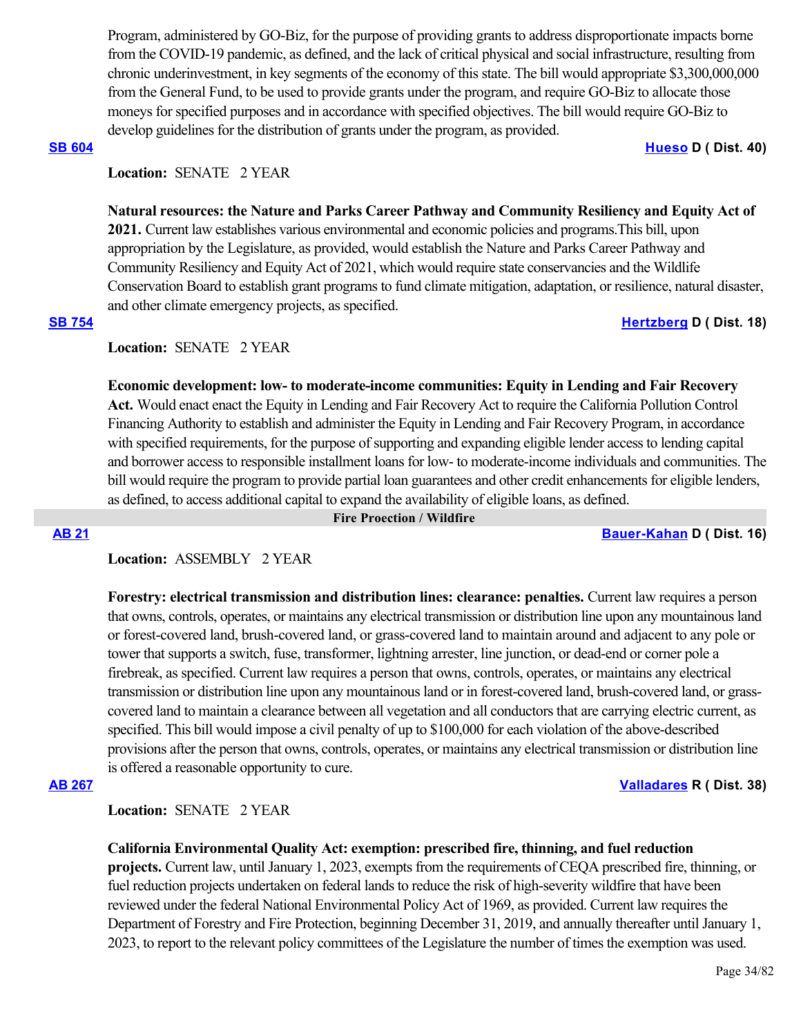Program, administered by GO-Biz, for the purpose of providing grants to address disproportionate impacts borne from the COVID-19 pandemic, as defined, and the lack of critical physical and social infrastructure, resulting from chronic underinvestment, in key segments of the economy of this state. The bill would appropriate $3,300,000,000 from the General Fund, to be used to provide grants under the program, and require GO-Biz to allocate those moneys for specified purposes and in accordance with specified objectives. The bill would require GO-Biz to develop guidelines for the distribution of grants under the program, as provided.

**SB 604** **Hueso D ( Dist. 40)**

**Location:** SENATE 2 YEAR

**Natural resources: the Nature and Parks Career Pathway and Community Resiliency and Equity Act of 2021.** Current law establishes various environmental and economic policies and programs.This bill, upon appropriation by the Legislature, as provided, would establish the Nature and Parks Career Pathway and Community Resiliency and Equity Act of 2021, which would require state conservancies and the Wildlife Conservation Board to establish grant programs to fund climate mitigation, adaptation, or resilience, natural disaster, and other climate emergency projects, as specified.

**SB 754** **Hertzberg D ( Dist. 18)**

**Location:** SENATE 2 YEAR

**Economic development: low- to moderate-income communities: Equity in Lending and Fair Recovery Act.** Would enact enact the Equity in Lending and Fair Recovery Act to require the California Pollution Control Financing Authority to establish and administer the Equity in Lending and Fair Recovery Program, in accordance with specified requirements, for the purpose of supporting and expanding eligible lender access to lending capital and borrower access to responsible installment loans for low- to moderate-income individuals and communities. The bill would require the program to provide partial loan guarantees and other credit enhancements for eligible lenders, as defined, to access additional capital to expand the availability of eligible loans, as defined.

## Fire Proection / Wildfire

**AB 21** **Bauer-Kahan D ( Dist. 16)**

**Location:** ASSEMBLY 2 YEAR

**Forestry: electrical transmission and distribution lines: clearance: penalties.** Current law requires a person that owns, controls, operates, or maintains any electrical transmission or distribution line upon any mountainous land or forest-covered land, brush-covered land, or grass-covered land to maintain around and adjacent to any pole or tower that supports a switch, fuse, transformer, lightning arrester, line junction, or dead-end or corner pole a firebreak, as specified. Current law requires a person that owns, controls, operates, or maintains any electrical transmission or distribution line upon any mountainous land or in forest-covered land, brush-covered land, or grass-covered land to maintain a clearance between all vegetation and all conductors that are carrying electric current, as specified. This bill would impose a civil penalty of up to $100,000 for each violation of the above-described provisions after the person that owns, controls, operates, or maintains any electrical transmission or distribution line is offered a reasonable opportunity to cure.

**AB 267** **Valladares R ( Dist. 38)**

**Location:** SENATE 2 YEAR

**California Environmental Quality Act: exemption: prescribed fire, thinning, and fuel reduction projects.** Current law, until January 1, 2023, exempts from the requirements of CEQA prescribed fire, thinning, or fuel reduction projects undertaken on federal lands to reduce the risk of high-severity wildfire that have been reviewed under the federal National Environmental Policy Act of 1969, as provided. Current law requires the Department of Forestry and Fire Protection, beginning December 31, 2019, and annually thereafter until January 1, 2023, to report to the relevant policy committees of the Legislature the number of times the exemption was used.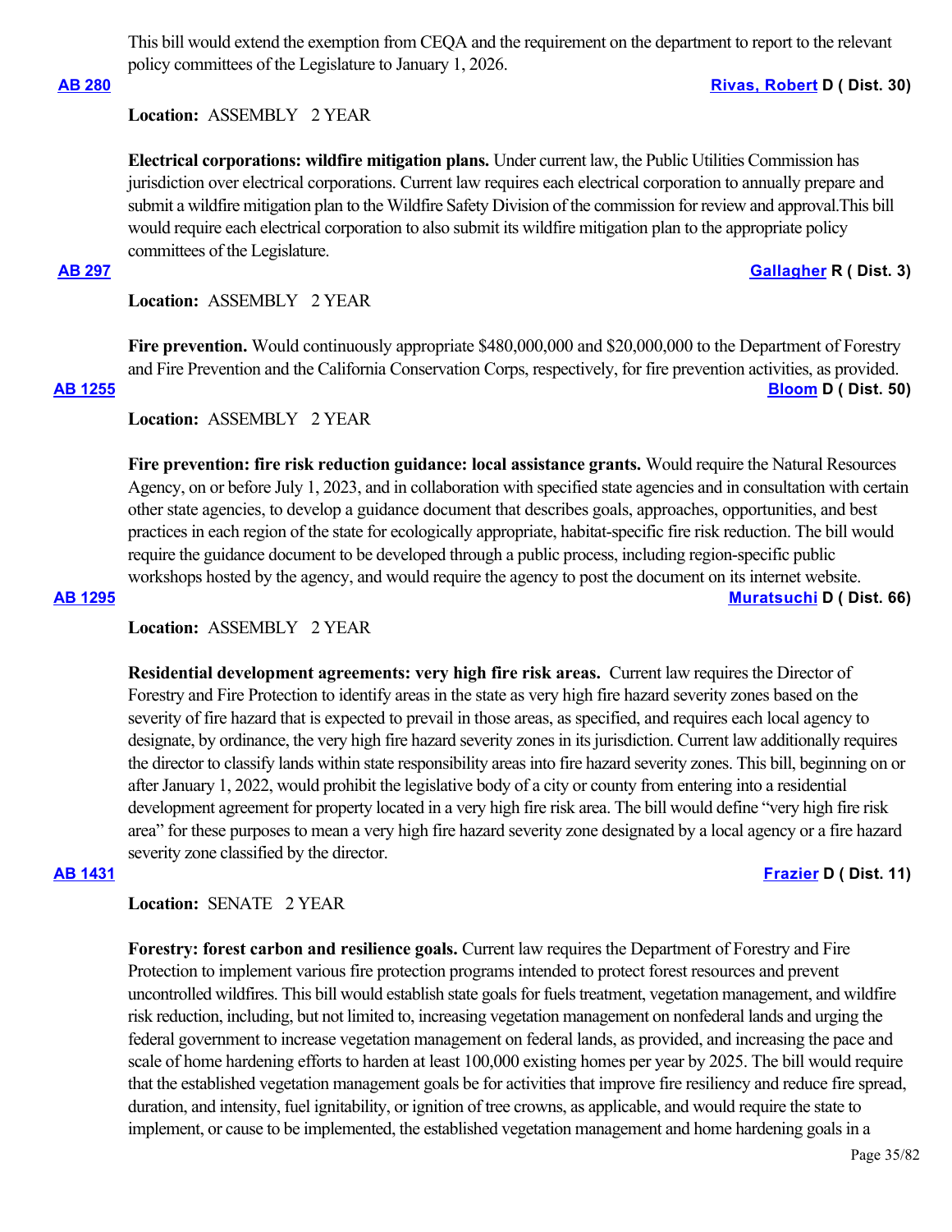This bill would extend the exemption from CEQA and the requirement on the department to report to the relevant policy committees of the Legislature to January 1, 2026.

**AB 280** **Rivas, Robert D ( Dist. 30)**

**Location:** ASSEMBLY 2 YEAR

**Electrical corporations: wildfire mitigation plans.** Under current law, the Public Utilities Commission has jurisdiction over electrical corporations. Current law requires each electrical corporation to annually prepare and submit a wildfire mitigation plan to the Wildfire Safety Division of the commission for review and approval.This bill would require each electrical corporation to also submit its wildfire mitigation plan to the appropriate policy committees of the Legislature.

**AB 297** **Gallagher R ( Dist. 3)**

**Location:** ASSEMBLY 2 YEAR

**Fire prevention.** Would continuously appropriate $480,000,000 and $20,000,000 to the Department of Forestry and Fire Prevention and the California Conservation Corps, respectively, for fire prevention activities, as provided.

**AB 1255** **Bloom D ( Dist. 50)**

**Location:** ASSEMBLY 2 YEAR

**Fire prevention: fire risk reduction guidance: local assistance grants.** Would require the Natural Resources Agency, on or before July 1, 2023, and in collaboration with specified state agencies and in consultation with certain other state agencies, to develop a guidance document that describes goals, approaches, opportunities, and best practices in each region of the state for ecologically appropriate, habitat-specific fire risk reduction. The bill would require the guidance document to be developed through a public process, including region-specific public workshops hosted by the agency, and would require the agency to post the document on its internet website.

**AB 1295** **Muratsuchi D ( Dist. 66)**

**Location:** ASSEMBLY 2 YEAR

**Residential development agreements: very high fire risk areas.** Current law requires the Director of Forestry and Fire Protection to identify areas in the state as very high fire hazard severity zones based on the severity of fire hazard that is expected to prevail in those areas, as specified, and requires each local agency to designate, by ordinance, the very high fire hazard severity zones in its jurisdiction. Current law additionally requires the director to classify lands within state responsibility areas into fire hazard severity zones. This bill, beginning on or after January 1, 2022, would prohibit the legislative body of a city or county from entering into a residential development agreement for property located in a very high fire risk area. The bill would define "very high fire risk area" for these purposes to mean a very high fire hazard severity zone designated by a local agency or a fire hazard severity zone classified by the director.

**AB 1431** **Frazier D ( Dist. 11)**

**Location:** SENATE 2 YEAR

**Forestry: forest carbon and resilience goals.** Current law requires the Department of Forestry and Fire Protection to implement various fire protection programs intended to protect forest resources and prevent uncontrolled wildfires. This bill would establish state goals for fuels treatment, vegetation management, and wildfire risk reduction, including, but not limited to, increasing vegetation management on nonfederal lands and urging the federal government to increase vegetation management on federal lands, as provided, and increasing the pace and scale of home hardening efforts to harden at least 100,000 existing homes per year by 2025. The bill would require that the established vegetation management goals be for activities that improve fire resiliency and reduce fire spread, duration, and intensity, fuel ignitability, or ignition of tree crowns, as applicable, and would require the state to implement, or cause to be implemented, the established vegetation management and home hardening goals in a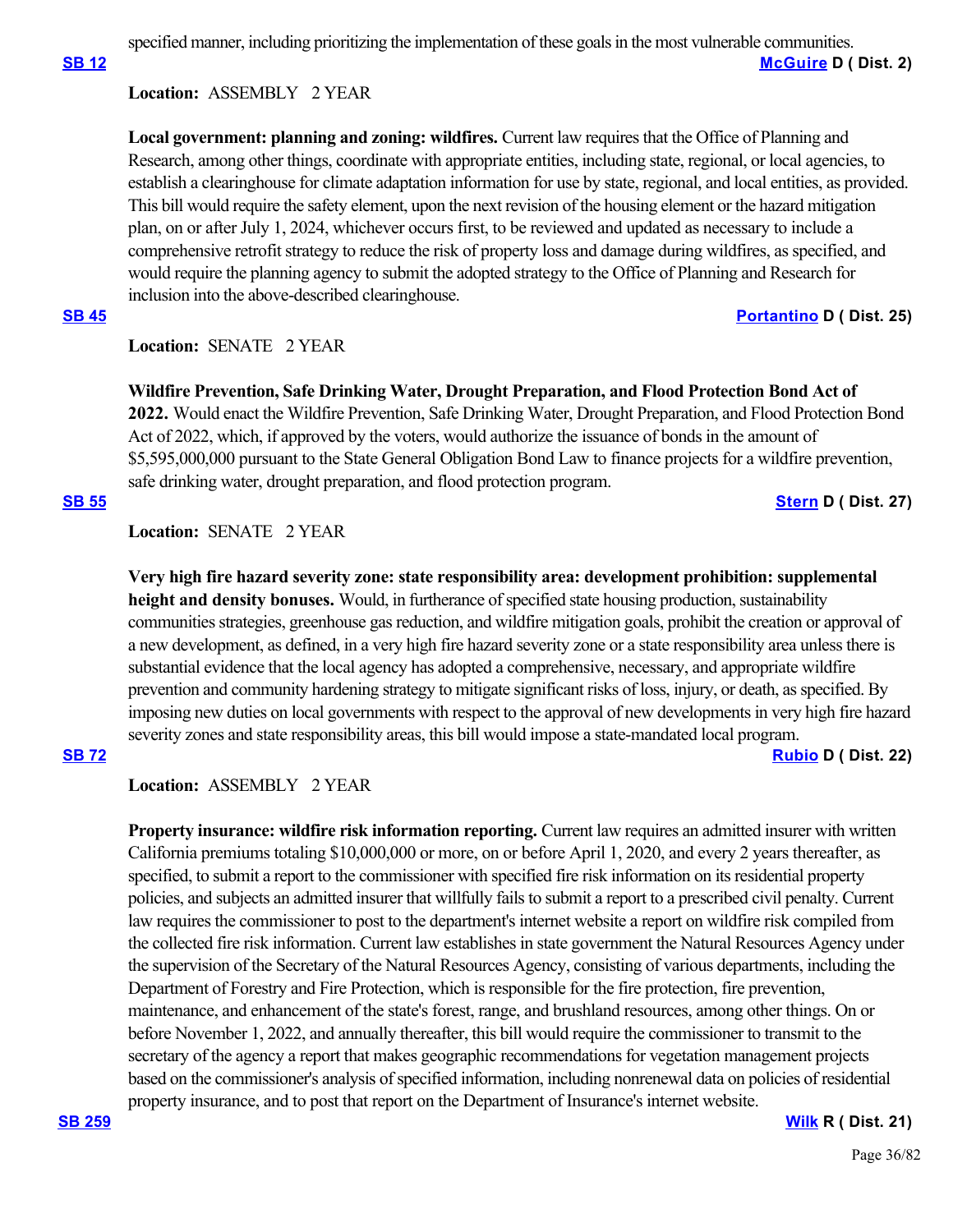specified manner, including prioritizing the implementation of these goals in the most vulnerable communities.

**SB 12** **McGuire D ( Dist. 2)**

**Location:** ASSEMBLY 2 YEAR

**Local government: planning and zoning: wildfires.** Current law requires that the Office of Planning and Research, among other things, coordinate with appropriate entities, including state, regional, or local agencies, to establish a clearinghouse for climate adaptation information for use by state, regional, and local entities, as provided. This bill would require the safety element, upon the next revision of the housing element or the hazard mitigation plan, on or after July 1, 2024, whichever occurs first, to be reviewed and updated as necessary to include a comprehensive retrofit strategy to reduce the risk of property loss and damage during wildfires, as specified, and would require the planning agency to submit the adopted strategy to the Office of Planning and Research for inclusion into the above-described clearinghouse.

**SB 45** **Portantino D ( Dist. 25)**

**Location:** SENATE 2 YEAR

**Wildfire Prevention, Safe Drinking Water, Drought Preparation, and Flood Protection Bond Act of 2022.** Would enact the Wildfire Prevention, Safe Drinking Water, Drought Preparation, and Flood Protection Bond Act of 2022, which, if approved by the voters, would authorize the issuance of bonds in the amount of $5,595,000,000 pursuant to the State General Obligation Bond Law to finance projects for a wildfire prevention, safe drinking water, drought preparation, and flood protection program.

**SB 55** **Stern D ( Dist. 27)**

**Location:** SENATE 2 YEAR

**Very high fire hazard severity zone: state responsibility area: development prohibition: supplemental height and density bonuses.** Would, in furtherance of specified state housing production, sustainability communities strategies, greenhouse gas reduction, and wildfire mitigation goals, prohibit the creation or approval of a new development, as defined, in a very high fire hazard severity zone or a state responsibility area unless there is substantial evidence that the local agency has adopted a comprehensive, necessary, and appropriate wildfire prevention and community hardening strategy to mitigate significant risks of loss, injury, or death, as specified. By imposing new duties on local governments with respect to the approval of new developments in very high fire hazard severity zones and state responsibility areas, this bill would impose a state-mandated local program.

**SB 72** **Rubio D ( Dist. 22)**

**Location:** ASSEMBLY 2 YEAR

**Property insurance: wildfire risk information reporting.** Current law requires an admitted insurer with written California premiums totaling $10,000,000 or more, on or before April 1, 2020, and every 2 years thereafter, as specified, to submit a report to the commissioner with specified fire risk information on its residential property policies, and subjects an admitted insurer that willfully fails to submit a report to a prescribed civil penalty. Current law requires the commissioner to post to the department's internet website a report on wildfire risk compiled from the collected fire risk information. Current law establishes in state government the Natural Resources Agency under the supervision of the Secretary of the Natural Resources Agency, consisting of various departments, including the Department of Forestry and Fire Protection, which is responsible for the fire protection, fire prevention, maintenance, and enhancement of the state's forest, range, and brushland resources, among other things. On or before November 1, 2022, and annually thereafter, this bill would require the commissioner to transmit to the secretary of the agency a report that makes geographic recommendations for vegetation management projects based on the commissioner's analysis of specified information, including nonrenewal data on policies of residential property insurance, and to post that report on the Department of Insurance's internet website.

**SB 259** **Wilk R ( Dist. 21)**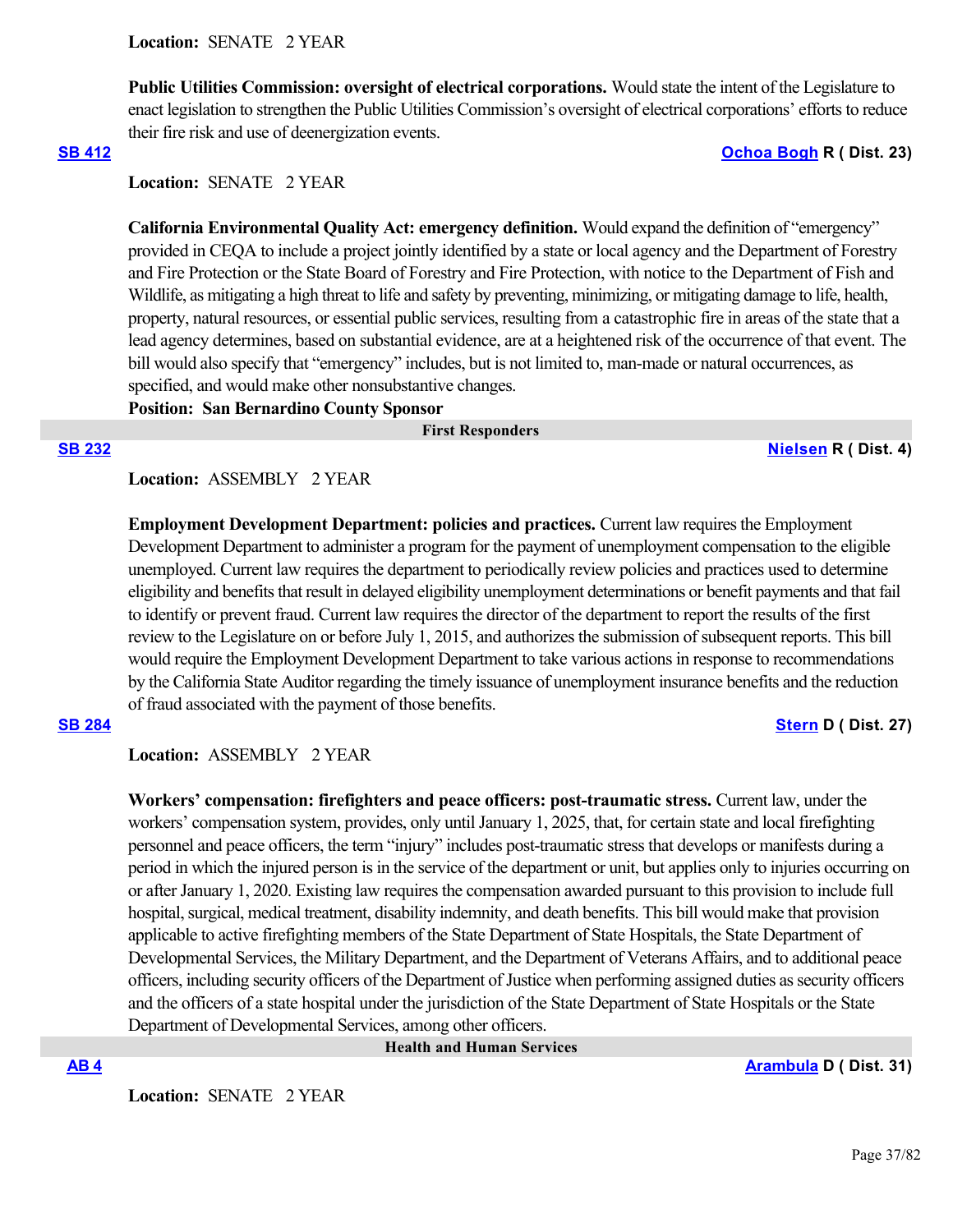**Location:** SENATE 2 YEAR

**Public Utilities Commission: oversight of electrical corporations.** Would state the intent of the Legislature to enact legislation to strengthen the Public Utilities Commission's oversight of electrical corporations' efforts to reduce their fire risk and use of deenergization events.

**[SB 412](#)** **[Ochoa Bogh](#) R ( Dist. 23)**

**Location:** SENATE 2 YEAR

**California Environmental Quality Act: emergency definition.** Would expand the definition of "emergency" provided in CEQA to include a project jointly identified by a state or local agency and the Department of Forestry and Fire Protection or the State Board of Forestry and Fire Protection, with notice to the Department of Fish and Wildlife, as mitigating a high threat to life and safety by preventing, minimizing, or mitigating damage to life, health, property, natural resources, or essential public services, resulting from a catastrophic fire in areas of the state that a lead agency determines, based on substantial evidence, are at a heightened risk of the occurrence of that event. The bill would also specify that "emergency" includes, but is not limited to, man-made or natural occurrences, as specified, and would make other nonsubstantive changes.

**Position: San Bernardino County Sponsor**

## First Responders

**[SB 232](#)** **[Nielsen](#) R ( Dist. 4)**

**Location:** ASSEMBLY 2 YEAR

**Employment Development Department: policies and practices.** Current law requires the Employment Development Department to administer a program for the payment of unemployment compensation to the eligible unemployed. Current law requires the department to periodically review policies and practices used to determine eligibility and benefits that result in delayed eligibility unemployment determinations or benefit payments and that fail to identify or prevent fraud. Current law requires the director of the department to report the results of the first review to the Legislature on or before July 1, 2015, and authorizes the submission of subsequent reports. This bill would require the Employment Development Department to take various actions in response to recommendations by the California State Auditor regarding the timely issuance of unemployment insurance benefits and the reduction of fraud associated with the payment of those benefits.

**[SB 284](#)** **[Stern](#) D ( Dist. 27)**

**Location:** ASSEMBLY 2 YEAR

**Workers' compensation: firefighters and peace officers: post-traumatic stress.** Current law, under the workers' compensation system, provides, only until January 1, 2025, that, for certain state and local firefighting personnel and peace officers, the term "injury" includes post-traumatic stress that develops or manifests during a period in which the injured person is in the service of the department or unit, but applies only to injuries occurring on or after January 1, 2020. Existing law requires the compensation awarded pursuant to this provision to include full hospital, surgical, medical treatment, disability indemnity, and death benefits. This bill would make that provision applicable to active firefighting members of the State Department of State Hospitals, the State Department of Developmental Services, the Military Department, and the Department of Veterans Affairs, and to additional peace officers, including security officers of the Department of Justice when performing assigned duties as security officers and the officers of a state hospital under the jurisdiction of the State Department of State Hospitals or the State Department of Developmental Services, among other officers.

## Health and Human Services

**[AB 4](#)** **[Arambula](#) D ( Dist. 31)**

**Location:** SENATE 2 YEAR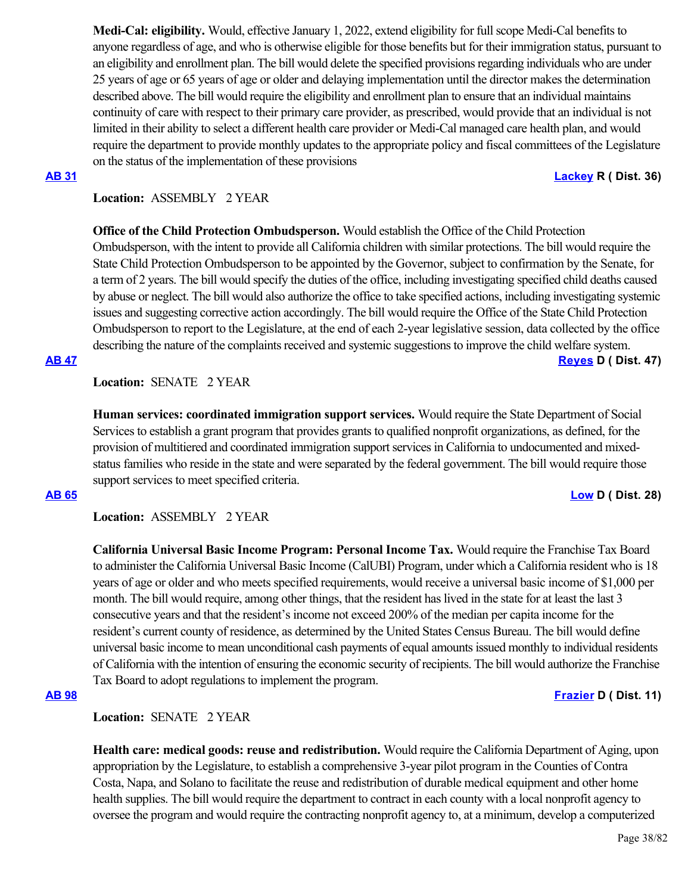**Medi-Cal: eligibility.** Would, effective January 1, 2022, extend eligibility for full scope Medi-Cal benefits to anyone regardless of age, and who is otherwise eligible for those benefits but for their immigration status, pursuant to an eligibility and enrollment plan. The bill would delete the specified provisions regarding individuals who are under 25 years of age or 65 years of age or older and delaying implementation until the director makes the determination described above. The bill would require the eligibility and enrollment plan to ensure that an individual maintains continuity of care with respect to their primary care provider, as prescribed, would provide that an individual is not limited in their ability to select a different health care provider or Medi-Cal managed care health plan, and would require the department to provide monthly updates to the appropriate policy and fiscal committees of the Legislature on the status of the implementation of these provisions

**AB 31** **Lackey R ( Dist. 36)**

**Location:** ASSEMBLY 2 YEAR

**Office of the Child Protection Ombudsperson.** Would establish the Office of the Child Protection Ombudsperson, with the intent to provide all California children with similar protections. The bill would require the State Child Protection Ombudsperson to be appointed by the Governor, subject to confirmation by the Senate, for a term of 2 years. The bill would specify the duties of the office, including investigating specified child deaths caused by abuse or neglect. The bill would also authorize the office to take specified actions, including investigating systemic issues and suggesting corrective action accordingly. The bill would require the Office of the State Child Protection Ombudsperson to report to the Legislature, at the end of each 2-year legislative session, data collected by the office describing the nature of the complaints received and systemic suggestions to improve the child welfare system.

**AB 47** **Reyes D ( Dist. 47)**

**Location:** SENATE 2 YEAR

**Human services: coordinated immigration support services.** Would require the State Department of Social Services to establish a grant program that provides grants to qualified nonprofit organizations, as defined, for the provision of multitiered and coordinated immigration support services in California to undocumented and mixed-status families who reside in the state and were separated by the federal government. The bill would require those support services to meet specified criteria.

**AB 65** **Low D ( Dist. 28)**

**Location:** ASSEMBLY 2 YEAR

**California Universal Basic Income Program: Personal Income Tax.** Would require the Franchise Tax Board to administer the California Universal Basic Income (CalUBI) Program, under which a California resident who is 18 years of age or older and who meets specified requirements, would receive a universal basic income of $1,000 per month. The bill would require, among other things, that the resident has lived in the state for at least the last 3 consecutive years and that the resident's income not exceed 200% of the median per capita income for the resident's current county of residence, as determined by the United States Census Bureau. The bill would define universal basic income to mean unconditional cash payments of equal amounts issued monthly to individual residents of California with the intention of ensuring the economic security of recipients. The bill would authorize the Franchise Tax Board to adopt regulations to implement the program.

**AB 98** **Frazier D ( Dist. 11)**

**Location:** SENATE 2 YEAR

**Health care: medical goods: reuse and redistribution.** Would require the California Department of Aging, upon appropriation by the Legislature, to establish a comprehensive 3-year pilot program in the Counties of Contra Costa, Napa, and Solano to facilitate the reuse and redistribution of durable medical equipment and other home health supplies. The bill would require the department to contract in each county with a local nonprofit agency to oversee the program and would require the contracting nonprofit agency to, at a minimum, develop a computerized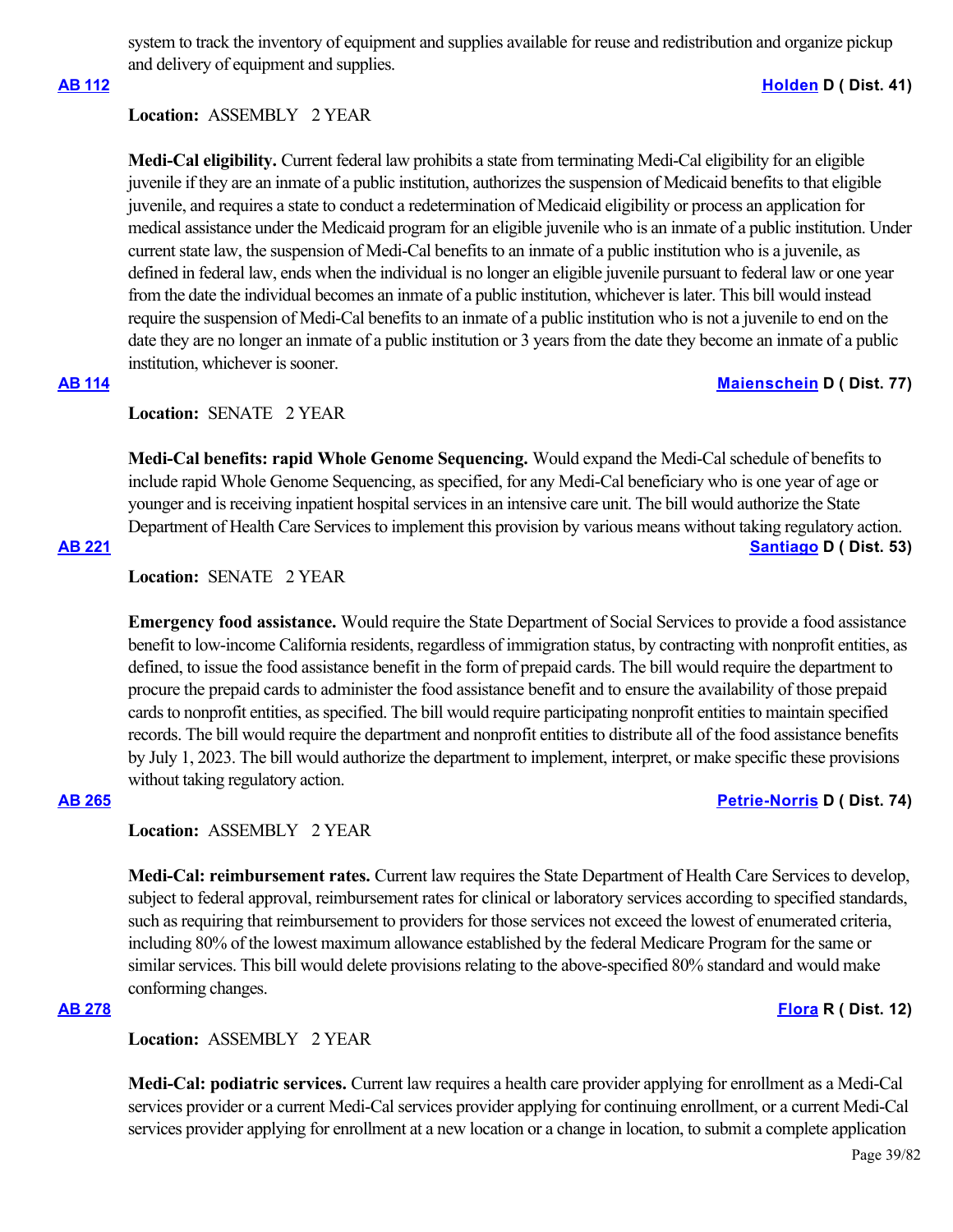system to track the inventory of equipment and supplies available for reuse and redistribution and organize pickup and delivery of equipment and supplies.

**AB 112** **Holden D ( Dist. 41)**

**Location:** ASSEMBLY 2 YEAR

**Medi-Cal eligibility.** Current federal law prohibits a state from terminating Medi-Cal eligibility for an eligible juvenile if they are an inmate of a public institution, authorizes the suspension of Medicaid benefits to that eligible juvenile, and requires a state to conduct a redetermination of Medicaid eligibility or process an application for medical assistance under the Medicaid program for an eligible juvenile who is an inmate of a public institution. Under current state law, the suspension of Medi-Cal benefits to an inmate of a public institution who is a juvenile, as defined in federal law, ends when the individual is no longer an eligible juvenile pursuant to federal law or one year from the date the individual becomes an inmate of a public institution, whichever is later. This bill would instead require the suspension of Medi-Cal benefits to an inmate of a public institution who is not a juvenile to end on the date they are no longer an inmate of a public institution or 3 years from the date they become an inmate of a public institution, whichever is sooner.

**AB 114** **Maienschein D ( Dist. 77)**

**Location:** SENATE 2 YEAR

**Medi-Cal benefits: rapid Whole Genome Sequencing.** Would expand the Medi-Cal schedule of benefits to include rapid Whole Genome Sequencing, as specified, for any Medi-Cal beneficiary who is one year of age or younger and is receiving inpatient hospital services in an intensive care unit. The bill would authorize the State Department of Health Care Services to implement this provision by various means without taking regulatory action.

**AB 221** **Santiago D ( Dist. 53)**

**Location:** SENATE 2 YEAR

**Emergency food assistance.** Would require the State Department of Social Services to provide a food assistance benefit to low-income California residents, regardless of immigration status, by contracting with nonprofit entities, as defined, to issue the food assistance benefit in the form of prepaid cards. The bill would require the department to procure the prepaid cards to administer the food assistance benefit and to ensure the availability of those prepaid cards to nonprofit entities, as specified. The bill would require participating nonprofit entities to maintain specified records. The bill would require the department and nonprofit entities to distribute all of the food assistance benefits by July 1, 2023. The bill would authorize the department to implement, interpret, or make specific these provisions without taking regulatory action.

**AB 265** **Petrie-Norris D ( Dist. 74)**

**Location:** ASSEMBLY 2 YEAR

**Medi-Cal: reimbursement rates.** Current law requires the State Department of Health Care Services to develop, subject to federal approval, reimbursement rates for clinical or laboratory services according to specified standards, such as requiring that reimbursement to providers for those services not exceed the lowest of enumerated criteria, including 80% of the lowest maximum allowance established by the federal Medicare Program for the same or similar services. This bill would delete provisions relating to the above-specified 80% standard and would make conforming changes.

**AB 278** **Flora R ( Dist. 12)**

**Location:** ASSEMBLY 2 YEAR

**Medi-Cal: podiatric services.** Current law requires a health care provider applying for enrollment as a Medi-Cal services provider or a current Medi-Cal services provider applying for continuing enrollment, or a current Medi-Cal services provider applying for enrollment at a new location or a change in location, to submit a complete application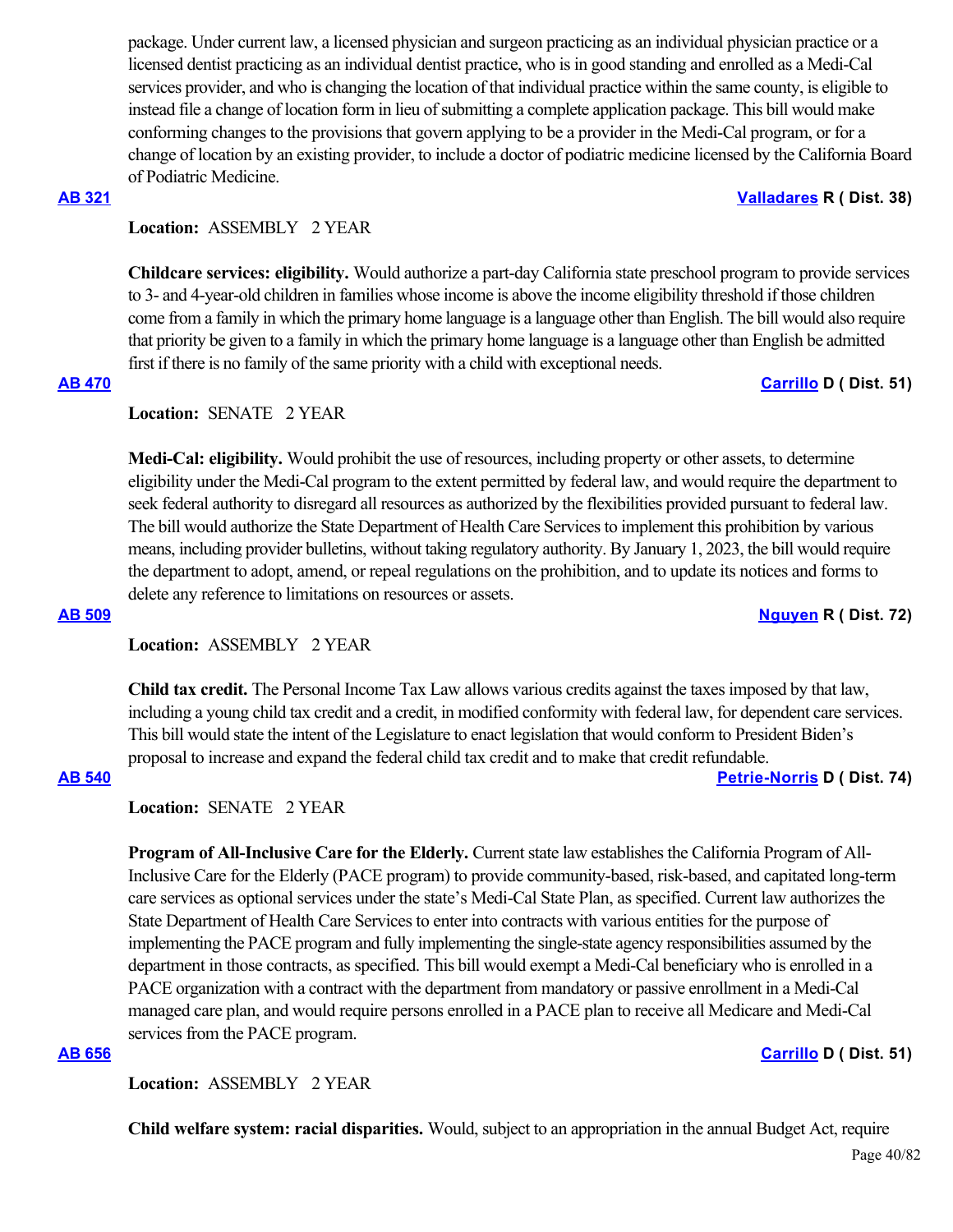package. Under current law, a licensed physician and surgeon practicing as an individual physician practice or a licensed dentist practicing as an individual dentist practice, who is in good standing and enrolled as a Medi-Cal services provider, and who is changing the location of that individual practice within the same county, is eligible to instead file a change of location form in lieu of submitting a complete application package. This bill would make conforming changes to the provisions that govern applying to be a provider in the Medi-Cal program, or for a change of location by an existing provider, to include a doctor of podiatric medicine licensed by the California Board of Podiatric Medicine.

**AB 321** **Valladares R ( Dist. 38)**

**Location:** ASSEMBLY 2 YEAR

**Childcare services: eligibility.** Would authorize a part-day California state preschool program to provide services to 3- and 4-year-old children in families whose income is above the income eligibility threshold if those children come from a family in which the primary home language is a language other than English. The bill would also require that priority be given to a family in which the primary home language is a language other than English be admitted first if there is no family of the same priority with a child with exceptional needs.

**AB 470** **Carrillo D ( Dist. 51)**

**Location:** SENATE 2 YEAR

**Medi-Cal: eligibility.** Would prohibit the use of resources, including property or other assets, to determine eligibility under the Medi-Cal program to the extent permitted by federal law, and would require the department to seek federal authority to disregard all resources as authorized by the flexibilities provided pursuant to federal law. The bill would authorize the State Department of Health Care Services to implement this prohibition by various means, including provider bulletins, without taking regulatory authority. By January 1, 2023, the bill would require the department to adopt, amend, or repeal regulations on the prohibition, and to update its notices and forms to delete any reference to limitations on resources or assets.

**AB 509** **Nguyen R ( Dist. 72)**

**Location:** ASSEMBLY 2 YEAR

**Child tax credit.** The Personal Income Tax Law allows various credits against the taxes imposed by that law, including a young child tax credit and a credit, in modified conformity with federal law, for dependent care services. This bill would state the intent of the Legislature to enact legislation that would conform to President Biden's proposal to increase and expand the federal child tax credit and to make that credit refundable.

**AB 540** **Petrie-Norris D ( Dist. 74)**

**Location:** SENATE 2 YEAR

**Program of All-Inclusive Care for the Elderly.** Current state law establishes the California Program of All-Inclusive Care for the Elderly (PACE program) to provide community-based, risk-based, and capitated long-term care services as optional services under the state's Medi-Cal State Plan, as specified. Current law authorizes the State Department of Health Care Services to enter into contracts with various entities for the purpose of implementing the PACE program and fully implementing the single-state agency responsibilities assumed by the department in those contracts, as specified. This bill would exempt a Medi-Cal beneficiary who is enrolled in a PACE organization with a contract with the department from mandatory or passive enrollment in a Medi-Cal managed care plan, and would require persons enrolled in a PACE plan to receive all Medicare and Medi-Cal services from the PACE program.

**AB 656** **Carrillo D ( Dist. 51)**

**Location:** ASSEMBLY 2 YEAR

**Child welfare system: racial disparities.** Would, subject to an appropriation in the annual Budget Act, require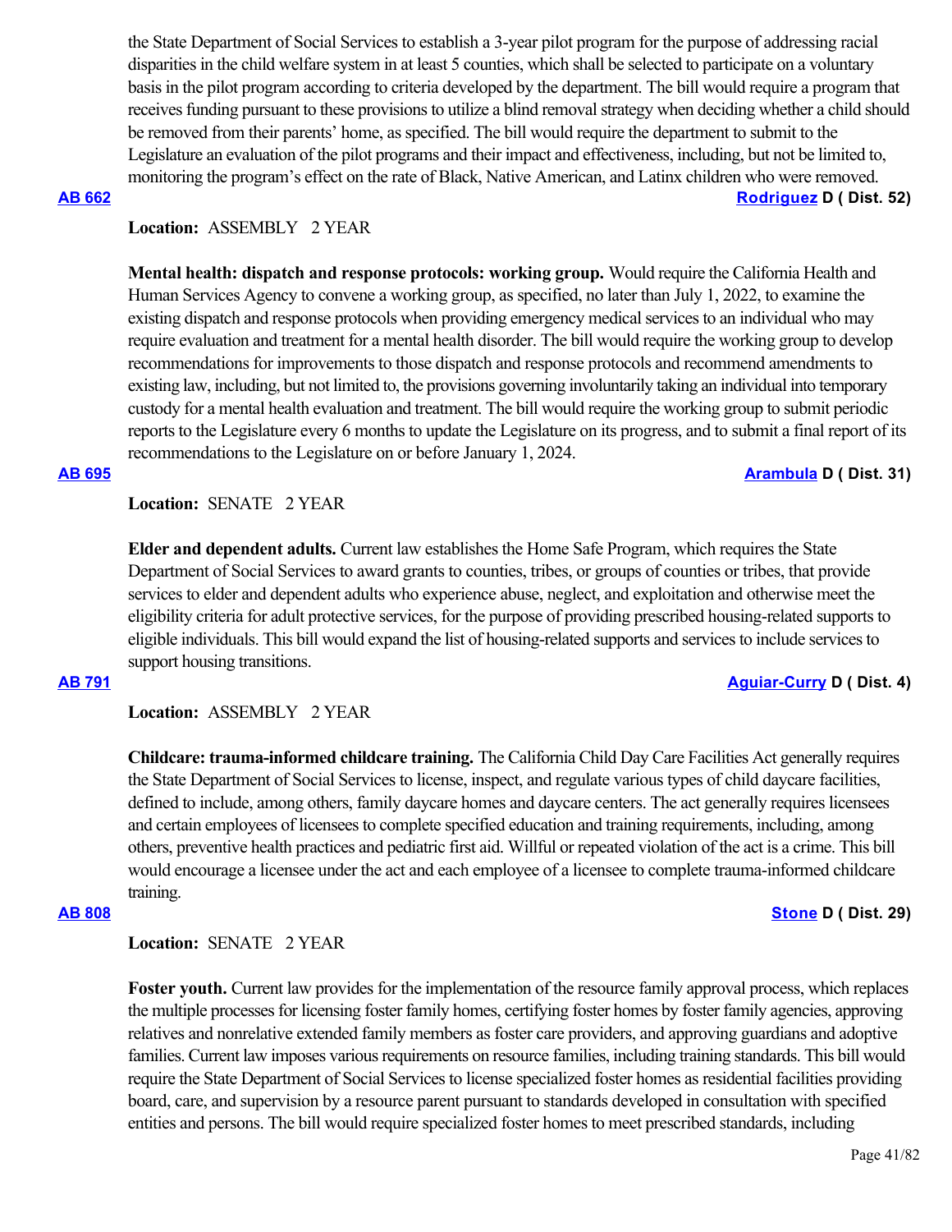the State Department of Social Services to establish a 3-year pilot program for the purpose of addressing racial disparities in the child welfare system in at least 5 counties, which shall be selected to participate on a voluntary basis in the pilot program according to criteria developed by the department. The bill would require a program that receives funding pursuant to these provisions to utilize a blind removal strategy when deciding whether a child should be removed from their parents' home, as specified. The bill would require the department to submit to the Legislature an evaluation of the pilot programs and their impact and effectiveness, including, but not be limited to, monitoring the program's effect on the rate of Black, Native American, and Latinx children who were removed.

**AB 662** **Rodriguez D ( Dist. 52)**

**Location:** ASSEMBLY 2 YEAR

**Mental health: dispatch and response protocols: working group.** Would require the California Health and Human Services Agency to convene a working group, as specified, no later than July 1, 2022, to examine the existing dispatch and response protocols when providing emergency medical services to an individual who may require evaluation and treatment for a mental health disorder. The bill would require the working group to develop recommendations for improvements to those dispatch and response protocols and recommend amendments to existing law, including, but not limited to, the provisions governing involuntarily taking an individual into temporary custody for a mental health evaluation and treatment. The bill would require the working group to submit periodic reports to the Legislature every 6 months to update the Legislature on its progress, and to submit a final report of its recommendations to the Legislature on or before January 1, 2024.

**AB 695** **Arambula D ( Dist. 31)**

**Location:** SENATE 2 YEAR

**Elder and dependent adults.** Current law establishes the Home Safe Program, which requires the State Department of Social Services to award grants to counties, tribes, or groups of counties or tribes, that provide services to elder and dependent adults who experience abuse, neglect, and exploitation and otherwise meet the eligibility criteria for adult protective services, for the purpose of providing prescribed housing-related supports to eligible individuals. This bill would expand the list of housing-related supports and services to include services to support housing transitions.

**AB 791** **Aguiar-Curry D ( Dist. 4)**

**Location:** ASSEMBLY 2 YEAR

**Childcare: trauma-informed childcare training.** The California Child Day Care Facilities Act generally requires the State Department of Social Services to license, inspect, and regulate various types of child daycare facilities, defined to include, among others, family daycare homes and daycare centers. The act generally requires licensees and certain employees of licensees to complete specified education and training requirements, including, among others, preventive health practices and pediatric first aid. Willful or repeated violation of the act is a crime. This bill would encourage a licensee under the act and each employee of a licensee to complete trauma-informed childcare training.

**AB 808** **Stone D ( Dist. 29)**

**Location:** SENATE 2 YEAR

**Foster youth.** Current law provides for the implementation of the resource family approval process, which replaces the multiple processes for licensing foster family homes, certifying foster homes by foster family agencies, approving relatives and nonrelative extended family members as foster care providers, and approving guardians and adoptive families. Current law imposes various requirements on resource families, including training standards. This bill would require the State Department of Social Services to license specialized foster homes as residential facilities providing board, care, and supervision by a resource parent pursuant to standards developed in consultation with specified entities and persons. The bill would require specialized foster homes to meet prescribed standards, including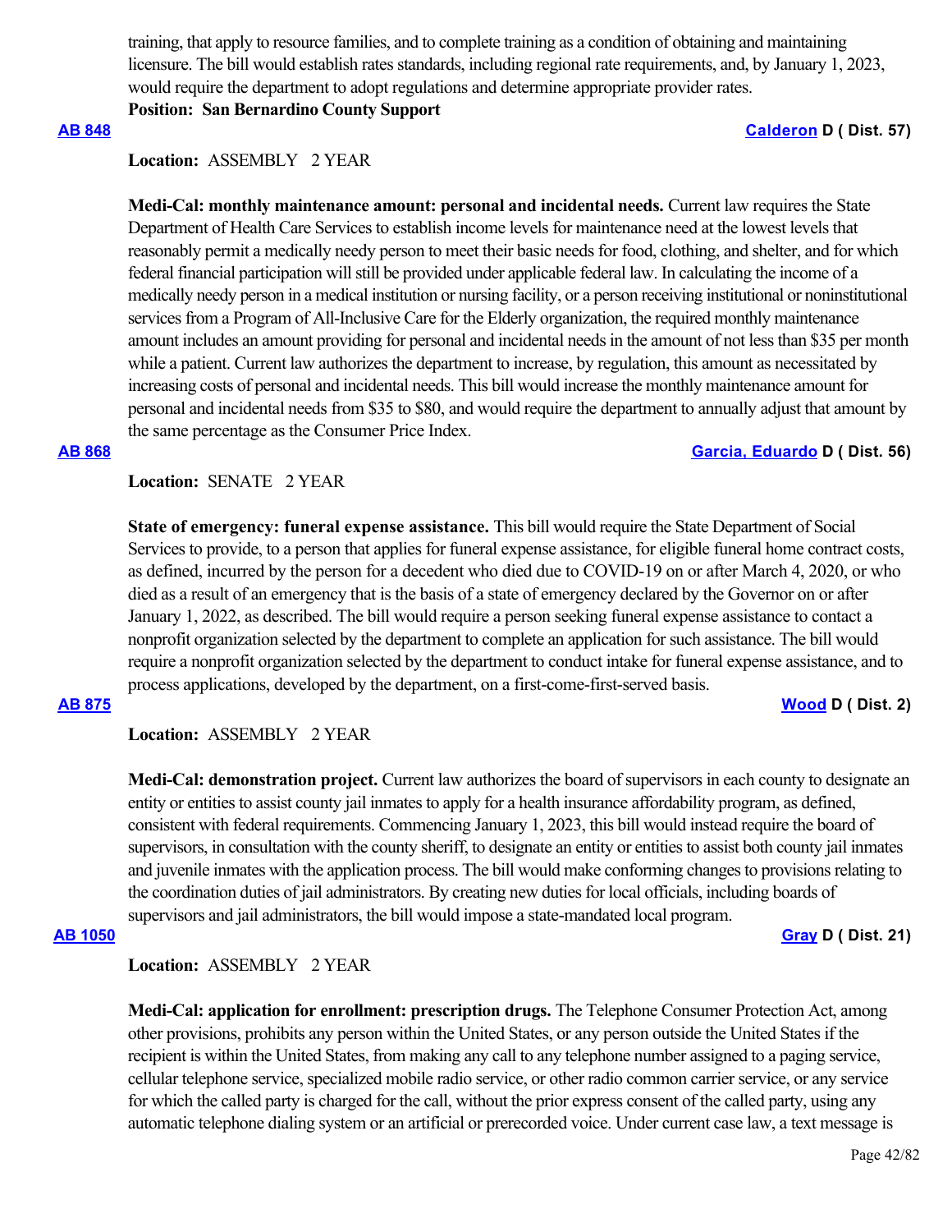training, that apply to resource families, and to complete training as a condition of obtaining and maintaining licensure. The bill would establish rates standards, including regional rate requirements, and, by January 1, 2023, would require the department to adopt regulations and determine appropriate provider rates.

**Position: San Bernardino County Support**

**AB 848** **Calderon D ( Dist. 57)**

**Location:** ASSEMBLY 2 YEAR

**Medi-Cal: monthly maintenance amount: personal and incidental needs.** Current law requires the State Department of Health Care Services to establish income levels for maintenance need at the lowest levels that reasonably permit a medically needy person to meet their basic needs for food, clothing, and shelter, and for which federal financial participation will still be provided under applicable federal law. In calculating the income of a medically needy person in a medical institution or nursing facility, or a person receiving institutional or noninstitutional services from a Program of All-Inclusive Care for the Elderly organization, the required monthly maintenance amount includes an amount providing for personal and incidental needs in the amount of not less than $35 per month while a patient. Current law authorizes the department to increase, by regulation, this amount as necessitated by increasing costs of personal and incidental needs. This bill would increase the monthly maintenance amount for personal and incidental needs from $35 to $80, and would require the department to annually adjust that amount by the same percentage as the Consumer Price Index.

**AB 868** **Garcia, Eduardo D ( Dist. 56)**

**Location:** SENATE 2 YEAR

**State of emergency: funeral expense assistance.** This bill would require the State Department of Social Services to provide, to a person that applies for funeral expense assistance, for eligible funeral home contract costs, as defined, incurred by the person for a decedent who died due to COVID-19 on or after March 4, 2020, or who died as a result of an emergency that is the basis of a state of emergency declared by the Governor on or after January 1, 2022, as described. The bill would require a person seeking funeral expense assistance to contact a nonprofit organization selected by the department to complete an application for such assistance. The bill would require a nonprofit organization selected by the department to conduct intake for funeral expense assistance, and to process applications, developed by the department, on a first-come-first-served basis.

**AB 875** **Wood D ( Dist. 2)**

**Location:** ASSEMBLY 2 YEAR

**Medi-Cal: demonstration project.** Current law authorizes the board of supervisors in each county to designate an entity or entities to assist county jail inmates to apply for a health insurance affordability program, as defined, consistent with federal requirements. Commencing January 1, 2023, this bill would instead require the board of supervisors, in consultation with the county sheriff, to designate an entity or entities to assist both county jail inmates and juvenile inmates with the application process. The bill would make conforming changes to provisions relating to the coordination duties of jail administrators. By creating new duties for local officials, including boards of supervisors and jail administrators, the bill would impose a state-mandated local program.

**AB 1050** **Gray D ( Dist. 21)**

**Location:** ASSEMBLY 2 YEAR

**Medi-Cal: application for enrollment: prescription drugs.** The Telephone Consumer Protection Act, among other provisions, prohibits any person within the United States, or any person outside the United States if the recipient is within the United States, from making any call to any telephone number assigned to a paging service, cellular telephone service, specialized mobile radio service, or other radio common carrier service, or any service for which the called party is charged for the call, without the prior express consent of the called party, using any automatic telephone dialing system or an artificial or prerecorded voice. Under current case law, a text message is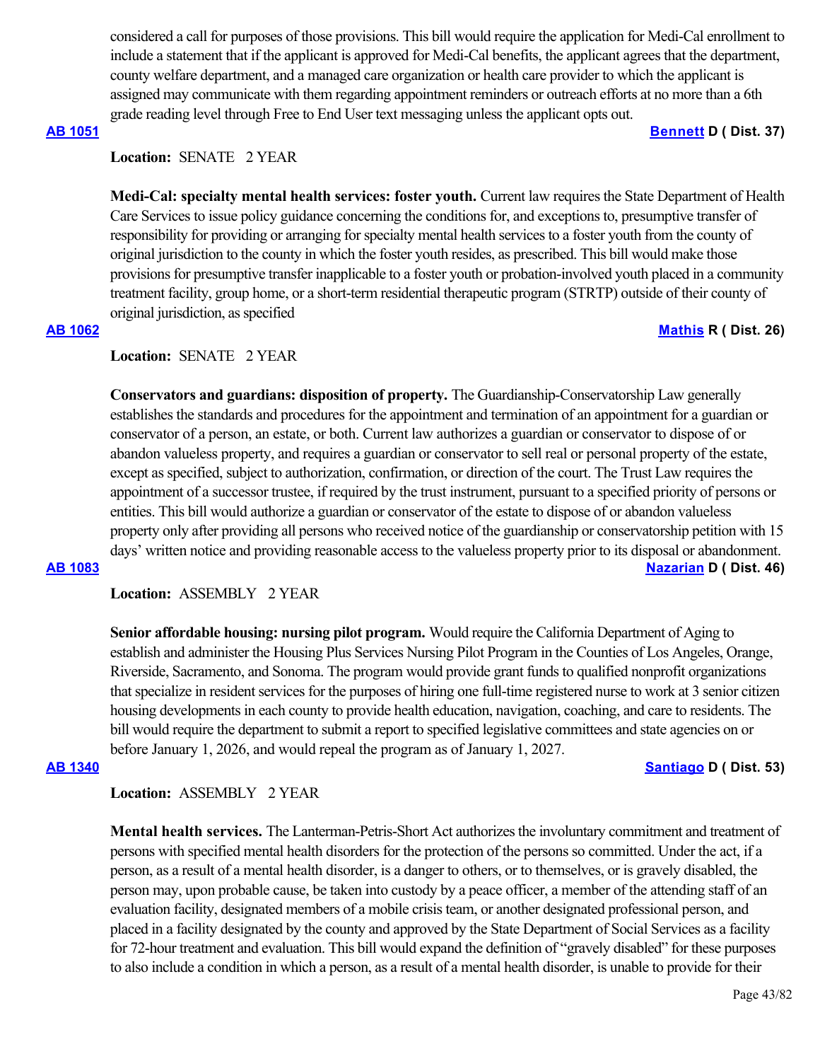considered a call for purposes of those provisions. This bill would require the application for Medi-Cal enrollment to include a statement that if the applicant is approved for Medi-Cal benefits, the applicant agrees that the department, county welfare department, and a managed care organization or health care provider to which the applicant is assigned may communicate with them regarding appointment reminders or outreach efforts at no more than a 6th grade reading level through Free to End User text messaging unless the applicant opts out.

**AB 1051** **Bennett D ( Dist. 37)**

**Location:** SENATE 2 YEAR

**Medi-Cal: specialty mental health services: foster youth.** Current law requires the State Department of Health Care Services to issue policy guidance concerning the conditions for, and exceptions to, presumptive transfer of responsibility for providing or arranging for specialty mental health services to a foster youth from the county of original jurisdiction to the county in which the foster youth resides, as prescribed. This bill would make those provisions for presumptive transfer inapplicable to a foster youth or probation-involved youth placed in a community treatment facility, group home, or a short-term residential therapeutic program (STRTP) outside of their county of original jurisdiction, as specified

**AB 1062** **Mathis R ( Dist. 26)**

**Location:** SENATE 2 YEAR

**Conservators and guardians: disposition of property.** The Guardianship-Conservatorship Law generally establishes the standards and procedures for the appointment and termination of an appointment for a guardian or conservator of a person, an estate, or both. Current law authorizes a guardian or conservator to dispose of or abandon valueless property, and requires a guardian or conservator to sell real or personal property of the estate, except as specified, subject to authorization, confirmation, or direction of the court. The Trust Law requires the appointment of a successor trustee, if required by the trust instrument, pursuant to a specified priority of persons or entities. This bill would authorize a guardian or conservator of the estate to dispose of or abandon valueless property only after providing all persons who received notice of the guardianship or conservatorship petition with 15 days' written notice and providing reasonable access to the valueless property prior to its disposal or abandonment.

**AB 1083** **Nazarian D ( Dist. 46)**

**Location:** ASSEMBLY 2 YEAR

**Senior affordable housing: nursing pilot program.** Would require the California Department of Aging to establish and administer the Housing Plus Services Nursing Pilot Program in the Counties of Los Angeles, Orange, Riverside, Sacramento, and Sonoma. The program would provide grant funds to qualified nonprofit organizations that specialize in resident services for the purposes of hiring one full-time registered nurse to work at 3 senior citizen housing developments in each county to provide health education, navigation, coaching, and care to residents. The bill would require the department to submit a report to specified legislative committees and state agencies on or before January 1, 2026, and would repeal the program as of January 1, 2027.

**AB 1340** **Santiago D ( Dist. 53)**

**Location:** ASSEMBLY 2 YEAR

**Mental health services.** The Lanterman-Petris-Short Act authorizes the involuntary commitment and treatment of persons with specified mental health disorders for the protection of the persons so committed. Under the act, if a person, as a result of a mental health disorder, is a danger to others, or to themselves, or is gravely disabled, the person may, upon probable cause, be taken into custody by a peace officer, a member of the attending staff of an evaluation facility, designated members of a mobile crisis team, or another designated professional person, and placed in a facility designated by the county and approved by the State Department of Social Services as a facility for 72-hour treatment and evaluation. This bill would expand the definition of "gravely disabled" for these purposes to also include a condition in which a person, as a result of a mental health disorder, is unable to provide for their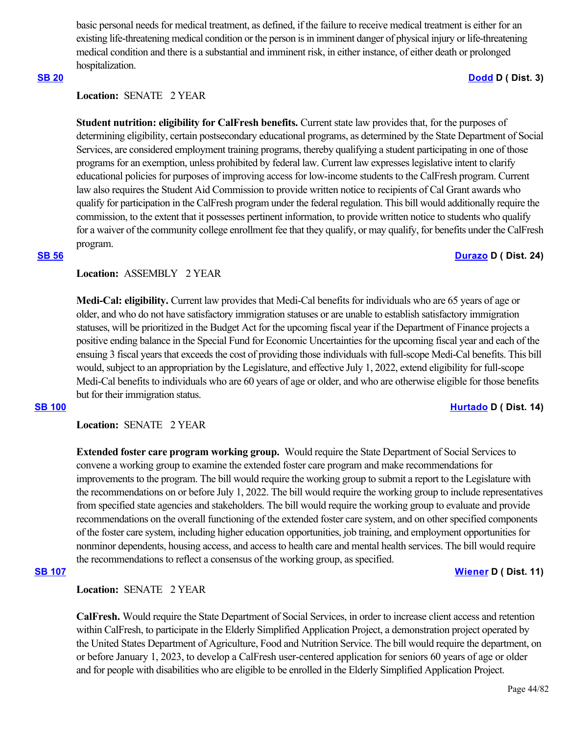basic personal needs for medical treatment, as defined, if the failure to receive medical treatment is either for an existing life-threatening medical condition or the person is in imminent danger of physical injury or life-threatening medical condition and there is a substantial and imminent risk, in either instance, of either death or prolonged hospitalization.

**SB 20** **Dodd D ( Dist. 3)**

**Location:** SENATE 2 YEAR

**Student nutrition: eligibility for CalFresh benefits.** Current state law provides that, for the purposes of determining eligibility, certain postsecondary educational programs, as determined by the State Department of Social Services, are considered employment training programs, thereby qualifying a student participating in one of those programs for an exemption, unless prohibited by federal law. Current law expresses legislative intent to clarify educational policies for purposes of improving access for low-income students to the CalFresh program. Current law also requires the Student Aid Commission to provide written notice to recipients of Cal Grant awards who qualify for participation in the CalFresh program under the federal regulation. This bill would additionally require the commission, to the extent that it possesses pertinent information, to provide written notice to students who qualify for a waiver of the community college enrollment fee that they qualify, or may qualify, for benefits under the CalFresh program.

**SB 56** **Durazo D ( Dist. 24)**

**Location:** ASSEMBLY 2 YEAR

**Medi-Cal: eligibility.** Current law provides that Medi-Cal benefits for individuals who are 65 years of age or older, and who do not have satisfactory immigration statuses or are unable to establish satisfactory immigration statuses, will be prioritized in the Budget Act for the upcoming fiscal year if the Department of Finance projects a positive ending balance in the Special Fund for Economic Uncertainties for the upcoming fiscal year and each of the ensuing 3 fiscal years that exceeds the cost of providing those individuals with full-scope Medi-Cal benefits. This bill would, subject to an appropriation by the Legislature, and effective July 1, 2022, extend eligibility for full-scope Medi-Cal benefits to individuals who are 60 years of age or older, and who are otherwise eligible for those benefits but for their immigration status.

**SB 100** **Hurtado D ( Dist. 14)**

**Location:** SENATE 2 YEAR

**Extended foster care program working group.** Would require the State Department of Social Services to convene a working group to examine the extended foster care program and make recommendations for improvements to the program. The bill would require the working group to submit a report to the Legislature with the recommendations on or before July 1, 2022. The bill would require the working group to include representatives from specified state agencies and stakeholders. The bill would require the working group to evaluate and provide recommendations on the overall functioning of the extended foster care system, and on other specified components of the foster care system, including higher education opportunities, job training, and employment opportunities for nonminor dependents, housing access, and access to health care and mental health services. The bill would require the recommendations to reflect a consensus of the working group, as specified.

**SB 107** **Wiener D ( Dist. 11)**

**Location:** SENATE 2 YEAR

**CalFresh.** Would require the State Department of Social Services, in order to increase client access and retention within CalFresh, to participate in the Elderly Simplified Application Project, a demonstration project operated by the United States Department of Agriculture, Food and Nutrition Service. The bill would require the department, on or before January 1, 2023, to develop a CalFresh user-centered application for seniors 60 years of age or older and for people with disabilities who are eligible to be enrolled in the Elderly Simplified Application Project.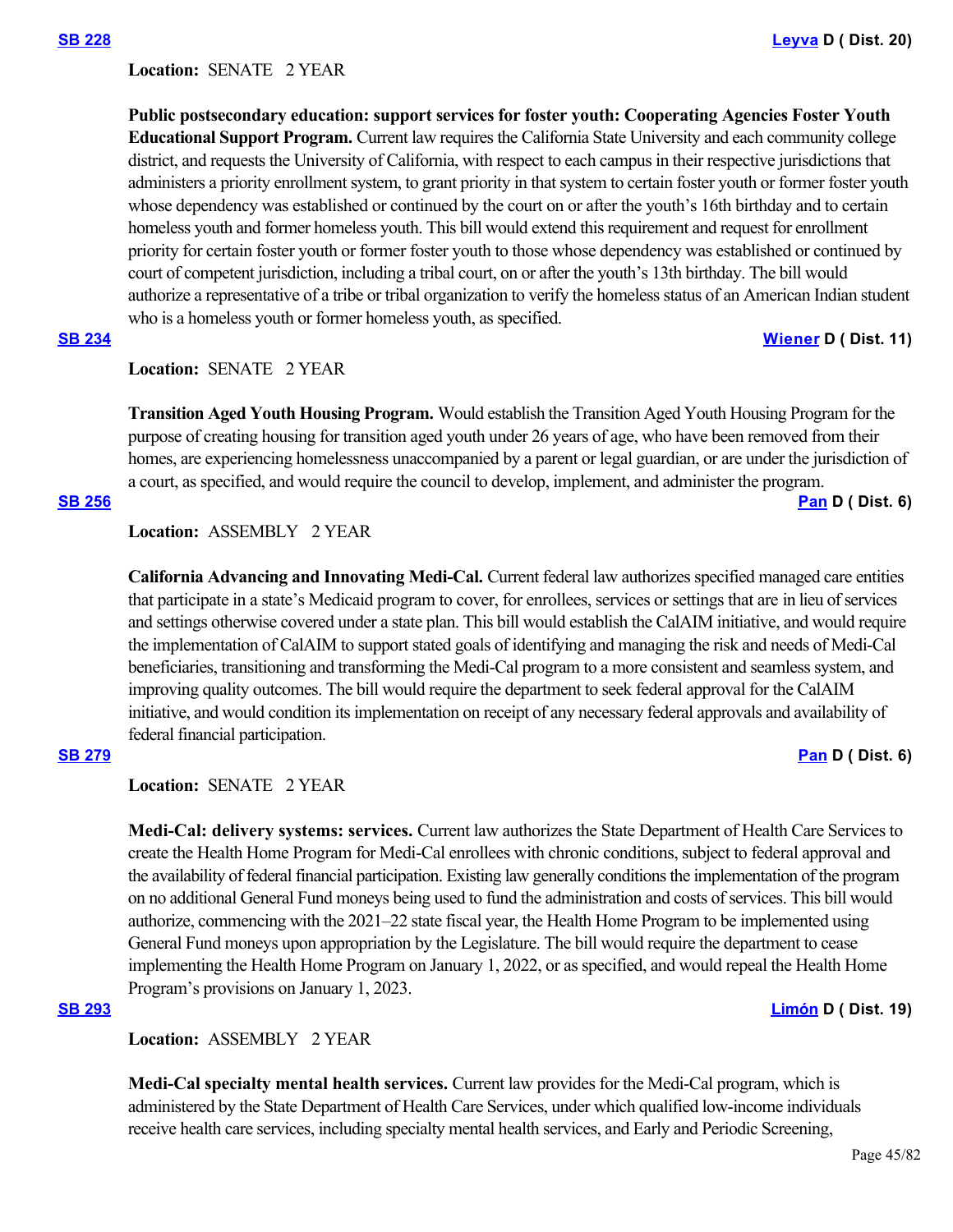**SB 228** **Leyva D ( Dist. 20)**

**Location:** SENATE 2 YEAR

**Public postsecondary education: support services for foster youth: Cooperating Agencies Foster Youth Educational Support Program.** Current law requires the California State University and each community college district, and requests the University of California, with respect to each campus in their respective jurisdictions that administers a priority enrollment system, to grant priority in that system to certain foster youth or former foster youth whose dependency was established or continued by the court on or after the youth's 16th birthday and to certain homeless youth and former homeless youth. This bill would extend this requirement and request for enrollment priority for certain foster youth or former foster youth to those whose dependency was established or continued by court of competent jurisdiction, including a tribal court, on or after the youth's 13th birthday. The bill would authorize a representative of a tribe or tribal organization to verify the homeless status of an American Indian student who is a homeless youth or former homeless youth, as specified.

**SB 234** **Wiener D ( Dist. 11)**

**Location:** SENATE 2 YEAR

**Transition Aged Youth Housing Program.** Would establish the Transition Aged Youth Housing Program for the purpose of creating housing for transition aged youth under 26 years of age, who have been removed from their homes, are experiencing homelessness unaccompanied by a parent or legal guardian, or are under the jurisdiction of a court, as specified, and would require the council to develop, implement, and administer the program.

**SB 256** **Pan D ( Dist. 6)**

**Location:** ASSEMBLY 2 YEAR

**California Advancing and Innovating Medi-Cal.** Current federal law authorizes specified managed care entities that participate in a state's Medicaid program to cover, for enrollees, services or settings that are in lieu of services and settings otherwise covered under a state plan. This bill would establish the CalAIM initiative, and would require the implementation of CalAIM to support stated goals of identifying and managing the risk and needs of Medi-Cal beneficiaries, transitioning and transforming the Medi-Cal program to a more consistent and seamless system, and improving quality outcomes. The bill would require the department to seek federal approval for the CalAIM initiative, and would condition its implementation on receipt of any necessary federal approvals and availability of federal financial participation.

**SB 279** **Pan D ( Dist. 6)**

**Location:** SENATE 2 YEAR

**Medi-Cal: delivery systems: services.** Current law authorizes the State Department of Health Care Services to create the Health Home Program for Medi-Cal enrollees with chronic conditions, subject to federal approval and the availability of federal financial participation. Existing law generally conditions the implementation of the program on no additional General Fund moneys being used to fund the administration and costs of services. This bill would authorize, commencing with the 2021–22 state fiscal year, the Health Home Program to be implemented using General Fund moneys upon appropriation by the Legislature. The bill would require the department to cease implementing the Health Home Program on January 1, 2022, or as specified, and would repeal the Health Home Program's provisions on January 1, 2023.

**SB 293** **Limón D ( Dist. 19)**

**Location:** ASSEMBLY 2 YEAR

**Medi-Cal specialty mental health services.** Current law provides for the Medi-Cal program, which is administered by the State Department of Health Care Services, under which qualified low-income individuals receive health care services, including specialty mental health services, and Early and Periodic Screening,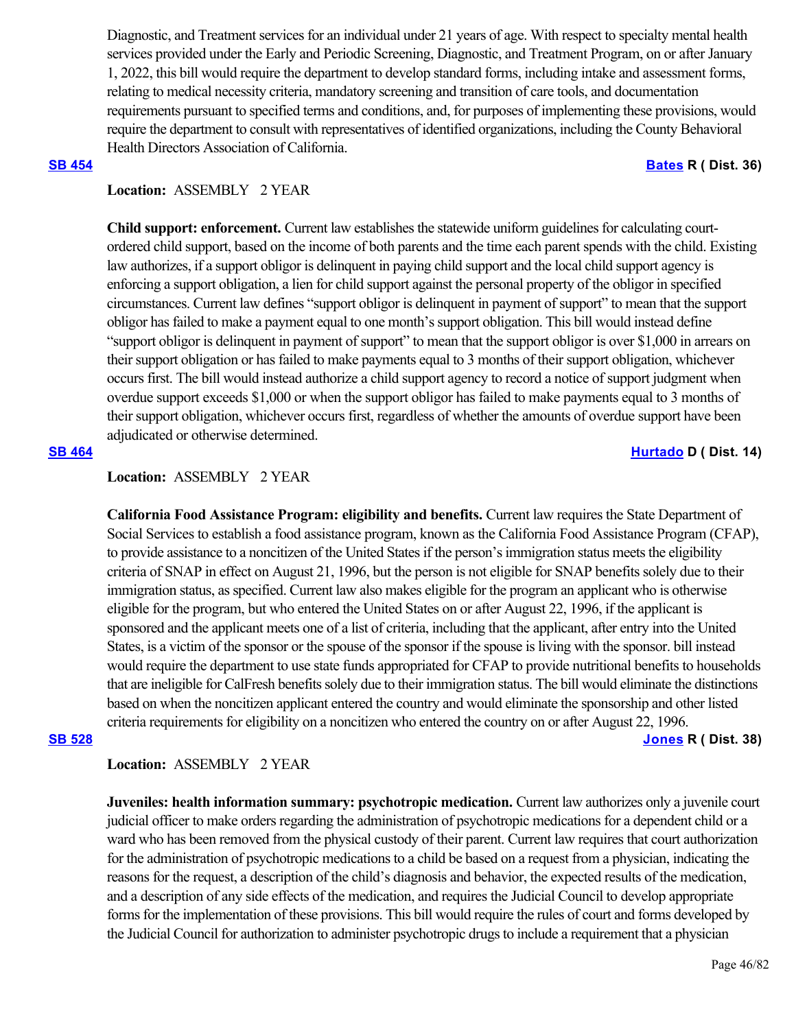Diagnostic, and Treatment services for an individual under 21 years of age. With respect to specialty mental health services provided under the Early and Periodic Screening, Diagnostic, and Treatment Program, on or after January 1, 2022, this bill would require the department to develop standard forms, including intake and assessment forms, relating to medical necessity criteria, mandatory screening and transition of care tools, and documentation requirements pursuant to specified terms and conditions, and, for purposes of implementing these provisions, would require the department to consult with representatives of identified organizations, including the County Behavioral Health Directors Association of California.

**SB 454** **Bates R ( Dist. 36)**

**Location:** ASSEMBLY 2 YEAR

**Child support: enforcement.** Current law establishes the statewide uniform guidelines for calculating court-ordered child support, based on the income of both parents and the time each parent spends with the child. Existing law authorizes, if a support obligor is delinquent in paying child support and the local child support agency is enforcing a support obligation, a lien for child support against the personal property of the obligor in specified circumstances. Current law defines "support obligor is delinquent in payment of support" to mean that the support obligor has failed to make a payment equal to one month's support obligation. This bill would instead define "support obligor is delinquent in payment of support" to mean that the support obligor is over $1,000 in arrears on their support obligation or has failed to make payments equal to 3 months of their support obligation, whichever occurs first. The bill would instead authorize a child support agency to record a notice of support judgment when overdue support exceeds $1,000 or when the support obligor has failed to make payments equal to 3 months of their support obligation, whichever occurs first, regardless of whether the amounts of overdue support have been adjudicated or otherwise determined.

**SB 464** **Hurtado D ( Dist. 14)**

**Location:** ASSEMBLY 2 YEAR

**California Food Assistance Program: eligibility and benefits.** Current law requires the State Department of Social Services to establish a food assistance program, known as the California Food Assistance Program (CFAP), to provide assistance to a noncitizen of the United States if the person's immigration status meets the eligibility criteria of SNAP in effect on August 21, 1996, but the person is not eligible for SNAP benefits solely due to their immigration status, as specified. Current law also makes eligible for the program an applicant who is otherwise eligible for the program, but who entered the United States on or after August 22, 1996, if the applicant is sponsored and the applicant meets one of a list of criteria, including that the applicant, after entry into the United States, is a victim of the sponsor or the spouse of the sponsor if the spouse is living with the sponsor. bill instead would require the department to use state funds appropriated for CFAP to provide nutritional benefits to households that are ineligible for CalFresh benefits solely due to their immigration status. The bill would eliminate the distinctions based on when the noncitizen applicant entered the country and would eliminate the sponsorship and other listed criteria requirements for eligibility on a noncitizen who entered the country on or after August 22, 1996.

**SB 528** **Jones R ( Dist. 38)**

**Location:** ASSEMBLY 2 YEAR

**Juveniles: health information summary: psychotropic medication.** Current law authorizes only a juvenile court judicial officer to make orders regarding the administration of psychotropic medications for a dependent child or a ward who has been removed from the physical custody of their parent. Current law requires that court authorization for the administration of psychotropic medications to a child be based on a request from a physician, indicating the reasons for the request, a description of the child's diagnosis and behavior, the expected results of the medication, and a description of any side effects of the medication, and requires the Judicial Council to develop appropriate forms for the implementation of these provisions. This bill would require the rules of court and forms developed by the Judicial Council for authorization to administer psychotropic drugs to include a requirement that a physician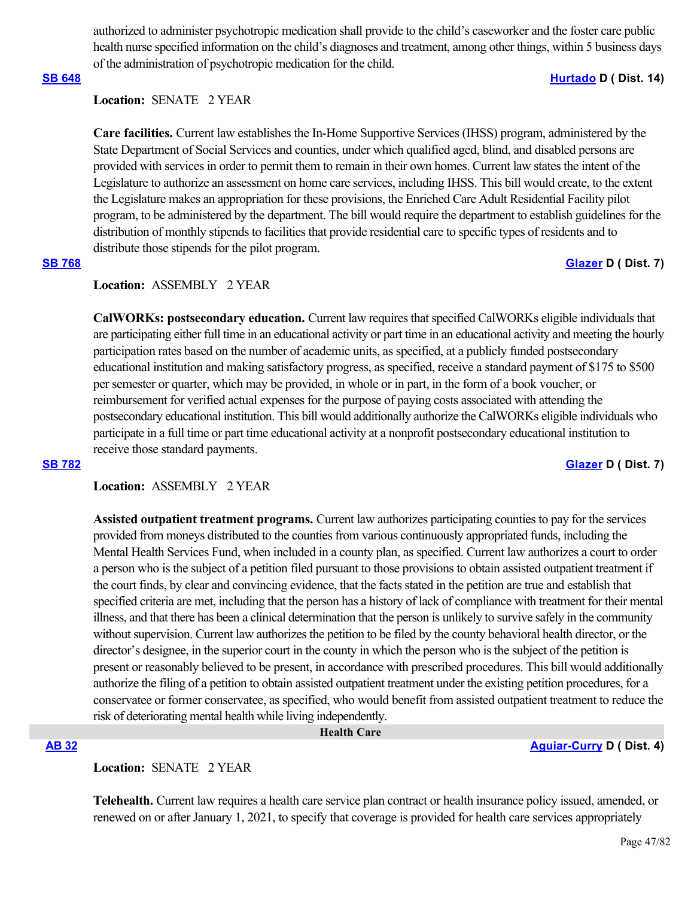authorized to administer psychotropic medication shall provide to the child's caseworker and the foster care public health nurse specified information on the child's diagnoses and treatment, among other things, within 5 business days of the administration of psychotropic medication for the child.

**SB 648** **Hurtado D ( Dist. 14)**

**Location:** SENATE 2 YEAR

**Care facilities.** Current law establishes the In-Home Supportive Services (IHSS) program, administered by the State Department of Social Services and counties, under which qualified aged, blind, and disabled persons are provided with services in order to permit them to remain in their own homes. Current law states the intent of the Legislature to authorize an assessment on home care services, including IHSS. This bill would create, to the extent the Legislature makes an appropriation for these provisions, the Enriched Care Adult Residential Facility pilot program, to be administered by the department. The bill would require the department to establish guidelines for the distribution of monthly stipends to facilities that provide residential care to specific types of residents and to distribute those stipends for the pilot program.

**SB 768** **Glazer D ( Dist. 7)**

**Location:** ASSEMBLY 2 YEAR

**CalWORKs: postsecondary education.** Current law requires that specified CalWORKs eligible individuals that are participating either full time in an educational activity or part time in an educational activity and meeting the hourly participation rates based on the number of academic units, as specified, at a publicly funded postsecondary educational institution and making satisfactory progress, as specified, receive a standard payment of $175 to $500 per semester or quarter, which may be provided, in whole or in part, in the form of a book voucher, or reimbursement for verified actual expenses for the purpose of paying costs associated with attending the postsecondary educational institution. This bill would additionally authorize the CalWORKs eligible individuals who participate in a full time or part time educational activity at a nonprofit postsecondary educational institution to receive those standard payments.

**SB 782** **Glazer D ( Dist. 7)**

**Location:** ASSEMBLY 2 YEAR

**Assisted outpatient treatment programs.** Current law authorizes participating counties to pay for the services provided from moneys distributed to the counties from various continuously appropriated funds, including the Mental Health Services Fund, when included in a county plan, as specified. Current law authorizes a court to order a person who is the subject of a petition filed pursuant to those provisions to obtain assisted outpatient treatment if the court finds, by clear and convincing evidence, that the facts stated in the petition are true and establish that specified criteria are met, including that the person has a history of lack of compliance with treatment for their mental illness, and that there has been a clinical determination that the person is unlikely to survive safely in the community without supervision. Current law authorizes the petition to be filed by the county behavioral health director, or the director's designee, in the superior court in the county in which the person who is the subject of the petition is present or reasonably believed to be present, in accordance with prescribed procedures. This bill would additionally authorize the filing of a petition to obtain assisted outpatient treatment under the existing petition procedures, for a conservatee or former conservatee, as specified, who would benefit from assisted outpatient treatment to reduce the risk of deteriorating mental health while living independently.

## Health Care

**AB 32** **Aguiar-Curry D ( Dist. 4)**

**Location:** SENATE 2 YEAR

**Telehealth.** Current law requires a health care service plan contract or health insurance policy issued, amended, or renewed on or after January 1, 2021, to specify that coverage is provided for health care services appropriately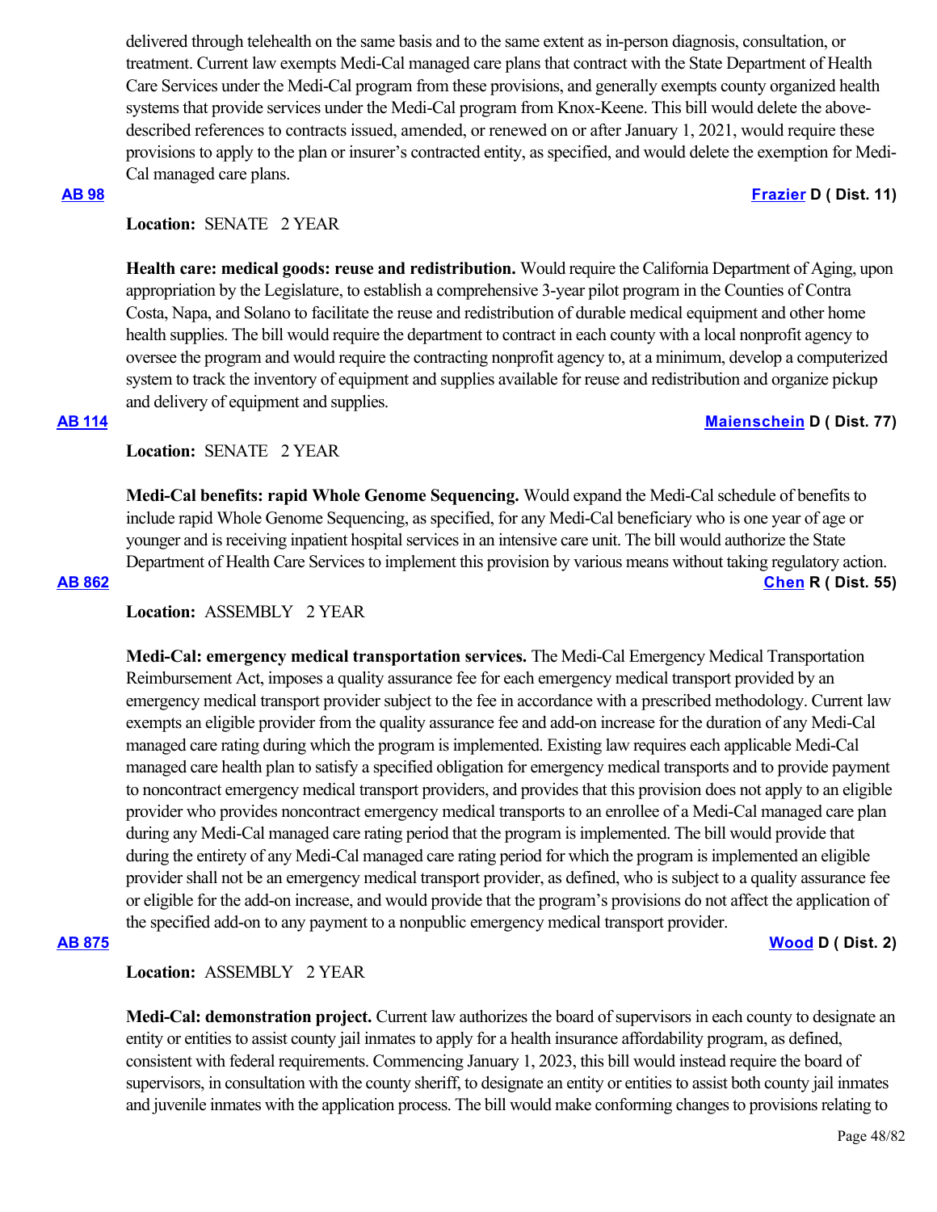delivered through telehealth on the same basis and to the same extent as in-person diagnosis, consultation, or treatment. Current law exempts Medi-Cal managed care plans that contract with the State Department of Health Care Services under the Medi-Cal program from these provisions, and generally exempts county organized health systems that provide services under the Medi-Cal program from Knox-Keene. This bill would delete the above-described references to contracts issued, amended, or renewed on or after January 1, 2021, would require these provisions to apply to the plan or insurer's contracted entity, as specified, and would delete the exemption for Medi-Cal managed care plans.

**AB 98** **Frazier D ( Dist. 11)**

**Location:** SENATE 2 YEAR

**Health care: medical goods: reuse and redistribution.** Would require the California Department of Aging, upon appropriation by the Legislature, to establish a comprehensive 3-year pilot program in the Counties of Contra Costa, Napa, and Solano to facilitate the reuse and redistribution of durable medical equipment and other home health supplies. The bill would require the department to contract in each county with a local nonprofit agency to oversee the program and would require the contracting nonprofit agency to, at a minimum, develop a computerized system to track the inventory of equipment and supplies available for reuse and redistribution and organize pickup and delivery of equipment and supplies.

**AB 114** **Maienschein D ( Dist. 77)**

**Location:** SENATE 2 YEAR

**Medi-Cal benefits: rapid Whole Genome Sequencing.** Would expand the Medi-Cal schedule of benefits to include rapid Whole Genome Sequencing, as specified, for any Medi-Cal beneficiary who is one year of age or younger and is receiving inpatient hospital services in an intensive care unit. The bill would authorize the State Department of Health Care Services to implement this provision by various means without taking regulatory action.

**AB 862** **Chen R ( Dist. 55)**

**Location:** ASSEMBLY 2 YEAR

**Medi-Cal: emergency medical transportation services.** The Medi-Cal Emergency Medical Transportation Reimbursement Act, imposes a quality assurance fee for each emergency medical transport provided by an emergency medical transport provider subject to the fee in accordance with a prescribed methodology. Current law exempts an eligible provider from the quality assurance fee and add-on increase for the duration of any Medi-Cal managed care rating during which the program is implemented. Existing law requires each applicable Medi-Cal managed care health plan to satisfy a specified obligation for emergency medical transports and to provide payment to noncontract emergency medical transport providers, and provides that this provision does not apply to an eligible provider who provides noncontract emergency medical transports to an enrollee of a Medi-Cal managed care plan during any Medi-Cal managed care rating period that the program is implemented. The bill would provide that during the entirety of any Medi-Cal managed care rating period for which the program is implemented an eligible provider shall not be an emergency medical transport provider, as defined, who is subject to a quality assurance fee or eligible for the add-on increase, and would provide that the program's provisions do not affect the application of the specified add-on to any payment to a nonpublic emergency medical transport provider.

**AB 875** **Wood D ( Dist. 2)**

**Location:** ASSEMBLY 2 YEAR

**Medi-Cal: demonstration project.** Current law authorizes the board of supervisors in each county to designate an entity or entities to assist county jail inmates to apply for a health insurance affordability program, as defined, consistent with federal requirements. Commencing January 1, 2023, this bill would instead require the board of supervisors, in consultation with the county sheriff, to designate an entity or entities to assist both county jail inmates and juvenile inmates with the application process. The bill would make conforming changes to provisions relating to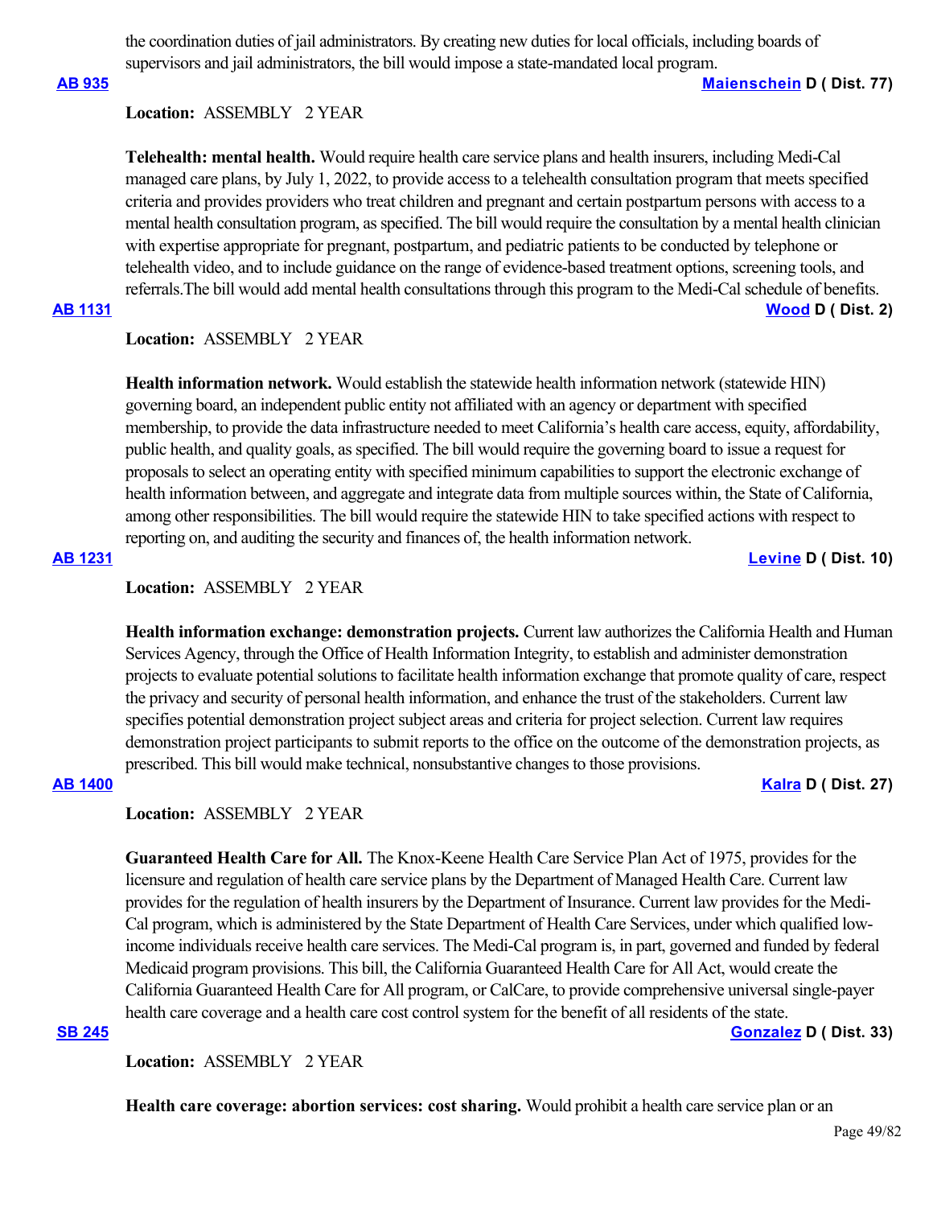the coordination duties of jail administrators. By creating new duties for local officials, including boards of supervisors and jail administrators, the bill would impose a state-mandated local program.

**AB 935** **Maienschein D ( Dist. 77)**

**Location:** ASSEMBLY 2 YEAR

**Telehealth: mental health.** Would require health care service plans and health insurers, including Medi-Cal managed care plans, by July 1, 2022, to provide access to a telehealth consultation program that meets specified criteria and provides providers who treat children and pregnant and certain postpartum persons with access to a mental health consultation program, as specified. The bill would require the consultation by a mental health clinician with expertise appropriate for pregnant, postpartum, and pediatric patients to be conducted by telephone or telehealth video, and to include guidance on the range of evidence-based treatment options, screening tools, and referrals.The bill would add mental health consultations through this program to the Medi-Cal schedule of benefits.

**AB 1131** **Wood D ( Dist. 2)**

**Location:** ASSEMBLY 2 YEAR

**Health information network.** Would establish the statewide health information network (statewide HIN) governing board, an independent public entity not affiliated with an agency or department with specified membership, to provide the data infrastructure needed to meet California's health care access, equity, affordability, public health, and quality goals, as specified. The bill would require the governing board to issue a request for proposals to select an operating entity with specified minimum capabilities to support the electronic exchange of health information between, and aggregate and integrate data from multiple sources within, the State of California, among other responsibilities. The bill would require the statewide HIN to take specified actions with respect to reporting on, and auditing the security and finances of, the health information network.

**AB 1231** **Levine D ( Dist. 10)**

**Location:** ASSEMBLY 2 YEAR

**Health information exchange: demonstration projects.** Current law authorizes the California Health and Human Services Agency, through the Office of Health Information Integrity, to establish and administer demonstration projects to evaluate potential solutions to facilitate health information exchange that promote quality of care, respect the privacy and security of personal health information, and enhance the trust of the stakeholders. Current law specifies potential demonstration project subject areas and criteria for project selection. Current law requires demonstration project participants to submit reports to the office on the outcome of the demonstration projects, as prescribed. This bill would make technical, nonsubstantive changes to those provisions.

**AB 1400** **Kalra D ( Dist. 27)**

**Location:** ASSEMBLY 2 YEAR

**Guaranteed Health Care for All.** The Knox-Keene Health Care Service Plan Act of 1975, provides for the licensure and regulation of health care service plans by the Department of Managed Health Care. Current law provides for the regulation of health insurers by the Department of Insurance. Current law provides for the Medi-Cal program, which is administered by the State Department of Health Care Services, under which qualified low-income individuals receive health care services. The Medi-Cal program is, in part, governed and funded by federal Medicaid program provisions. This bill, the California Guaranteed Health Care for All Act, would create the California Guaranteed Health Care for All program, or CalCare, to provide comprehensive universal single-payer health care coverage and a health care cost control system for the benefit of all residents of the state.

**SB 245** **Gonzalez D ( Dist. 33)**

**Location:** ASSEMBLY 2 YEAR

**Health care coverage: abortion services: cost sharing.** Would prohibit a health care service plan or an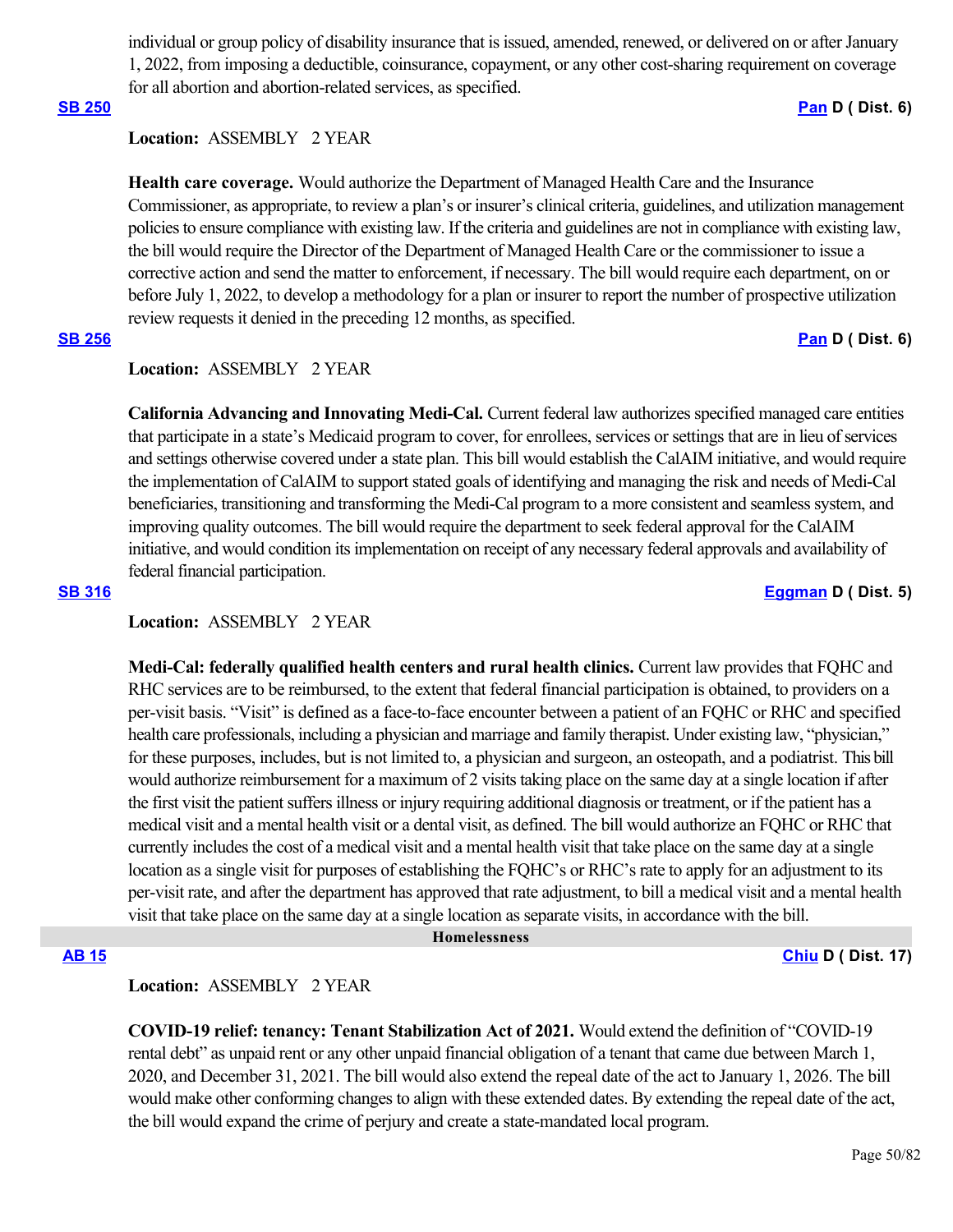individual or group policy of disability insurance that is issued, amended, renewed, or delivered on or after January 1, 2022, from imposing a deductible, coinsurance, copayment, or any other cost-sharing requirement on coverage for all abortion and abortion-related services, as specified.

**SB 250** **Pan D ( Dist. 6)**

**Location:** ASSEMBLY 2 YEAR

**Health care coverage.** Would authorize the Department of Managed Health Care and the Insurance Commissioner, as appropriate, to review a plan's or insurer's clinical criteria, guidelines, and utilization management policies to ensure compliance with existing law. If the criteria and guidelines are not in compliance with existing law, the bill would require the Director of the Department of Managed Health Care or the commissioner to issue a corrective action and send the matter to enforcement, if necessary. The bill would require each department, on or before July 1, 2022, to develop a methodology for a plan or insurer to report the number of prospective utilization review requests it denied in the preceding 12 months, as specified.

**SB 256** **Pan D ( Dist. 6)**

**Location:** ASSEMBLY 2 YEAR

**California Advancing and Innovating Medi-Cal.** Current federal law authorizes specified managed care entities that participate in a state's Medicaid program to cover, for enrollees, services or settings that are in lieu of services and settings otherwise covered under a state plan. This bill would establish the CalAIM initiative, and would require the implementation of CalAIM to support stated goals of identifying and managing the risk and needs of Medi-Cal beneficiaries, transitioning and transforming the Medi-Cal program to a more consistent and seamless system, and improving quality outcomes. The bill would require the department to seek federal approval for the CalAIM initiative, and would condition its implementation on receipt of any necessary federal approvals and availability of federal financial participation.

**SB 316** **Eggman D ( Dist. 5)**

**Location:** ASSEMBLY 2 YEAR

**Medi-Cal: federally qualified health centers and rural health clinics.** Current law provides that FQHC and RHC services are to be reimbursed, to the extent that federal financial participation is obtained, to providers on a per-visit basis. "Visit" is defined as a face-to-face encounter between a patient of an FQHC or RHC and specified health care professionals, including a physician and marriage and family therapist. Under existing law, "physician," for these purposes, includes, but is not limited to, a physician and surgeon, an osteopath, and a podiatrist. This bill would authorize reimbursement for a maximum of 2 visits taking place on the same day at a single location if after the first visit the patient suffers illness or injury requiring additional diagnosis or treatment, or if the patient has a medical visit and a mental health visit or a dental visit, as defined. The bill would authorize an FQHC or RHC that currently includes the cost of a medical visit and a mental health visit that take place on the same day at a single location as a single visit for purposes of establishing the FQHC's or RHC's rate to apply for an adjustment to its per-visit rate, and after the department has approved that rate adjustment, to bill a medical visit and a mental health visit that take place on the same day at a single location as separate visits, in accordance with the bill.

## Homelessness

**AB 15** **Chiu D ( Dist. 17)**

**Location:** ASSEMBLY 2 YEAR

**COVID-19 relief: tenancy: Tenant Stabilization Act of 2021.** Would extend the definition of "COVID-19 rental debt" as unpaid rent or any other unpaid financial obligation of a tenant that came due between March 1, 2020, and December 31, 2021. The bill would also extend the repeal date of the act to January 1, 2026. The bill would make other conforming changes to align with these extended dates. By extending the repeal date of the act, the bill would expand the crime of perjury and create a state-mandated local program.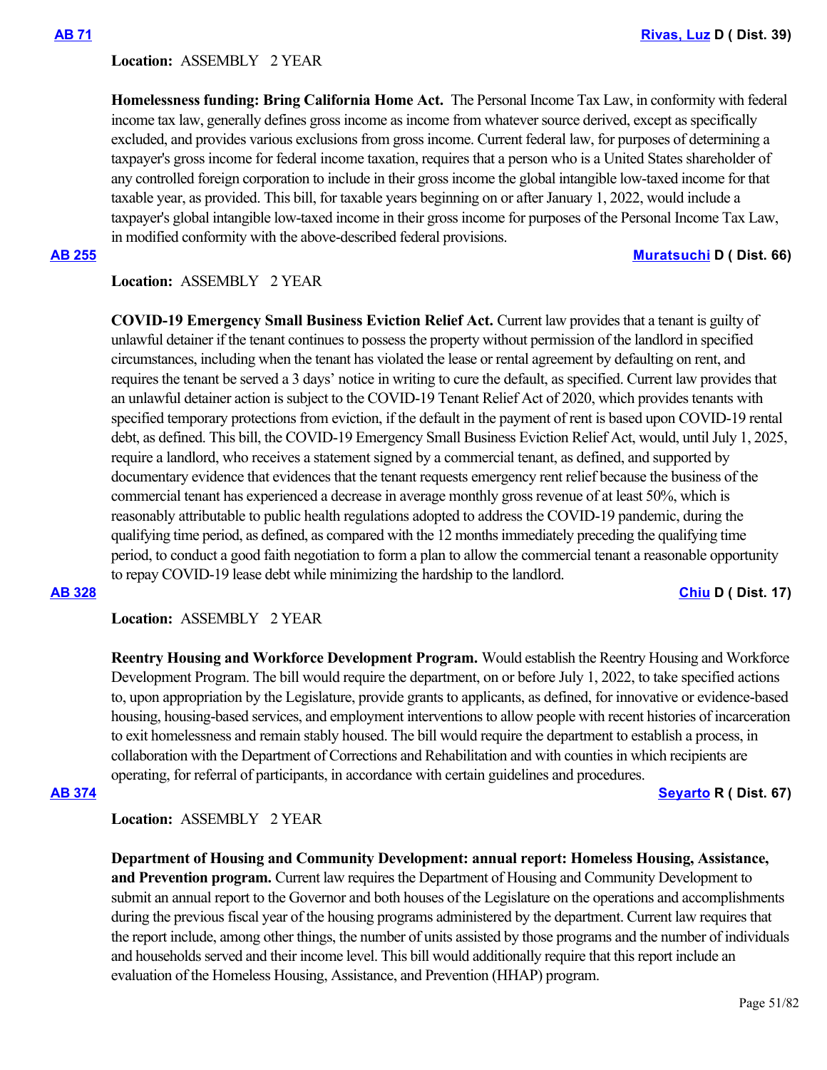**AB 71** **Rivas, Luz D ( Dist. 39)**

**Location:** ASSEMBLY 2 YEAR

**Homelessness funding: Bring California Home Act.** The Personal Income Tax Law, in conformity with federal income tax law, generally defines gross income as income from whatever source derived, except as specifically excluded, and provides various exclusions from gross income. Current federal law, for purposes of determining a taxpayer's gross income for federal income taxation, requires that a person who is a United States shareholder of any controlled foreign corporation to include in their gross income the global intangible low-taxed income for that taxable year, as provided. This bill, for taxable years beginning on or after January 1, 2022, would include a taxpayer's global intangible low-taxed income in their gross income for purposes of the Personal Income Tax Law, in modified conformity with the above-described federal provisions.

**AB 255** **Muratsuchi D ( Dist. 66)**

**Location:** ASSEMBLY 2 YEAR

**COVID-19 Emergency Small Business Eviction Relief Act.** Current law provides that a tenant is guilty of unlawful detainer if the tenant continues to possess the property without permission of the landlord in specified circumstances, including when the tenant has violated the lease or rental agreement by defaulting on rent, and requires the tenant be served a 3 days' notice in writing to cure the default, as specified. Current law provides that an unlawful detainer action is subject to the COVID-19 Tenant Relief Act of 2020, which provides tenants with specified temporary protections from eviction, if the default in the payment of rent is based upon COVID-19 rental debt, as defined. This bill, the COVID-19 Emergency Small Business Eviction Relief Act, would, until July 1, 2025, require a landlord, who receives a statement signed by a commercial tenant, as defined, and supported by documentary evidence that evidences that the tenant requests emergency rent relief because the business of the commercial tenant has experienced a decrease in average monthly gross revenue of at least 50%, which is reasonably attributable to public health regulations adopted to address the COVID-19 pandemic, during the qualifying time period, as defined, as compared with the 12 months immediately preceding the qualifying time period, to conduct a good faith negotiation to form a plan to allow the commercial tenant a reasonable opportunity to repay COVID-19 lease debt while minimizing the hardship to the landlord.

**AB 328** **Chiu D ( Dist. 17)**

**Location:** ASSEMBLY 2 YEAR

**Reentry Housing and Workforce Development Program.** Would establish the Reentry Housing and Workforce Development Program. The bill would require the department, on or before July 1, 2022, to take specified actions to, upon appropriation by the Legislature, provide grants to applicants, as defined, for innovative or evidence-based housing, housing-based services, and employment interventions to allow people with recent histories of incarceration to exit homelessness and remain stably housed. The bill would require the department to establish a process, in collaboration with the Department of Corrections and Rehabilitation and with counties in which recipients are operating, for referral of participants, in accordance with certain guidelines and procedures.

**AB 374** **Seyarto R ( Dist. 67)**

**Location:** ASSEMBLY 2 YEAR

**Department of Housing and Community Development: annual report: Homeless Housing, Assistance, and Prevention program.** Current law requires the Department of Housing and Community Development to submit an annual report to the Governor and both houses of the Legislature on the operations and accomplishments during the previous fiscal year of the housing programs administered by the department. Current law requires that the report include, among other things, the number of units assisted by those programs and the number of individuals and households served and their income level. This bill would additionally require that this report include an evaluation of the Homeless Housing, Assistance, and Prevention (HHAP) program.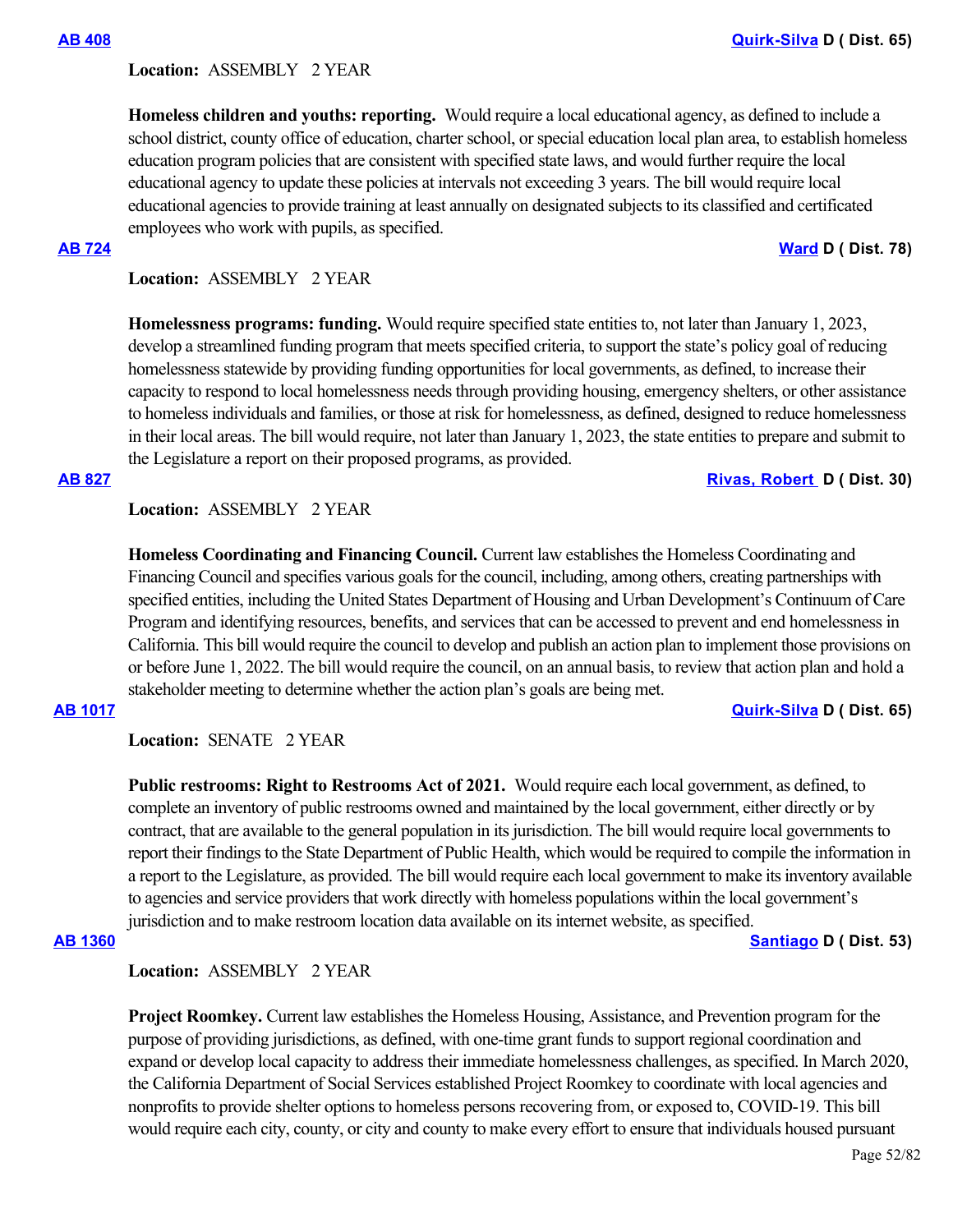**AB 408** **Quirk-Silva D ( Dist. 65)**

**Location:** ASSEMBLY 2 YEAR

**Homeless children and youths: reporting.** Would require a local educational agency, as defined to include a school district, county office of education, charter school, or special education local plan area, to establish homeless education program policies that are consistent with specified state laws, and would further require the local educational agency to update these policies at intervals not exceeding 3 years. The bill would require local educational agencies to provide training at least annually on designated subjects to its classified and certificated employees who work with pupils, as specified.

**AB 724** **Ward D ( Dist. 78)**

**Location:** ASSEMBLY 2 YEAR

**Homelessness programs: funding.** Would require specified state entities to, not later than January 1, 2023, develop a streamlined funding program that meets specified criteria, to support the state's policy goal of reducing homelessness statewide by providing funding opportunities for local governments, as defined, to increase their capacity to respond to local homelessness needs through providing housing, emergency shelters, or other assistance to homeless individuals and families, or those at risk for homelessness, as defined, designed to reduce homelessness in their local areas. The bill would require, not later than January 1, 2023, the state entities to prepare and submit to the Legislature a report on their proposed programs, as provided.

**AB 827** **Rivas, Robert D ( Dist. 30)**

**Location:** ASSEMBLY 2 YEAR

**Homeless Coordinating and Financing Council.** Current law establishes the Homeless Coordinating and Financing Council and specifies various goals for the council, including, among others, creating partnerships with specified entities, including the United States Department of Housing and Urban Development's Continuum of Care Program and identifying resources, benefits, and services that can be accessed to prevent and end homelessness in California. This bill would require the council to develop and publish an action plan to implement those provisions on or before June 1, 2022. The bill would require the council, on an annual basis, to review that action plan and hold a stakeholder meeting to determine whether the action plan's goals are being met.

**AB 1017** **Quirk-Silva D ( Dist. 65)**

**Location:** SENATE 2 YEAR

**Public restrooms: Right to Restrooms Act of 2021.** Would require each local government, as defined, to complete an inventory of public restrooms owned and maintained by the local government, either directly or by contract, that are available to the general population in its jurisdiction. The bill would require local governments to report their findings to the State Department of Public Health, which would be required to compile the information in a report to the Legislature, as provided. The bill would require each local government to make its inventory available to agencies and service providers that work directly with homeless populations within the local government's jurisdiction and to make restroom location data available on its internet website, as specified.

**AB 1360** **Santiago D ( Dist. 53)**

**Location:** ASSEMBLY 2 YEAR

**Project Roomkey.** Current law establishes the Homeless Housing, Assistance, and Prevention program for the purpose of providing jurisdictions, as defined, with one-time grant funds to support regional coordination and expand or develop local capacity to address their immediate homelessness challenges, as specified. In March 2020, the California Department of Social Services established Project Roomkey to coordinate with local agencies and nonprofits to provide shelter options to homeless persons recovering from, or exposed to, COVID-19. This bill would require each city, county, or city and county to make every effort to ensure that individuals housed pursuant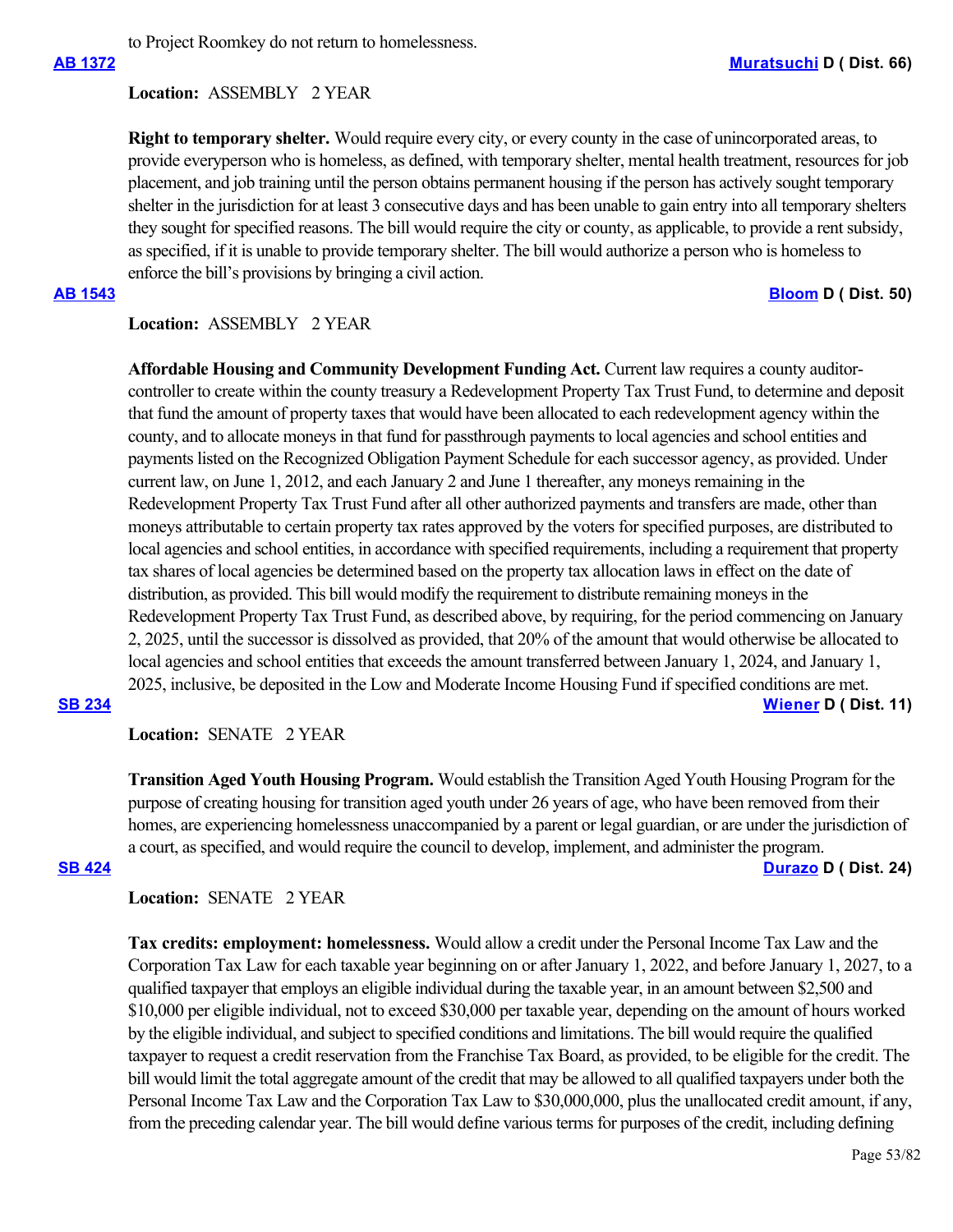to Project Roomkey do not return to homelessness.

**AB 1372** **Muratsuchi D ( Dist. 66)**

**Location:** ASSEMBLY 2 YEAR

**Right to temporary shelter.** Would require every city, or every county in the case of unincorporated areas, to provide everyperson who is homeless, as defined, with temporary shelter, mental health treatment, resources for job placement, and job training until the person obtains permanent housing if the person has actively sought temporary shelter in the jurisdiction for at least 3 consecutive days and has been unable to gain entry into all temporary shelters they sought for specified reasons. The bill would require the city or county, as applicable, to provide a rent subsidy, as specified, if it is unable to provide temporary shelter. The bill would authorize a person who is homeless to enforce the bill's provisions by bringing a civil action.

**AB 1543** **Bloom D ( Dist. 50)**

**Location:** ASSEMBLY 2 YEAR

**Affordable Housing and Community Development Funding Act.** Current law requires a county auditor-controller to create within the county treasury a Redevelopment Property Tax Trust Fund, to determine and deposit that fund the amount of property taxes that would have been allocated to each redevelopment agency within the county, and to allocate moneys in that fund for passthrough payments to local agencies and school entities and payments listed on the Recognized Obligation Payment Schedule for each successor agency, as provided. Under current law, on June 1, 2012, and each January 2 and June 1 thereafter, any moneys remaining in the Redevelopment Property Tax Trust Fund after all other authorized payments and transfers are made, other than moneys attributable to certain property tax rates approved by the voters for specified purposes, are distributed to local agencies and school entities, in accordance with specified requirements, including a requirement that property tax shares of local agencies be determined based on the property tax allocation laws in effect on the date of distribution, as provided. This bill would modify the requirement to distribute remaining moneys in the Redevelopment Property Tax Trust Fund, as described above, by requiring, for the period commencing on January 2, 2025, until the successor is dissolved as provided, that 20% of the amount that would otherwise be allocated to local agencies and school entities that exceeds the amount transferred between January 1, 2024, and January 1, 2025, inclusive, be deposited in the Low and Moderate Income Housing Fund if specified conditions are met.

**SB 234** **Wiener D ( Dist. 11)**

**Location:** SENATE 2 YEAR

**Transition Aged Youth Housing Program.** Would establish the Transition Aged Youth Housing Program for the purpose of creating housing for transition aged youth under 26 years of age, who have been removed from their homes, are experiencing homelessness unaccompanied by a parent or legal guardian, or are under the jurisdiction of a court, as specified, and would require the council to develop, implement, and administer the program.

**SB 424** **Durazo D ( Dist. 24)**

**Location:** SENATE 2 YEAR

**Tax credits: employment: homelessness.** Would allow a credit under the Personal Income Tax Law and the Corporation Tax Law for each taxable year beginning on or after January 1, 2022, and before January 1, 2027, to a qualified taxpayer that employs an eligible individual during the taxable year, in an amount between $2,500 and $10,000 per eligible individual, not to exceed $30,000 per taxable year, depending on the amount of hours worked by the eligible individual, and subject to specified conditions and limitations. The bill would require the qualified taxpayer to request a credit reservation from the Franchise Tax Board, as provided, to be eligible for the credit. The bill would limit the total aggregate amount of the credit that may be allowed to all qualified taxpayers under both the Personal Income Tax Law and the Corporation Tax Law to $30,000,000, plus the unallocated credit amount, if any, from the preceding calendar year. The bill would define various terms for purposes of the credit, including defining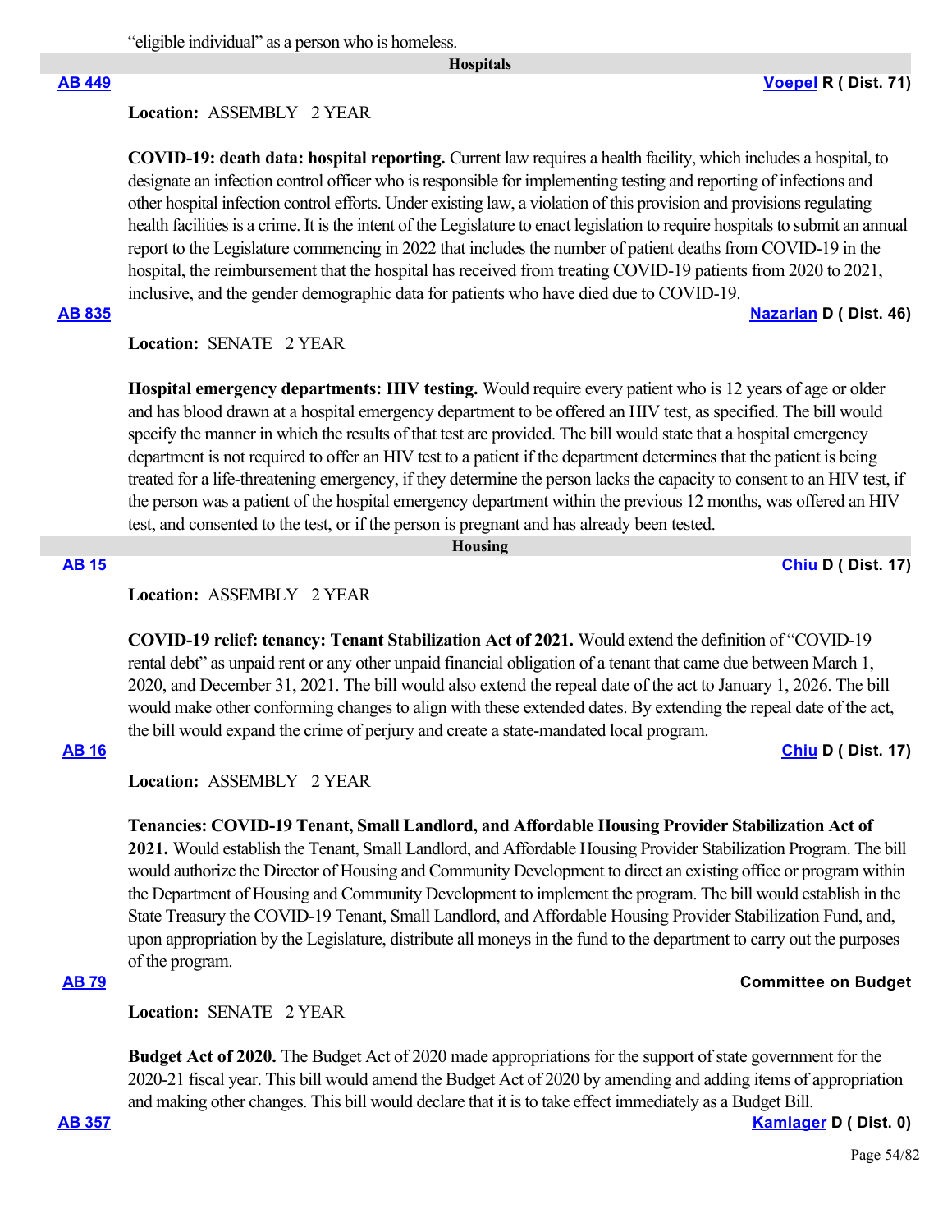"eligible individual" as a person who is homeless.

## Hospitals

**AB 449** — **Voepel** R ( Dist. 71)

**Location:** ASSEMBLY 2 YEAR

**COVID-19: death data: hospital reporting.** Current law requires a health facility, which includes a hospital, to designate an infection control officer who is responsible for implementing testing and reporting of infections and other hospital infection control efforts. Under existing law, a violation of this provision and provisions regulating health facilities is a crime. It is the intent of the Legislature to enact legislation to require hospitals to submit an annual report to the Legislature commencing in 2022 that includes the number of patient deaths from COVID-19 in the hospital, the reimbursement that the hospital has received from treating COVID-19 patients from 2020 to 2021, inclusive, and the gender demographic data for patients who have died due to COVID-19.

**AB 835** — **Nazarian** D ( Dist. 46)

**Location:** SENATE 2 YEAR

**Hospital emergency departments: HIV testing.** Would require every patient who is 12 years of age or older and has blood drawn at a hospital emergency department to be offered an HIV test, as specified. The bill would specify the manner in which the results of that test are provided. The bill would state that a hospital emergency department is not required to offer an HIV test to a patient if the department determines that the patient is being treated for a life-threatening emergency, if they determine the person lacks the capacity to consent to an HIV test, if the person was a patient of the hospital emergency department within the previous 12 months, was offered an HIV test, and consented to the test, or if the person is pregnant and has already been tested.

## Housing

**AB 15** — **Chiu** D ( Dist. 17)

**Location:** ASSEMBLY 2 YEAR

**COVID-19 relief: tenancy: Tenant Stabilization Act of 2021.** Would extend the definition of "COVID-19 rental debt" as unpaid rent or any other unpaid financial obligation of a tenant that came due between March 1, 2020, and December 31, 2021. The bill would also extend the repeal date of the act to January 1, 2026. The bill would make other conforming changes to align with these extended dates. By extending the repeal date of the act, the bill would expand the crime of perjury and create a state-mandated local program.

**AB 16** — **Chiu** D ( Dist. 17)

**Location:** ASSEMBLY 2 YEAR

**Tenancies: COVID-19 Tenant, Small Landlord, and Affordable Housing Provider Stabilization Act of 2021.** Would establish the Tenant, Small Landlord, and Affordable Housing Provider Stabilization Program. The bill would authorize the Director of Housing and Community Development to direct an existing office or program within the Department of Housing and Community Development to implement the program. The bill would establish in the State Treasury the COVID-19 Tenant, Small Landlord, and Affordable Housing Provider Stabilization Fund, and, upon appropriation by the Legislature, distribute all moneys in the fund to the department to carry out the purposes of the program.

**AB 79** — **Committee on Budget**

**Location:** SENATE 2 YEAR

**Budget Act of 2020.** The Budget Act of 2020 made appropriations for the support of state government for the 2020-21 fiscal year. This bill would amend the Budget Act of 2020 by amending and adding items of appropriation and making other changes. This bill would declare that it is to take effect immediately as a Budget Bill.

**AB 357** — **Kamlager** D ( Dist. 0)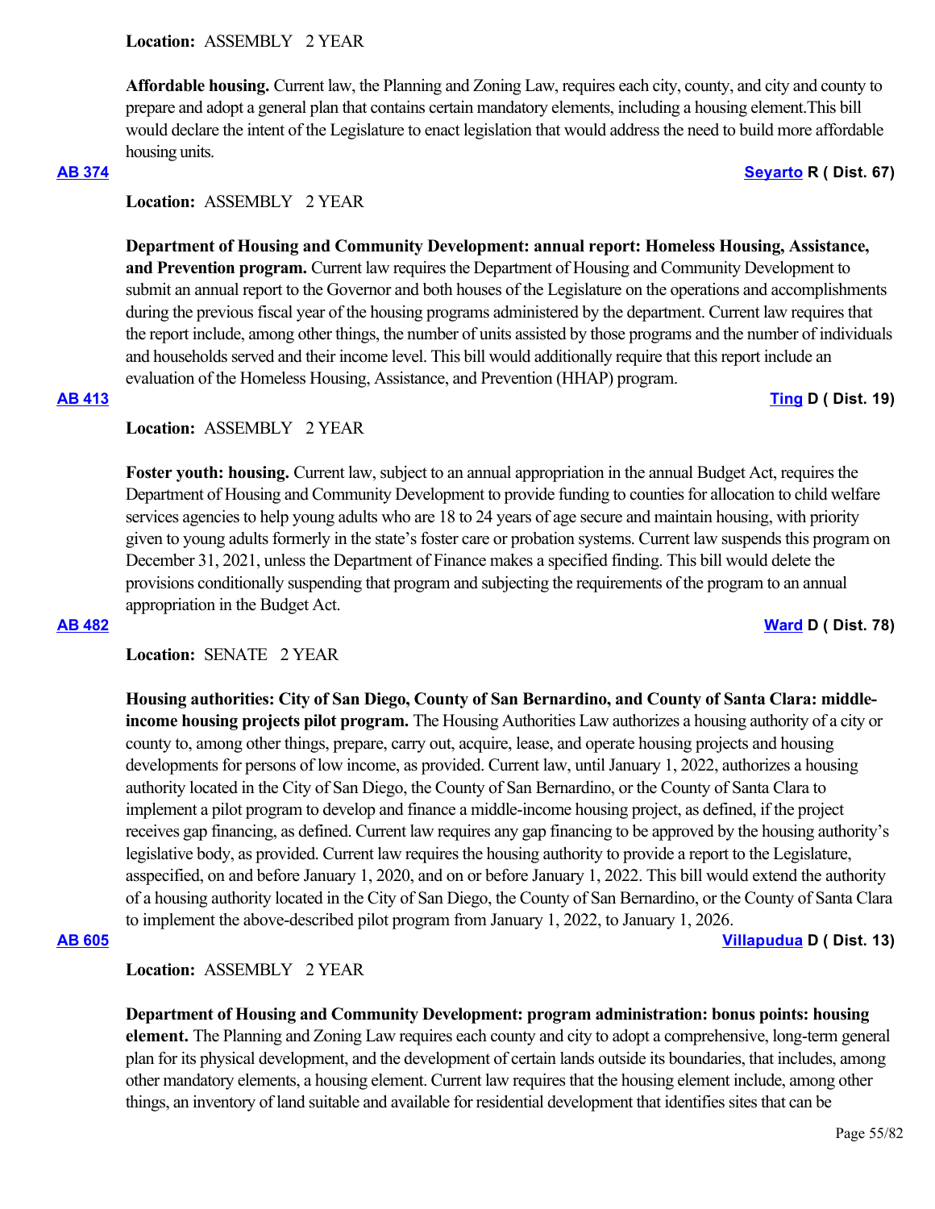**Location:** ASSEMBLY 2 YEAR

**Affordable housing.** Current law, the Planning and Zoning Law, requires each city, county, and city and county to prepare and adopt a general plan that contains certain mandatory elements, including a housing element.This bill would declare the intent of the Legislature to enact legislation that would address the need to build more affordable housing units.

**[AB 374](#)** **[Seyarto](#) R ( Dist. 67)**

**Location:** ASSEMBLY 2 YEAR

**Department of Housing and Community Development: annual report: Homeless Housing, Assistance, and Prevention program.** Current law requires the Department of Housing and Community Development to submit an annual report to the Governor and both houses of the Legislature on the operations and accomplishments during the previous fiscal year of the housing programs administered by the department. Current law requires that the report include, among other things, the number of units assisted by those programs and the number of individuals and households served and their income level. This bill would additionally require that this report include an evaluation of the Homeless Housing, Assistance, and Prevention (HHAP) program.

**[AB 413](#)** **[Ting](#) D ( Dist. 19)**

**Location:** ASSEMBLY 2 YEAR

**Foster youth: housing.** Current law, subject to an annual appropriation in the annual Budget Act, requires the Department of Housing and Community Development to provide funding to counties for allocation to child welfare services agencies to help young adults who are 18 to 24 years of age secure and maintain housing, with priority given to young adults formerly in the state's foster care or probation systems. Current law suspends this program on December 31, 2021, unless the Department of Finance makes a specified finding. This bill would delete the provisions conditionally suspending that program and subjecting the requirements of the program to an annual appropriation in the Budget Act.

**[AB 482](#)** **[Ward](#) D ( Dist. 78)**

**Location:** SENATE 2 YEAR

**Housing authorities: City of San Diego, County of San Bernardino, and County of Santa Clara: middle-income housing projects pilot program.** The Housing Authorities Law authorizes a housing authority of a city or county to, among other things, prepare, carry out, acquire, lease, and operate housing projects and housing developments for persons of low income, as provided. Current law, until January 1, 2022, authorizes a housing authority located in the City of San Diego, the County of San Bernardino, or the County of Santa Clara to implement a pilot program to develop and finance a middle-income housing project, as defined, if the project receives gap financing, as defined. Current law requires any gap financing to be approved by the housing authority's legislative body, as provided. Current law requires the housing authority to provide a report to the Legislature, asspecified, on and before January 1, 2020, and on or before January 1, 2022. This bill would extend the authority of a housing authority located in the City of San Diego, the County of San Bernardino, or the County of Santa Clara to implement the above-described pilot program from January 1, 2022, to January 1, 2026.

**[AB 605](#)** **[Villapudua](#) D ( Dist. 13)**

**Location:** ASSEMBLY 2 YEAR

**Department of Housing and Community Development: program administration: bonus points: housing element.** The Planning and Zoning Law requires each county and city to adopt a comprehensive, long-term general plan for its physical development, and the development of certain lands outside its boundaries, that includes, among other mandatory elements, a housing element. Current law requires that the housing element include, among other things, an inventory of land suitable and available for residential development that identifies sites that can be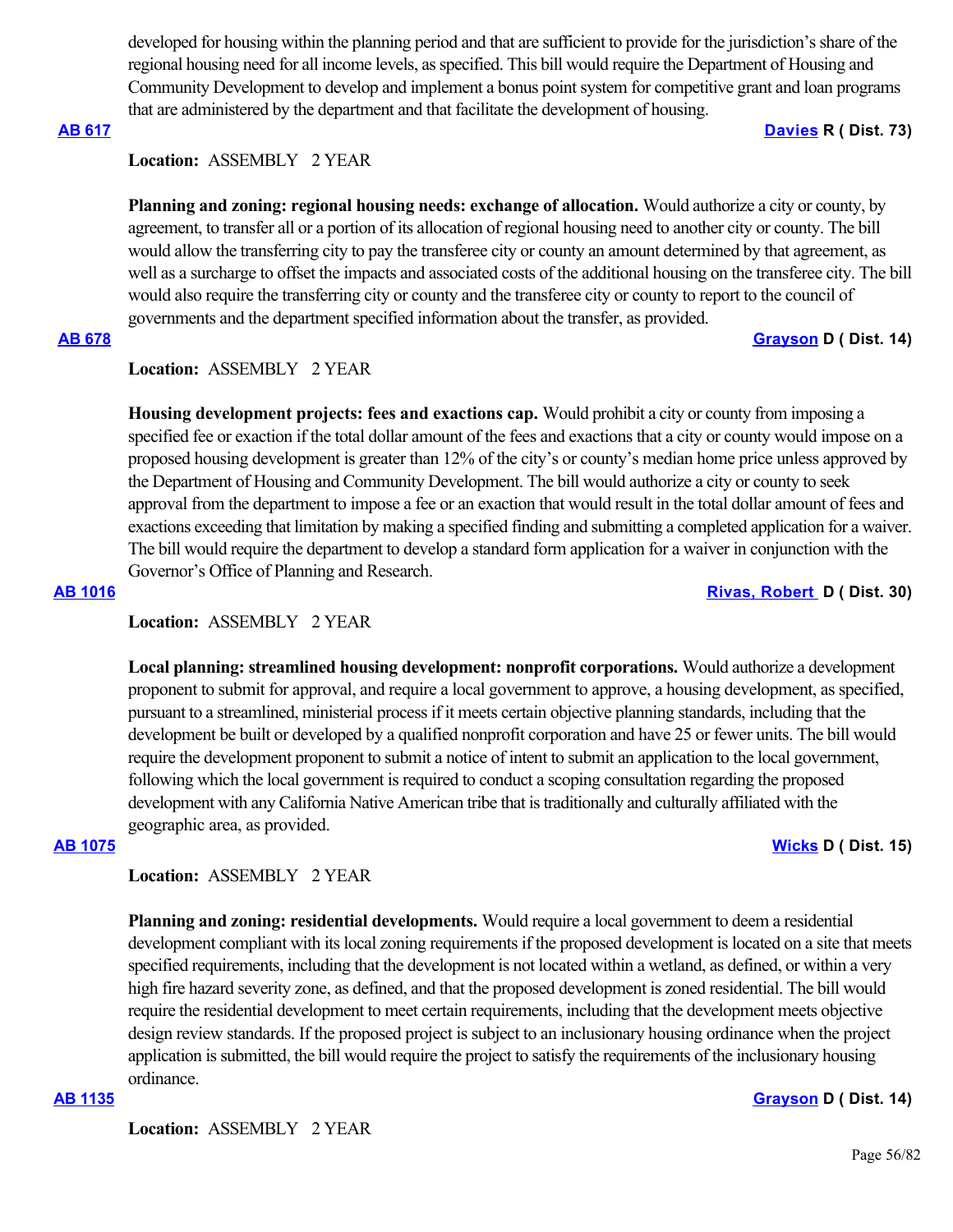developed for housing within the planning period and that are sufficient to provide for the jurisdiction's share of the regional housing need for all income levels, as specified. This bill would require the Department of Housing and Community Development to develop and implement a bonus point system for competitive grant and loan programs that are administered by the department and that facilitate the development of housing.

**AB 617** **Davies R ( Dist. 73)**

**Location:** ASSEMBLY 2 YEAR

**Planning and zoning: regional housing needs: exchange of allocation.** Would authorize a city or county, by agreement, to transfer all or a portion of its allocation of regional housing need to another city or county. The bill would allow the transferring city to pay the transferee city or county an amount determined by that agreement, as well as a surcharge to offset the impacts and associated costs of the additional housing on the transferee city. The bill would also require the transferring city or county and the transferee city or county to report to the council of governments and the department specified information about the transfer, as provided.

**AB 678** **Grayson D ( Dist. 14)**

**Location:** ASSEMBLY 2 YEAR

**Housing development projects: fees and exactions cap.** Would prohibit a city or county from imposing a specified fee or exaction if the total dollar amount of the fees and exactions that a city or county would impose on a proposed housing development is greater than 12% of the city's or county's median home price unless approved by the Department of Housing and Community Development. The bill would authorize a city or county to seek approval from the department to impose a fee or an exaction that would result in the total dollar amount of fees and exactions exceeding that limitation by making a specified finding and submitting a completed application for a waiver. The bill would require the department to develop a standard form application for a waiver in conjunction with the Governor's Office of Planning and Research.

**AB 1016** **Rivas, Robert D ( Dist. 30)**

**Location:** ASSEMBLY 2 YEAR

**Local planning: streamlined housing development: nonprofit corporations.** Would authorize a development proponent to submit for approval, and require a local government to approve, a housing development, as specified, pursuant to a streamlined, ministerial process if it meets certain objective planning standards, including that the development be built or developed by a qualified nonprofit corporation and have 25 or fewer units. The bill would require the development proponent to submit a notice of intent to submit an application to the local government, following which the local government is required to conduct a scoping consultation regarding the proposed development with any California Native American tribe that is traditionally and culturally affiliated with the geographic area, as provided.

**AB 1075** **Wicks D ( Dist. 15)**

**Location:** ASSEMBLY 2 YEAR

**Planning and zoning: residential developments.** Would require a local government to deem a residential development compliant with its local zoning requirements if the proposed development is located on a site that meets specified requirements, including that the development is not located within a wetland, as defined, or within a very high fire hazard severity zone, as defined, and that the proposed development is zoned residential. The bill would require the residential development to meet certain requirements, including that the development meets objective design review standards. If the proposed project is subject to an inclusionary housing ordinance when the project application is submitted, the bill would require the project to satisfy the requirements of the inclusionary housing ordinance.

**AB 1135** **Grayson D ( Dist. 14)**

**Location:** ASSEMBLY 2 YEAR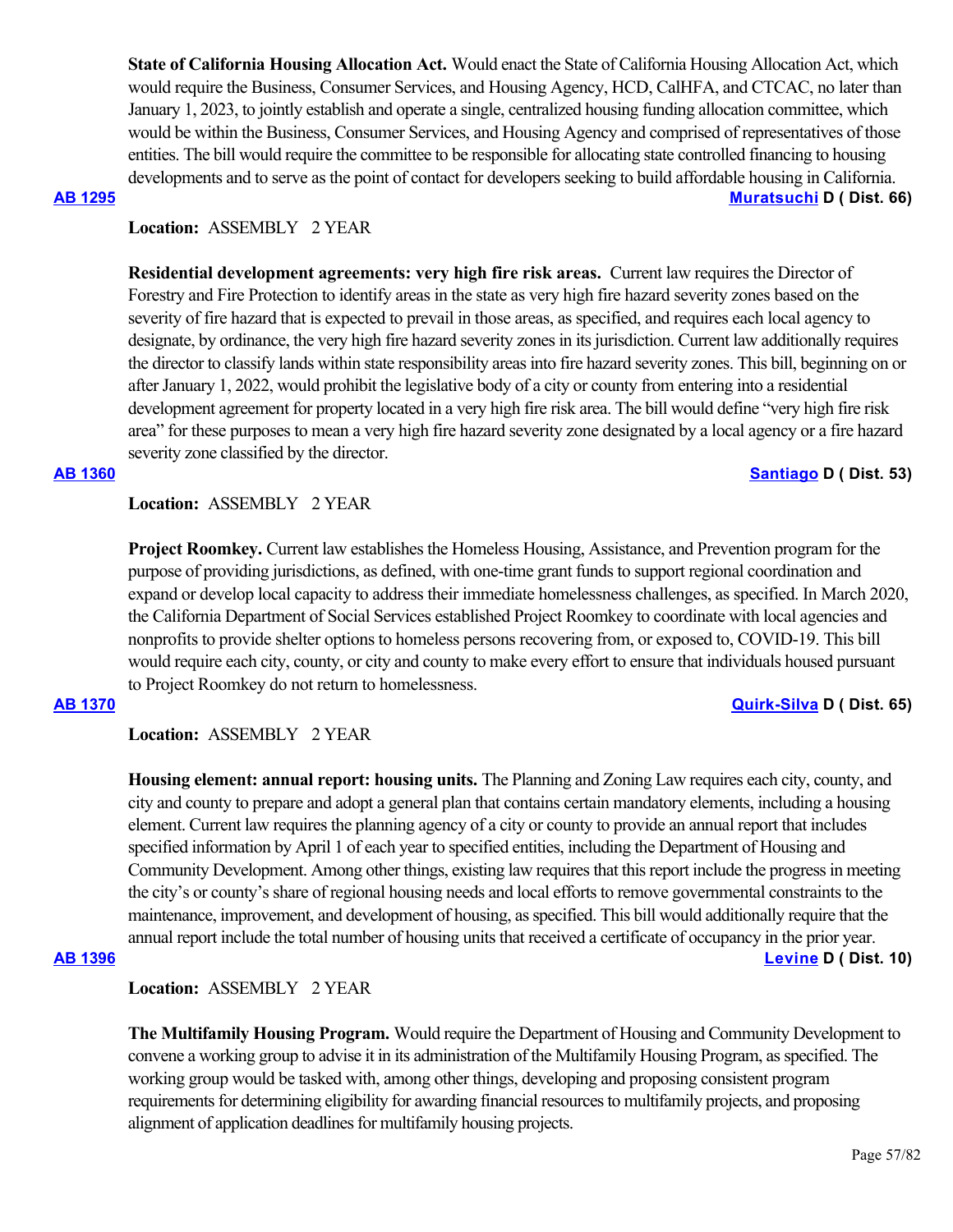**State of California Housing Allocation Act.** Would enact the State of California Housing Allocation Act, which would require the Business, Consumer Services, and Housing Agency, HCD, CalHFA, and CTCAC, no later than January 1, 2023, to jointly establish and operate a single, centralized housing funding allocation committee, which would be within the Business, Consumer Services, and Housing Agency and comprised of representatives of those entities. The bill would require the committee to be responsible for allocating state controlled financing to housing developments and to serve as the point of contact for developers seeking to build affordable housing in California.

**AB 1295** **Muratsuchi D ( Dist. 66)**

**Location:** ASSEMBLY 2 YEAR

**Residential development agreements: very high fire risk areas.** Current law requires the Director of Forestry and Fire Protection to identify areas in the state as very high fire hazard severity zones based on the severity of fire hazard that is expected to prevail in those areas, as specified, and requires each local agency to designate, by ordinance, the very high fire hazard severity zones in its jurisdiction. Current law additionally requires the director to classify lands within state responsibility areas into fire hazard severity zones. This bill, beginning on or after January 1, 2022, would prohibit the legislative body of a city or county from entering into a residential development agreement for property located in a very high fire risk area. The bill would define "very high fire risk area" for these purposes to mean a very high fire hazard severity zone designated by a local agency or a fire hazard severity zone classified by the director.

**AB 1360** **Santiago D ( Dist. 53)**

**Location:** ASSEMBLY 2 YEAR

**Project Roomkey.** Current law establishes the Homeless Housing, Assistance, and Prevention program for the purpose of providing jurisdictions, as defined, with one-time grant funds to support regional coordination and expand or develop local capacity to address their immediate homelessness challenges, as specified. In March 2020, the California Department of Social Services established Project Roomkey to coordinate with local agencies and nonprofits to provide shelter options to homeless persons recovering from, or exposed to, COVID-19. This bill would require each city, county, or city and county to make every effort to ensure that individuals housed pursuant to Project Roomkey do not return to homelessness.

**AB 1370** **Quirk-Silva D ( Dist. 65)**

**Location:** ASSEMBLY 2 YEAR

**Housing element: annual report: housing units.** The Planning and Zoning Law requires each city, county, and city and county to prepare and adopt a general plan that contains certain mandatory elements, including a housing element. Current law requires the planning agency of a city or county to provide an annual report that includes specified information by April 1 of each year to specified entities, including the Department of Housing and Community Development. Among other things, existing law requires that this report include the progress in meeting the city's or county's share of regional housing needs and local efforts to remove governmental constraints to the maintenance, improvement, and development of housing, as specified. This bill would additionally require that the annual report include the total number of housing units that received a certificate of occupancy in the prior year.

**AB 1396** **Levine D ( Dist. 10)**

**Location:** ASSEMBLY 2 YEAR

**The Multifamily Housing Program.** Would require the Department of Housing and Community Development to convene a working group to advise it in its administration of the Multifamily Housing Program, as specified. The working group would be tasked with, among other things, developing and proposing consistent program requirements for determining eligibility for awarding financial resources to multifamily projects, and proposing alignment of application deadlines for multifamily housing projects.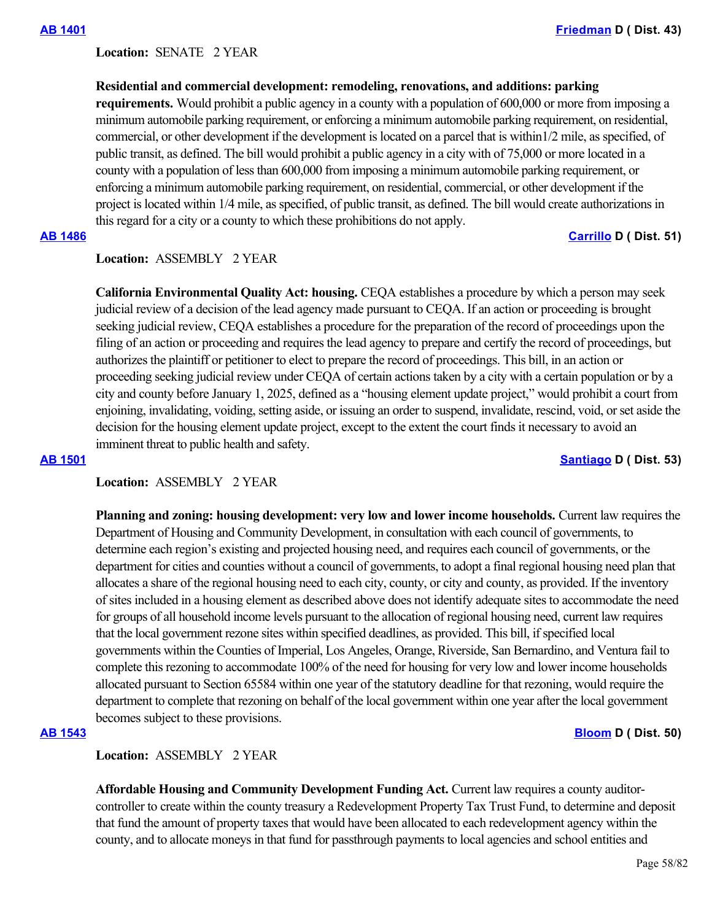**AB 1401** **Friedman** D ( Dist. 43)

**Location:** SENATE 2 YEAR

**Residential and commercial development: remodeling, renovations, and additions: parking requirements.** Would prohibit a public agency in a county with a population of 600,000 or more from imposing a minimum automobile parking requirement, or enforcing a minimum automobile parking requirement, on residential, commercial, or other development if the development is located on a parcel that is within1/2 mile, as specified, of public transit, as defined. The bill would prohibit a public agency in a city with of 75,000 or more located in a county with a population of less than 600,000 from imposing a minimum automobile parking requirement, or enforcing a minimum automobile parking requirement, on residential, commercial, or other development if the project is located within 1/4 mile, as specified, of public transit, as defined. The bill would create authorizations in this regard for a city or a county to which these prohibitions do not apply.

**AB 1486** **Carrillo** D ( Dist. 51)

**Location:** ASSEMBLY 2 YEAR

**California Environmental Quality Act: housing.** CEQA establishes a procedure by which a person may seek judicial review of a decision of the lead agency made pursuant to CEQA. If an action or proceeding is brought seeking judicial review, CEQA establishes a procedure for the preparation of the record of proceedings upon the filing of an action or proceeding and requires the lead agency to prepare and certify the record of proceedings, but authorizes the plaintiff or petitioner to elect to prepare the record of proceedings. This bill, in an action or proceeding seeking judicial review under CEQA of certain actions taken by a city with a certain population or by a city and county before January 1, 2025, defined as a "housing element update project," would prohibit a court from enjoining, invalidating, voiding, setting aside, or issuing an order to suspend, invalidate, rescind, void, or set aside the decision for the housing element update project, except to the extent the court finds it necessary to avoid an imminent threat to public health and safety.

**AB 1501** **Santiago** D ( Dist. 53)

**Location:** ASSEMBLY 2 YEAR

**Planning and zoning: housing development: very low and lower income households.** Current law requires the Department of Housing and Community Development, in consultation with each council of governments, to determine each region's existing and projected housing need, and requires each council of governments, or the department for cities and counties without a council of governments, to adopt a final regional housing need plan that allocates a share of the regional housing need to each city, county, or city and county, as provided. If the inventory of sites included in a housing element as described above does not identify adequate sites to accommodate the need for groups of all household income levels pursuant to the allocation of regional housing need, current law requires that the local government rezone sites within specified deadlines, as provided. This bill, if specified local governments within the Counties of Imperial, Los Angeles, Orange, Riverside, San Bernardino, and Ventura fail to complete this rezoning to accommodate 100% of the need for housing for very low and lower income households allocated pursuant to Section 65584 within one year of the statutory deadline for that rezoning, would require the department to complete that rezoning on behalf of the local government within one year after the local government becomes subject to these provisions.

**AB 1543** **Bloom** D ( Dist. 50)

**Location:** ASSEMBLY 2 YEAR

**Affordable Housing and Community Development Funding Act.** Current law requires a county auditor-controller to create within the county treasury a Redevelopment Property Tax Trust Fund, to determine and deposit that fund the amount of property taxes that would have been allocated to each redevelopment agency within the county, and to allocate moneys in that fund for passthrough payments to local agencies and school entities and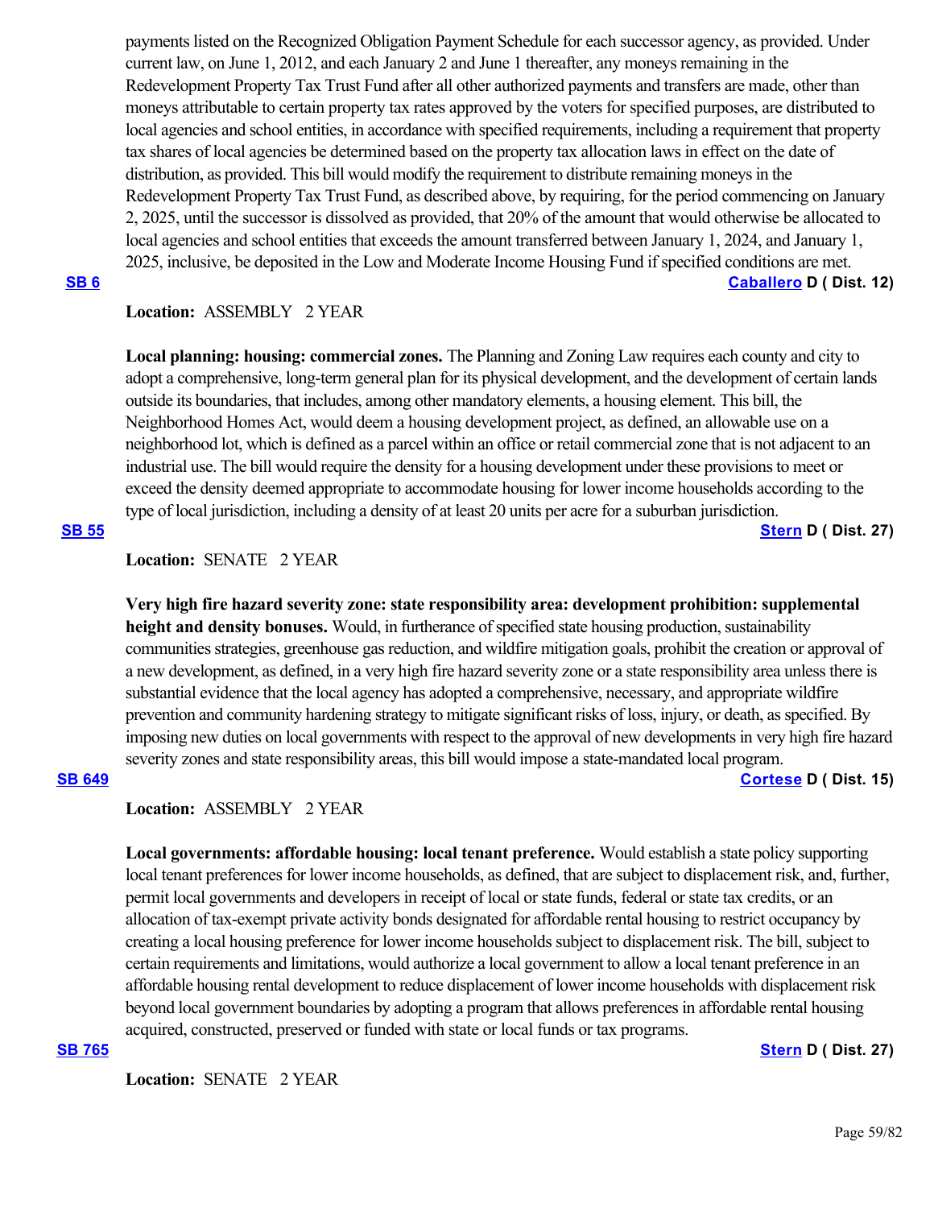payments listed on the Recognized Obligation Payment Schedule for each successor agency, as provided. Under current law, on June 1, 2012, and each January 2 and June 1 thereafter, any moneys remaining in the Redevelopment Property Tax Trust Fund after all other authorized payments and transfers are made, other than moneys attributable to certain property tax rates approved by the voters for specified purposes, are distributed to local agencies and school entities, in accordance with specified requirements, including a requirement that property tax shares of local agencies be determined based on the property tax allocation laws in effect on the date of distribution, as provided. This bill would modify the requirement to distribute remaining moneys in the Redevelopment Property Tax Trust Fund, as described above, by requiring, for the period commencing on January 2, 2025, until the successor is dissolved as provided, that 20% of the amount that would otherwise be allocated to local agencies and school entities that exceeds the amount transferred between January 1, 2024, and January 1, 2025, inclusive, be deposited in the Low and Moderate Income Housing Fund if specified conditions are met.

**SB 6** **Caballero D ( Dist. 12)**

**Location:** ASSEMBLY 2 YEAR

**Local planning: housing: commercial zones.** The Planning and Zoning Law requires each county and city to adopt a comprehensive, long-term general plan for its physical development, and the development of certain lands outside its boundaries, that includes, among other mandatory elements, a housing element. This bill, the Neighborhood Homes Act, would deem a housing development project, as defined, an allowable use on a neighborhood lot, which is defined as a parcel within an office or retail commercial zone that is not adjacent to an industrial use. The bill would require the density for a housing development under these provisions to meet or exceed the density deemed appropriate to accommodate housing for lower income households according to the type of local jurisdiction, including a density of at least 20 units per acre for a suburban jurisdiction.

**SB 55** **Stern D ( Dist. 27)**

**Location:** SENATE 2 YEAR

**Very high fire hazard severity zone: state responsibility area: development prohibition: supplemental height and density bonuses.** Would, in furtherance of specified state housing production, sustainability communities strategies, greenhouse gas reduction, and wildfire mitigation goals, prohibit the creation or approval of a new development, as defined, in a very high fire hazard severity zone or a state responsibility area unless there is substantial evidence that the local agency has adopted a comprehensive, necessary, and appropriate wildfire prevention and community hardening strategy to mitigate significant risks of loss, injury, or death, as specified. By imposing new duties on local governments with respect to the approval of new developments in very high fire hazard severity zones and state responsibility areas, this bill would impose a state-mandated local program.

**SB 649** **Cortese D ( Dist. 15)**

**Location:** ASSEMBLY 2 YEAR

**Local governments: affordable housing: local tenant preference.** Would establish a state policy supporting local tenant preferences for lower income households, as defined, that are subject to displacement risk, and, further, permit local governments and developers in receipt of local or state funds, federal or state tax credits, or an allocation of tax-exempt private activity bonds designated for affordable rental housing to restrict occupancy by creating a local housing preference for lower income households subject to displacement risk. The bill, subject to certain requirements and limitations, would authorize a local government to allow a local tenant preference in an affordable housing rental development to reduce displacement of lower income households with displacement risk beyond local government boundaries by adopting a program that allows preferences in affordable rental housing acquired, constructed, preserved or funded with state or local funds or tax programs.

**SB 765** **Stern D ( Dist. 27)**

**Location:** SENATE 2 YEAR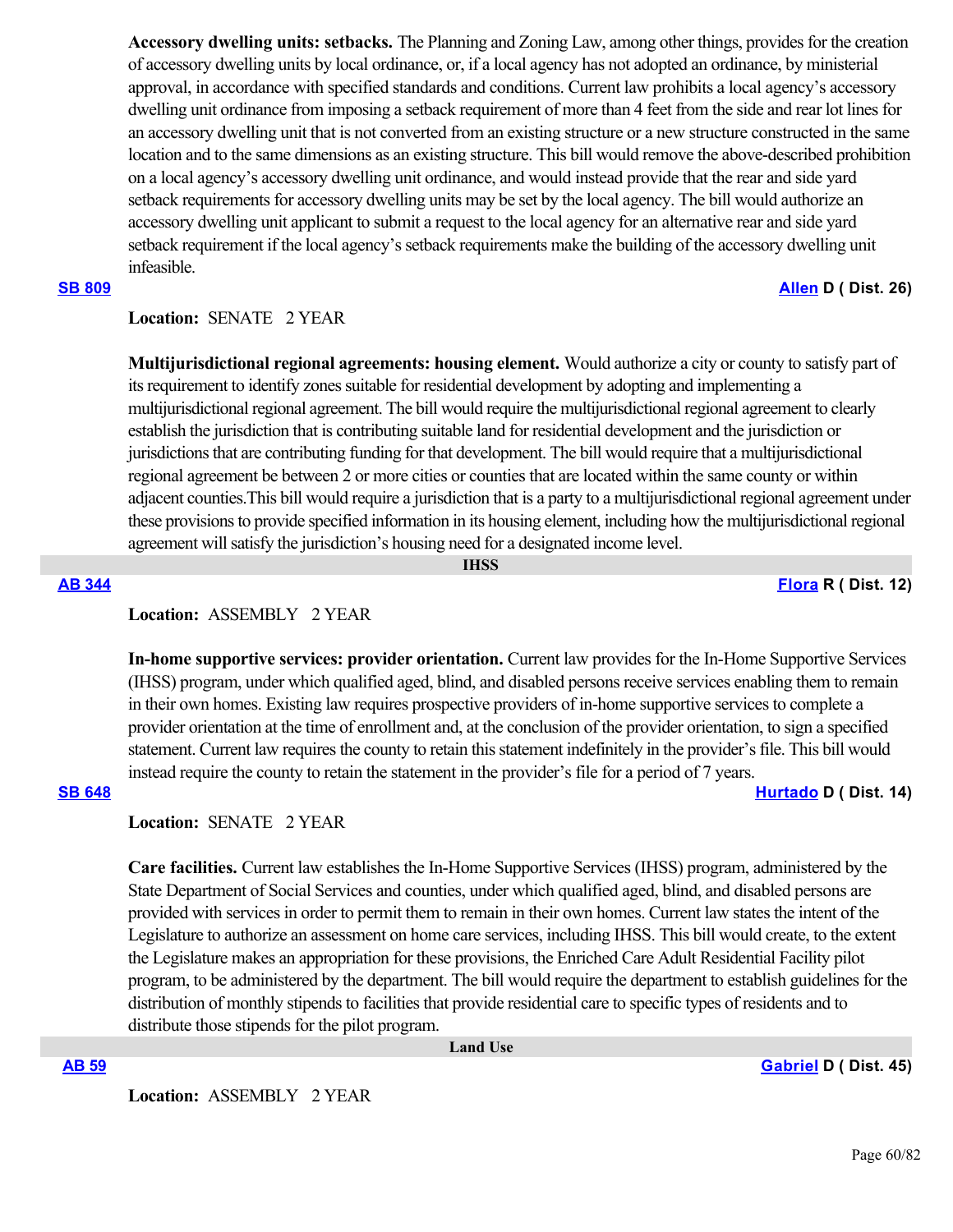**Accessory dwelling units: setbacks.** The Planning and Zoning Law, among other things, provides for the creation of accessory dwelling units by local ordinance, or, if a local agency has not adopted an ordinance, by ministerial approval, in accordance with specified standards and conditions. Current law prohibits a local agency's accessory dwelling unit ordinance from imposing a setback requirement of more than 4 feet from the side and rear lot lines for an accessory dwelling unit that is not converted from an existing structure or a new structure constructed in the same location and to the same dimensions as an existing structure. This bill would remove the above-described prohibition on a local agency's accessory dwelling unit ordinance, and would instead provide that the rear and side yard setback requirements for accessory dwelling units may be set by the local agency. The bill would authorize an accessory dwelling unit applicant to submit a request to the local agency for an alternative rear and side yard setback requirement if the local agency's setback requirements make the building of the accessory dwelling unit infeasible.

**SB 809** — **Allen D ( Dist. 26)**

**Location:** SENATE 2 YEAR

**Multijurisdictional regional agreements: housing element.** Would authorize a city or county to satisfy part of its requirement to identify zones suitable for residential development by adopting and implementing a multijurisdictional regional agreement. The bill would require the multijurisdictional regional agreement to clearly establish the jurisdiction that is contributing suitable land for residential development and the jurisdiction or jurisdictions that are contributing funding for that development. The bill would require that a multijurisdictional regional agreement be between 2 or more cities or counties that are located within the same county or within adjacent counties.This bill would require a jurisdiction that is a party to a multijurisdictional regional agreement under these provisions to provide specified information in its housing element, including how the multijurisdictional regional agreement will satisfy the jurisdiction's housing need for a designated income level.

## IHSS

**AB 344** — **Flora R ( Dist. 12)**

**Location:** ASSEMBLY 2 YEAR

**In-home supportive services: provider orientation.** Current law provides for the In-Home Supportive Services (IHSS) program, under which qualified aged, blind, and disabled persons receive services enabling them to remain in their own homes. Existing law requires prospective providers of in-home supportive services to complete a provider orientation at the time of enrollment and, at the conclusion of the provider orientation, to sign a specified statement. Current law requires the county to retain this statement indefinitely in the provider's file. This bill would instead require the county to retain the statement in the provider's file for a period of 7 years.

**SB 648** — **Hurtado D ( Dist. 14)**

**Location:** SENATE 2 YEAR

**Care facilities.** Current law establishes the In-Home Supportive Services (IHSS) program, administered by the State Department of Social Services and counties, under which qualified aged, blind, and disabled persons are provided with services in order to permit them to remain in their own homes. Current law states the intent of the Legislature to authorize an assessment on home care services, including IHSS. This bill would create, to the extent the Legislature makes an appropriation for these provisions, the Enriched Care Adult Residential Facility pilot program, to be administered by the department. The bill would require the department to establish guidelines for the distribution of monthly stipends to facilities that provide residential care to specific types of residents and to distribute those stipends for the pilot program.

## Land Use

**AB 59** — **Gabriel D ( Dist. 45)**

**Location:** ASSEMBLY 2 YEAR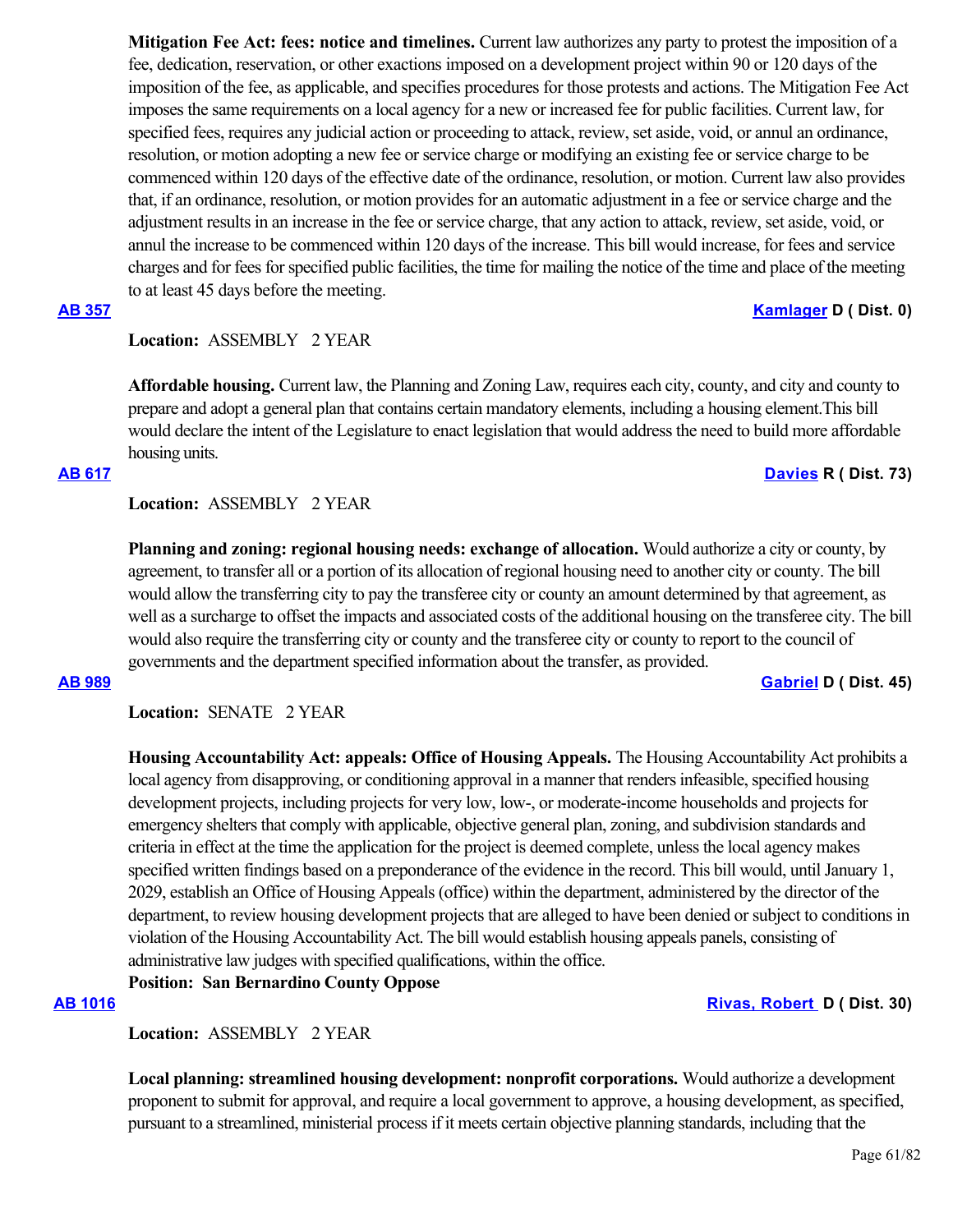**Mitigation Fee Act: fees: notice and timelines.** Current law authorizes any party to protest the imposition of a fee, dedication, reservation, or other exactions imposed on a development project within 90 or 120 days of the imposition of the fee, as applicable, and specifies procedures for those protests and actions. The Mitigation Fee Act imposes the same requirements on a local agency for a new or increased fee for public facilities. Current law, for specified fees, requires any judicial action or proceeding to attack, review, set aside, void, or annul an ordinance, resolution, or motion adopting a new fee or service charge or modifying an existing fee or service charge to be commenced within 120 days of the effective date of the ordinance, resolution, or motion. Current law also provides that, if an ordinance, resolution, or motion provides for an automatic adjustment in a fee or service charge and the adjustment results in an increase in the fee or service charge, that any action to attack, review, set aside, void, or annul the increase to be commenced within 120 days of the increase. This bill would increase, for fees and service charges and for fees for specified public facilities, the time for mailing the notice of the time and place of the meeting to at least 45 days before the meeting.

**AB 357** **Kamlager D ( Dist. 0)**

**Location:** ASSEMBLY 2 YEAR

**Affordable housing.** Current law, the Planning and Zoning Law, requires each city, county, and city and county to prepare and adopt a general plan that contains certain mandatory elements, including a housing element.This bill would declare the intent of the Legislature to enact legislation that would address the need to build more affordable housing units.

**AB 617** **Davies R ( Dist. 73)**

**Location:** ASSEMBLY 2 YEAR

**Planning and zoning: regional housing needs: exchange of allocation.** Would authorize a city or county, by agreement, to transfer all or a portion of its allocation of regional housing need to another city or county. The bill would allow the transferring city to pay the transferee city or county an amount determined by that agreement, as well as a surcharge to offset the impacts and associated costs of the additional housing on the transferee city. The bill would also require the transferring city or county and the transferee city or county to report to the council of governments and the department specified information about the transfer, as provided.

**AB 989** **Gabriel D ( Dist. 45)**

**Location:** SENATE 2 YEAR

**Housing Accountability Act: appeals: Office of Housing Appeals.** The Housing Accountability Act prohibits a local agency from disapproving, or conditioning approval in a manner that renders infeasible, specified housing development projects, including projects for very low, low-, or moderate-income households and projects for emergency shelters that comply with applicable, objective general plan, zoning, and subdivision standards and criteria in effect at the time the application for the project is deemed complete, unless the local agency makes specified written findings based on a preponderance of the evidence in the record. This bill would, until January 1, 2029, establish an Office of Housing Appeals (office) within the department, administered by the director of the department, to review housing development projects that are alleged to have been denied or subject to conditions in violation of the Housing Accountability Act. The bill would establish housing appeals panels, consisting of administrative law judges with specified qualifications, within the office.

**Position: San Bernardino County Oppose**

**AB 1016** **Rivas, Robert D ( Dist. 30)**

**Location:** ASSEMBLY 2 YEAR

**Local planning: streamlined housing development: nonprofit corporations.** Would authorize a development proponent to submit for approval, and require a local government to approve, a housing development, as specified, pursuant to a streamlined, ministerial process if it meets certain objective planning standards, including that the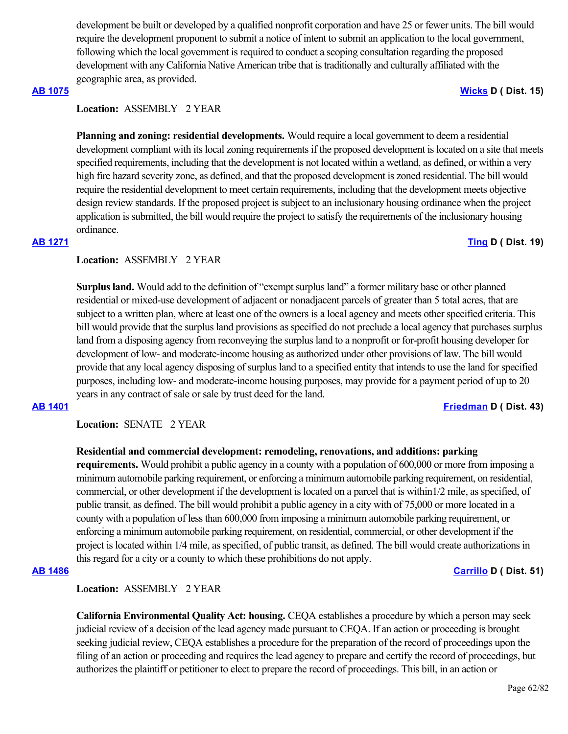development be built or developed by a qualified nonprofit corporation and have 25 or fewer units. The bill would require the development proponent to submit a notice of intent to submit an application to the local government, following which the local government is required to conduct a scoping consultation regarding the proposed development with any California Native American tribe that is traditionally and culturally affiliated with the geographic area, as provided.

**AB 1075** **Wicks D ( Dist. 15)**

**Location:** ASSEMBLY 2 YEAR

**Planning and zoning: residential developments.** Would require a local government to deem a residential development compliant with its local zoning requirements if the proposed development is located on a site that meets specified requirements, including that the development is not located within a wetland, as defined, or within a very high fire hazard severity zone, as defined, and that the proposed development is zoned residential. The bill would require the residential development to meet certain requirements, including that the development meets objective design review standards. If the proposed project is subject to an inclusionary housing ordinance when the project application is submitted, the bill would require the project to satisfy the requirements of the inclusionary housing ordinance.

**AB 1271** **Ting D ( Dist. 19)**

**Location:** ASSEMBLY 2 YEAR

**Surplus land.** Would add to the definition of "exempt surplus land" a former military base or other planned residential or mixed-use development of adjacent or nonadjacent parcels of greater than 5 total acres, that are subject to a written plan, where at least one of the owners is a local agency and meets other specified criteria. This bill would provide that the surplus land provisions as specified do not preclude a local agency that purchases surplus land from a disposing agency from reconveying the surplus land to a nonprofit or for-profit housing developer for development of low- and moderate-income housing as authorized under other provisions of law. The bill would provide that any local agency disposing of surplus land to a specified entity that intends to use the land for specified purposes, including low- and moderate-income housing purposes, may provide for a payment period of up to 20 years in any contract of sale or sale by trust deed for the land.

**AB 1401** **Friedman D ( Dist. 43)**

**Location:** SENATE 2 YEAR

**Residential and commercial development: remodeling, renovations, and additions: parking requirements.** Would prohibit a public agency in a county with a population of 600,000 or more from imposing a minimum automobile parking requirement, or enforcing a minimum automobile parking requirement, on residential, commercial, or other development if the development is located on a parcel that is within1/2 mile, as specified, of public transit, as defined. The bill would prohibit a public agency in a city with of 75,000 or more located in a county with a population of less than 600,000 from imposing a minimum automobile parking requirement, or enforcing a minimum automobile parking requirement, on residential, commercial, or other development if the project is located within 1/4 mile, as specified, of public transit, as defined. The bill would create authorizations in this regard for a city or a county to which these prohibitions do not apply.

**AB 1486** **Carrillo D ( Dist. 51)**

**Location:** ASSEMBLY 2 YEAR

**California Environmental Quality Act: housing.** CEQA establishes a procedure by which a person may seek judicial review of a decision of the lead agency made pursuant to CEQA. If an action or proceeding is brought seeking judicial review, CEQA establishes a procedure for the preparation of the record of proceedings upon the filing of an action or proceeding and requires the lead agency to prepare and certify the record of proceedings, but authorizes the plaintiff or petitioner to elect to prepare the record of proceedings. This bill, in an action or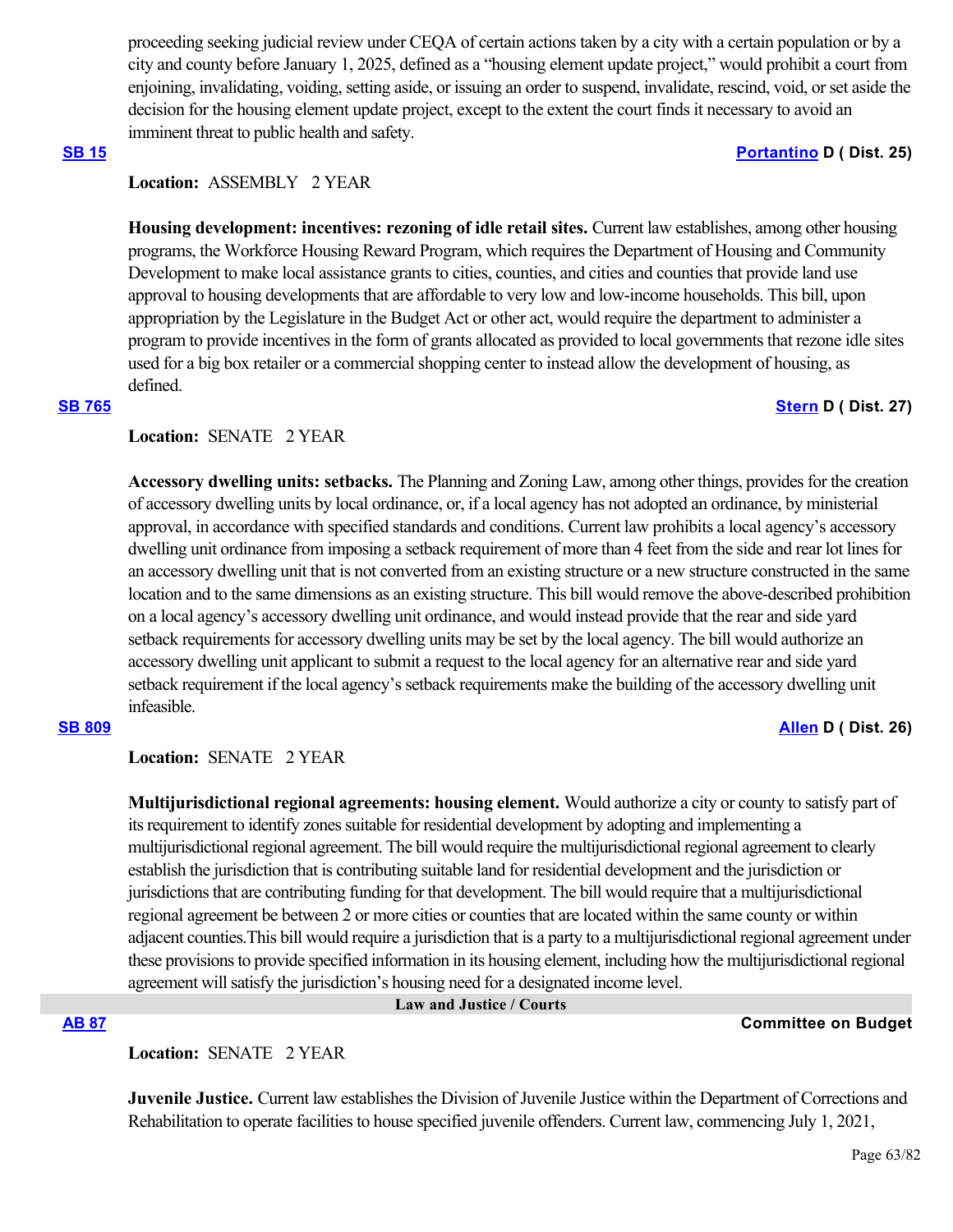proceeding seeking judicial review under CEQA of certain actions taken by a city with a certain population or by a city and county before January 1, 2025, defined as a "housing element update project," would prohibit a court from enjoining, invalidating, voiding, setting aside, or issuing an order to suspend, invalidate, rescind, void, or set aside the decision for the housing element update project, except to the extent the court finds it necessary to avoid an imminent threat to public health and safety.

**SB 15** **Portantino D ( Dist. 25)**

**Location:** ASSEMBLY 2 YEAR

**Housing development: incentives: rezoning of idle retail sites.** Current law establishes, among other housing programs, the Workforce Housing Reward Program, which requires the Department of Housing and Community Development to make local assistance grants to cities, counties, and cities and counties that provide land use approval to housing developments that are affordable to very low and low-income households. This bill, upon appropriation by the Legislature in the Budget Act or other act, would require the department to administer a program to provide incentives in the form of grants allocated as provided to local governments that rezone idle sites used for a big box retailer or a commercial shopping center to instead allow the development of housing, as defined.

**SB 765** **Stern D ( Dist. 27)**

**Location:** SENATE 2 YEAR

**Accessory dwelling units: setbacks.** The Planning and Zoning Law, among other things, provides for the creation of accessory dwelling units by local ordinance, or, if a local agency has not adopted an ordinance, by ministerial approval, in accordance with specified standards and conditions. Current law prohibits a local agency's accessory dwelling unit ordinance from imposing a setback requirement of more than 4 feet from the side and rear lot lines for an accessory dwelling unit that is not converted from an existing structure or a new structure constructed in the same location and to the same dimensions as an existing structure. This bill would remove the above-described prohibition on a local agency's accessory dwelling unit ordinance, and would instead provide that the rear and side yard setback requirements for accessory dwelling units may be set by the local agency. The bill would authorize an accessory dwelling unit applicant to submit a request to the local agency for an alternative rear and side yard setback requirement if the local agency's setback requirements make the building of the accessory dwelling unit infeasible.

**SB 809** **Allen D ( Dist. 26)**

**Location:** SENATE 2 YEAR

**Multijurisdictional regional agreements: housing element.** Would authorize a city or county to satisfy part of its requirement to identify zones suitable for residential development by adopting and implementing a multijurisdictional regional agreement. The bill would require the multijurisdictional regional agreement to clearly establish the jurisdiction that is contributing suitable land for residential development and the jurisdiction or jurisdictions that are contributing funding for that development. The bill would require that a multijurisdictional regional agreement be between 2 or more cities or counties that are located within the same county or within adjacent counties.This bill would require a jurisdiction that is a party to a multijurisdictional regional agreement under these provisions to provide specified information in its housing element, including how the multijurisdictional regional agreement will satisfy the jurisdiction's housing need for a designated income level.

## Law and Justice / Courts

**AB 87** **Committee on Budget**

**Location:** SENATE 2 YEAR

**Juvenile Justice.** Current law establishes the Division of Juvenile Justice within the Department of Corrections and Rehabilitation to operate facilities to house specified juvenile offenders. Current law, commencing July 1, 2021,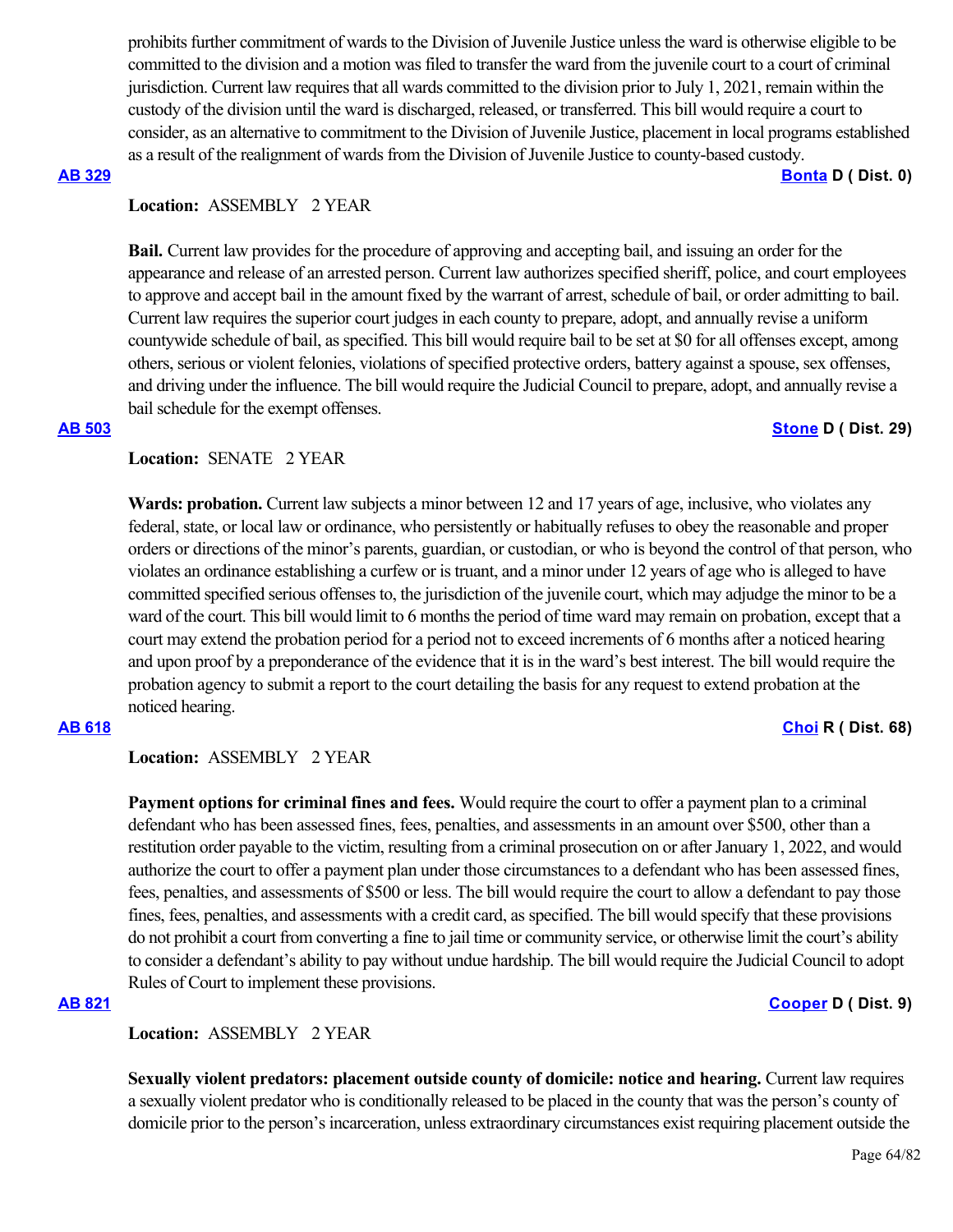prohibits further commitment of wards to the Division of Juvenile Justice unless the ward is otherwise eligible to be committed to the division and a motion was filed to transfer the ward from the juvenile court to a court of criminal jurisdiction. Current law requires that all wards committed to the division prior to July 1, 2021, remain within the custody of the division until the ward is discharged, released, or transferred. This bill would require a court to consider, as an alternative to commitment to the Division of Juvenile Justice, placement in local programs established as a result of the realignment of wards from the Division of Juvenile Justice to county-based custody.

**AB 329** **Bonta D ( Dist. 0)**

**Location:** ASSEMBLY 2 YEAR

**Bail.** Current law provides for the procedure of approving and accepting bail, and issuing an order for the appearance and release of an arrested person. Current law authorizes specified sheriff, police, and court employees to approve and accept bail in the amount fixed by the warrant of arrest, schedule of bail, or order admitting to bail. Current law requires the superior court judges in each county to prepare, adopt, and annually revise a uniform countywide schedule of bail, as specified. This bill would require bail to be set at $0 for all offenses except, among others, serious or violent felonies, violations of specified protective orders, battery against a spouse, sex offenses, and driving under the influence. The bill would require the Judicial Council to prepare, adopt, and annually revise a bail schedule for the exempt offenses.

**AB 503** **Stone D ( Dist. 29)**

**Location:** SENATE 2 YEAR

**Wards: probation.** Current law subjects a minor between 12 and 17 years of age, inclusive, who violates any federal, state, or local law or ordinance, who persistently or habitually refuses to obey the reasonable and proper orders or directions of the minor's parents, guardian, or custodian, or who is beyond the control of that person, who violates an ordinance establishing a curfew or is truant, and a minor under 12 years of age who is alleged to have committed specified serious offenses to, the jurisdiction of the juvenile court, which may adjudge the minor to be a ward of the court. This bill would limit to 6 months the period of time ward may remain on probation, except that a court may extend the probation period for a period not to exceed increments of 6 months after a noticed hearing and upon proof by a preponderance of the evidence that it is in the ward's best interest. The bill would require the probation agency to submit a report to the court detailing the basis for any request to extend probation at the noticed hearing.

**AB 618** **Choi R ( Dist. 68)**

**Location:** ASSEMBLY 2 YEAR

**Payment options for criminal fines and fees.** Would require the court to offer a payment plan to a criminal defendant who has been assessed fines, fees, penalties, and assessments in an amount over $500, other than a restitution order payable to the victim, resulting from a criminal prosecution on or after January 1, 2022, and would authorize the court to offer a payment plan under those circumstances to a defendant who has been assessed fines, fees, penalties, and assessments of $500 or less. The bill would require the court to allow a defendant to pay those fines, fees, penalties, and assessments with a credit card, as specified. The bill would specify that these provisions do not prohibit a court from converting a fine to jail time or community service, or otherwise limit the court's ability to consider a defendant's ability to pay without undue hardship. The bill would require the Judicial Council to adopt Rules of Court to implement these provisions.

**AB 821** **Cooper D ( Dist. 9)**

**Location:** ASSEMBLY 2 YEAR

**Sexually violent predators: placement outside county of domicile: notice and hearing.** Current law requires a sexually violent predator who is conditionally released to be placed in the county that was the person's county of domicile prior to the person's incarceration, unless extraordinary circumstances exist requiring placement outside the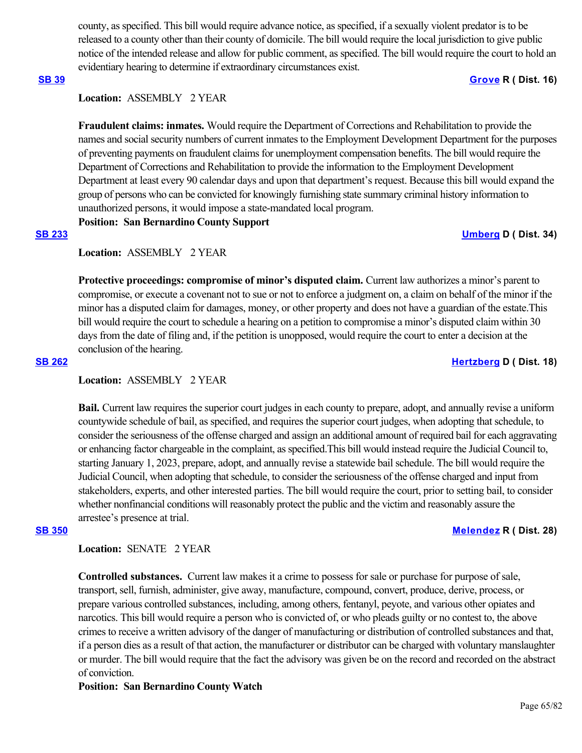county, as specified. This bill would require advance notice, as specified, if a sexually violent predator is to be released to a county other than their county of domicile. The bill would require the local jurisdiction to give public notice of the intended release and allow for public comment, as specified. The bill would require the court to hold an evidentiary hearing to determine if extraordinary circumstances exist.

**SB 39** **Grove R ( Dist. 16)**

**Location:** ASSEMBLY 2 YEAR

**Fraudulent claims: inmates.** Would require the Department of Corrections and Rehabilitation to provide the names and social security numbers of current inmates to the Employment Development Department for the purposes of preventing payments on fraudulent claims for unemployment compensation benefits. The bill would require the Department of Corrections and Rehabilitation to provide the information to the Employment Development Department at least every 90 calendar days and upon that department's request. Because this bill would expand the group of persons who can be convicted for knowingly furnishing state summary criminal history information to unauthorized persons, it would impose a state-mandated local program.

**Position: San Bernardino County Support**

**SB 233** **Umberg D ( Dist. 34)**

**Location:** ASSEMBLY 2 YEAR

**Protective proceedings: compromise of minor's disputed claim.** Current law authorizes a minor's parent to compromise, or execute a covenant not to sue or not to enforce a judgment on, a claim on behalf of the minor if the minor has a disputed claim for damages, money, or other property and does not have a guardian of the estate.This bill would require the court to schedule a hearing on a petition to compromise a minor's disputed claim within 30 days from the date of filing and, if the petition is unopposed, would require the court to enter a decision at the conclusion of the hearing.

**SB 262** **Hertzberg D ( Dist. 18)**

**Location:** ASSEMBLY 2 YEAR

**Bail.** Current law requires the superior court judges in each county to prepare, adopt, and annually revise a uniform countywide schedule of bail, as specified, and requires the superior court judges, when adopting that schedule, to consider the seriousness of the offense charged and assign an additional amount of required bail for each aggravating or enhancing factor chargeable in the complaint, as specified.This bill would instead require the Judicial Council to, starting January 1, 2023, prepare, adopt, and annually revise a statewide bail schedule. The bill would require the Judicial Council, when adopting that schedule, to consider the seriousness of the offense charged and input from stakeholders, experts, and other interested parties. The bill would require the court, prior to setting bail, to consider whether nonfinancial conditions will reasonably protect the public and the victim and reasonably assure the arrestee's presence at trial.

**SB 350** **Melendez R ( Dist. 28)**

**Location:** SENATE 2 YEAR

**Controlled substances.** Current law makes it a crime to possess for sale or purchase for purpose of sale, transport, sell, furnish, administer, give away, manufacture, compound, convert, produce, derive, process, or prepare various controlled substances, including, among others, fentanyl, peyote, and various other opiates and narcotics. This bill would require a person who is convicted of, or who pleads guilty or no contest to, the above crimes to receive a written advisory of the danger of manufacturing or distribution of controlled substances and that, if a person dies as a result of that action, the manufacturer or distributor can be charged with voluntary manslaughter or murder. The bill would require that the fact the advisory was given be on the record and recorded on the abstract of conviction.

**Position: San Bernardino County Watch**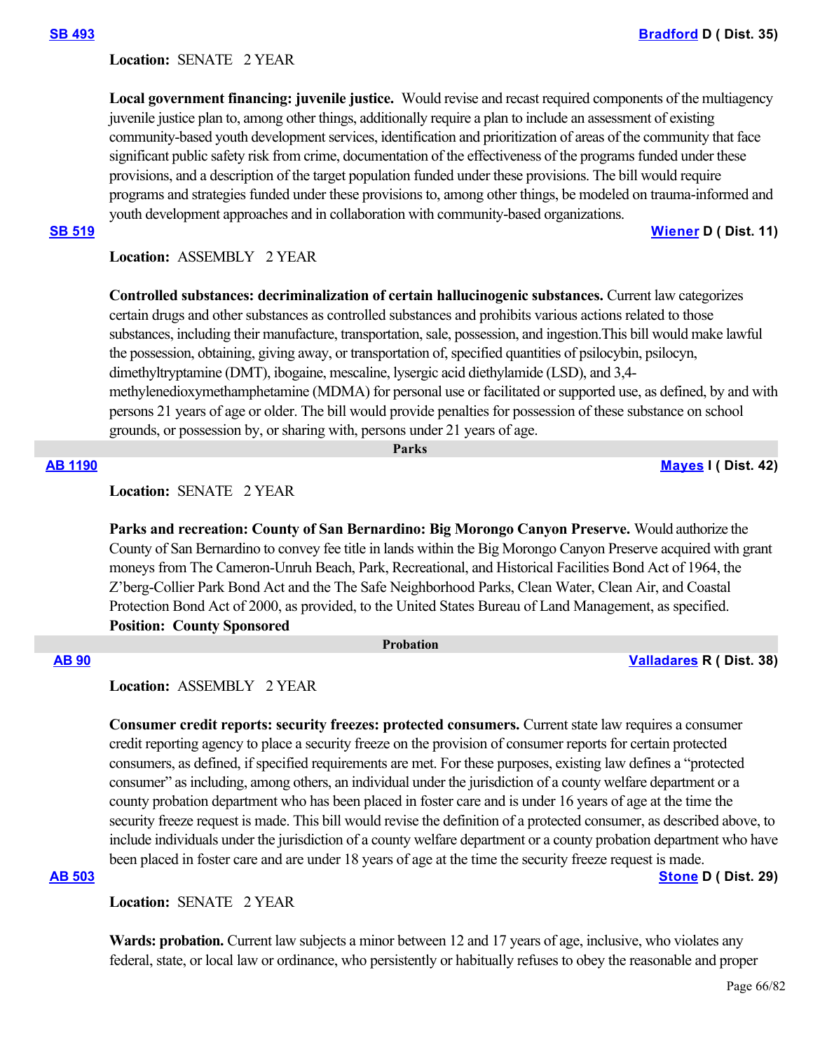**SB 493** **Bradford D ( Dist. 35)**

**Location:** SENATE 2 YEAR

**Local government financing: juvenile justice.** Would revise and recast required components of the multiagency juvenile justice plan to, among other things, additionally require a plan to include an assessment of existing community-based youth development services, identification and prioritization of areas of the community that face significant public safety risk from crime, documentation of the effectiveness of the programs funded under these provisions, and a description of the target population funded under these provisions. The bill would require programs and strategies funded under these provisions to, among other things, be modeled on trauma-informed and youth development approaches and in collaboration with community-based organizations.

**SB 519** **Wiener D ( Dist. 11)**

**Location:** ASSEMBLY 2 YEAR

**Controlled substances: decriminalization of certain hallucinogenic substances.** Current law categorizes certain drugs and other substances as controlled substances and prohibits various actions related to those substances, including their manufacture, transportation, sale, possession, and ingestion.This bill would make lawful the possession, obtaining, giving away, or transportation of, specified quantities of psilocybin, psilocyn, dimethyltryptamine (DMT), ibogaine, mescaline, lysergic acid diethylamide (LSD), and 3,4-methylenedioxymethamphetamine (MDMA) for personal use or facilitated or supported use, as defined, by and with persons 21 years of age or older. The bill would provide penalties for possession of these substance on school grounds, or possession by, or sharing with, persons under 21 years of age.

## Parks

**AB 1190** **Mayes I ( Dist. 42)**

**Location:** SENATE 2 YEAR

**Parks and recreation: County of San Bernardino: Big Morongo Canyon Preserve.** Would authorize the County of San Bernardino to convey fee title in lands within the Big Morongo Canyon Preserve acquired with grant moneys from The Cameron-Unruh Beach, Park, Recreational, and Historical Facilities Bond Act of 1964, the Z'berg-Collier Park Bond Act and the The Safe Neighborhood Parks, Clean Water, Clean Air, and Coastal Protection Bond Act of 2000, as provided, to the United States Bureau of Land Management, as specified.
**Position: County Sponsored**

## Probation

**AB 90** **Valladares R ( Dist. 38)**

**Location:** ASSEMBLY 2 YEAR

**Consumer credit reports: security freezes: protected consumers.** Current state law requires a consumer credit reporting agency to place a security freeze on the provision of consumer reports for certain protected consumers, as defined, if specified requirements are met. For these purposes, existing law defines a "protected consumer" as including, among others, an individual under the jurisdiction of a county welfare department or a county probation department who has been placed in foster care and is under 16 years of age at the time the security freeze request is made. This bill would revise the definition of a protected consumer, as described above, to include individuals under the jurisdiction of a county welfare department or a county probation department who have been placed in foster care and are under 18 years of age at the time the security freeze request is made.

**AB 503** **Stone D ( Dist. 29)**

**Location:** SENATE 2 YEAR

**Wards: probation.** Current law subjects a minor between 12 and 17 years of age, inclusive, who violates any federal, state, or local law or ordinance, who persistently or habitually refuses to obey the reasonable and proper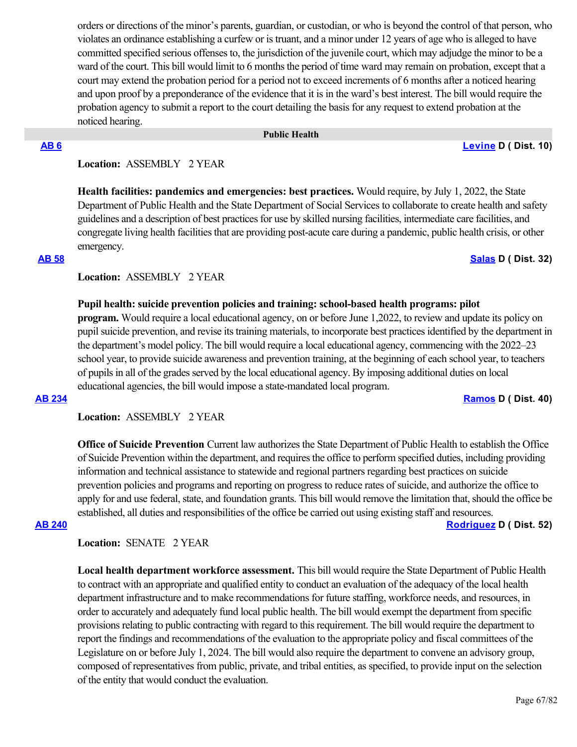orders or directions of the minor's parents, guardian, or custodian, or who is beyond the control of that person, who violates an ordinance establishing a curfew or is truant, and a minor under 12 years of age who is alleged to have committed specified serious offenses to, the jurisdiction of the juvenile court, which may adjudge the minor to be a ward of the court. This bill would limit to 6 months the period of time ward may remain on probation, except that a court may extend the probation period for a period not to exceed increments of 6 months after a noticed hearing and upon proof by a preponderance of the evidence that it is in the ward's best interest. The bill would require the probation agency to submit a report to the court detailing the basis for any request to extend probation at the noticed hearing.

## Public Health

**AB 6** — **Levine D ( Dist. 10)**

**Location:** ASSEMBLY 2 YEAR

**Health facilities: pandemics and emergencies: best practices.** Would require, by July 1, 2022, the State Department of Public Health and the State Department of Social Services to collaborate to create health and safety guidelines and a description of best practices for use by skilled nursing facilities, intermediate care facilities, and congregate living health facilities that are providing post-acute care during a pandemic, public health crisis, or other emergency.

**AB 58** — **Salas D ( Dist. 32)**

**Location:** ASSEMBLY 2 YEAR

**Pupil health: suicide prevention policies and training: school-based health programs: pilot program.** Would require a local educational agency, on or before June 1,2022, to review and update its policy on pupil suicide prevention, and revise its training materials, to incorporate best practices identified by the department in the department's model policy. The bill would require a local educational agency, commencing with the 2022–23 school year, to provide suicide awareness and prevention training, at the beginning of each school year, to teachers of pupils in all of the grades served by the local educational agency. By imposing additional duties on local educational agencies, the bill would impose a state-mandated local program.

**AB 234** — **Ramos D ( Dist. 40)**

**Location:** ASSEMBLY 2 YEAR

**Office of Suicide Prevention** Current law authorizes the State Department of Public Health to establish the Office of Suicide Prevention within the department, and requires the office to perform specified duties, including providing information and technical assistance to statewide and regional partners regarding best practices on suicide prevention policies and programs and reporting on progress to reduce rates of suicide, and authorize the office to apply for and use federal, state, and foundation grants. This bill would remove the limitation that, should the office be established, all duties and responsibilities of the office be carried out using existing staff and resources.

**AB 240** — **Rodriguez D ( Dist. 52)**

**Location:** SENATE 2 YEAR

**Local health department workforce assessment.** This bill would require the State Department of Public Health to contract with an appropriate and qualified entity to conduct an evaluation of the adequacy of the local health department infrastructure and to make recommendations for future staffing, workforce needs, and resources, in order to accurately and adequately fund local public health. The bill would exempt the department from specific provisions relating to public contracting with regard to this requirement. The bill would require the department to report the findings and recommendations of the evaluation to the appropriate policy and fiscal committees of the Legislature on or before July 1, 2024. The bill would also require the department to convene an advisory group, composed of representatives from public, private, and tribal entities, as specified, to provide input on the selection of the entity that would conduct the evaluation.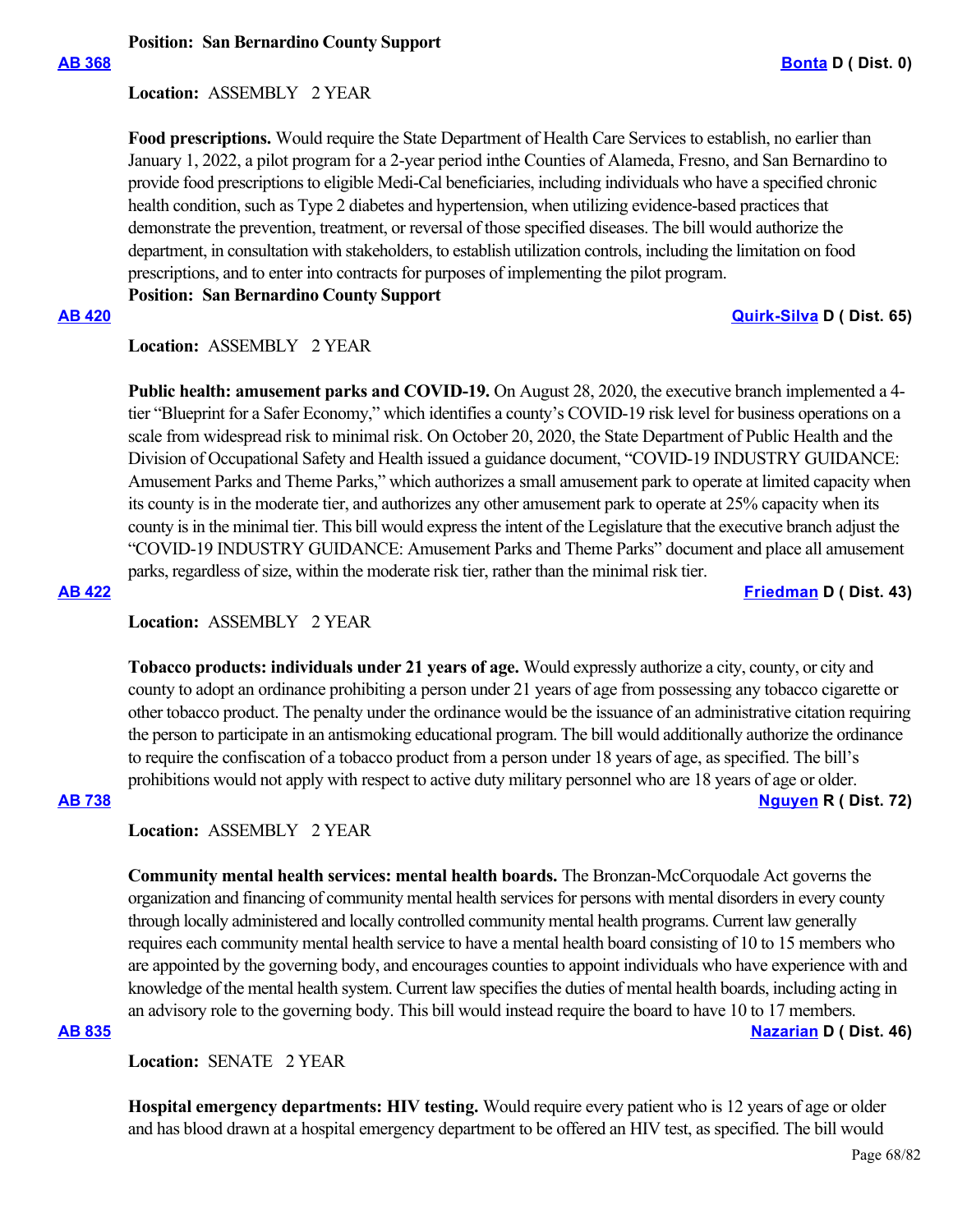**Position: San Bernardino County Support**

**AB 368** **Bonta D ( Dist. 0)**

**Location:** ASSEMBLY 2 YEAR

**Food prescriptions.** Would require the State Department of Health Care Services to establish, no earlier than January 1, 2022, a pilot program for a 2-year period inthe Counties of Alameda, Fresno, and San Bernardino to provide food prescriptions to eligible Medi-Cal beneficiaries, including individuals who have a specified chronic health condition, such as Type 2 diabetes and hypertension, when utilizing evidence-based practices that demonstrate the prevention, treatment, or reversal of those specified diseases. The bill would authorize the department, in consultation with stakeholders, to establish utilization controls, including the limitation on food prescriptions, and to enter into contracts for purposes of implementing the pilot program.

**Position: San Bernardino County Support**

**AB 420** **Quirk-Silva D ( Dist. 65)**

**Location:** ASSEMBLY 2 YEAR

**Public health: amusement parks and COVID-19.** On August 28, 2020, the executive branch implemented a 4-tier "Blueprint for a Safer Economy," which identifies a county's COVID-19 risk level for business operations on a scale from widespread risk to minimal risk. On October 20, 2020, the State Department of Public Health and the Division of Occupational Safety and Health issued a guidance document, "COVID-19 INDUSTRY GUIDANCE: Amusement Parks and Theme Parks," which authorizes a small amusement park to operate at limited capacity when its county is in the moderate tier, and authorizes any other amusement park to operate at 25% capacity when its county is in the minimal tier. This bill would express the intent of the Legislature that the executive branch adjust the "COVID-19 INDUSTRY GUIDANCE: Amusement Parks and Theme Parks" document and place all amusement parks, regardless of size, within the moderate risk tier, rather than the minimal risk tier.

**AB 422** **Friedman D ( Dist. 43)**

**Location:** ASSEMBLY 2 YEAR

**Tobacco products: individuals under 21 years of age.** Would expressly authorize a city, county, or city and county to adopt an ordinance prohibiting a person under 21 years of age from possessing any tobacco cigarette or other tobacco product. The penalty under the ordinance would be the issuance of an administrative citation requiring the person to participate in an antismoking educational program. The bill would additionally authorize the ordinance to require the confiscation of a tobacco product from a person under 18 years of age, as specified. The bill's prohibitions would not apply with respect to active duty military personnel who are 18 years of age or older.

**AB 738** **Nguyen R ( Dist. 72)**

**Location:** ASSEMBLY 2 YEAR

**Community mental health services: mental health boards.** The Bronzan-McCorquodale Act governs the organization and financing of community mental health services for persons with mental disorders in every county through locally administered and locally controlled community mental health programs. Current law generally requires each community mental health service to have a mental health board consisting of 10 to 15 members who are appointed by the governing body, and encourages counties to appoint individuals who have experience with and knowledge of the mental health system. Current law specifies the duties of mental health boards, including acting in an advisory role to the governing body. This bill would instead require the board to have 10 to 17 members.

**AB 835** **Nazarian D ( Dist. 46)**

**Location:** SENATE 2 YEAR

**Hospital emergency departments: HIV testing.** Would require every patient who is 12 years of age or older and has blood drawn at a hospital emergency department to be offered an HIV test, as specified. The bill would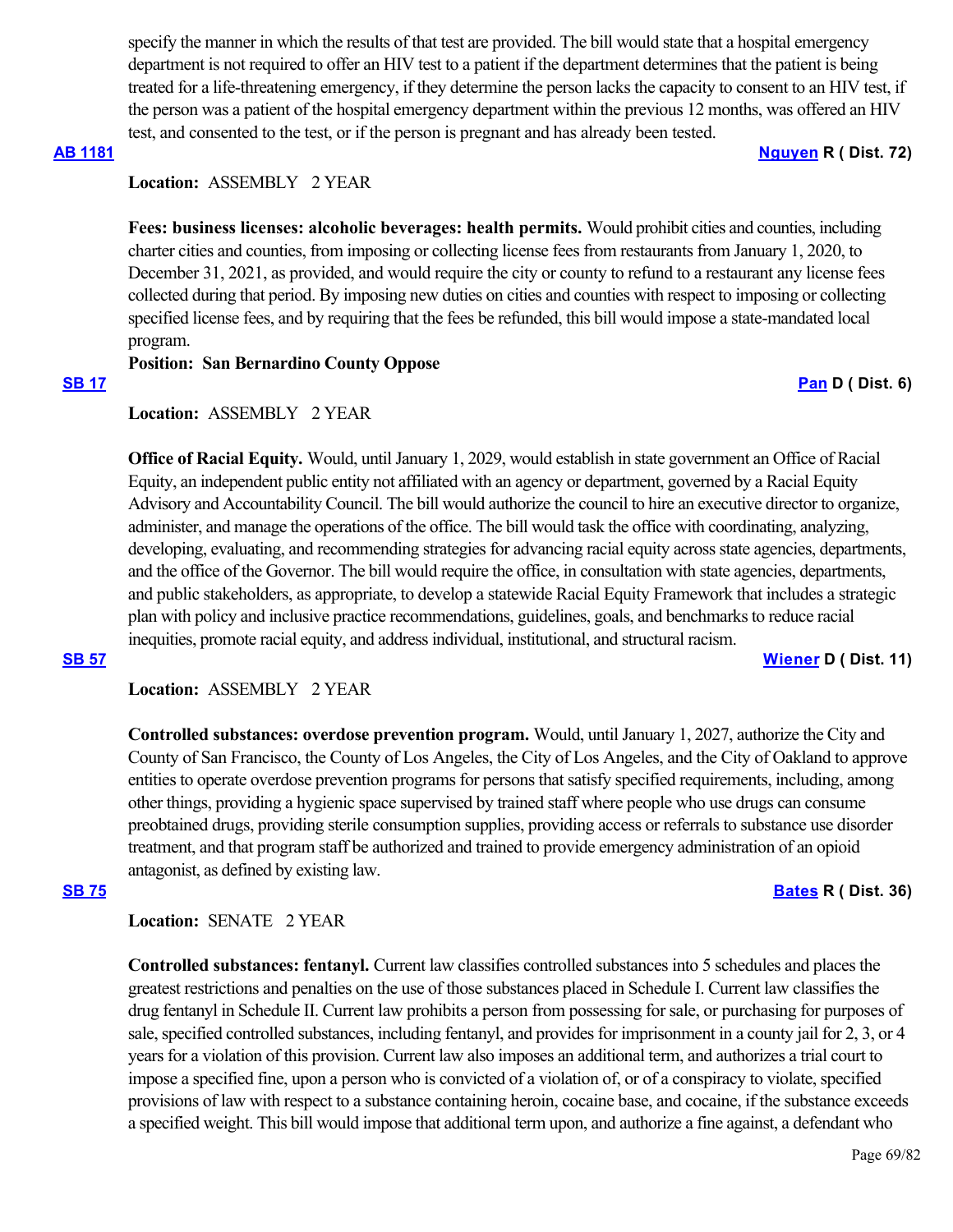specify the manner in which the results of that test are provided. The bill would state that a hospital emergency department is not required to offer an HIV test to a patient if the department determines that the patient is being treated for a life-threatening emergency, if they determine the person lacks the capacity to consent to an HIV test, if the person was a patient of the hospital emergency department within the previous 12 months, was offered an HIV test, and consented to the test, or if the person is pregnant and has already been tested.

**AB 1181** **Nguyen R ( Dist. 72)**

**Location:** ASSEMBLY 2 YEAR

**Fees: business licenses: alcoholic beverages: health permits.** Would prohibit cities and counties, including charter cities and counties, from imposing or collecting license fees from restaurants from January 1, 2020, to December 31, 2021, as provided, and would require the city or county to refund to a restaurant any license fees collected during that period. By imposing new duties on cities and counties with respect to imposing or collecting specified license fees, and by requiring that the fees be refunded, this bill would impose a state-mandated local program.

**Position: San Bernardino County Oppose**

**SB 17** **Pan D ( Dist. 6)**

**Location:** ASSEMBLY 2 YEAR

**Office of Racial Equity.** Would, until January 1, 2029, would establish in state government an Office of Racial Equity, an independent public entity not affiliated with an agency or department, governed by a Racial Equity Advisory and Accountability Council. The bill would authorize the council to hire an executive director to organize, administer, and manage the operations of the office. The bill would task the office with coordinating, analyzing, developing, evaluating, and recommending strategies for advancing racial equity across state agencies, departments, and the office of the Governor. The bill would require the office, in consultation with state agencies, departments, and public stakeholders, as appropriate, to develop a statewide Racial Equity Framework that includes a strategic plan with policy and inclusive practice recommendations, guidelines, goals, and benchmarks to reduce racial inequities, promote racial equity, and address individual, institutional, and structural racism.

**SB 57** **Wiener D ( Dist. 11)**

**Location:** ASSEMBLY 2 YEAR

**Controlled substances: overdose prevention program.** Would, until January 1, 2027, authorize the City and County of San Francisco, the County of Los Angeles, the City of Los Angeles, and the City of Oakland to approve entities to operate overdose prevention programs for persons that satisfy specified requirements, including, among other things, providing a hygienic space supervised by trained staff where people who use drugs can consume preobtained drugs, providing sterile consumption supplies, providing access or referrals to substance use disorder treatment, and that program staff be authorized and trained to provide emergency administration of an opioid antagonist, as defined by existing law.

**SB 75** **Bates R ( Dist. 36)**

**Location:** SENATE 2 YEAR

**Controlled substances: fentanyl.** Current law classifies controlled substances into 5 schedules and places the greatest restrictions and penalties on the use of those substances placed in Schedule I. Current law classifies the drug fentanyl in Schedule II. Current law prohibits a person from possessing for sale, or purchasing for purposes of sale, specified controlled substances, including fentanyl, and provides for imprisonment in a county jail for 2, 3, or 4 years for a violation of this provision. Current law also imposes an additional term, and authorizes a trial court to impose a specified fine, upon a person who is convicted of a violation of, or of a conspiracy to violate, specified provisions of law with respect to a substance containing heroin, cocaine base, and cocaine, if the substance exceeds a specified weight. This bill would impose that additional term upon, and authorize a fine against, a defendant who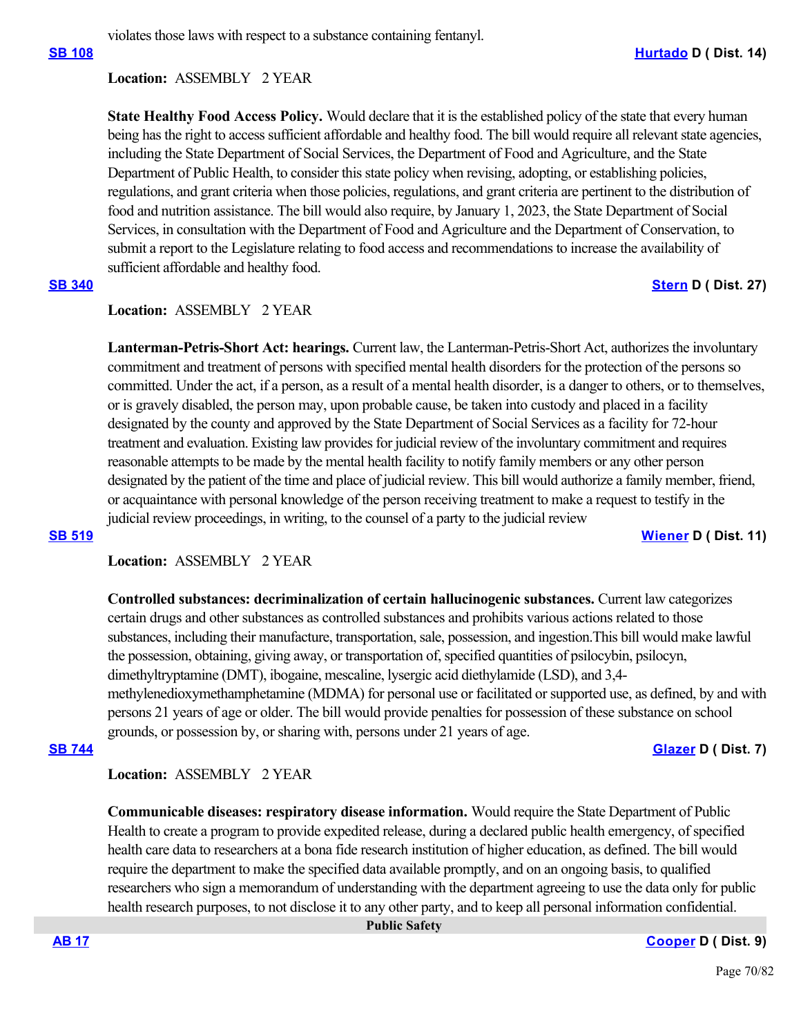violates those laws with respect to a substance containing fentanyl.

**SB 108** **Hurtado D ( Dist. 14)**

**Location:** ASSEMBLY 2 YEAR

**State Healthy Food Access Policy.** Would declare that it is the established policy of the state that every human being has the right to access sufficient affordable and healthy food. The bill would require all relevant state agencies, including the State Department of Social Services, the Department of Food and Agriculture, and the State Department of Public Health, to consider this state policy when revising, adopting, or establishing policies, regulations, and grant criteria when those policies, regulations, and grant criteria are pertinent to the distribution of food and nutrition assistance. The bill would also require, by January 1, 2023, the State Department of Social Services, in consultation with the Department of Food and Agriculture and the Department of Conservation, to submit a report to the Legislature relating to food access and recommendations to increase the availability of sufficient affordable and healthy food.

**SB 340** **Stern D ( Dist. 27)**

**Location:** ASSEMBLY 2 YEAR

**Lanterman-Petris-Short Act: hearings.** Current law, the Lanterman-Petris-Short Act, authorizes the involuntary commitment and treatment of persons with specified mental health disorders for the protection of the persons so committed. Under the act, if a person, as a result of a mental health disorder, is a danger to others, or to themselves, or is gravely disabled, the person may, upon probable cause, be taken into custody and placed in a facility designated by the county and approved by the State Department of Social Services as a facility for 72-hour treatment and evaluation. Existing law provides for judicial review of the involuntary commitment and requires reasonable attempts to be made by the mental health facility to notify family members or any other person designated by the patient of the time and place of judicial review. This bill would authorize a family member, friend, or acquaintance with personal knowledge of the person receiving treatment to make a request to testify in the judicial review proceedings, in writing, to the counsel of a party to the judicial review

**SB 519** **Wiener D ( Dist. 11)**

**Location:** ASSEMBLY 2 YEAR

**Controlled substances: decriminalization of certain hallucinogenic substances.** Current law categorizes certain drugs and other substances as controlled substances and prohibits various actions related to those substances, including their manufacture, transportation, sale, possession, and ingestion.This bill would make lawful the possession, obtaining, giving away, or transportation of, specified quantities of psilocybin, psilocyn, dimethyltryptamine (DMT), ibogaine, mescaline, lysergic acid diethylamide (LSD), and 3,4-methylenedioxymethamphetamine (MDMA) for personal use or facilitated or supported use, as defined, by and with persons 21 years of age or older. The bill would provide penalties for possession of these substance on school grounds, or possession by, or sharing with, persons under 21 years of age.

**SB 744** **Glazer D ( Dist. 7)**

**Location:** ASSEMBLY 2 YEAR

**Communicable diseases: respiratory disease information.** Would require the State Department of Public Health to create a program to provide expedited release, during a declared public health emergency, of specified health care data to researchers at a bona fide research institution of higher education, as defined. The bill would require the department to make the specified data available promptly, and on an ongoing basis, to qualified researchers who sign a memorandum of understanding with the department agreeing to use the data only for public health research purposes, to not disclose it to any other party, and to keep all personal information confidential.

## Public Safety

**AB 17** **Cooper D ( Dist. 9)**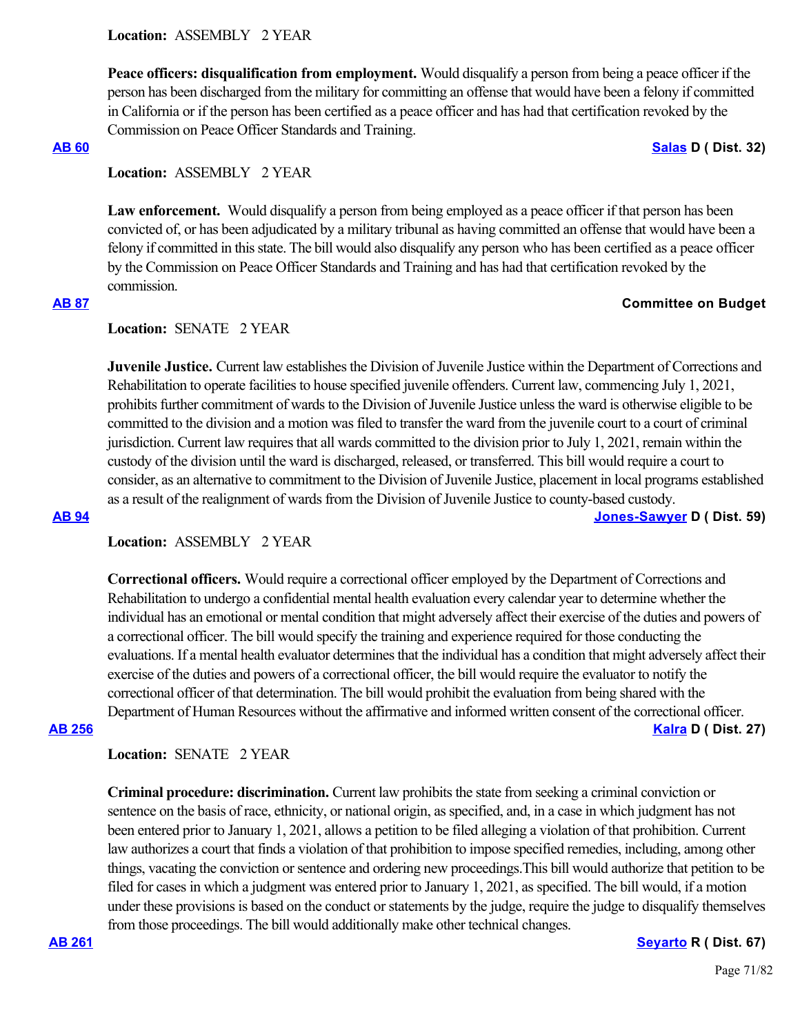**Location:** ASSEMBLY 2 YEAR

**Peace officers: disqualification from employment.** Would disqualify a person from being a peace officer if the person has been discharged from the military for committing an offense that would have been a felony if committed in California or if the person has been certified as a peace officer and has had that certification revoked by the Commission on Peace Officer Standards and Training.

**AB 60** **Salas D ( Dist. 32)**

**Location:** ASSEMBLY 2 YEAR

**Law enforcement.** Would disqualify a person from being employed as a peace officer if that person has been convicted of, or has been adjudicated by a military tribunal as having committed an offense that would have been a felony if committed in this state. The bill would also disqualify any person who has been certified as a peace officer by the Commission on Peace Officer Standards and Training and has had that certification revoked by the commission.

**AB 87** **Committee on Budget**

**Location:** SENATE 2 YEAR

**Juvenile Justice.** Current law establishes the Division of Juvenile Justice within the Department of Corrections and Rehabilitation to operate facilities to house specified juvenile offenders. Current law, commencing July 1, 2021, prohibits further commitment of wards to the Division of Juvenile Justice unless the ward is otherwise eligible to be committed to the division and a motion was filed to transfer the ward from the juvenile court to a court of criminal jurisdiction. Current law requires that all wards committed to the division prior to July 1, 2021, remain within the custody of the division until the ward is discharged, released, or transferred. This bill would require a court to consider, as an alternative to commitment to the Division of Juvenile Justice, placement in local programs established as a result of the realignment of wards from the Division of Juvenile Justice to county-based custody.

**AB 94** **Jones-Sawyer D ( Dist. 59)**

**Location:** ASSEMBLY 2 YEAR

**Correctional officers.** Would require a correctional officer employed by the Department of Corrections and Rehabilitation to undergo a confidential mental health evaluation every calendar year to determine whether the individual has an emotional or mental condition that might adversely affect their exercise of the duties and powers of a correctional officer. The bill would specify the training and experience required for those conducting the evaluations. If a mental health evaluator determines that the individual has a condition that might adversely affect their exercise of the duties and powers of a correctional officer, the bill would require the evaluator to notify the correctional officer of that determination. The bill would prohibit the evaluation from being shared with the Department of Human Resources without the affirmative and informed written consent of the correctional officer.

**AB 256** **Kalra D ( Dist. 27)**

**Location:** SENATE 2 YEAR

**Criminal procedure: discrimination.** Current law prohibits the state from seeking a criminal conviction or sentence on the basis of race, ethnicity, or national origin, as specified, and, in a case in which judgment has not been entered prior to January 1, 2021, allows a petition to be filed alleging a violation of that prohibition. Current law authorizes a court that finds a violation of that prohibition to impose specified remedies, including, among other things, vacating the conviction or sentence and ordering new proceedings.This bill would authorize that petition to be filed for cases in which a judgment was entered prior to January 1, 2021, as specified. The bill would, if a motion under these provisions is based on the conduct or statements by the judge, require the judge to disqualify themselves from those proceedings. The bill would additionally make other technical changes.

**AB 261** **Seyarto R ( Dist. 67)**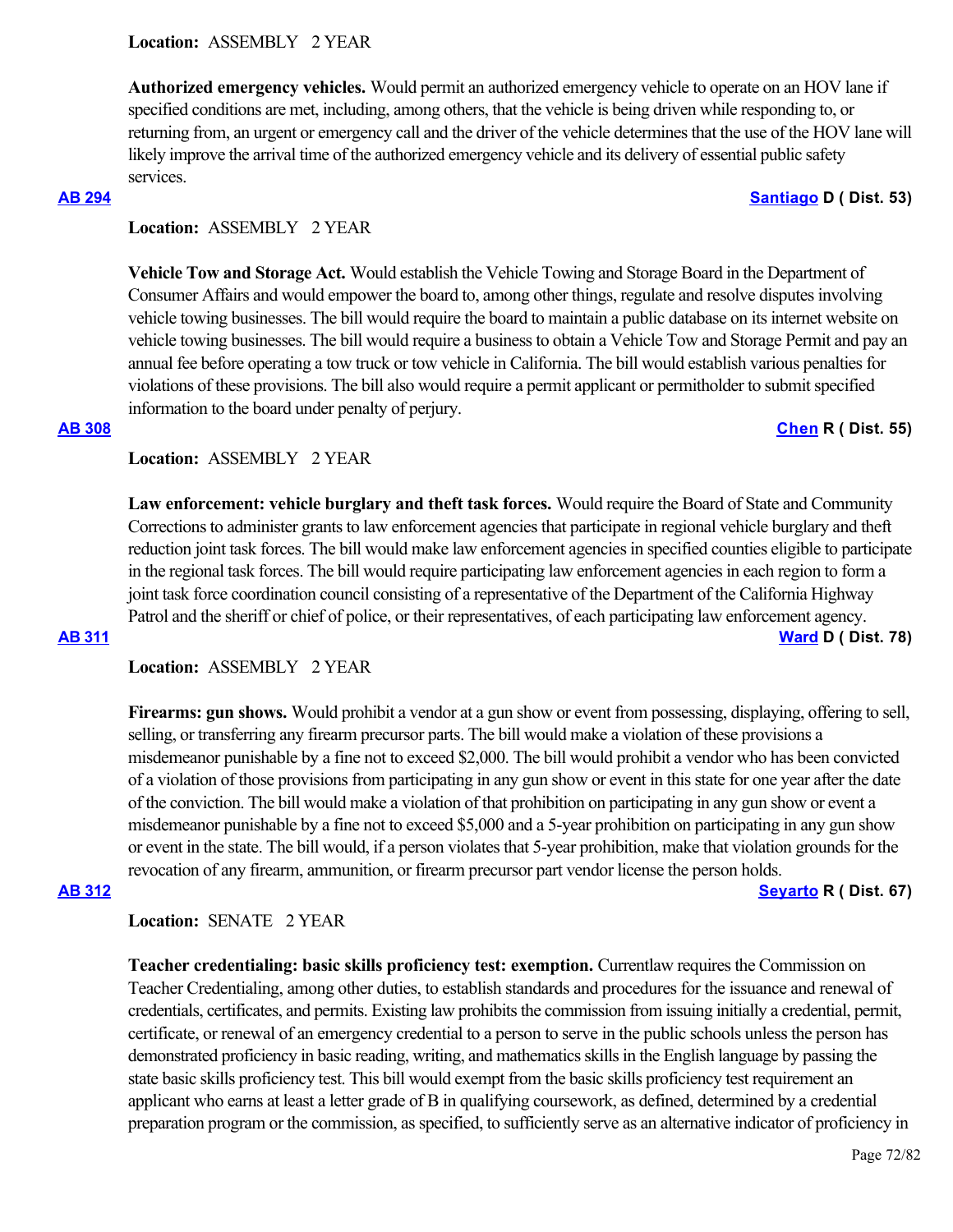**Location:** ASSEMBLY 2 YEAR

**Authorized emergency vehicles.** Would permit an authorized emergency vehicle to operate on an HOV lane if specified conditions are met, including, among others, that the vehicle is being driven while responding to, or returning from, an urgent or emergency call and the driver of the vehicle determines that the use of the HOV lane will likely improve the arrival time of the authorized emergency vehicle and its delivery of essential public safety services.

**AB 294** **Santiago D ( Dist. 53)**

**Location:** ASSEMBLY 2 YEAR

**Vehicle Tow and Storage Act.** Would establish the Vehicle Towing and Storage Board in the Department of Consumer Affairs and would empower the board to, among other things, regulate and resolve disputes involving vehicle towing businesses. The bill would require the board to maintain a public database on its internet website on vehicle towing businesses. The bill would require a business to obtain a Vehicle Tow and Storage Permit and pay an annual fee before operating a tow truck or tow vehicle in California. The bill would establish various penalties for violations of these provisions. The bill also would require a permit applicant or permitholder to submit specified information to the board under penalty of perjury.

**AB 308** **Chen R ( Dist. 55)**

**Location:** ASSEMBLY 2 YEAR

**Law enforcement: vehicle burglary and theft task forces.** Would require the Board of State and Community Corrections to administer grants to law enforcement agencies that participate in regional vehicle burglary and theft reduction joint task forces. The bill would make law enforcement agencies in specified counties eligible to participate in the regional task forces. The bill would require participating law enforcement agencies in each region to form a joint task force coordination council consisting of a representative of the Department of the California Highway Patrol and the sheriff or chief of police, or their representatives, of each participating law enforcement agency.

**AB 311** **Ward D ( Dist. 78)**

**Location:** ASSEMBLY 2 YEAR

**Firearms: gun shows.** Would prohibit a vendor at a gun show or event from possessing, displaying, offering to sell, selling, or transferring any firearm precursor parts. The bill would make a violation of these provisions a misdemeanor punishable by a fine not to exceed $2,000. The bill would prohibit a vendor who has been convicted of a violation of those provisions from participating in any gun show or event in this state for one year after the date of the conviction. The bill would make a violation of that prohibition on participating in any gun show or event a misdemeanor punishable by a fine not to exceed $5,000 and a 5-year prohibition on participating in any gun show or event in the state. The bill would, if a person violates that 5-year prohibition, make that violation grounds for the revocation of any firearm, ammunition, or firearm precursor part vendor license the person holds.

**AB 312** **Seyarto R ( Dist. 67)**

**Location:** SENATE 2 YEAR

**Teacher credentialing: basic skills proficiency test: exemption.** Currentlaw requires the Commission on Teacher Credentialing, among other duties, to establish standards and procedures for the issuance and renewal of credentials, certificates, and permits. Existing law prohibits the commission from issuing initially a credential, permit, certificate, or renewal of an emergency credential to a person to serve in the public schools unless the person has demonstrated proficiency in basic reading, writing, and mathematics skills in the English language by passing the state basic skills proficiency test. This bill would exempt from the basic skills proficiency test requirement an applicant who earns at least a letter grade of B in qualifying coursework, as defined, determined by a credential preparation program or the commission, as specified, to sufficiently serve as an alternative indicator of proficiency in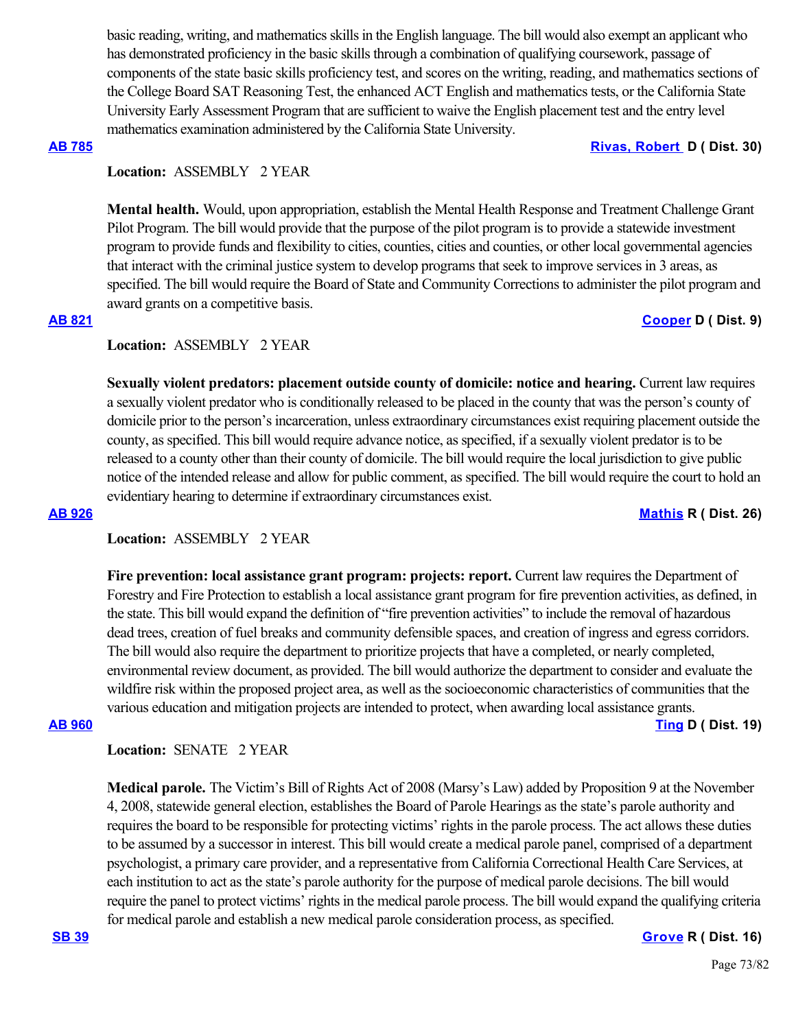basic reading, writing, and mathematics skills in the English language. The bill would also exempt an applicant who has demonstrated proficiency in the basic skills through a combination of qualifying coursework, passage of components of the state basic skills proficiency test, and scores on the writing, reading, and mathematics sections of the College Board SAT Reasoning Test, the enhanced ACT English and mathematics tests, or the California State University Early Assessment Program that are sufficient to waive the English placement test and the entry level mathematics examination administered by the California State University.

**AB 785** **Rivas, Robert D ( Dist. 30)**

**Location:** ASSEMBLY 2 YEAR

**Mental health.** Would, upon appropriation, establish the Mental Health Response and Treatment Challenge Grant Pilot Program. The bill would provide that the purpose of the pilot program is to provide a statewide investment program to provide funds and flexibility to cities, counties, cities and counties, or other local governmental agencies that interact with the criminal justice system to develop programs that seek to improve services in 3 areas, as specified. The bill would require the Board of State and Community Corrections to administer the pilot program and award grants on a competitive basis.

**AB 821** **Cooper D ( Dist. 9)**

**Location:** ASSEMBLY 2 YEAR

**Sexually violent predators: placement outside county of domicile: notice and hearing.** Current law requires a sexually violent predator who is conditionally released to be placed in the county that was the person's county of domicile prior to the person's incarceration, unless extraordinary circumstances exist requiring placement outside the county, as specified. This bill would require advance notice, as specified, if a sexually violent predator is to be released to a county other than their county of domicile. The bill would require the local jurisdiction to give public notice of the intended release and allow for public comment, as specified. The bill would require the court to hold an evidentiary hearing to determine if extraordinary circumstances exist.

**AB 926** **Mathis R ( Dist. 26)**

**Location:** ASSEMBLY 2 YEAR

**Fire prevention: local assistance grant program: projects: report.** Current law requires the Department of Forestry and Fire Protection to establish a local assistance grant program for fire prevention activities, as defined, in the state. This bill would expand the definition of "fire prevention activities" to include the removal of hazardous dead trees, creation of fuel breaks and community defensible spaces, and creation of ingress and egress corridors. The bill would also require the department to prioritize projects that have a completed, or nearly completed, environmental review document, as provided. The bill would authorize the department to consider and evaluate the wildfire risk within the proposed project area, as well as the socioeconomic characteristics of communities that the various education and mitigation projects are intended to protect, when awarding local assistance grants.

**AB 960** **Ting D ( Dist. 19)**

**Location:** SENATE 2 YEAR

**Medical parole.** The Victim's Bill of Rights Act of 2008 (Marsy's Law) added by Proposition 9 at the November 4, 2008, statewide general election, establishes the Board of Parole Hearings as the state's parole authority and requires the board to be responsible for protecting victims' rights in the parole process. The act allows these duties to be assumed by a successor in interest. This bill would create a medical parole panel, comprised of a department psychologist, a primary care provider, and a representative from California Correctional Health Care Services, at each institution to act as the state's parole authority for the purpose of medical parole decisions. The bill would require the panel to protect victims' rights in the medical parole process. The bill would expand the qualifying criteria for medical parole and establish a new medical parole consideration process, as specified.

**SB 39** **Grove R ( Dist. 16)**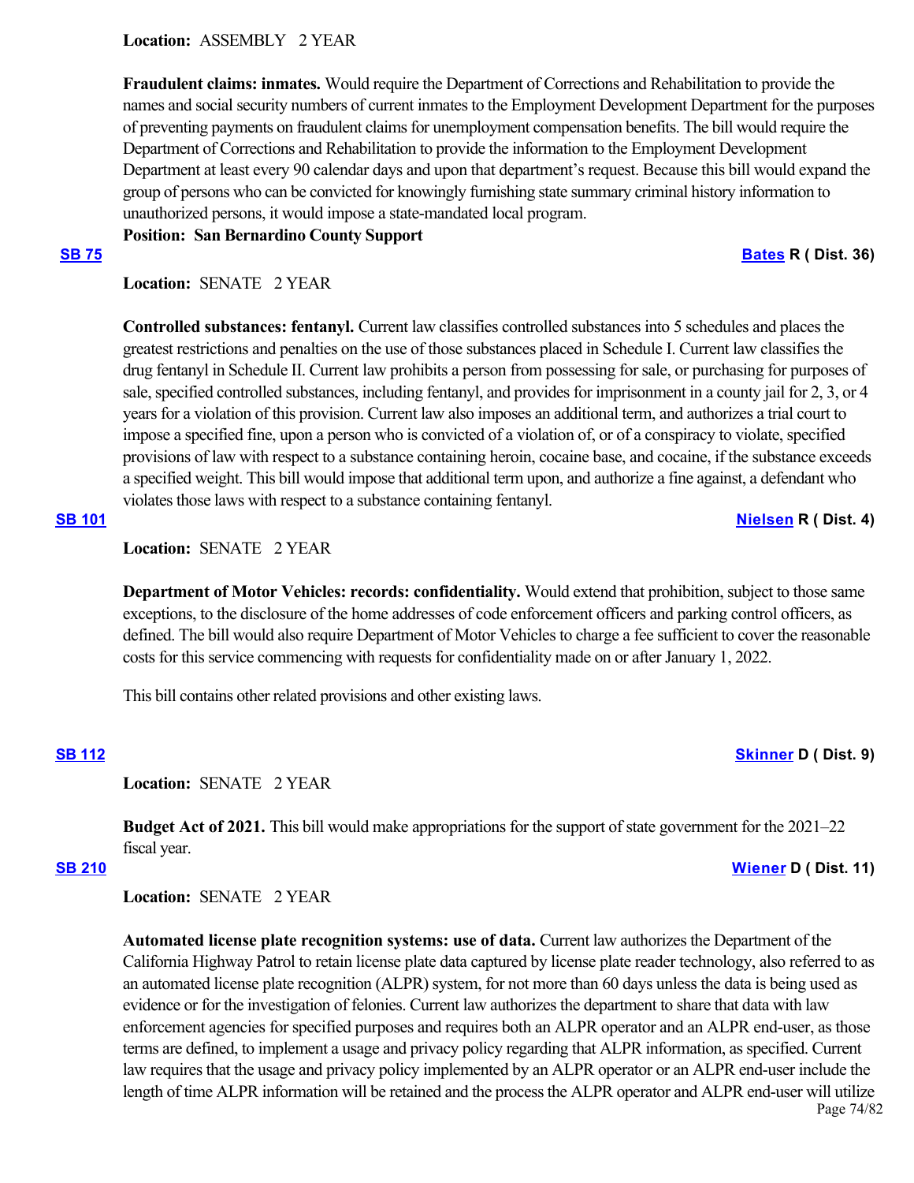**Location:** ASSEMBLY 2 YEAR

**Fraudulent claims: inmates.** Would require the Department of Corrections and Rehabilitation to provide the names and social security numbers of current inmates to the Employment Development Department for the purposes of preventing payments on fraudulent claims for unemployment compensation benefits. The bill would require the Department of Corrections and Rehabilitation to provide the information to the Employment Development Department at least every 90 calendar days and upon that department's request. Because this bill would expand the group of persons who can be convicted for knowingly furnishing state summary criminal history information to unauthorized persons, it would impose a state-mandated local program.

**Position: San Bernardino County Support**

**SB 75** **Bates R ( Dist. 36)**

**Location:** SENATE 2 YEAR

**Controlled substances: fentanyl.** Current law classifies controlled substances into 5 schedules and places the greatest restrictions and penalties on the use of those substances placed in Schedule I. Current law classifies the drug fentanyl in Schedule II. Current law prohibits a person from possessing for sale, or purchasing for purposes of sale, specified controlled substances, including fentanyl, and provides for imprisonment in a county jail for 2, 3, or 4 years for a violation of this provision. Current law also imposes an additional term, and authorizes a trial court to impose a specified fine, upon a person who is convicted of a violation of, or of a conspiracy to violate, specified provisions of law with respect to a substance containing heroin, cocaine base, and cocaine, if the substance exceeds a specified weight. This bill would impose that additional term upon, and authorize a fine against, a defendant who violates those laws with respect to a substance containing fentanyl.

**SB 101** **Nielsen R ( Dist. 4)**

**Location:** SENATE 2 YEAR

**Department of Motor Vehicles: records: confidentiality.** Would extend that prohibition, subject to those same exceptions, to the disclosure of the home addresses of code enforcement officers and parking control officers, as defined. The bill would also require Department of Motor Vehicles to charge a fee sufficient to cover the reasonable costs for this service commencing with requests for confidentiality made on or after January 1, 2022.

This bill contains other related provisions and other existing laws.

**SB 112** **Skinner D ( Dist. 9)**

**Location:** SENATE 2 YEAR

**Budget Act of 2021.** This bill would make appropriations for the support of state government for the 2021–22 fiscal year.

**SB 210** **Wiener D ( Dist. 11)**

**Location:** SENATE 2 YEAR

**Automated license plate recognition systems: use of data.** Current law authorizes the Department of the California Highway Patrol to retain license plate data captured by license plate reader technology, also referred to as an automated license plate recognition (ALPR) system, for not more than 60 days unless the data is being used as evidence or for the investigation of felonies. Current law authorizes the department to share that data with law enforcement agencies for specified purposes and requires both an ALPR operator and an ALPR end-user, as those terms are defined, to implement a usage and privacy policy regarding that ALPR information, as specified. Current law requires that the usage and privacy policy implemented by an ALPR operator or an ALPR end-user include the length of time ALPR information will be retained and the process the ALPR operator and ALPR end-user will utilize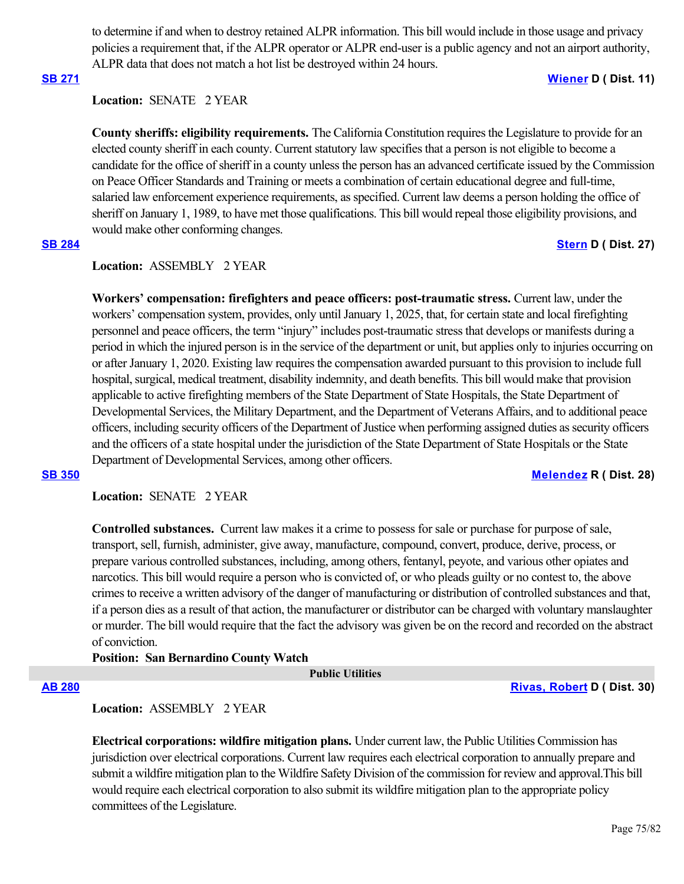to determine if and when to destroy retained ALPR information. This bill would include in those usage and privacy policies a requirement that, if the ALPR operator or ALPR end-user is a public agency and not an airport authority, ALPR data that does not match a hot list be destroyed within 24 hours.

**[SB 271](#)** **[Wiener](#) D ( Dist. 11)**

**Location:** SENATE 2 YEAR

**County sheriffs: eligibility requirements.** The California Constitution requires the Legislature to provide for an elected county sheriff in each county. Current statutory law specifies that a person is not eligible to become a candidate for the office of sheriff in a county unless the person has an advanced certificate issued by the Commission on Peace Officer Standards and Training or meets a combination of certain educational degree and full-time, salaried law enforcement experience requirements, as specified. Current law deems a person holding the office of sheriff on January 1, 1989, to have met those qualifications. This bill would repeal those eligibility provisions, and would make other conforming changes.

**[SB 284](#)** **[Stern](#) D ( Dist. 27)**

**Location:** ASSEMBLY 2 YEAR

**Workers' compensation: firefighters and peace officers: post-traumatic stress.** Current law, under the workers' compensation system, provides, only until January 1, 2025, that, for certain state and local firefighting personnel and peace officers, the term "injury" includes post-traumatic stress that develops or manifests during a period in which the injured person is in the service of the department or unit, but applies only to injuries occurring on or after January 1, 2020. Existing law requires the compensation awarded pursuant to this provision to include full hospital, surgical, medical treatment, disability indemnity, and death benefits. This bill would make that provision applicable to active firefighting members of the State Department of State Hospitals, the State Department of Developmental Services, the Military Department, and the Department of Veterans Affairs, and to additional peace officers, including security officers of the Department of Justice when performing assigned duties as security officers and the officers of a state hospital under the jurisdiction of the State Department of State Hospitals or the State Department of Developmental Services, among other officers.

**[SB 350](#)** **[Melendez](#) R ( Dist. 28)**

**Location:** SENATE 2 YEAR

**Controlled substances.** Current law makes it a crime to possess for sale or purchase for purpose of sale, transport, sell, furnish, administer, give away, manufacture, compound, convert, produce, derive, process, or prepare various controlled substances, including, among others, fentanyl, peyote, and various other opiates and narcotics. This bill would require a person who is convicted of, or who pleads guilty or no contest to, the above crimes to receive a written advisory of the danger of manufacturing or distribution of controlled substances and that, if a person dies as a result of that action, the manufacturer or distributor can be charged with voluntary manslaughter or murder. The bill would require that the fact the advisory was given be on the record and recorded on the abstract of conviction.

**Position: San Bernardino County Watch**

## Public Utilities

**[AB 280](#)** **[Rivas, Robert](#) D ( Dist. 30)**

**Location:** ASSEMBLY 2 YEAR

**Electrical corporations: wildfire mitigation plans.** Under current law, the Public Utilities Commission has jurisdiction over electrical corporations. Current law requires each electrical corporation to annually prepare and submit a wildfire mitigation plan to the Wildfire Safety Division of the commission for review and approval.This bill would require each electrical corporation to also submit its wildfire mitigation plan to the appropriate policy committees of the Legislature.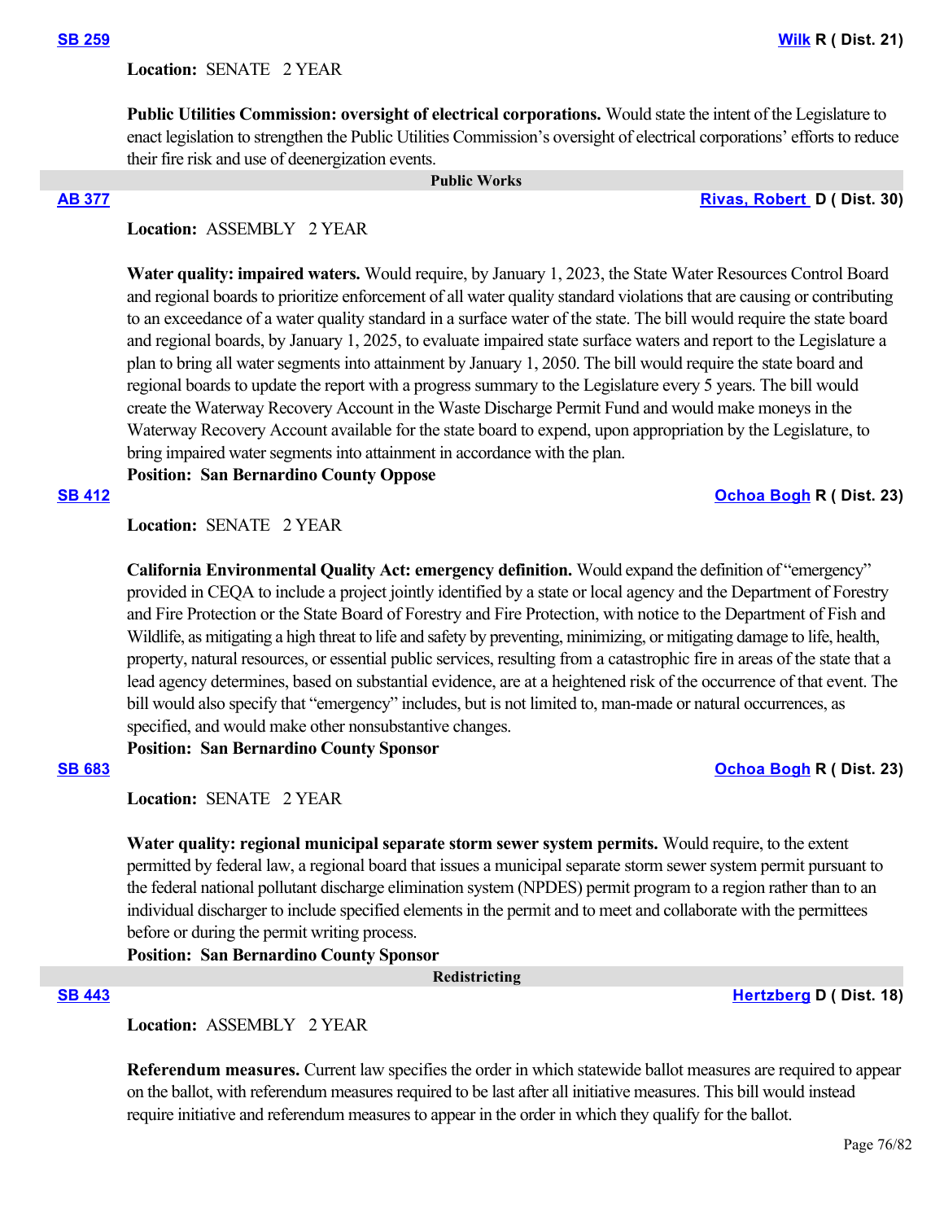**SB 259** **Wilk R ( Dist. 21)**

**Location:** SENATE 2 YEAR

**Public Utilities Commission: oversight of electrical corporations.** Would state the intent of the Legislature to enact legislation to strengthen the Public Utilities Commission's oversight of electrical corporations' efforts to reduce their fire risk and use of deenergization events.

## Public Works

**AB 377** **Rivas, Robert D ( Dist. 30)**

**Location:** ASSEMBLY 2 YEAR

**Water quality: impaired waters.** Would require, by January 1, 2023, the State Water Resources Control Board and regional boards to prioritize enforcement of all water quality standard violations that are causing or contributing to an exceedance of a water quality standard in a surface water of the state. The bill would require the state board and regional boards, by January 1, 2025, to evaluate impaired state surface waters and report to the Legislature a plan to bring all water segments into attainment by January 1, 2050. The bill would require the state board and regional boards to update the report with a progress summary to the Legislature every 5 years. The bill would create the Waterway Recovery Account in the Waste Discharge Permit Fund and would make moneys in the Waterway Recovery Account available for the state board to expend, upon appropriation by the Legislature, to bring impaired water segments into attainment in accordance with the plan.

**Position: San Bernardino County Oppose**

**SB 412** **Ochoa Bogh R ( Dist. 23)**

**Location:** SENATE 2 YEAR

**California Environmental Quality Act: emergency definition.** Would expand the definition of "emergency" provided in CEQA to include a project jointly identified by a state or local agency and the Department of Forestry and Fire Protection or the State Board of Forestry and Fire Protection, with notice to the Department of Fish and Wildlife, as mitigating a high threat to life and safety by preventing, minimizing, or mitigating damage to life, health, property, natural resources, or essential public services, resulting from a catastrophic fire in areas of the state that a lead agency determines, based on substantial evidence, are at a heightened risk of the occurrence of that event. The bill would also specify that "emergency" includes, but is not limited to, man-made or natural occurrences, as specified, and would make other nonsubstantive changes.

**Position: San Bernardino County Sponsor**

**SB 683** **Ochoa Bogh R ( Dist. 23)**

**Location:** SENATE 2 YEAR

**Water quality: regional municipal separate storm sewer system permits.** Would require, to the extent permitted by federal law, a regional board that issues a municipal separate storm sewer system permit pursuant to the federal national pollutant discharge elimination system (NPDES) permit program to a region rather than to an individual discharger to include specified elements in the permit and to meet and collaborate with the permittees before or during the permit writing process.

**Position: San Bernardino County Sponsor**

## Redistricting

**SB 443** **Hertzberg D ( Dist. 18)**

**Location:** ASSEMBLY 2 YEAR

**Referendum measures.** Current law specifies the order in which statewide ballot measures are required to appear on the ballot, with referendum measures required to be last after all initiative measures. This bill would instead require initiative and referendum measures to appear in the order in which they qualify for the ballot.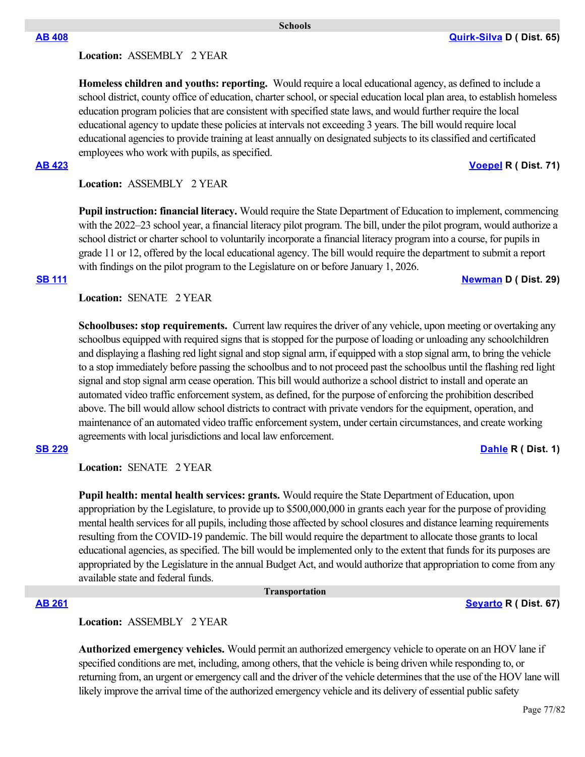## Schools

**AB 408** — **Quirk-Silva D ( Dist. 65)**

**Location:** ASSEMBLY 2 YEAR

**Homeless children and youths: reporting.** Would require a local educational agency, as defined to include a school district, county office of education, charter school, or special education local plan area, to establish homeless education program policies that are consistent with specified state laws, and would further require the local educational agency to update these policies at intervals not exceeding 3 years. The bill would require local educational agencies to provide training at least annually on designated subjects to its classified and certificated employees who work with pupils, as specified.

**AB 423** — **Voepel R ( Dist. 71)**

**Location:** ASSEMBLY 2 YEAR

**Pupil instruction: financial literacy.** Would require the State Department of Education to implement, commencing with the 2022–23 school year, a financial literacy pilot program. The bill, under the pilot program, would authorize a school district or charter school to voluntarily incorporate a financial literacy program into a course, for pupils in grade 11 or 12, offered by the local educational agency. The bill would require the department to submit a report with findings on the pilot program to the Legislature on or before January 1, 2026.

**SB 111** — **Newman D ( Dist. 29)**

**Location:** SENATE 2 YEAR

**Schoolbuses: stop requirements.** Current law requires the driver of any vehicle, upon meeting or overtaking any schoolbus equipped with required signs that is stopped for the purpose of loading or unloading any schoolchildren and displaying a flashing red light signal and stop signal arm, if equipped with a stop signal arm, to bring the vehicle to a stop immediately before passing the schoolbus and to not proceed past the schoolbus until the flashing red light signal and stop signal arm cease operation. This bill would authorize a school district to install and operate an automated video traffic enforcement system, as defined, for the purpose of enforcing the prohibition described above. The bill would allow school districts to contract with private vendors for the equipment, operation, and maintenance of an automated video traffic enforcement system, under certain circumstances, and create working agreements with local jurisdictions and local law enforcement.

**SB 229** — **Dahle R ( Dist. 1)**

**Location:** SENATE 2 YEAR

**Pupil health: mental health services: grants.** Would require the State Department of Education, upon appropriation by the Legislature, to provide up to $500,000,000 in grants each year for the purpose of providing mental health services for all pupils, including those affected by school closures and distance learning requirements resulting from the COVID-19 pandemic. The bill would require the department to allocate those grants to local educational agencies, as specified. The bill would be implemented only to the extent that funds for its purposes are appropriated by the Legislature in the annual Budget Act, and would authorize that appropriation to come from any available state and federal funds.

## Transportation

**AB 261** — **Seyarto R ( Dist. 67)**

**Location:** ASSEMBLY 2 YEAR

**Authorized emergency vehicles.** Would permit an authorized emergency vehicle to operate on an HOV lane if specified conditions are met, including, among others, that the vehicle is being driven while responding to, or returning from, an urgent or emergency call and the driver of the vehicle determines that the use of the HOV lane will likely improve the arrival time of the authorized emergency vehicle and its delivery of essential public safety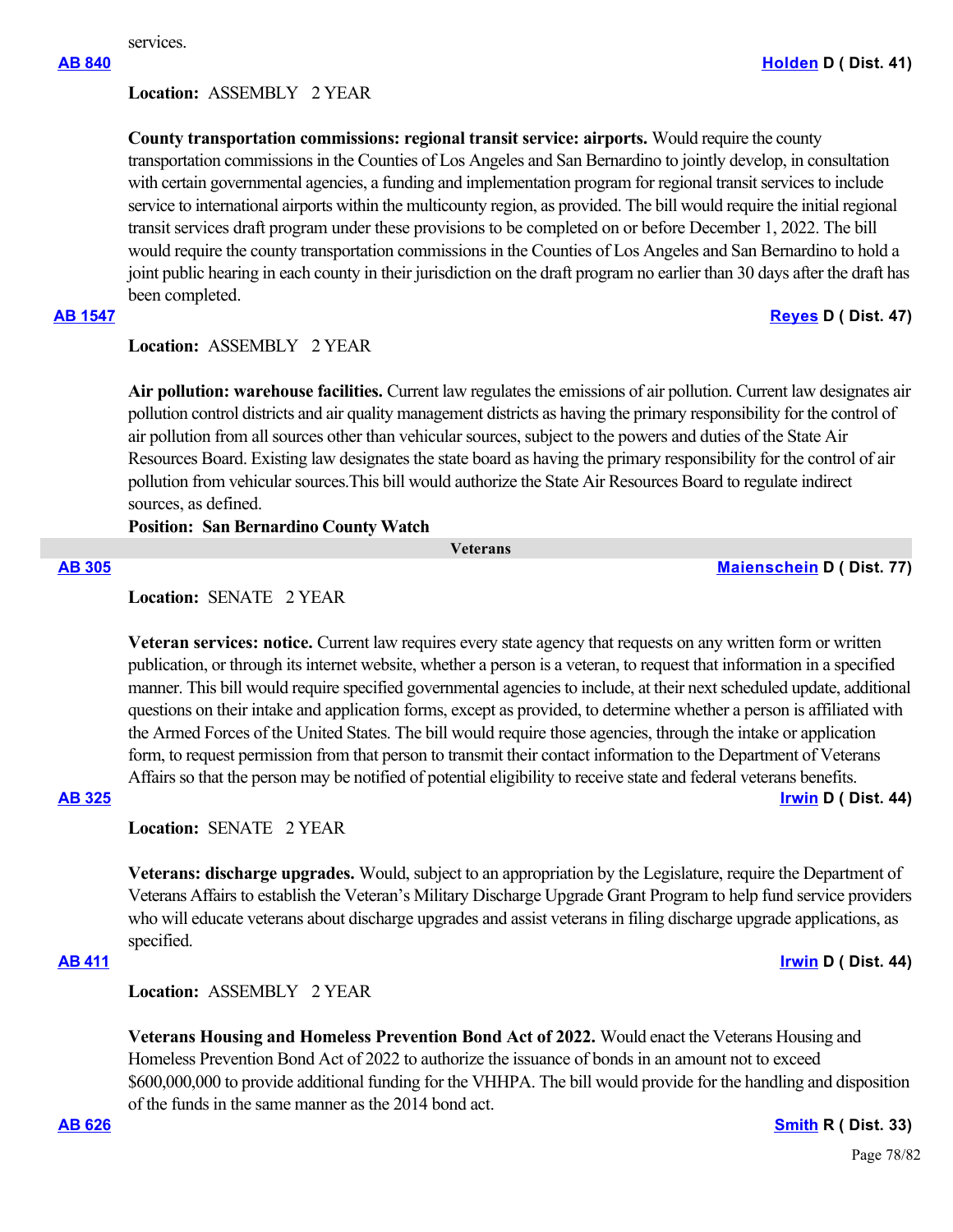services.

**AB 840** **Holden D ( Dist. 41)**

**Location:** ASSEMBLY 2 YEAR

**County transportation commissions: regional transit service: airports.** Would require the county transportation commissions in the Counties of Los Angeles and San Bernardino to jointly develop, in consultation with certain governmental agencies, a funding and implementation program for regional transit services to include service to international airports within the multicounty region, as provided. The bill would require the initial regional transit services draft program under these provisions to be completed on or before December 1, 2022. The bill would require the county transportation commissions in the Counties of Los Angeles and San Bernardino to hold a joint public hearing in each county in their jurisdiction on the draft program no earlier than 30 days after the draft has been completed.

**AB 1547** **Reyes D ( Dist. 47)**

**Location:** ASSEMBLY 2 YEAR

**Air pollution: warehouse facilities.** Current law regulates the emissions of air pollution. Current law designates air pollution control districts and air quality management districts as having the primary responsibility for the control of air pollution from all sources other than vehicular sources, subject to the powers and duties of the State Air Resources Board. Existing law designates the state board as having the primary responsibility for the control of air pollution from vehicular sources.This bill would authorize the State Air Resources Board to regulate indirect sources, as defined.

**Position: San Bernardino County Watch**

## Veterans

**AB 305** **Maienschein D ( Dist. 77)**

**Location:** SENATE 2 YEAR

**Veteran services: notice.** Current law requires every state agency that requests on any written form or written publication, or through its internet website, whether a person is a veteran, to request that information in a specified manner. This bill would require specified governmental agencies to include, at their next scheduled update, additional questions on their intake and application forms, except as provided, to determine whether a person is affiliated with the Armed Forces of the United States. The bill would require those agencies, through the intake or application form, to request permission from that person to transmit their contact information to the Department of Veterans Affairs so that the person may be notified of potential eligibility to receive state and federal veterans benefits.

**AB 325** **Irwin D ( Dist. 44)**

**Location:** SENATE 2 YEAR

**Veterans: discharge upgrades.** Would, subject to an appropriation by the Legislature, require the Department of Veterans Affairs to establish the Veteran's Military Discharge Upgrade Grant Program to help fund service providers who will educate veterans about discharge upgrades and assist veterans in filing discharge upgrade applications, as specified.

**AB 411** **Irwin D ( Dist. 44)**

**Location:** ASSEMBLY 2 YEAR

**Veterans Housing and Homeless Prevention Bond Act of 2022.** Would enact the Veterans Housing and Homeless Prevention Bond Act of 2022 to authorize the issuance of bonds in an amount not to exceed $600,000,000 to provide additional funding for the VHHPA. The bill would provide for the handling and disposition of the funds in the same manner as the 2014 bond act.

**AB 626** **Smith R ( Dist. 33)**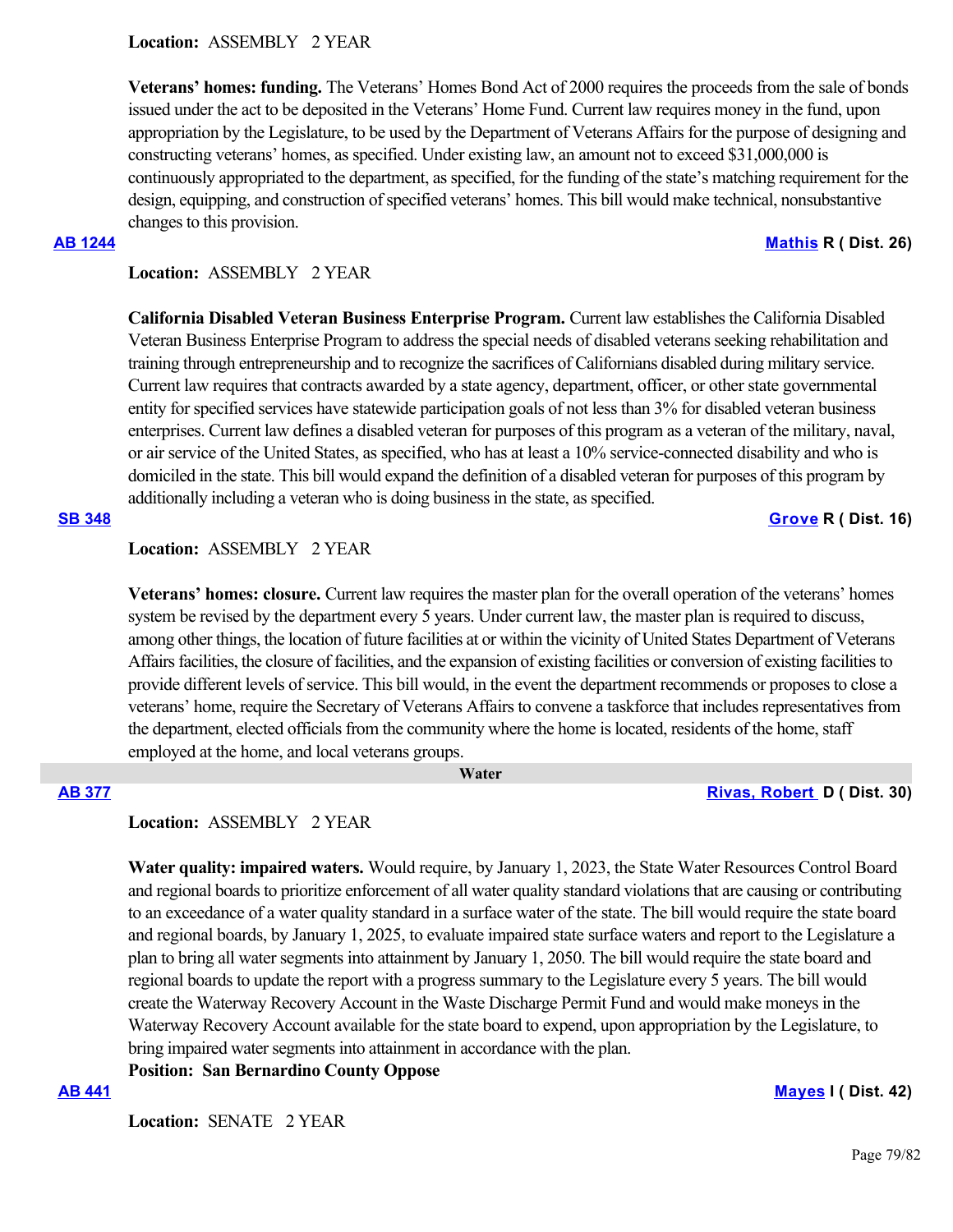**Location:** ASSEMBLY 2 YEAR

**Veterans' homes: funding.** The Veterans' Homes Bond Act of 2000 requires the proceeds from the sale of bonds issued under the act to be deposited in the Veterans' Home Fund. Current law requires money in the fund, upon appropriation by the Legislature, to be used by the Department of Veterans Affairs for the purpose of designing and constructing veterans' homes, as specified. Under existing law, an amount not to exceed $31,000,000 is continuously appropriated to the department, as specified, for the funding of the state's matching requirement for the design, equipping, and construction of specified veterans' homes. This bill would make technical, nonsubstantive changes to this provision.

**AB 1244** **Mathis R ( Dist. 26)**

**Location:** ASSEMBLY 2 YEAR

**California Disabled Veteran Business Enterprise Program.** Current law establishes the California Disabled Veteran Business Enterprise Program to address the special needs of disabled veterans seeking rehabilitation and training through entrepreneurship and to recognize the sacrifices of Californians disabled during military service. Current law requires that contracts awarded by a state agency, department, officer, or other state governmental entity for specified services have statewide participation goals of not less than 3% for disabled veteran business enterprises. Current law defines a disabled veteran for purposes of this program as a veteran of the military, naval, or air service of the United States, as specified, who has at least a 10% service-connected disability and who is domiciled in the state. This bill would expand the definition of a disabled veteran for purposes of this program by additionally including a veteran who is doing business in the state, as specified.

**SB 348** **Grove R ( Dist. 16)**

**Location:** ASSEMBLY 2 YEAR

**Veterans' homes: closure.** Current law requires the master plan for the overall operation of the veterans' homes system be revised by the department every 5 years. Under current law, the master plan is required to discuss, among other things, the location of future facilities at or within the vicinity of United States Department of Veterans Affairs facilities, the closure of facilities, and the expansion of existing facilities or conversion of existing facilities to provide different levels of service. This bill would, in the event the department recommends or proposes to close a veterans' home, require the Secretary of Veterans Affairs to convene a taskforce that includes representatives from the department, elected officials from the community where the home is located, residents of the home, staff employed at the home, and local veterans groups.

## Water

**AB 377** **Rivas, Robert D ( Dist. 30)**

**Location:** ASSEMBLY 2 YEAR

**Water quality: impaired waters.** Would require, by January 1, 2023, the State Water Resources Control Board and regional boards to prioritize enforcement of all water quality standard violations that are causing or contributing to an exceedance of a water quality standard in a surface water of the state. The bill would require the state board and regional boards, by January 1, 2025, to evaluate impaired state surface waters and report to the Legislature a plan to bring all water segments into attainment by January 1, 2050. The bill would require the state board and regional boards to update the report with a progress summary to the Legislature every 5 years. The bill would create the Waterway Recovery Account in the Waste Discharge Permit Fund and would make moneys in the Waterway Recovery Account available for the state board to expend, upon appropriation by the Legislature, to bring impaired water segments into attainment in accordance with the plan.

**Position: San Bernardino County Oppose**

**AB 441** **Mayes I ( Dist. 42)**

**Location:** SENATE 2 YEAR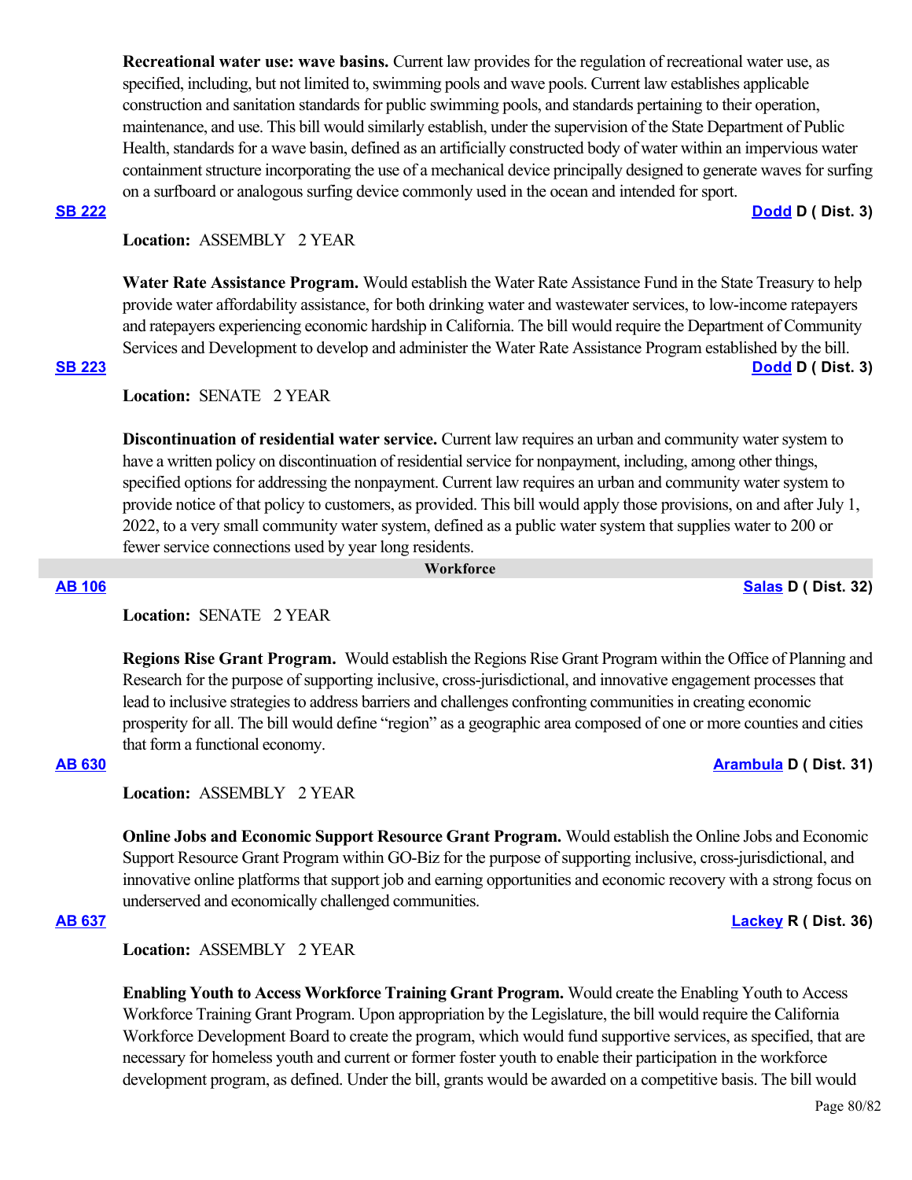**Recreational water use: wave basins.** Current law provides for the regulation of recreational water use, as specified, including, but not limited to, swimming pools and wave pools. Current law establishes applicable construction and sanitation standards for public swimming pools, and standards pertaining to their operation, maintenance, and use. This bill would similarly establish, under the supervision of the State Department of Public Health, standards for a wave basin, defined as an artificially constructed body of water within an impervious water containment structure incorporating the use of a mechanical device principally designed to generate waves for surfing on a surfboard or analogous surfing device commonly used in the ocean and intended for sport.

**SB 222** — **Dodd D ( Dist. 3)**

**Location:** ASSEMBLY 2 YEAR

**Water Rate Assistance Program.** Would establish the Water Rate Assistance Fund in the State Treasury to help provide water affordability assistance, for both drinking water and wastewater services, to low-income ratepayers and ratepayers experiencing economic hardship in California. The bill would require the Department of Community Services and Development to develop and administer the Water Rate Assistance Program established by the bill.

**SB 223** — **Dodd D ( Dist. 3)**

**Location:** SENATE 2 YEAR

**Discontinuation of residential water service.** Current law requires an urban and community water system to have a written policy on discontinuation of residential service for nonpayment, including, among other things, specified options for addressing the nonpayment. Current law requires an urban and community water system to provide notice of that policy to customers, as provided. This bill would apply those provisions, on and after July 1, 2022, to a very small community water system, defined as a public water system that supplies water to 200 or fewer service connections used by year long residents.

## Workforce

**AB 106** — **Salas D ( Dist. 32)**

**Location:** SENATE 2 YEAR

**Regions Rise Grant Program.** Would establish the Regions Rise Grant Program within the Office of Planning and Research for the purpose of supporting inclusive, cross-jurisdictional, and innovative engagement processes that lead to inclusive strategies to address barriers and challenges confronting communities in creating economic prosperity for all. The bill would define "region" as a geographic area composed of one or more counties and cities that form a functional economy.

**AB 630** — **Arambula D ( Dist. 31)**

**Location:** ASSEMBLY 2 YEAR

**Online Jobs and Economic Support Resource Grant Program.** Would establish the Online Jobs and Economic Support Resource Grant Program within GO-Biz for the purpose of supporting inclusive, cross-jurisdictional, and innovative online platforms that support job and earning opportunities and economic recovery with a strong focus on underserved and economically challenged communities.

**AB 637** — **Lackey R ( Dist. 36)**

**Location:** ASSEMBLY 2 YEAR

**Enabling Youth to Access Workforce Training Grant Program.** Would create the Enabling Youth to Access Workforce Training Grant Program. Upon appropriation by the Legislature, the bill would require the California Workforce Development Board to create the program, which would fund supportive services, as specified, that are necessary for homeless youth and current or former foster youth to enable their participation in the workforce development program, as defined. Under the bill, grants would be awarded on a competitive basis. The bill would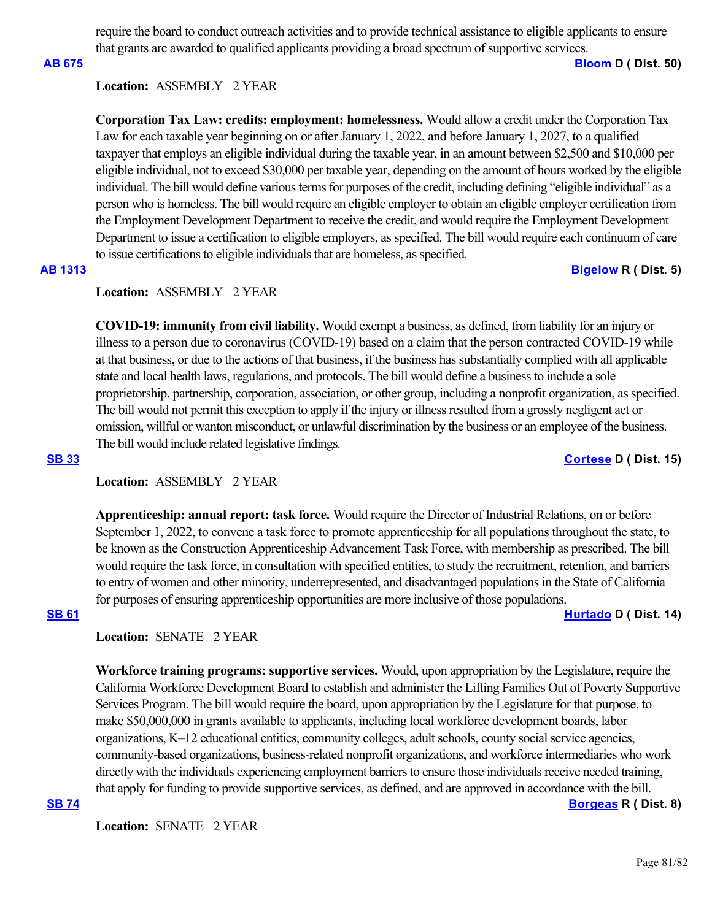require the board to conduct outreach activities and to provide technical assistance to eligible applicants to ensure that grants are awarded to qualified applicants providing a broad spectrum of supportive services.

**AB 675** **Bloom D ( Dist. 50)**

**Location:** ASSEMBLY 2 YEAR

**Corporation Tax Law: credits: employment: homelessness.** Would allow a credit under the Corporation Tax Law for each taxable year beginning on or after January 1, 2022, and before January 1, 2027, to a qualified taxpayer that employs an eligible individual during the taxable year, in an amount between $2,500 and $10,000 per eligible individual, not to exceed $30,000 per taxable year, depending on the amount of hours worked by the eligible individual. The bill would define various terms for purposes of the credit, including defining "eligible individual" as a person who is homeless. The bill would require an eligible employer to obtain an eligible employer certification from the Employment Development Department to receive the credit, and would require the Employment Development Department to issue a certification to eligible employers, as specified. The bill would require each continuum of care to issue certifications to eligible individuals that are homeless, as specified.

**AB 1313** **Bigelow R ( Dist. 5)**

**Location:** ASSEMBLY 2 YEAR

**COVID-19: immunity from civil liability.** Would exempt a business, as defined, from liability for an injury or illness to a person due to coronavirus (COVID-19) based on a claim that the person contracted COVID-19 while at that business, or due to the actions of that business, if the business has substantially complied with all applicable state and local health laws, regulations, and protocols. The bill would define a business to include a sole proprietorship, partnership, corporation, association, or other group, including a nonprofit organization, as specified. The bill would not permit this exception to apply if the injury or illness resulted from a grossly negligent act or omission, willful or wanton misconduct, or unlawful discrimination by the business or an employee of the business. The bill would include related legislative findings.

**SB 33** **Cortese D ( Dist. 15)**

**Location:** ASSEMBLY 2 YEAR

**Apprenticeship: annual report: task force.** Would require the Director of Industrial Relations, on or before September 1, 2022, to convene a task force to promote apprenticeship for all populations throughout the state, to be known as the Construction Apprenticeship Advancement Task Force, with membership as prescribed. The bill would require the task force, in consultation with specified entities, to study the recruitment, retention, and barriers to entry of women and other minority, underrepresented, and disadvantaged populations in the State of California for purposes of ensuring apprenticeship opportunities are more inclusive of those populations.

**SB 61** **Hurtado D ( Dist. 14)**

**Location:** SENATE 2 YEAR

**Workforce training programs: supportive services.** Would, upon appropriation by the Legislature, require the California Workforce Development Board to establish and administer the Lifting Families Out of Poverty Supportive Services Program. The bill would require the board, upon appropriation by the Legislature for that purpose, to make $50,000,000 in grants available to applicants, including local workforce development boards, labor organizations, K–12 educational entities, community colleges, adult schools, county social service agencies, community-based organizations, business-related nonprofit organizations, and workforce intermediaries who work directly with the individuals experiencing employment barriers to ensure those individuals receive needed training, that apply for funding to provide supportive services, as defined, and are approved in accordance with the bill.

**SB 74** **Borgeas R ( Dist. 8)**

**Location:** SENATE 2 YEAR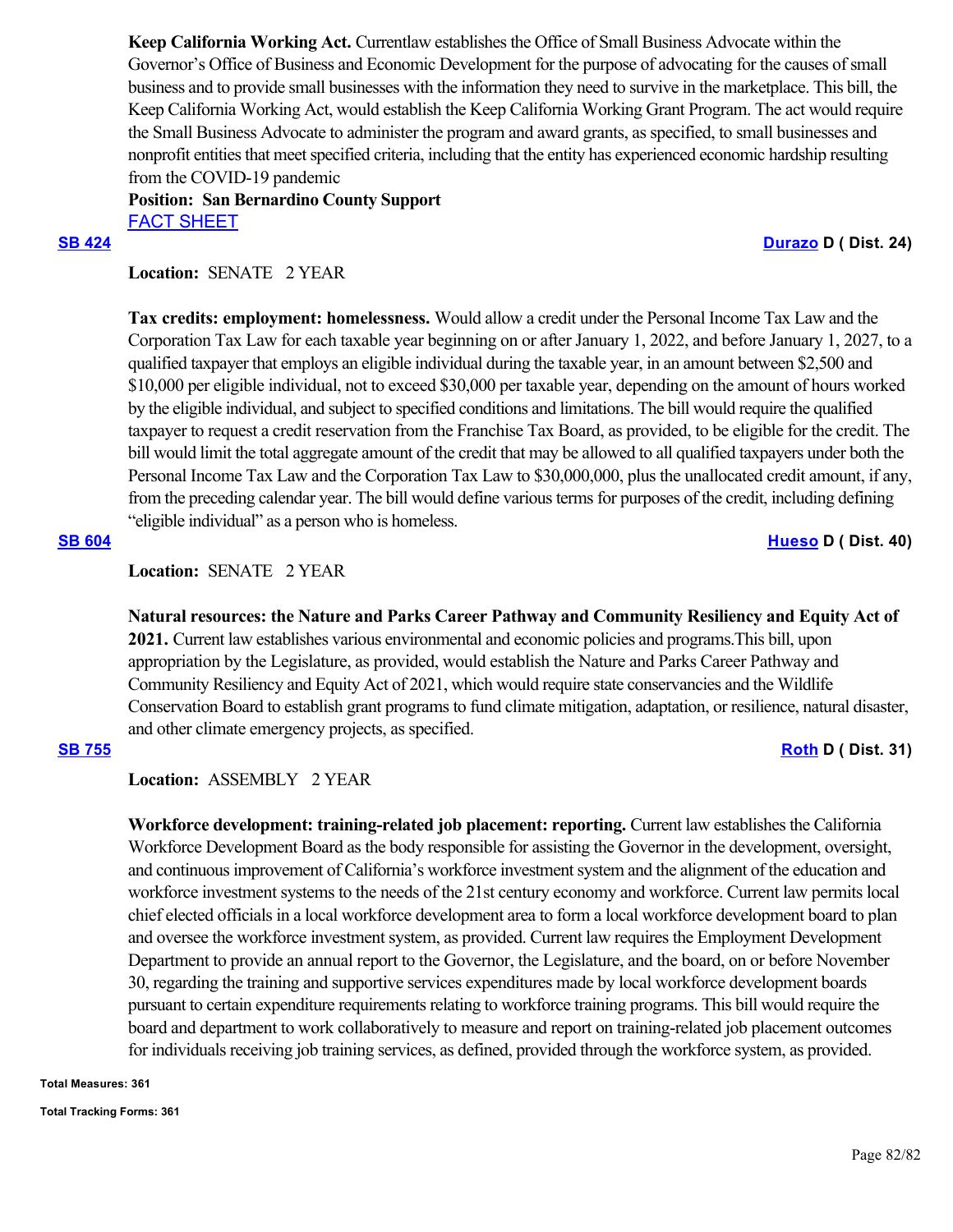**Keep California Working Act.** Currentlaw establishes the Office of Small Business Advocate within the Governor's Office of Business and Economic Development for the purpose of advocating for the causes of small business and to provide small businesses with the information they need to survive in the marketplace. This bill, the Keep California Working Act, would establish the Keep California Working Grant Program. The act would require the Small Business Advocate to administer the program and award grants, as specified, to small businesses and nonprofit entities that meet specified criteria, including that the entity has experienced economic hardship resulting from the COVID-19 pandemic

**Position: San Bernardino County Support**

[FACT SHEET]

**[SB 424]** **[Durazo] D ( Dist. 24)**

**Location:** SENATE 2 YEAR

**Tax credits: employment: homelessness.** Would allow a credit under the Personal Income Tax Law and the Corporation Tax Law for each taxable year beginning on or after January 1, 2022, and before January 1, 2027, to a qualified taxpayer that employs an eligible individual during the taxable year, in an amount between $2,500 and $10,000 per eligible individual, not to exceed $30,000 per taxable year, depending on the amount of hours worked by the eligible individual, and subject to specified conditions and limitations. The bill would require the qualified taxpayer to request a credit reservation from the Franchise Tax Board, as provided, to be eligible for the credit. The bill would limit the total aggregate amount of the credit that may be allowed to all qualified taxpayers under both the Personal Income Tax Law and the Corporation Tax Law to $30,000,000, plus the unallocated credit amount, if any, from the preceding calendar year. The bill would define various terms for purposes of the credit, including defining "eligible individual" as a person who is homeless.

**[SB 604]** **[Hueso] D ( Dist. 40)**

**Location:** SENATE 2 YEAR

**Natural resources: the Nature and Parks Career Pathway and Community Resiliency and Equity Act of 2021.** Current law establishes various environmental and economic policies and programs.This bill, upon appropriation by the Legislature, as provided, would establish the Nature and Parks Career Pathway and Community Resiliency and Equity Act of 2021, which would require state conservancies and the Wildlife Conservation Board to establish grant programs to fund climate mitigation, adaptation, or resilience, natural disaster, and other climate emergency projects, as specified.

**[SB 755]** **[Roth] D ( Dist. 31)**

**Location:** ASSEMBLY 2 YEAR

**Workforce development: training-related job placement: reporting.** Current law establishes the California Workforce Development Board as the body responsible for assisting the Governor in the development, oversight, and continuous improvement of California's workforce investment system and the alignment of the education and workforce investment systems to the needs of the 21st century economy and workforce. Current law permits local chief elected officials in a local workforce development area to form a local workforce development board to plan and oversee the workforce investment system, as provided. Current law requires the Employment Development Department to provide an annual report to the Governor, the Legislature, and the board, on or before November 30, regarding the training and supportive services expenditures made by local workforce development boards pursuant to certain expenditure requirements relating to workforce training programs. This bill would require the board and department to work collaboratively to measure and report on training-related job placement outcomes for individuals receiving job training services, as defined, provided through the workforce system, as provided.

**Total Measures: 361**

**Total Tracking Forms: 361**